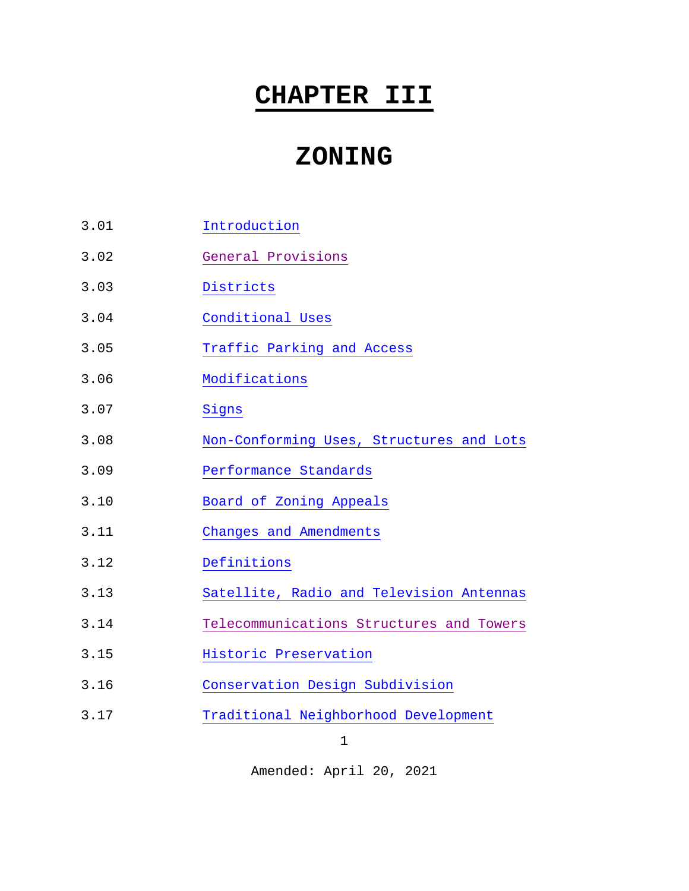# CHAPTER III

# ZONING

| | |
|---|---|
| 3.01 | Introduction |
| 3.02 | General Provisions |
| 3.03 | Districts |
| 3.04 | Conditional Uses |
| 3.05 | Traffic Parking and Access |
| 3.06 | Modifications |
| 3.07 | Signs |
| 3.08 | Non-Conforming Uses, Structures and Lots |
| 3.09 | Performance Standards |
| 3.10 | Board of Zoning Appeals |
| 3.11 | Changes and Amendments |
| 3.12 | Definitions |
| 3.13 | Satellite, Radio and Television Antennas |
| 3.14 | Telecommunications Structures and Towers |
| 3.15 | Historic Preservation |
| 3.16 | Conservation Design Subdivision |
| 3.17 | Traditional Neighborhood Development |

Amended: April 20, 2021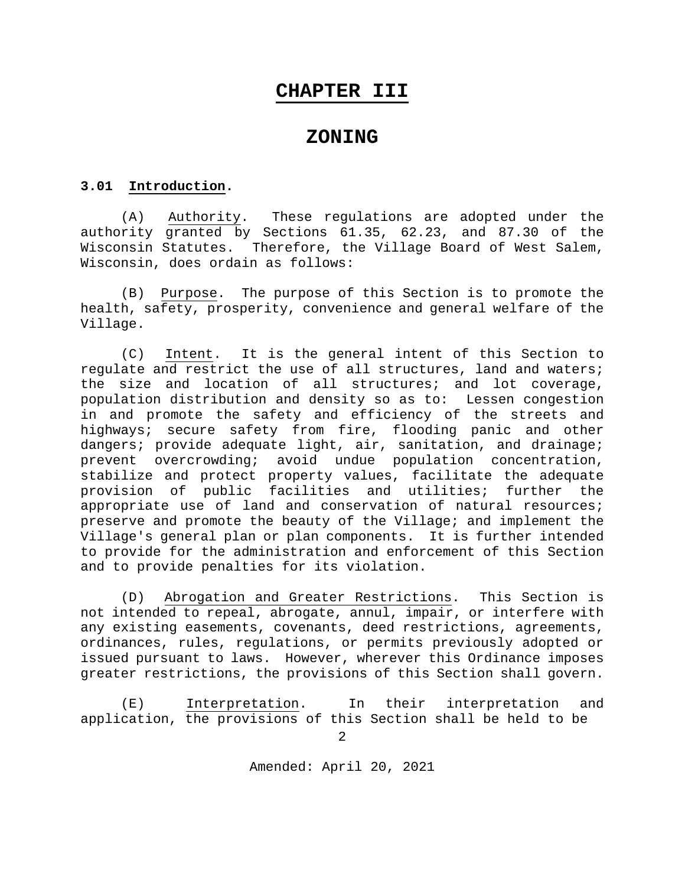# CHAPTER III

# ZONING

**3.01 Introduction.**

(A) Authority. These regulations are adopted under the authority granted by Sections 61.35, 62.23, and 87.30 of the Wisconsin Statutes. Therefore, the Village Board of West Salem, Wisconsin, does ordain as follows:

(B) Purpose. The purpose of this Section is to promote the health, safety, prosperity, convenience and general welfare of the Village.

(C) Intent. It is the general intent of this Section to regulate and restrict the use of all structures, land and waters; the size and location of all structures; and lot coverage, population distribution and density so as to: Lessen congestion in and promote the safety and efficiency of the streets and highways; secure safety from fire, flooding panic and other dangers; provide adequate light, air, sanitation, and drainage; prevent overcrowding; avoid undue population concentration, stabilize and protect property values, facilitate the adequate provision of public facilities and utilities; further the appropriate use of land and conservation of natural resources; preserve and promote the beauty of the Village; and implement the Village's general plan or plan components. It is further intended to provide for the administration and enforcement of this Section and to provide penalties for its violation.

(D) Abrogation and Greater Restrictions. This Section is not intended to repeal, abrogate, annul, impair, or interfere with any existing easements, covenants, deed restrictions, agreements, ordinances, rules, regulations, or permits previously adopted or issued pursuant to laws. However, wherever this Ordinance imposes greater restrictions, the provisions of this Section shall govern.

(E) Interpretation. In their interpretation and application, the provisions of this Section shall be held to be

Amended: April 20, 2021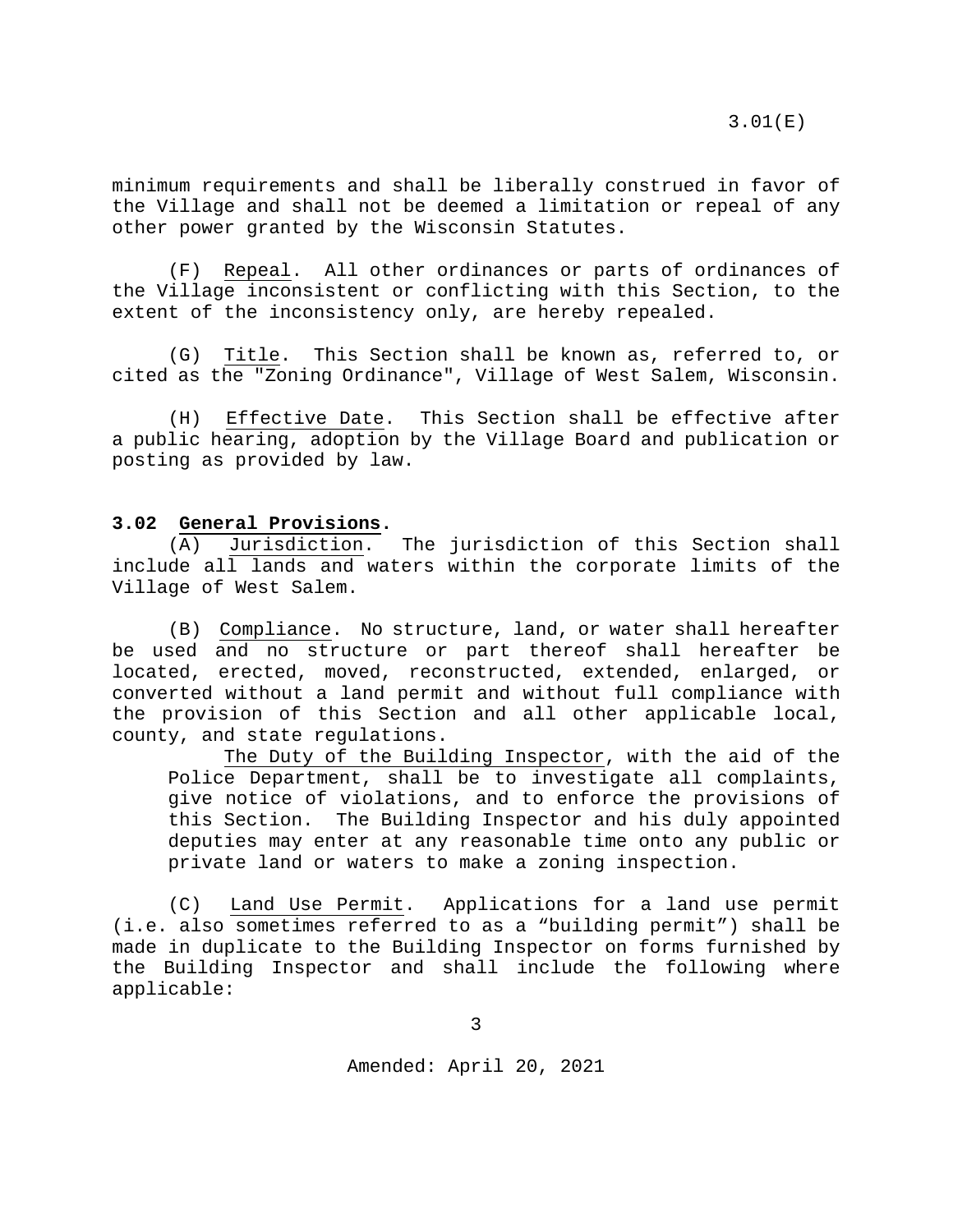minimum requirements and shall be liberally construed in favor of the Village and shall not be deemed a limitation or repeal of any other power granted by the Wisconsin Statutes.

(F) Repeal. All other ordinances or parts of ordinances of the Village inconsistent or conflicting with this Section, to the extent of the inconsistency only, are hereby repealed.

(G) Title. This Section shall be known as, referred to, or cited as the "Zoning Ordinance", Village of West Salem, Wisconsin.

(H) Effective Date. This Section shall be effective after a public hearing, adoption by the Village Board and publication or posting as provided by law.

## 3.02 General Provisions.

(A) Jurisdiction. The jurisdiction of this Section shall include all lands and waters within the corporate limits of the Village of West Salem.

(B) Compliance. No structure, land, or water shall hereafter be used and no structure or part thereof shall hereafter be located, erected, moved, reconstructed, extended, enlarged, or converted without a land permit and without full compliance with the provision of this Section and all other applicable local, county, and state regulations.

The Duty of the Building Inspector, with the aid of the Police Department, shall be to investigate all complaints, give notice of violations, and to enforce the provisions of this Section. The Building Inspector and his duly appointed deputies may enter at any reasonable time onto any public or private land or waters to make a zoning inspection.

(C) Land Use Permit. Applications for a land use permit (i.e. also sometimes referred to as a "building permit") shall be made in duplicate to the Building Inspector on forms furnished by the Building Inspector and shall include the following where applicable: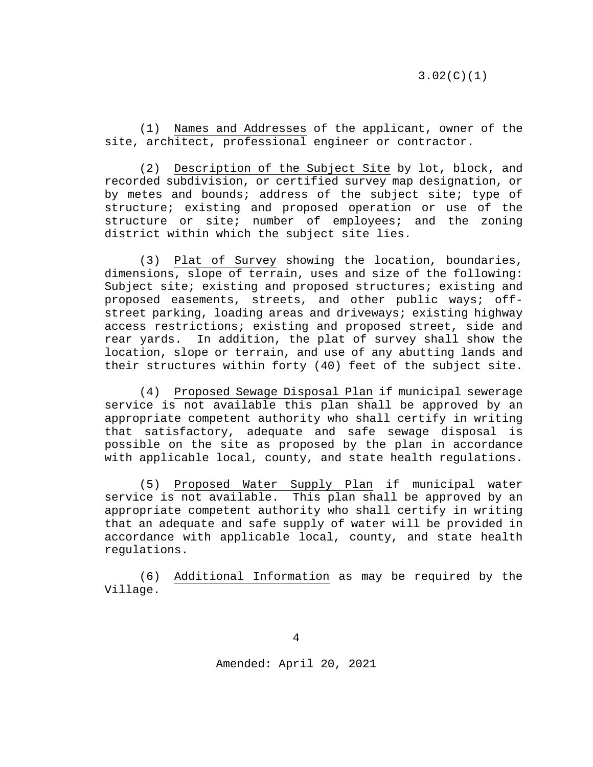(1) Names and Addresses of the applicant, owner of the site, architect, professional engineer or contractor.

(2) Description of the Subject Site by lot, block, and recorded subdivision, or certified survey map designation, or by metes and bounds; address of the subject site; type of structure; existing and proposed operation or use of the structure or site; number of employees; and the zoning district within which the subject site lies.

(3) Plat of Survey showing the location, boundaries, dimensions, slope of terrain, uses and size of the following: Subject site; existing and proposed structures; existing and proposed easements, streets, and other public ways; off-street parking, loading areas and driveways; existing highway access restrictions; existing and proposed street, side and rear yards. In addition, the plat of survey shall show the location, slope or terrain, and use of any abutting lands and their structures within forty (40) feet of the subject site.

(4) Proposed Sewage Disposal Plan if municipal sewerage service is not available this plan shall be approved by an appropriate competent authority who shall certify in writing that satisfactory, adequate and safe sewage disposal is possible on the site as proposed by the plan in accordance with applicable local, county, and state health regulations.

(5) Proposed Water Supply Plan if municipal water service is not available. This plan shall be approved by an appropriate competent authority who shall certify in writing that an adequate and safe supply of water will be provided in accordance with applicable local, county, and state health regulations.

(6) Additional Information as may be required by the Village.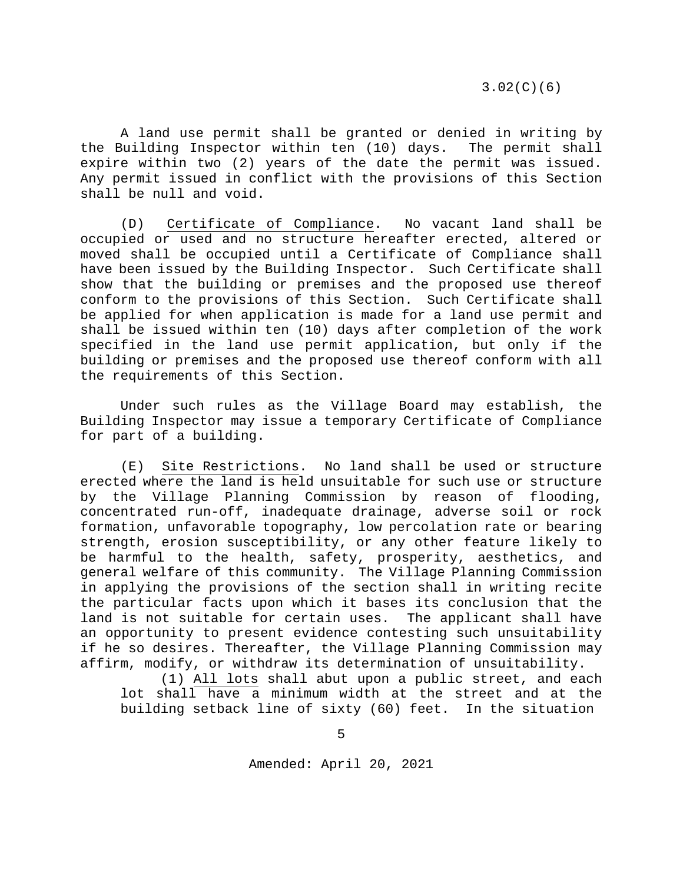A land use permit shall be granted or denied in writing by the Building Inspector within ten (10) days. The permit shall expire within two (2) years of the date the permit was issued. Any permit issued in conflict with the provisions of this Section shall be null and void.

(D) Certificate of Compliance. No vacant land shall be occupied or used and no structure hereafter erected, altered or moved shall be occupied until a Certificate of Compliance shall have been issued by the Building Inspector. Such Certificate shall show that the building or premises and the proposed use thereof conform to the provisions of this Section. Such Certificate shall be applied for when application is made for a land use permit and shall be issued within ten (10) days after completion of the work specified in the land use permit application, but only if the building or premises and the proposed use thereof conform with all the requirements of this Section.

Under such rules as the Village Board may establish, the Building Inspector may issue a temporary Certificate of Compliance for part of a building.

(E) Site Restrictions. No land shall be used or structure erected where the land is held unsuitable for such use or structure by the Village Planning Commission by reason of flooding, concentrated run-off, inadequate drainage, adverse soil or rock formation, unfavorable topography, low percolation rate or bearing strength, erosion susceptibility, or any other feature likely to be harmful to the health, safety, prosperity, aesthetics, and general welfare of this community. The Village Planning Commission in applying the provisions of the section shall in writing recite the particular facts upon which it bases its conclusion that the land is not suitable for certain uses. The applicant shall have an opportunity to present evidence contesting such unsuitability if he so desires. Thereafter, the Village Planning Commission may affirm, modify, or withdraw its determination of unsuitability.

(1) All lots shall abut upon a public street, and each lot shall have a minimum width at the street and at the building setback line of sixty (60) feet. In the situation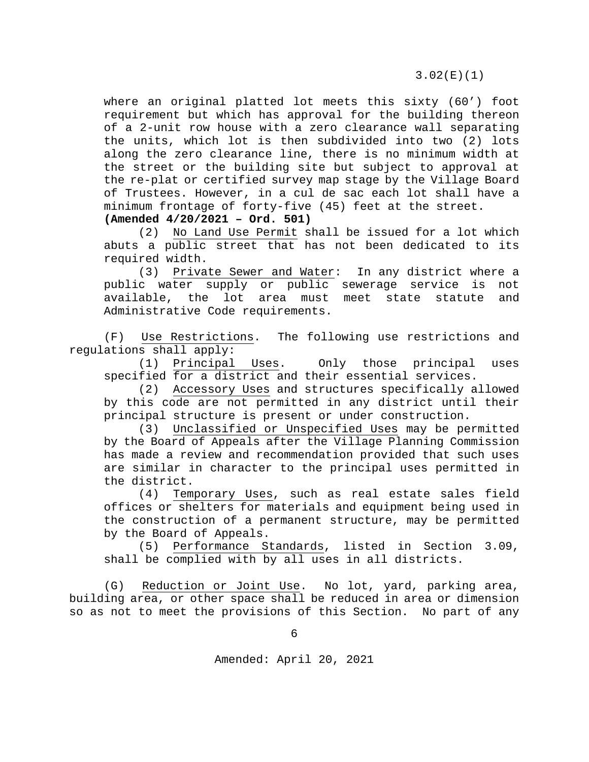where an original platted lot meets this sixty (60') foot requirement but which has approval for the building thereon of a 2-unit row house with a zero clearance wall separating the units, which lot is then subdivided into two (2) lots along the zero clearance line, there is no minimum width at the street or the building site but subject to approval at the re-plat or certified survey map stage by the Village Board of Trustees. However, in a cul de sac each lot shall have a minimum frontage of forty-five (45) feet at the street. **(Amended 4/20/2021 – Ord. 501)**

(2) No Land Use Permit shall be issued for a lot which abuts a public street that has not been dedicated to its required width.

(3) Private Sewer and Water: In any district where a public water supply or public sewerage service is not available, the lot area must meet state statute and Administrative Code requirements.

(F) Use Restrictions. The following use restrictions and regulations shall apply:

(1) Principal Uses. Only those principal uses specified for a district and their essential services.

(2) Accessory Uses and structures specifically allowed by this code are not permitted in any district until their principal structure is present or under construction.

(3) Unclassified or Unspecified Uses may be permitted by the Board of Appeals after the Village Planning Commission has made a review and recommendation provided that such uses are similar in character to the principal uses permitted in the district.

(4) Temporary Uses, such as real estate sales field offices or shelters for materials and equipment being used in the construction of a permanent structure, may be permitted by the Board of Appeals.

(5) Performance Standards, listed in Section 3.09, shall be complied with by all uses in all districts.

(G) Reduction or Joint Use. No lot, yard, parking area, building area, or other space shall be reduced in area or dimension so as not to meet the provisions of this Section. No part of any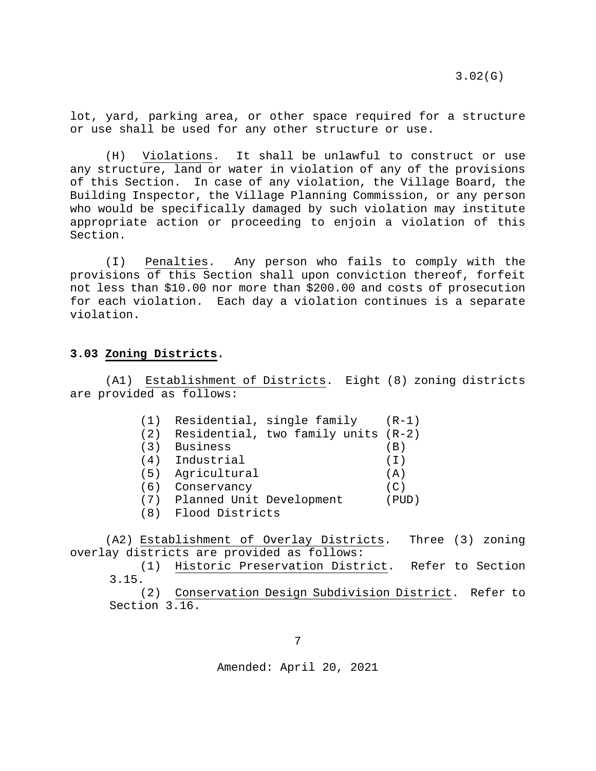lot, yard, parking area, or other space required for a structure or use shall be used for any other structure or use.

(H) Violations. It shall be unlawful to construct or use any structure, land or water in violation of any of the provisions of this Section. In case of any violation, the Village Board, the Building Inspector, the Village Planning Commission, or any person who would be specifically damaged by such violation may institute appropriate action or proceeding to enjoin a violation of this Section.

(I) Penalties. Any person who fails to comply with the provisions of this Section shall upon conviction thereof, forfeit not less than $10.00 nor more than $200.00 and costs of prosecution for each violation. Each day a violation continues is a separate violation.

### 3.03 Zoning Districts.

(A1) Establishment of Districts. Eight (8) zoning districts are provided as follows:

(1) Residential, single family (R-1)
(2) Residential, two family units (R-2)
(3) Business (B)
(4) Industrial (I)
(5) Agricultural (A)
(6) Conservancy (C)
(7) Planned Unit Development (PUD)
(8) Flood Districts

(A2) Establishment of Overlay Districts. Three (3) zoning overlay districts are provided as follows:

(1) Historic Preservation District. Refer to Section 3.15.

(2) Conservation Design Subdivision District. Refer to Section 3.16.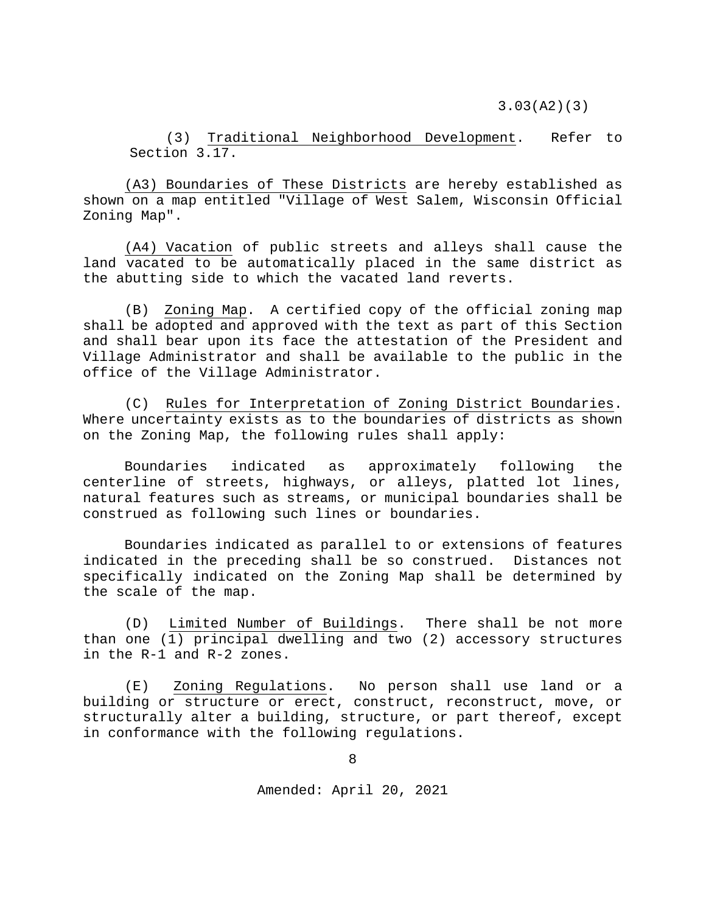(3) Traditional Neighborhood Development. Refer to Section 3.17.

(A3) Boundaries of These Districts are hereby established as shown on a map entitled "Village of West Salem, Wisconsin Official Zoning Map".

(A4) Vacation of public streets and alleys shall cause the land vacated to be automatically placed in the same district as the abutting side to which the vacated land reverts.

(B) Zoning Map. A certified copy of the official zoning map shall be adopted and approved with the text as part of this Section and shall bear upon its face the attestation of the President and Village Administrator and shall be available to the public in the office of the Village Administrator.

(C) Rules for Interpretation of Zoning District Boundaries. Where uncertainty exists as to the boundaries of districts as shown on the Zoning Map, the following rules shall apply:

Boundaries indicated as approximately following the centerline of streets, highways, or alleys, platted lot lines, natural features such as streams, or municipal boundaries shall be construed as following such lines or boundaries.

Boundaries indicated as parallel to or extensions of features indicated in the preceding shall be so construed. Distances not specifically indicated on the Zoning Map shall be determined by the scale of the map.

(D) Limited Number of Buildings. There shall be not more than one (1) principal dwelling and two (2) accessory structures in the R-1 and R-2 zones.

(E) Zoning Regulations. No person shall use land or a building or structure or erect, construct, reconstruct, move, or structurally alter a building, structure, or part thereof, except in conformance with the following regulations.

Amended: April 20, 2021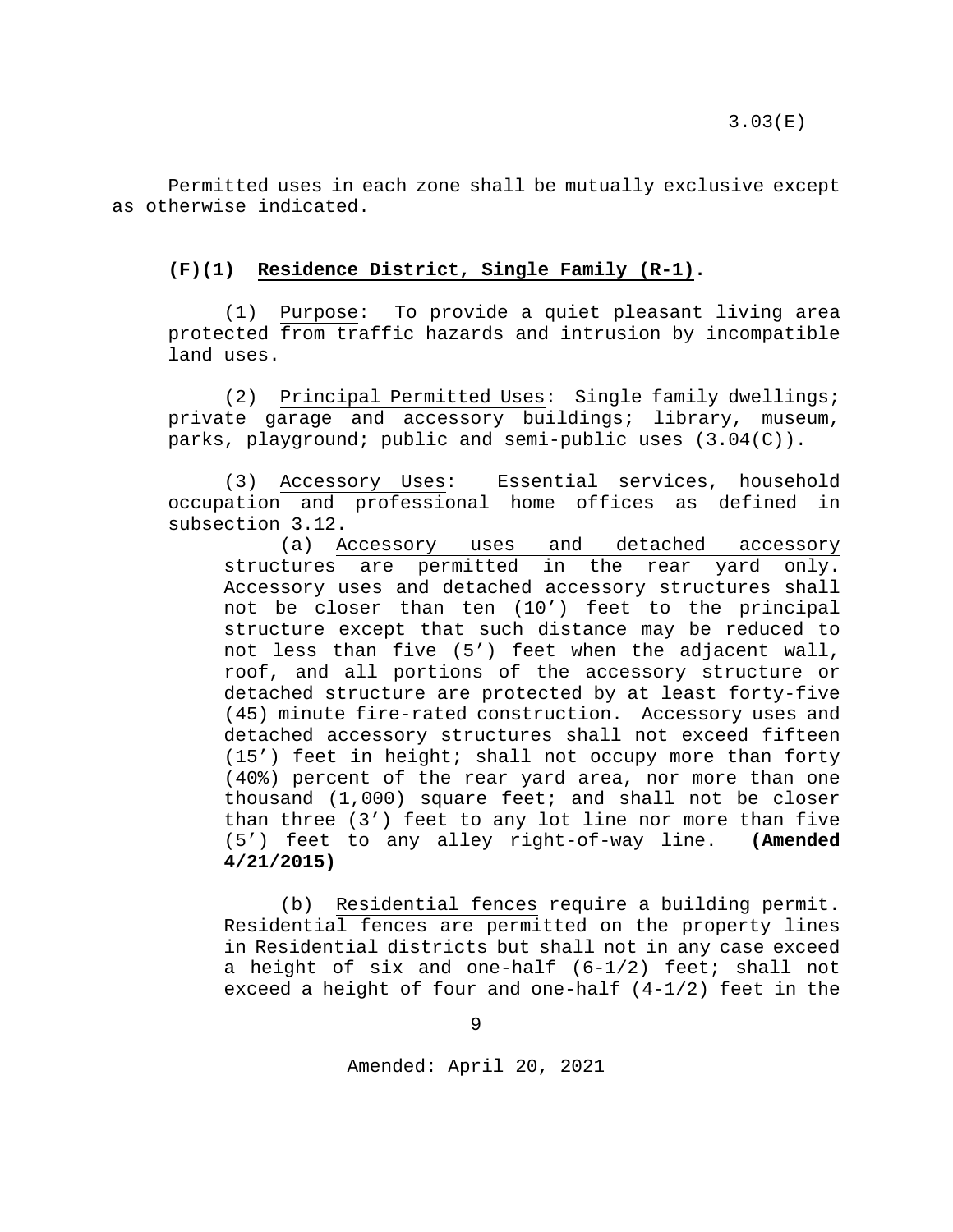Permitted uses in each zone shall be mutually exclusive except as otherwise indicated.

**(F)(1) Residence District, Single Family (R-1).**

(1) Purpose: To provide a quiet pleasant living area protected from traffic hazards and intrusion by incompatible land uses.

(2) Principal Permitted Uses: Single family dwellings; private garage and accessory buildings; library, museum, parks, playground; public and semi-public uses (3.04(C)).

(3) Accessory Uses: Essential services, household occupation and professional home offices as defined in subsection 3.12.

(a) Accessory uses and detached accessory structures are permitted in the rear yard only. Accessory uses and detached accessory structures shall not be closer than ten (10') feet to the principal structure except that such distance may be reduced to not less than five (5') feet when the adjacent wall, roof, and all portions of the accessory structure or detached structure are protected by at least forty-five (45) minute fire-rated construction. Accessory uses and detached accessory structures shall not exceed fifteen (15') feet in height; shall not occupy more than forty (40%) percent of the rear yard area, nor more than one thousand (1,000) square feet; and shall not be closer than three (3') feet to any lot line nor more than five (5') feet to any alley right-of-way line. **(Amended 4/21/2015)**

(b) Residential fences require a building permit. Residential fences are permitted on the property lines in Residential districts but shall not in any case exceed a height of six and one-half (6-1/2) feet; shall not exceed a height of four and one-half (4-1/2) feet in the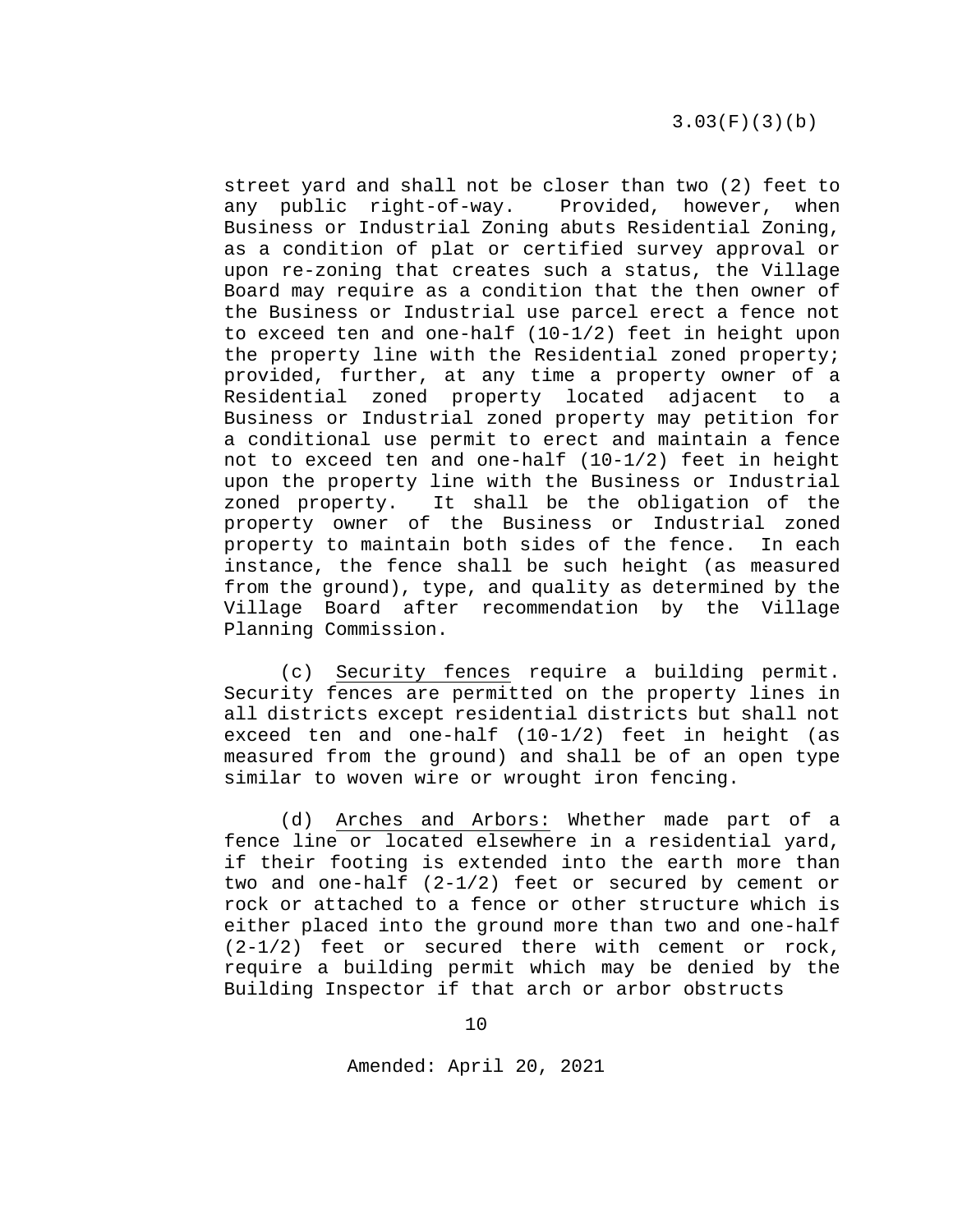street yard and shall not be closer than two (2) feet to any public right-of-way. Provided, however, when Business or Industrial Zoning abuts Residential Zoning, as a condition of plat or certified survey approval or upon re-zoning that creates such a status, the Village Board may require as a condition that the then owner of the Business or Industrial use parcel erect a fence not to exceed ten and one-half (10-1/2) feet in height upon the property line with the Residential zoned property; provided, further, at any time a property owner of a Residential zoned property located adjacent to a Business or Industrial zoned property may petition for a conditional use permit to erect and maintain a fence not to exceed ten and one-half (10-1/2) feet in height upon the property line with the Business or Industrial zoned property. It shall be the obligation of the property owner of the Business or Industrial zoned property to maintain both sides of the fence. In each instance, the fence shall be such height (as measured from the ground), type, and quality as determined by the Village Board after recommendation by the Village Planning Commission.

(c) Security fences require a building permit. Security fences are permitted on the property lines in all districts except residential districts but shall not exceed ten and one-half (10-1/2) feet in height (as measured from the ground) and shall be of an open type similar to woven wire or wrought iron fencing.

(d) Arches and Arbors: Whether made part of a fence line or located elsewhere in a residential yard, if their footing is extended into the earth more than two and one-half (2-1/2) feet or secured by cement or rock or attached to a fence or other structure which is either placed into the ground more than two and one-half (2-1/2) feet or secured there with cement or rock, require a building permit which may be denied by the Building Inspector if that arch or arbor obstructs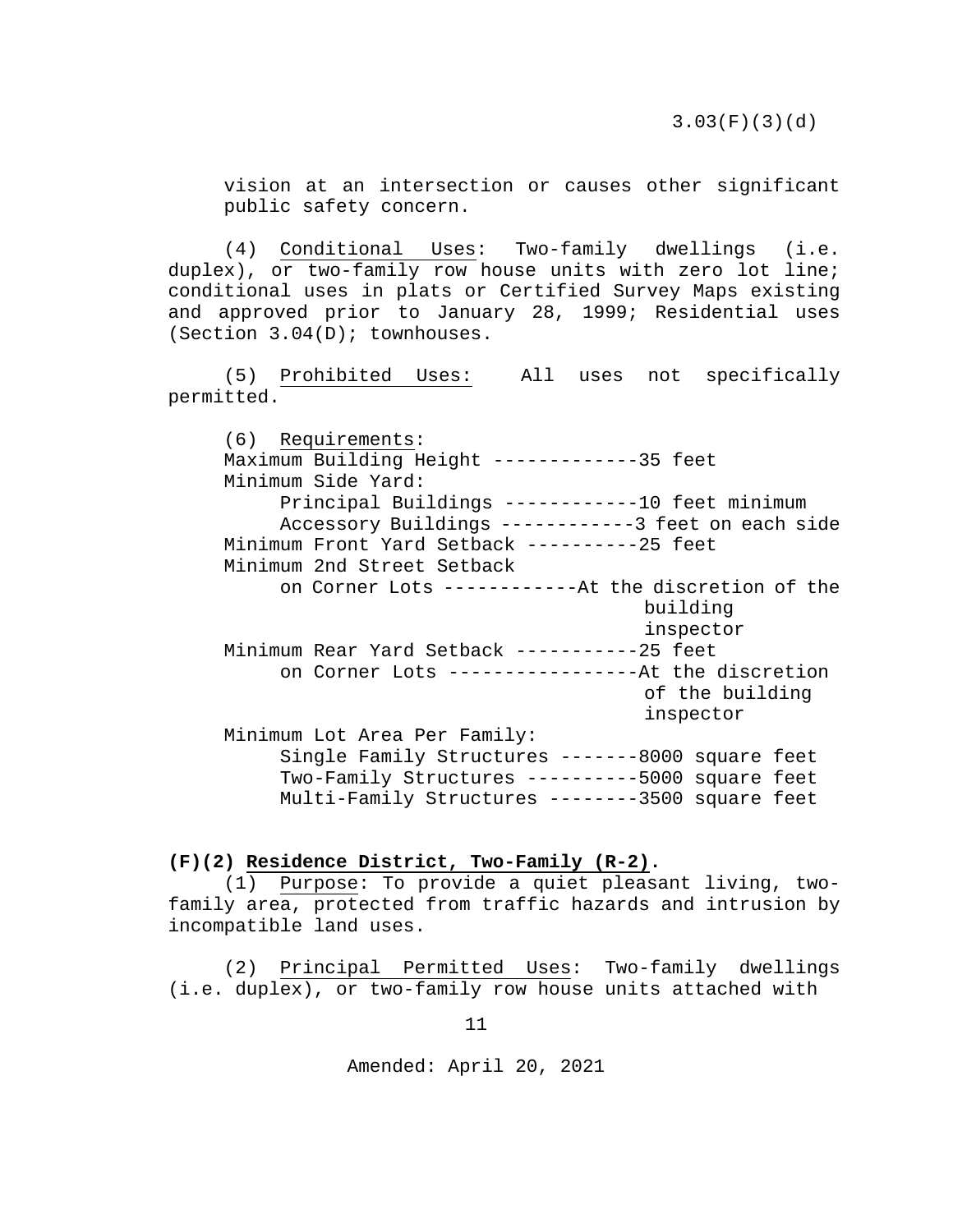vision at an intersection or causes other significant public safety concern.

(4) Conditional Uses: Two-family dwellings (i.e. duplex), or two-family row house units with zero lot line; conditional uses in plats or Certified Survey Maps existing and approved prior to January 28, 1999; Residential uses (Section 3.04(D); townhouses.

(5) Prohibited Uses: All uses not specifically permitted.

(6) Requirements:

Maximum Building Height -------------35 feet

Minimum Side Yard:

- Principal Buildings ------------10 feet minimum
- Accessory Buildings ------------3 feet on each side

Minimum Front Yard Setback ----------25 feet

Minimum 2nd Street Setback

- on Corner Lots ------------At the discretion of the building inspector

Minimum Rear Yard Setback -----------25 feet

- on Corner Lots -----------------At the discretion of the building inspector

Minimum Lot Area Per Family:

- Single Family Structures -------8000 square feet
- Two-Family Structures ----------5000 square feet
- Multi-Family Structures --------3500 square feet

**(F)(2) Residence District, Two-Family (R-2).**

(1) Purpose: To provide a quiet pleasant living, two-family area, protected from traffic hazards and intrusion by incompatible land uses.

(2) Principal Permitted Uses: Two-family dwellings (i.e. duplex), or two-family row house units attached with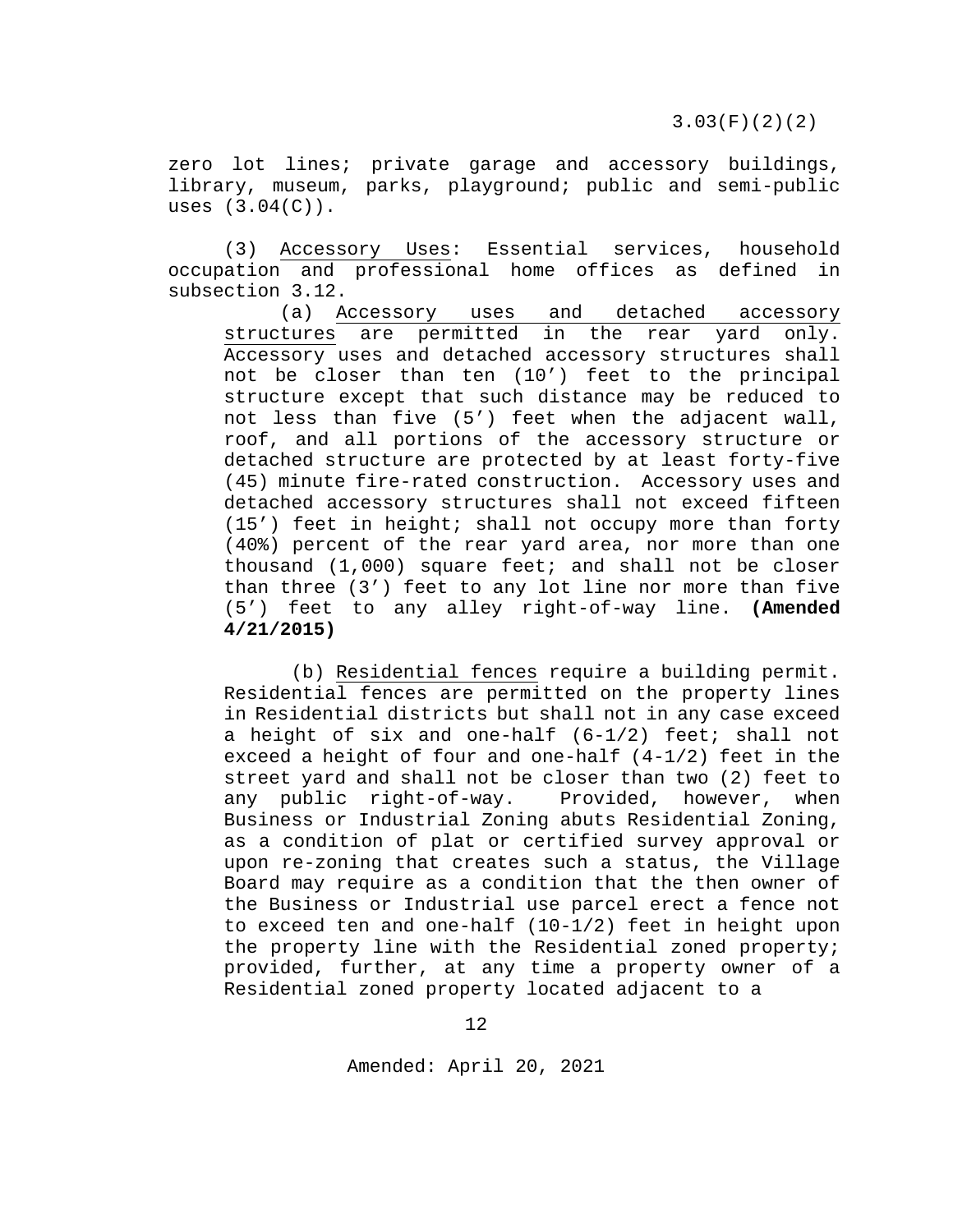zero lot lines; private garage and accessory buildings, library, museum, parks, playground; public and semi-public uses (3.04(C)).

(3) Accessory Uses: Essential services, household occupation and professional home offices as defined in subsection 3.12.

(a) Accessory uses and detached accessory structures are permitted in the rear yard only. Accessory uses and detached accessory structures shall not be closer than ten (10’) feet to the principal structure except that such distance may be reduced to not less than five (5’) feet when the adjacent wall, roof, and all portions of the accessory structure or detached structure are protected by at least forty-five (45) minute fire-rated construction. Accessory uses and detached accessory structures shall not exceed fifteen (15’) feet in height; shall not occupy more than forty (40%) percent of the rear yard area, nor more than one thousand (1,000) square feet; and shall not be closer than three (3’) feet to any lot line nor more than five (5’) feet to any alley right-of-way line. **(Amended 4/21/2015)**

(b) Residential fences require a building permit. Residential fences are permitted on the property lines in Residential districts but shall not in any case exceed a height of six and one-half (6-1/2) feet; shall not exceed a height of four and one-half (4-1/2) feet in the street yard and shall not be closer than two (2) feet to any public right-of-way. Provided, however, when Business or Industrial Zoning abuts Residential Zoning, as a condition of plat or certified survey approval or upon re-zoning that creates such a status, the Village Board may require as a condition that the then owner of the Business or Industrial use parcel erect a fence not to exceed ten and one-half (10-1/2) feet in height upon the property line with the Residential zoned property; provided, further, at any time a property owner of a Residential zoned property located adjacent to a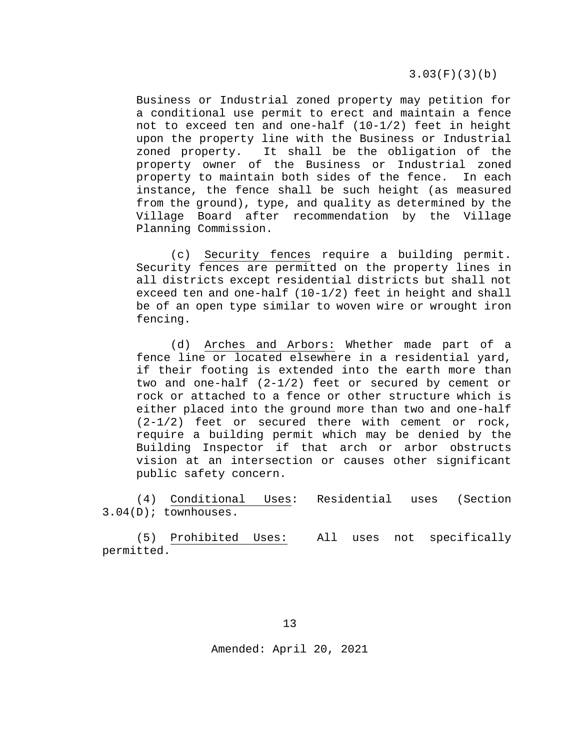Business or Industrial zoned property may petition for a conditional use permit to erect and maintain a fence not to exceed ten and one-half (10-1/2) feet in height upon the property line with the Business or Industrial zoned property. It shall be the obligation of the property owner of the Business or Industrial zoned property to maintain both sides of the fence. In each instance, the fence shall be such height (as measured from the ground), type, and quality as determined by the Village Board after recommendation by the Village Planning Commission.

(c) <u>Security fences</u> require a building permit. Security fences are permitted on the property lines in all districts except residential districts but shall not exceed ten and one-half (10-1/2) feet in height and shall be of an open type similar to woven wire or wrought iron fencing.

(d) <u>Arches and Arbors:</u> Whether made part of a fence line or located elsewhere in a residential yard, if their footing is extended into the earth more than two and one-half (2-1/2) feet or secured by cement or rock or attached to a fence or other structure which is either placed into the ground more than two and one-half (2-1/2) feet or secured there with cement or rock, require a building permit which may be denied by the Building Inspector if that arch or arbor obstructs vision at an intersection or causes other significant public safety concern.

(4) <u>Conditional Uses</u>: Residential uses (Section 3.04(D); townhouses.

(5) <u>Prohibited Uses:</u> All uses not specifically permitted.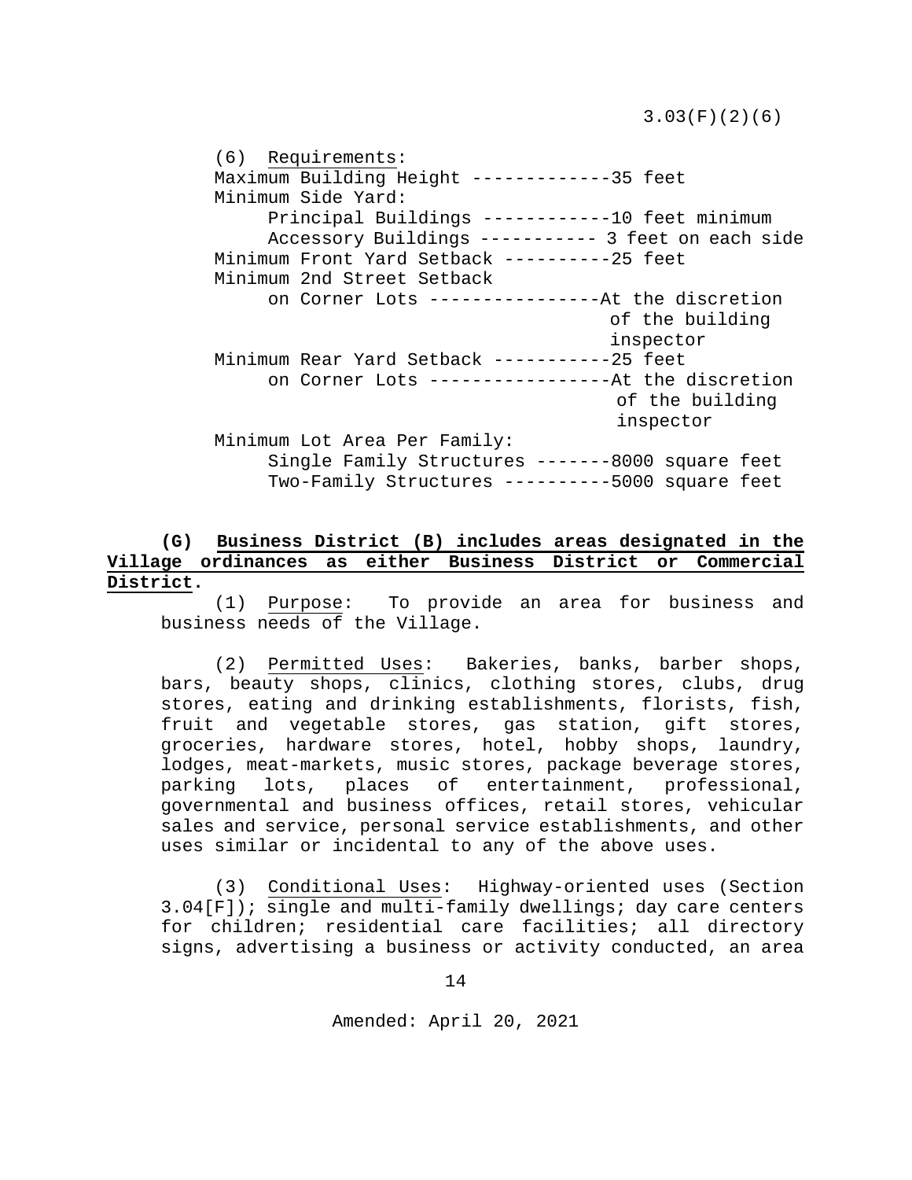(6) Requirements:

Maximum Building Height -------------35 feet

Minimum Side Yard:

- Principal Buildings ------------10 feet minimum
- Accessory Buildings ----------- 3 feet on each side

Minimum Front Yard Setback ----------25 feet

Minimum 2nd Street Setback

- on Corner Lots ----------------At the discretion of the building inspector

Minimum Rear Yard Setback -----------25 feet

- on Corner Lots -----------------At the discretion of the building inspector

Minimum Lot Area Per Family:

- Single Family Structures -------8000 square feet
- Two-Family Structures ----------5000 square feet

**(G) Business District (B) includes areas designated in the Village ordinances as either Business District or Commercial District.**

(1) Purpose: To provide an area for business and business needs of the Village.

(2) Permitted Uses: Bakeries, banks, barber shops, bars, beauty shops, clinics, clothing stores, clubs, drug stores, eating and drinking establishments, florists, fish, fruit and vegetable stores, gas station, gift stores, groceries, hardware stores, hotel, hobby shops, laundry, lodges, meat-markets, music stores, package beverage stores, parking lots, places of entertainment, professional, governmental and business offices, retail stores, vehicular sales and service, personal service establishments, and other uses similar or incidental to any of the above uses.

(3) Conditional Uses: Highway-oriented uses (Section 3.04[F]); single and multi-family dwellings; day care centers for children; residential care facilities; all directory signs, advertising a business or activity conducted, an area

Amended: April 20, 2021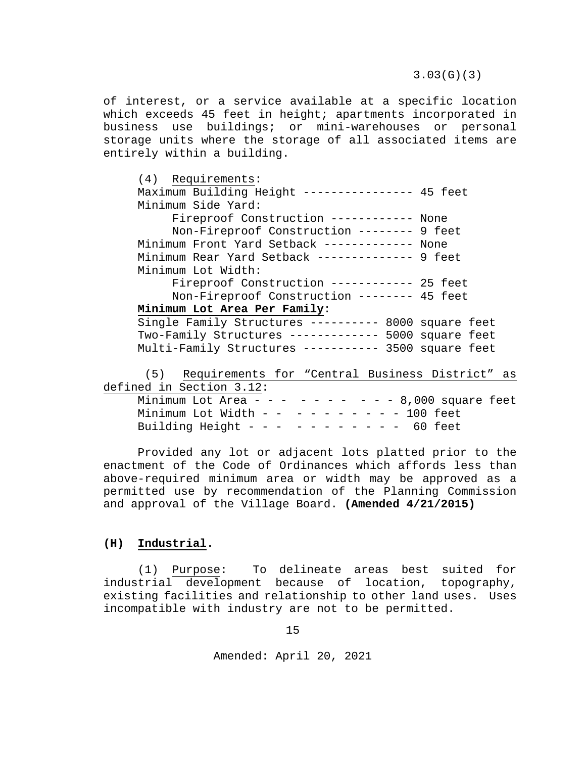of interest, or a service available at a specific location which exceeds 45 feet in height; apartments incorporated in business use buildings; or mini-warehouses or personal storage units where the storage of all associated items are entirely within a building.

(4) Requirements:

Maximum Building Height ---------------- 45 feet
Minimum Side Yard:
 Fireproof Construction ------------ None
 Non-Fireproof Construction -------- 9 feet
Minimum Front Yard Setback ------------- None
Minimum Rear Yard Setback -------------- 9 feet
Minimum Lot Width:
 Fireproof Construction ------------ 25 feet
 Non-Fireproof Construction -------- 45 feet

**Minimum Lot Area Per Family**:

Single Family Structures ---------- 8000 square feet
Two-Family Structures ------------- 5000 square feet
Multi-Family Structures ----------- 3500 square feet

(5) Requirements for "Central Business District" as defined in Section 3.12:

Minimum Lot Area - - - - - - - - - - - 8,000 square feet
Minimum Lot Width - - - - - - - - - - - 100 feet
Building Height - - - - - - - - - - - - 60 feet

Provided any lot or adjacent lots platted prior to the enactment of the Code of Ordinances which affords less than above-required minimum area or width may be approved as a permitted use by recommendation of the Planning Commission and approval of the Village Board. **(Amended 4/21/2015)**

**(H) Industrial.**

(1) Purpose: To delineate areas best suited for industrial development because of location, topography, existing facilities and relationship to other land uses. Uses incompatible with industry are not to be permitted.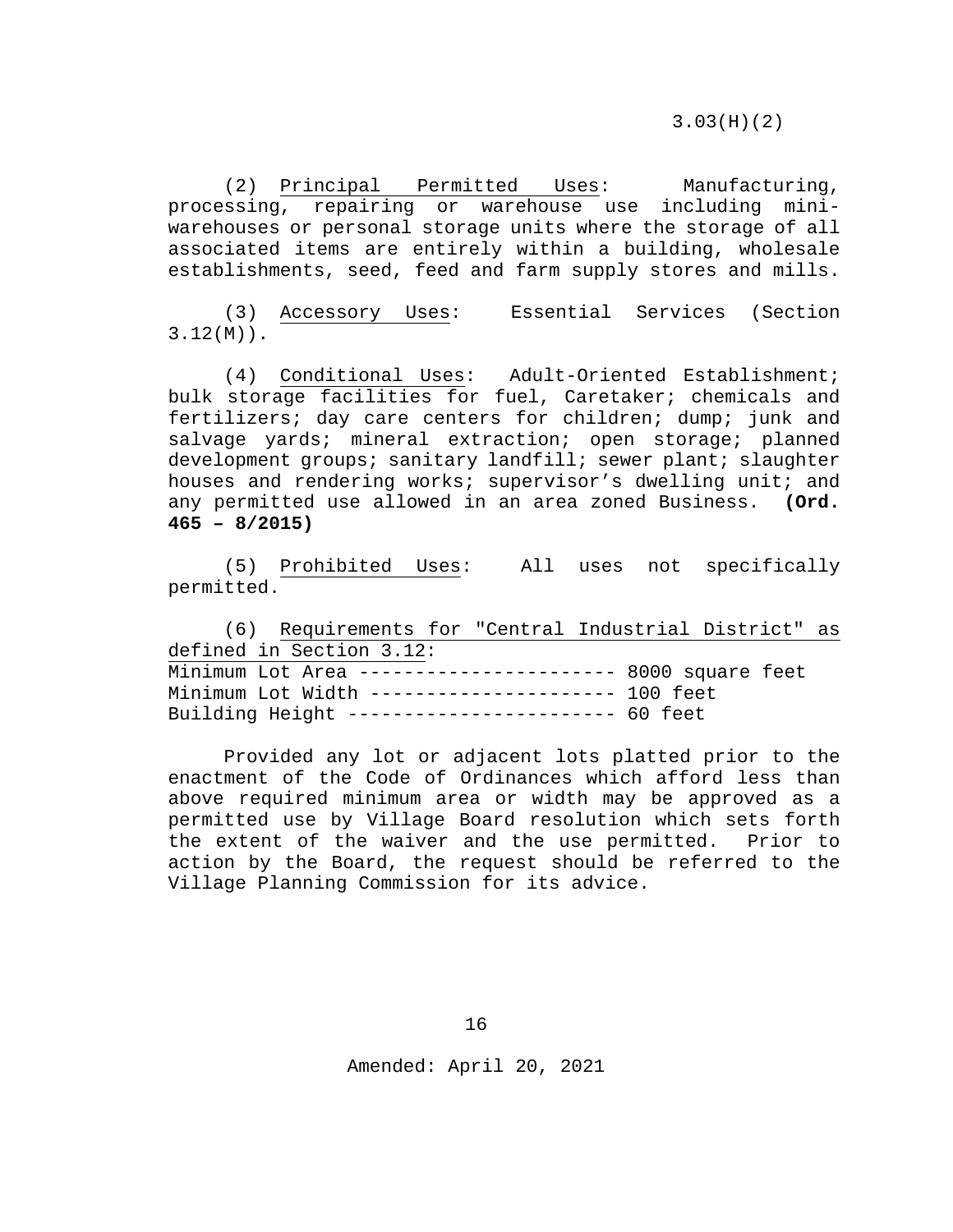(2) Principal Permitted Uses: Manufacturing, processing, repairing or warehouse use including mini-warehouses or personal storage units where the storage of all associated items are entirely within a building, wholesale establishments, seed, feed and farm supply stores and mills.

(3) Accessory Uses: Essential Services (Section 3.12(M)).

(4) Conditional Uses: Adult-Oriented Establishment; bulk storage facilities for fuel, Caretaker; chemicals and fertilizers; day care centers for children; dump; junk and salvage yards; mineral extraction; open storage; planned development groups; sanitary landfill; sewer plant; slaughter houses and rendering works; supervisor's dwelling unit; and any permitted use allowed in an area zoned Business. **(Ord. 465 – 8/2015)**

(5) Prohibited Uses: All uses not specifically permitted.

(6) Requirements for "Central Industrial District" as defined in Section 3.12:

Minimum Lot Area ----------------------- 8000 square feet
Minimum Lot Width ---------------------- 100 feet
Building Height ------------------------ 60 feet

Provided any lot or adjacent lots platted prior to the enactment of the Code of Ordinances which afford less than above required minimum area or width may be approved as a permitted use by Village Board resolution which sets forth the extent of the waiver and the use permitted. Prior to action by the Board, the request should be referred to the Village Planning Commission for its advice.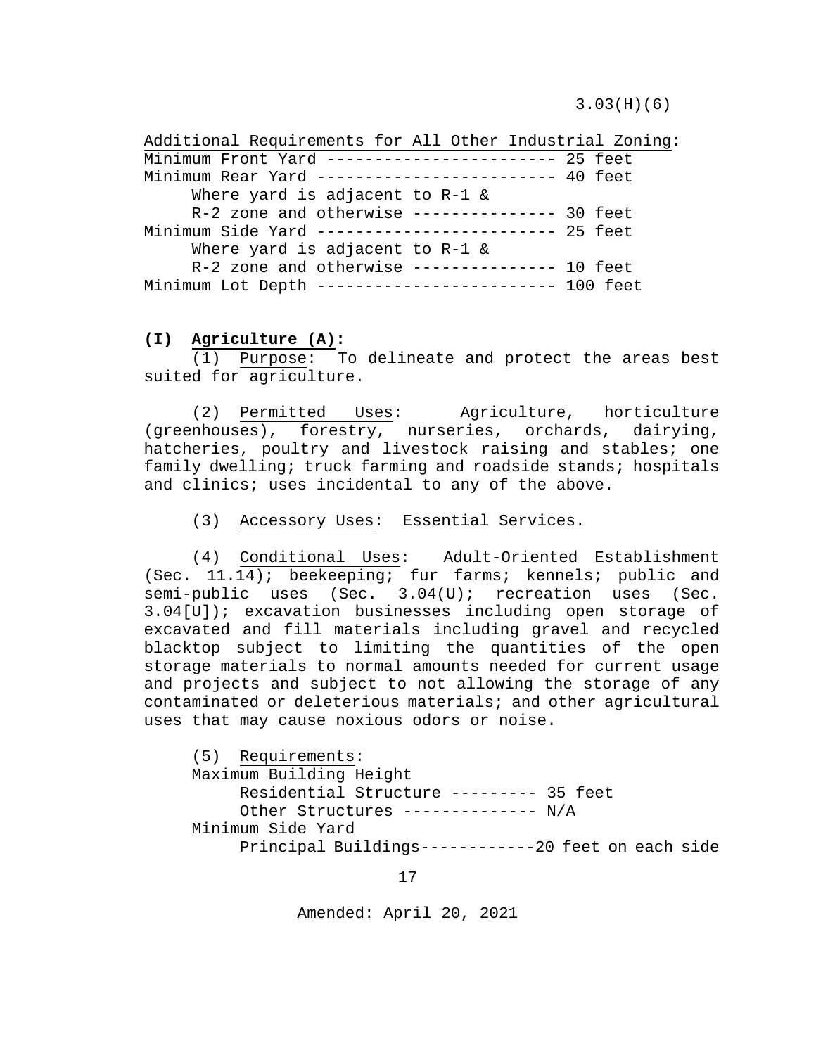Additional Requirements for All Other Industrial Zoning:

```
Minimum Front Yard ------------------------ 25 feet
Minimum Rear Yard ------------------------- 40 feet
     Where yard is adjacent to R-1 &
     R-2 zone and otherwise --------------- 30 feet
Minimum Side Yard ------------------------- 25 feet
     Where yard is adjacent to R-1 &
     R-2 zone and otherwise --------------- 10 feet
Minimum Lot Depth ------------------------- 100 feet
```

**(I) Agriculture (A):**

(1) Purpose: To delineate and protect the areas best suited for agriculture.

(2) Permitted Uses: Agriculture, horticulture (greenhouses), forestry, nurseries, orchards, dairying, hatcheries, poultry and livestock raising and stables; one family dwelling; truck farming and roadside stands; hospitals and clinics; uses incidental to any of the above.

(3) Accessory Uses: Essential Services.

(4) Conditional Uses: Adult-Oriented Establishment (Sec. 11.14); beekeeping; fur farms; kennels; public and semi-public uses (Sec. 3.04(U); recreation uses (Sec. 3.04[U]); excavation businesses including open storage of excavated and fill materials including gravel and recycled blacktop subject to limiting the quantities of the open storage materials to normal amounts needed for current usage and projects and subject to not allowing the storage of any contaminated or deleterious materials; and other agricultural uses that may cause noxious odors or noise.

(5) Requirements:

```
Maximum Building Height
     Residential Structure --------- 35 feet
     Other Structures -------------- N/A
Minimum Side Yard
     Principal Buildings------------20 feet on each side
```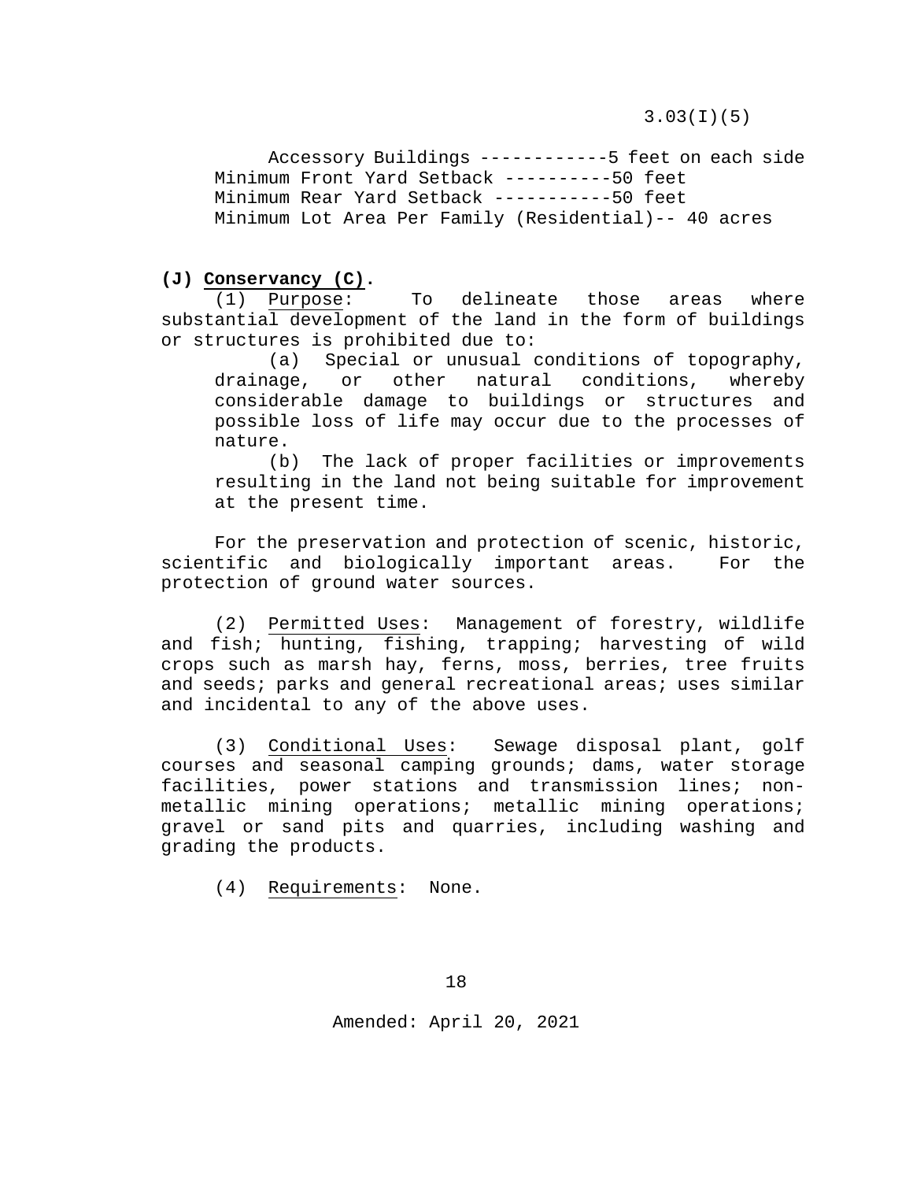3.03(I)(5)

Accessory Buildings ------------5 feet on each side
Minimum Front Yard Setback ----------50 feet
Minimum Rear Yard Setback -----------50 feet
Minimum Lot Area Per Family (Residential)-- 40 acres

**(J) Conservancy (C).**

(1) Purpose: To delineate those areas where substantial development of the land in the form of buildings or structures is prohibited due to:

(a) Special or unusual conditions of topography, drainage, or other natural conditions, whereby considerable damage to buildings or structures and possible loss of life may occur due to the processes of nature.

(b) The lack of proper facilities or improvements resulting in the land not being suitable for improvement at the present time.

For the preservation and protection of scenic, historic, scientific and biologically important areas. For the protection of ground water sources.

(2) Permitted Uses: Management of forestry, wildlife and fish; hunting, fishing, trapping; harvesting of wild crops such as marsh hay, ferns, moss, berries, tree fruits and seeds; parks and general recreational areas; uses similar and incidental to any of the above uses.

(3) Conditional Uses: Sewage disposal plant, golf courses and seasonal camping grounds; dams, water storage facilities, power stations and transmission lines; non-metallic mining operations; metallic mining operations; gravel or sand pits and quarries, including washing and grading the products.

(4) Requirements: None.

Amended: April 20, 2021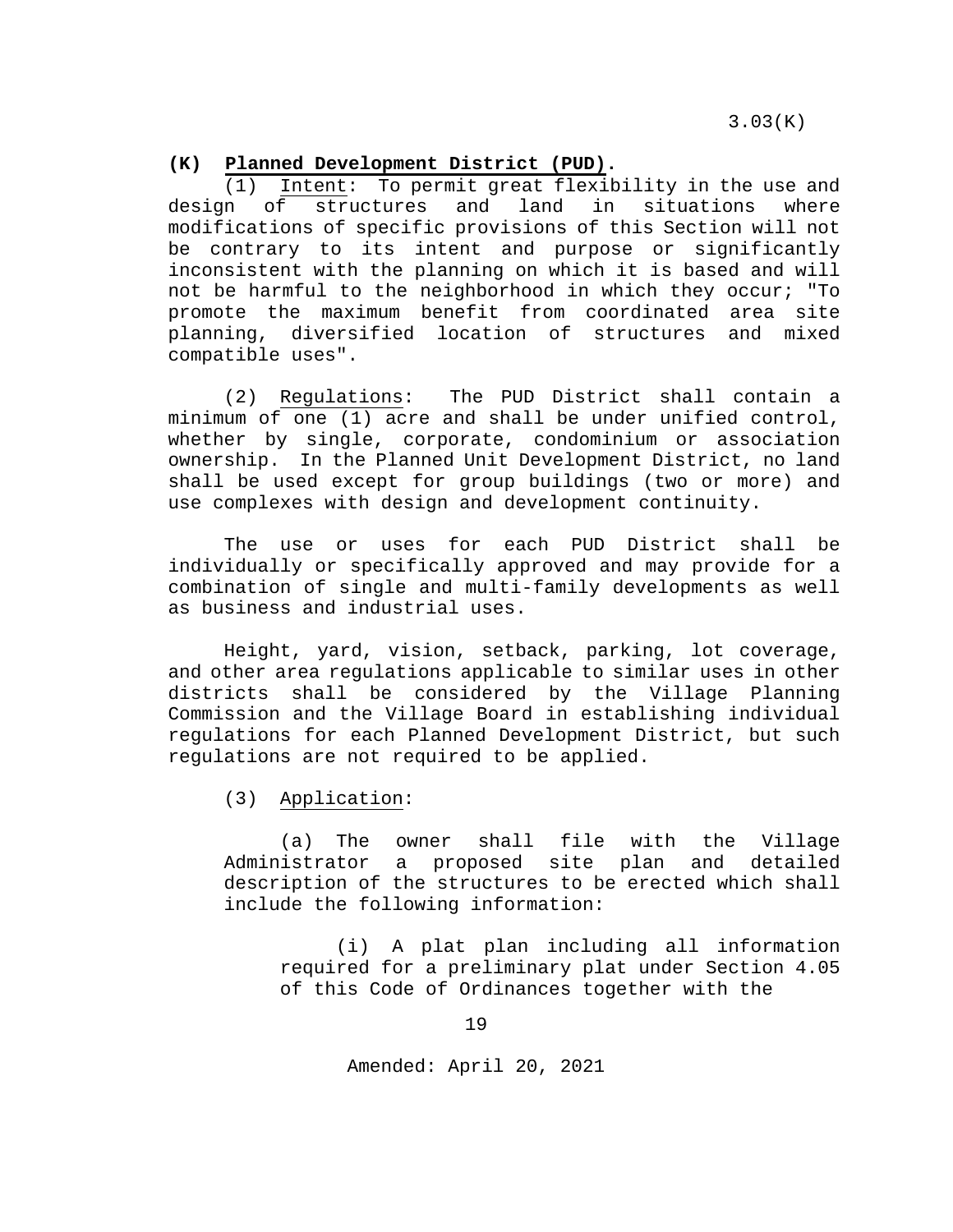**(K) Planned Development District (PUD).**

(1) Intent: To permit great flexibility in the use and design of structures and land in situations where modifications of specific provisions of this Section will not be contrary to its intent and purpose or significantly inconsistent with the planning on which it is based and will not be harmful to the neighborhood in which they occur; "To promote the maximum benefit from coordinated area site planning, diversified location of structures and mixed compatible uses".

(2) Regulations: The PUD District shall contain a minimum of one (1) acre and shall be under unified control, whether by single, corporate, condominium or association ownership. In the Planned Unit Development District, no land shall be used except for group buildings (two or more) and use complexes with design and development continuity.

The use or uses for each PUD District shall be individually or specifically approved and may provide for a combination of single and multi-family developments as well as business and industrial uses.

Height, yard, vision, setback, parking, lot coverage, and other area regulations applicable to similar uses in other districts shall be considered by the Village Planning Commission and the Village Board in establishing individual regulations for each Planned Development District, but such regulations are not required to be applied.

(3) Application:

(a) The owner shall file with the Village Administrator a proposed site plan and detailed description of the structures to be erected which shall include the following information:

(i) A plat plan including all information required for a preliminary plat under Section 4.05 of this Code of Ordinances together with the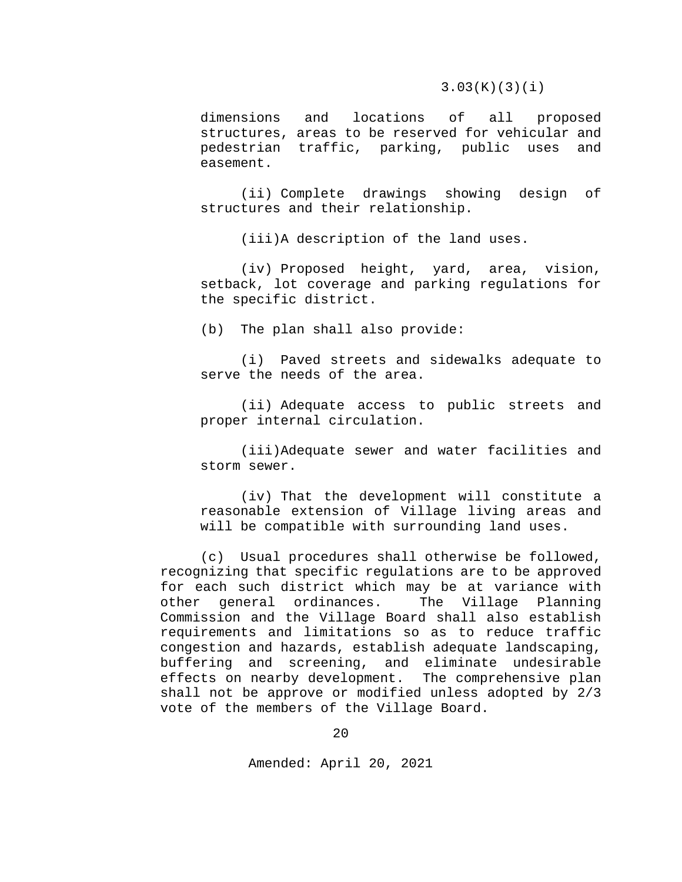dimensions and locations of all proposed structures, areas to be reserved for vehicular and pedestrian traffic, parking, public uses and easement.

(ii) Complete drawings showing design of structures and their relationship.

(iii) A description of the land uses.

(iv) Proposed height, yard, area, vision, setback, lot coverage and parking regulations for the specific district.

(b) The plan shall also provide:

(i) Paved streets and sidewalks adequate to serve the needs of the area.

(ii) Adequate access to public streets and proper internal circulation.

(iii) Adequate sewer and water facilities and storm sewer.

(iv) That the development will constitute a reasonable extension of Village living areas and will be compatible with surrounding land uses.

(c) Usual procedures shall otherwise be followed, recognizing that specific regulations are to be approved for each such district which may be at variance with other general ordinances. The Village Planning Commission and the Village Board shall also establish requirements and limitations so as to reduce traffic congestion and hazards, establish adequate landscaping, buffering and screening, and eliminate undesirable effects on nearby development. The comprehensive plan shall not be approve or modified unless adopted by 2/3 vote of the members of the Village Board.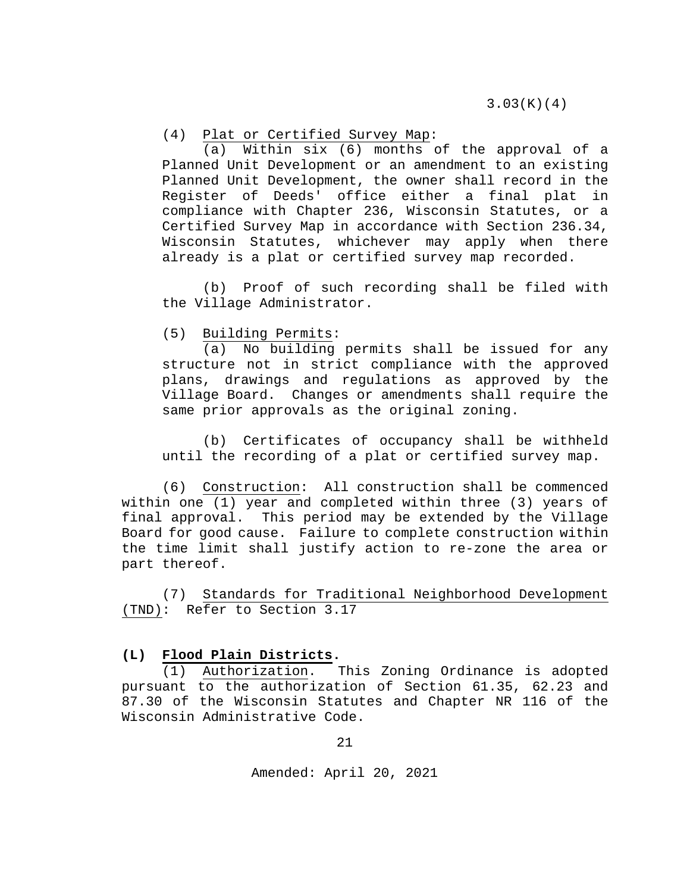(4) Plat or Certified Survey Map:

(a) Within six (6) months of the approval of a Planned Unit Development or an amendment to an existing Planned Unit Development, the owner shall record in the Register of Deeds' office either a final plat in compliance with Chapter 236, Wisconsin Statutes, or a Certified Survey Map in accordance with Section 236.34, Wisconsin Statutes, whichever may apply when there already is a plat or certified survey map recorded.

(b) Proof of such recording shall be filed with the Village Administrator.

(5) Building Permits:

(a) No building permits shall be issued for any structure not in strict compliance with the approved plans, drawings and regulations as approved by the Village Board. Changes or amendments shall require the same prior approvals as the original zoning.

(b) Certificates of occupancy shall be withheld until the recording of a plat or certified survey map.

(6) Construction: All construction shall be commenced within one (1) year and completed within three (3) years of final approval. This period may be extended by the Village Board for good cause. Failure to complete construction within the time limit shall justify action to re-zone the area or part thereof.

(7) Standards for Traditional Neighborhood Development (TND): Refer to Section 3.17

**(L) Flood Plain Districts.**

(1) Authorization. This Zoning Ordinance is adopted pursuant to the authorization of Section 61.35, 62.23 and 87.30 of the Wisconsin Statutes and Chapter NR 116 of the Wisconsin Administrative Code.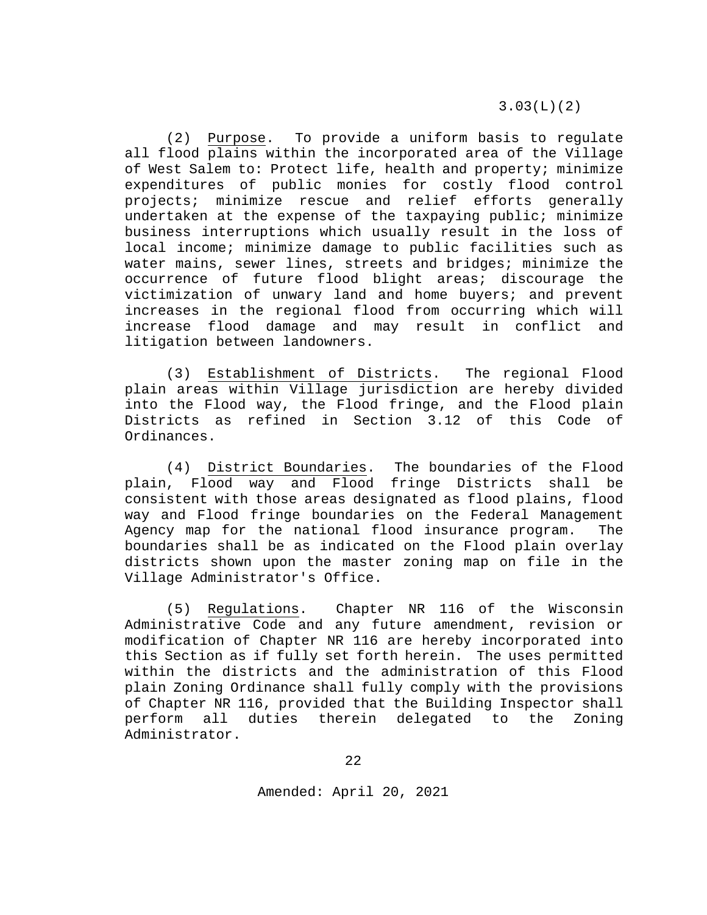(2) Purpose. To provide a uniform basis to regulate all flood plains within the incorporated area of the Village of West Salem to: Protect life, health and property; minimize expenditures of public monies for costly flood control projects; minimize rescue and relief efforts generally undertaken at the expense of the taxpaying public; minimize business interruptions which usually result in the loss of local income; minimize damage to public facilities such as water mains, sewer lines, streets and bridges; minimize the occurrence of future flood blight areas; discourage the victimization of unwary land and home buyers; and prevent increases in the regional flood from occurring which will increase flood damage and may result in conflict and litigation between landowners.

(3) Establishment of Districts. The regional Flood plain areas within Village jurisdiction are hereby divided into the Flood way, the Flood fringe, and the Flood plain Districts as refined in Section 3.12 of this Code of Ordinances.

(4) District Boundaries. The boundaries of the Flood plain, Flood way and Flood fringe Districts shall be consistent with those areas designated as flood plains, flood way and Flood fringe boundaries on the Federal Management Agency map for the national flood insurance program. The boundaries shall be as indicated on the Flood plain overlay districts shown upon the master zoning map on file in the Village Administrator's Office.

(5) Regulations. Chapter NR 116 of the Wisconsin Administrative Code and any future amendment, revision or modification of Chapter NR 116 are hereby incorporated into this Section as if fully set forth herein. The uses permitted within the districts and the administration of this Flood plain Zoning Ordinance shall fully comply with the provisions of Chapter NR 116, provided that the Building Inspector shall perform all duties therein delegated to the Zoning Administrator.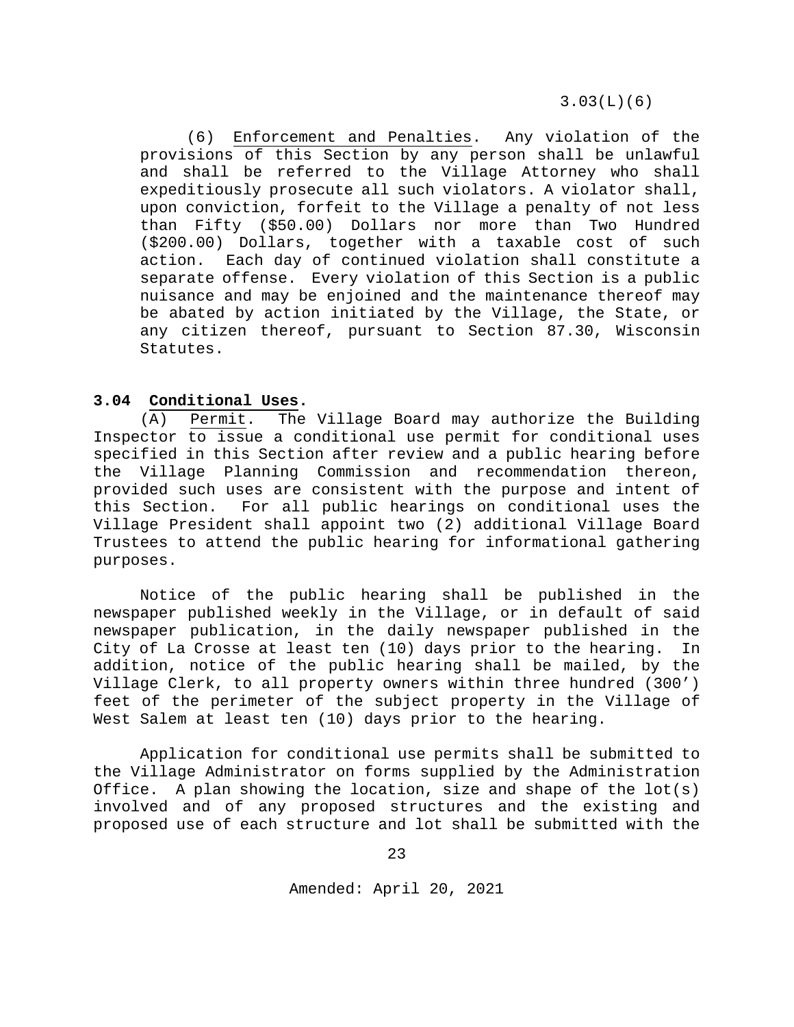(6) Enforcement and Penalties. Any violation of the provisions of this Section by any person shall be unlawful and shall be referred to the Village Attorney who shall expeditiously prosecute all such violators. A violator shall, upon conviction, forfeit to the Village a penalty of not less than Fifty ($50.00) Dollars nor more than Two Hundred ($200.00) Dollars, together with a taxable cost of such action. Each day of continued violation shall constitute a separate offense. Every violation of this Section is a public nuisance and may be enjoined and the maintenance thereof may be abated by action initiated by the Village, the State, or any citizen thereof, pursuant to Section 87.30, Wisconsin Statutes.

**3.04 Conditional Uses.**

(A) Permit. The Village Board may authorize the Building Inspector to issue a conditional use permit for conditional uses specified in this Section after review and a public hearing before the Village Planning Commission and recommendation thereon, provided such uses are consistent with the purpose and intent of this Section. For all public hearings on conditional uses the Village President shall appoint two (2) additional Village Board Trustees to attend the public hearing for informational gathering purposes.

Notice of the public hearing shall be published in the newspaper published weekly in the Village, or in default of said newspaper publication, in the daily newspaper published in the City of La Crosse at least ten (10) days prior to the hearing. In addition, notice of the public hearing shall be mailed, by the Village Clerk, to all property owners within three hundred (300') feet of the perimeter of the subject property in the Village of West Salem at least ten (10) days prior to the hearing.

Application for conditional use permits shall be submitted to the Village Administrator on forms supplied by the Administration Office. A plan showing the location, size and shape of the lot(s) involved and of any proposed structures and the existing and proposed use of each structure and lot shall be submitted with the

Amended: April 20, 2021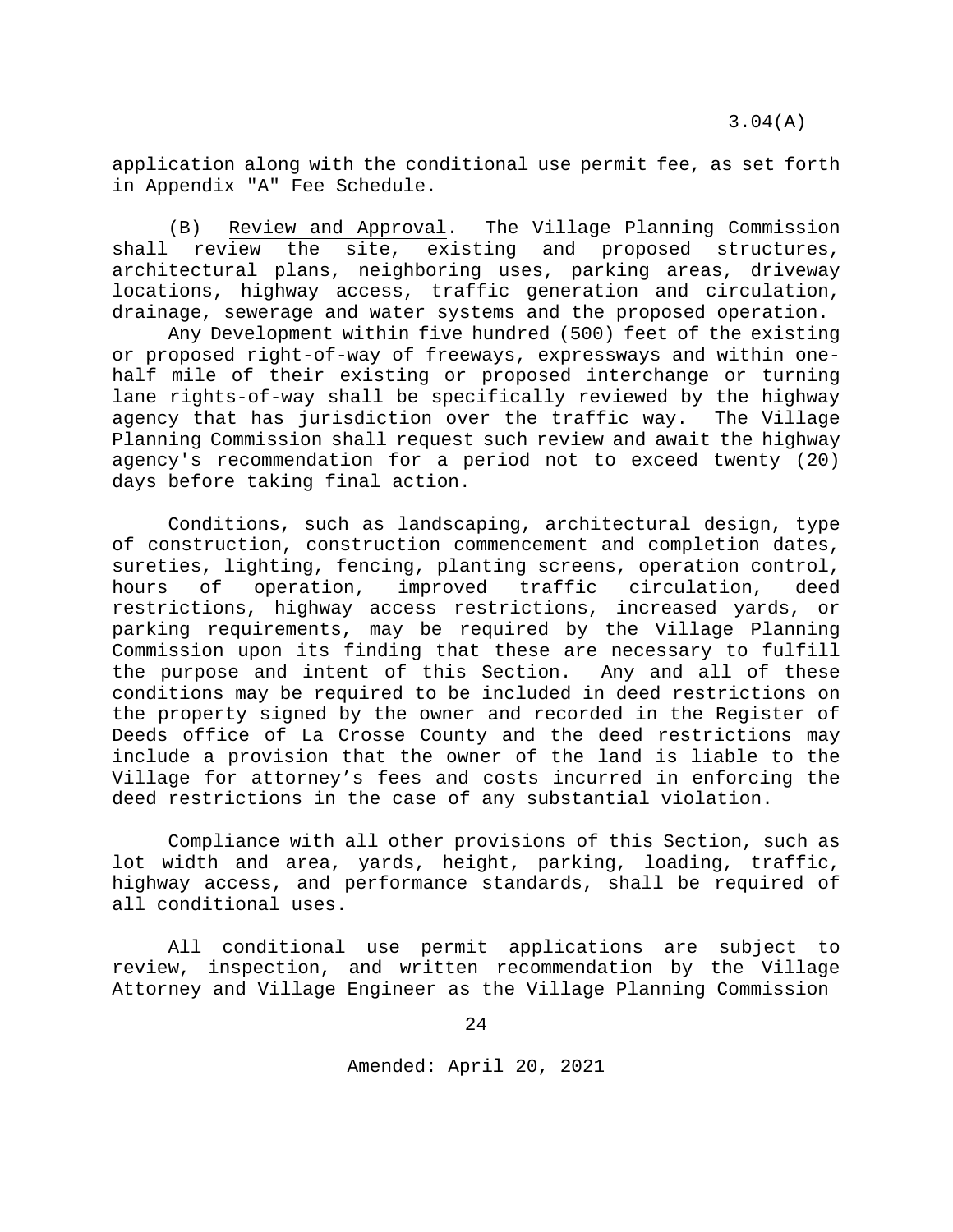application along with the conditional use permit fee, as set forth in Appendix "A" Fee Schedule.

(B) Review and Approval. The Village Planning Commission shall review the site, existing and proposed structures, architectural plans, neighboring uses, parking areas, driveway locations, highway access, traffic generation and circulation, drainage, sewerage and water systems and the proposed operation.

Any Development within five hundred (500) feet of the existing or proposed right-of-way of freeways, expressways and within one-half mile of their existing or proposed interchange or turning lane rights-of-way shall be specifically reviewed by the highway agency that has jurisdiction over the traffic way. The Village Planning Commission shall request such review and await the highway agency's recommendation for a period not to exceed twenty (20) days before taking final action.

Conditions, such as landscaping, architectural design, type of construction, construction commencement and completion dates, sureties, lighting, fencing, planting screens, operation control, hours of operation, improved traffic circulation, deed restrictions, highway access restrictions, increased yards, or parking requirements, may be required by the Village Planning Commission upon its finding that these are necessary to fulfill the purpose and intent of this Section. Any and all of these conditions may be required to be included in deed restrictions on the property signed by the owner and recorded in the Register of Deeds office of La Crosse County and the deed restrictions may include a provision that the owner of the land is liable to the Village for attorney's fees and costs incurred in enforcing the deed restrictions in the case of any substantial violation.

Compliance with all other provisions of this Section, such as lot width and area, yards, height, parking, loading, traffic, highway access, and performance standards, shall be required of all conditional uses.

All conditional use permit applications are subject to review, inspection, and written recommendation by the Village Attorney and Village Engineer as the Village Planning Commission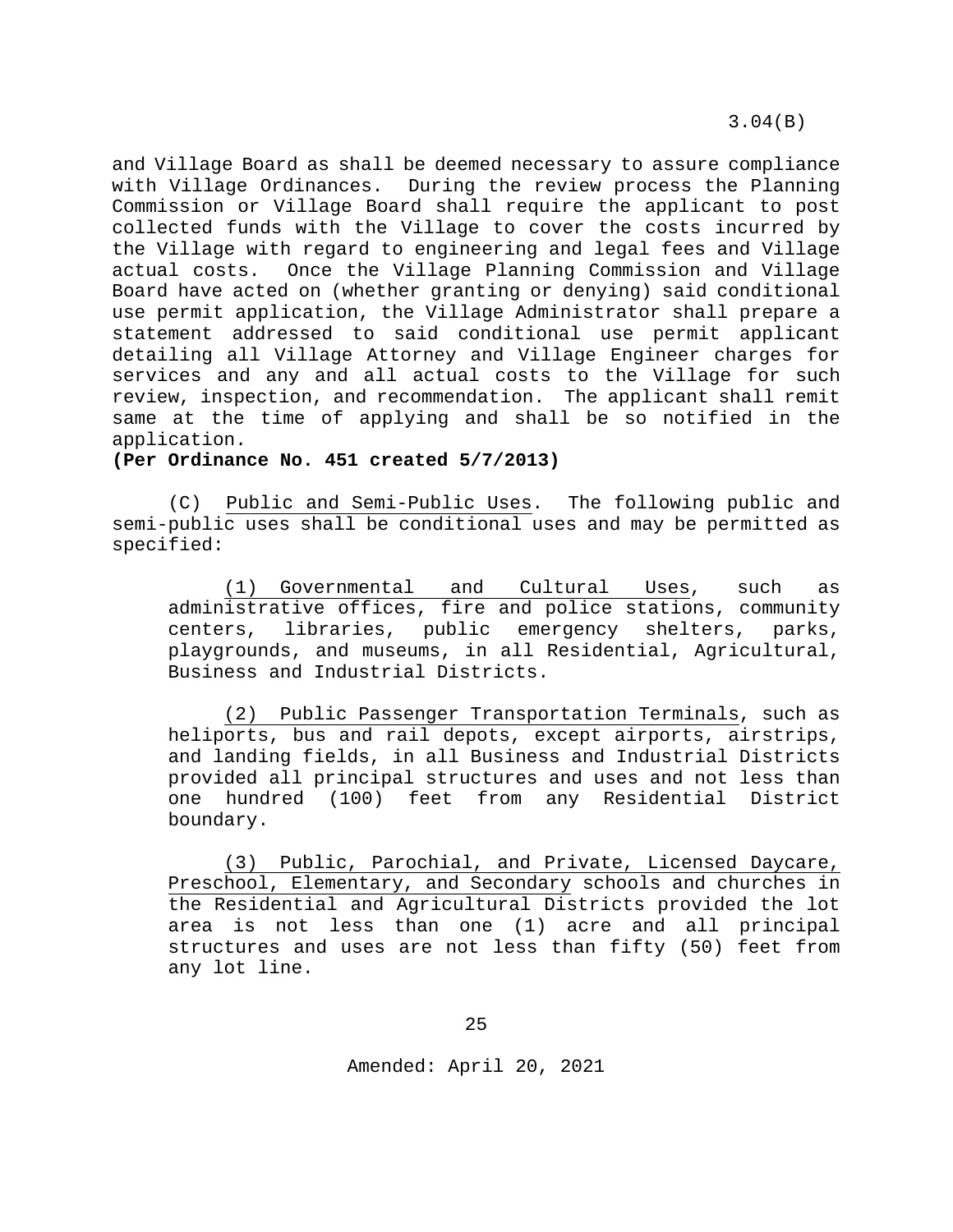and Village Board as shall be deemed necessary to assure compliance with Village Ordinances. During the review process the Planning Commission or Village Board shall require the applicant to post collected funds with the Village to cover the costs incurred by the Village with regard to engineering and legal fees and Village actual costs. Once the Village Planning Commission and Village Board have acted on (whether granting or denying) said conditional use permit application, the Village Administrator shall prepare a statement addressed to said conditional use permit applicant detailing all Village Attorney and Village Engineer charges for services and any and all actual costs to the Village for such review, inspection, and recommendation. The applicant shall remit same at the time of applying and shall be so notified in the application.
**(Per Ordinance No. 451 created 5/7/2013)**

(C) Public and Semi-Public Uses. The following public and semi-public uses shall be conditional uses and may be permitted as specified:

(1) Governmental and Cultural Uses, such as administrative offices, fire and police stations, community centers, libraries, public emergency shelters, parks, playgrounds, and museums, in all Residential, Agricultural, Business and Industrial Districts.

(2) Public Passenger Transportation Terminals, such as heliports, bus and rail depots, except airports, airstrips, and landing fields, in all Business and Industrial Districts provided all principal structures and uses and not less than one hundred (100) feet from any Residential District boundary.

(3) Public, Parochial, and Private, Licensed Daycare, Preschool, Elementary, and Secondary schools and churches in the Residential and Agricultural Districts provided the lot area is not less than one (1) acre and all principal structures and uses are not less than fifty (50) feet from any lot line.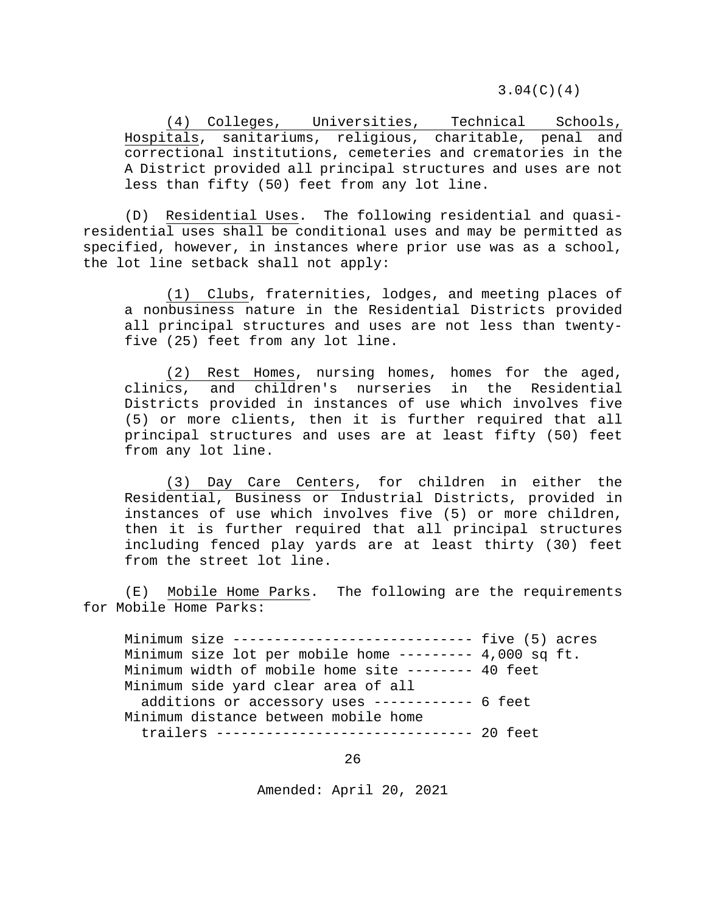(4) Colleges, Universities, Technical Schools, Hospitals, sanitariums, religious, charitable, penal and correctional institutions, cemeteries and crematories in the A District provided all principal structures and uses are not less than fifty (50) feet from any lot line.

(D) Residential Uses. The following residential and quasi-residential uses shall be conditional uses and may be permitted as specified, however, in instances where prior use was as a school, the lot line setback shall not apply:

(1) Clubs, fraternities, lodges, and meeting places of a nonbusiness nature in the Residential Districts provided all principal structures and uses are not less than twenty-five (25) feet from any lot line.

(2) Rest Homes, nursing homes, homes for the aged, clinics, and children's nurseries in the Residential Districts provided in instances of use which involves five (5) or more clients, then it is further required that all principal structures and uses are at least fifty (50) feet from any lot line.

(3) Day Care Centers, for children in either the Residential, Business or Industrial Districts, provided in instances of use which involves five (5) or more children, then it is further required that all principal structures including fenced play yards are at least thirty (30) feet from the street lot line.

(E) Mobile Home Parks. The following are the requirements for Mobile Home Parks:

| Requirement | Value |
|---|---|
| Minimum size | five (5) acres |
| Minimum size lot per mobile home | 4,000 sq ft. |
| Minimum width of mobile home site | 40 feet |
| Minimum side yard clear area of all additions or accessory uses | 6 feet |
| Minimum distance between mobile home trailers | 20 feet |

Amended: April 20, 2021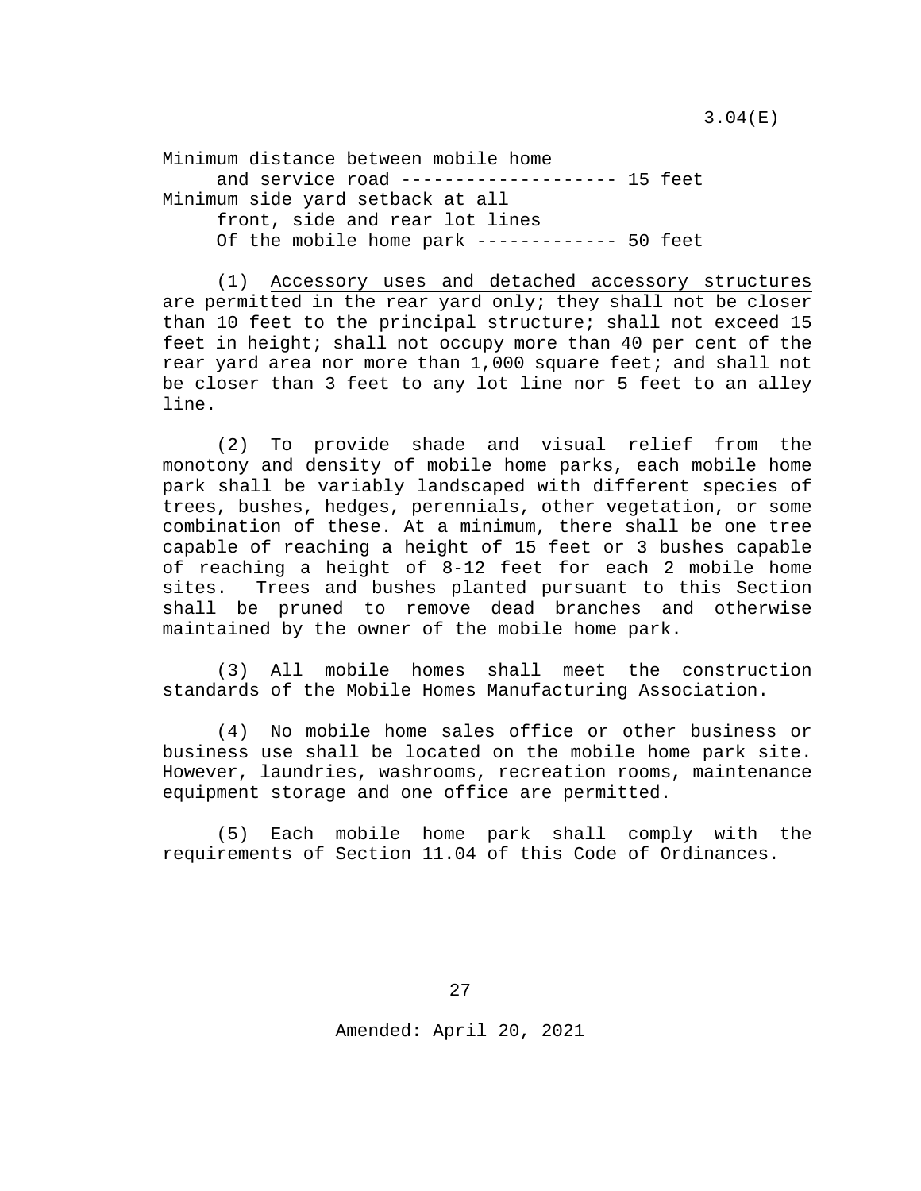Minimum distance between mobile home and service road -------------------- 15 feet

Minimum side yard setback at all front, side and rear lot lines Of the mobile home park ------------- 50 feet

(1) Accessory uses and detached accessory structures are permitted in the rear yard only; they shall not be closer than 10 feet to the principal structure; shall not exceed 15 feet in height; shall not occupy more than 40 per cent of the rear yard area nor more than 1,000 square feet; and shall not be closer than 3 feet to any lot line nor 5 feet to an alley line.

(2) To provide shade and visual relief from the monotony and density of mobile home parks, each mobile home park shall be variably landscaped with different species of trees, bushes, hedges, perennials, other vegetation, or some combination of these. At a minimum, there shall be one tree capable of reaching a height of 15 feet or 3 bushes capable of reaching a height of 8-12 feet for each 2 mobile home sites. Trees and bushes planted pursuant to this Section shall be pruned to remove dead branches and otherwise maintained by the owner of the mobile home park.

(3) All mobile homes shall meet the construction standards of the Mobile Homes Manufacturing Association.

(4) No mobile home sales office or other business or business use shall be located on the mobile home park site. However, laundries, washrooms, recreation rooms, maintenance equipment storage and one office are permitted.

(5) Each mobile home park shall comply with the requirements of Section 11.04 of this Code of Ordinances.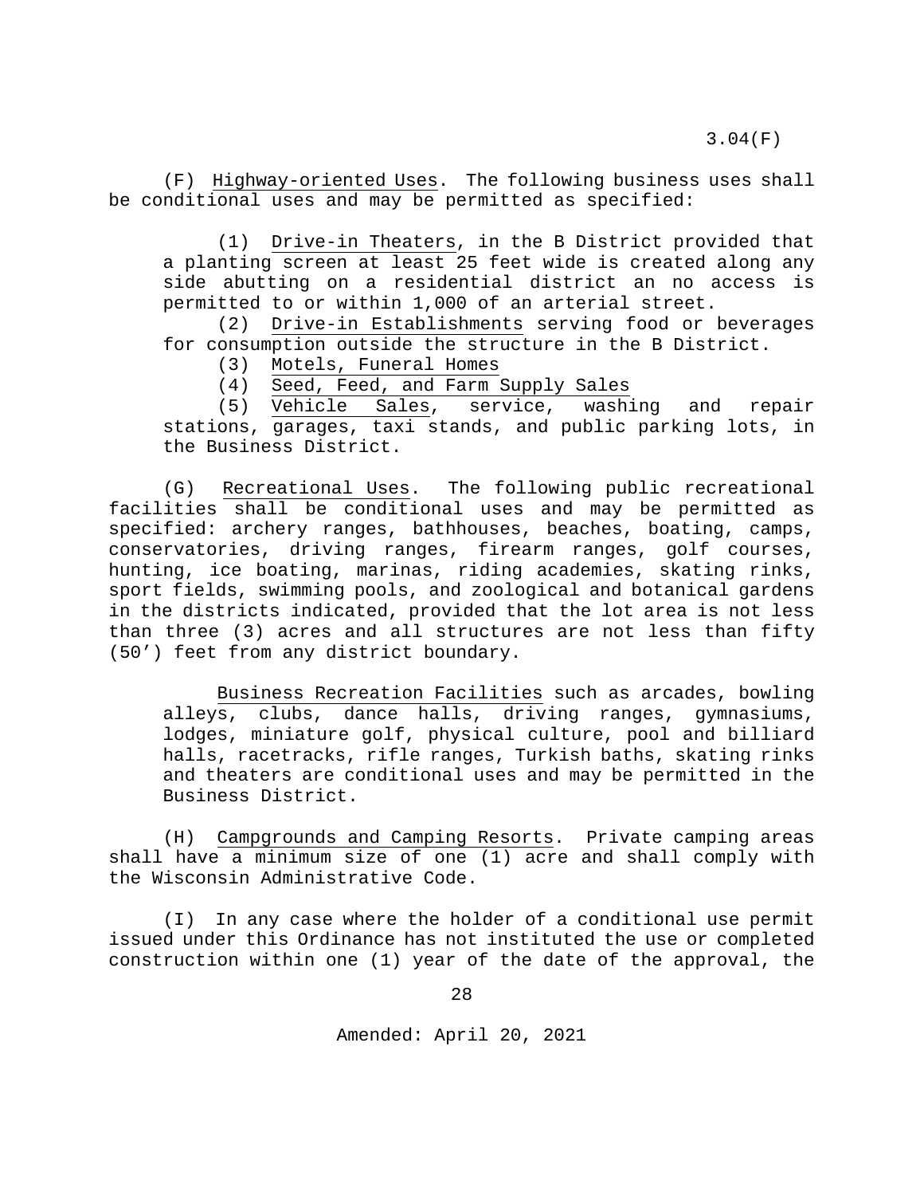(F) Highway-oriented Uses. The following business uses shall be conditional uses and may be permitted as specified:

(1) Drive-in Theaters, in the B District provided that a planting screen at least 25 feet wide is created along any side abutting on a residential district an no access is permitted to or within 1,000 of an arterial street.

(2) Drive-in Establishments serving food or beverages for consumption outside the structure in the B District.

(3) Motels, Funeral Homes

(4) Seed, Feed, and Farm Supply Sales

(5) Vehicle Sales, service, washing and repair stations, garages, taxi stands, and public parking lots, in the Business District.

(G) Recreational Uses. The following public recreational facilities shall be conditional uses and may be permitted as specified: archery ranges, bathhouses, beaches, boating, camps, conservatories, driving ranges, firearm ranges, golf courses, hunting, ice boating, marinas, riding academies, skating rinks, sport fields, swimming pools, and zoological and botanical gardens in the districts indicated, provided that the lot area is not less than three (3) acres and all structures are not less than fifty (50') feet from any district boundary.

Business Recreation Facilities such as arcades, bowling alleys, clubs, dance halls, driving ranges, gymnasiums, lodges, miniature golf, physical culture, pool and billiard halls, racetracks, rifle ranges, Turkish baths, skating rinks and theaters are conditional uses and may be permitted in the Business District.

(H) Campgrounds and Camping Resorts. Private camping areas shall have a minimum size of one (1) acre and shall comply with the Wisconsin Administrative Code.

(I) In any case where the holder of a conditional use permit issued under this Ordinance has not instituted the use or completed construction within one (1) year of the date of the approval, the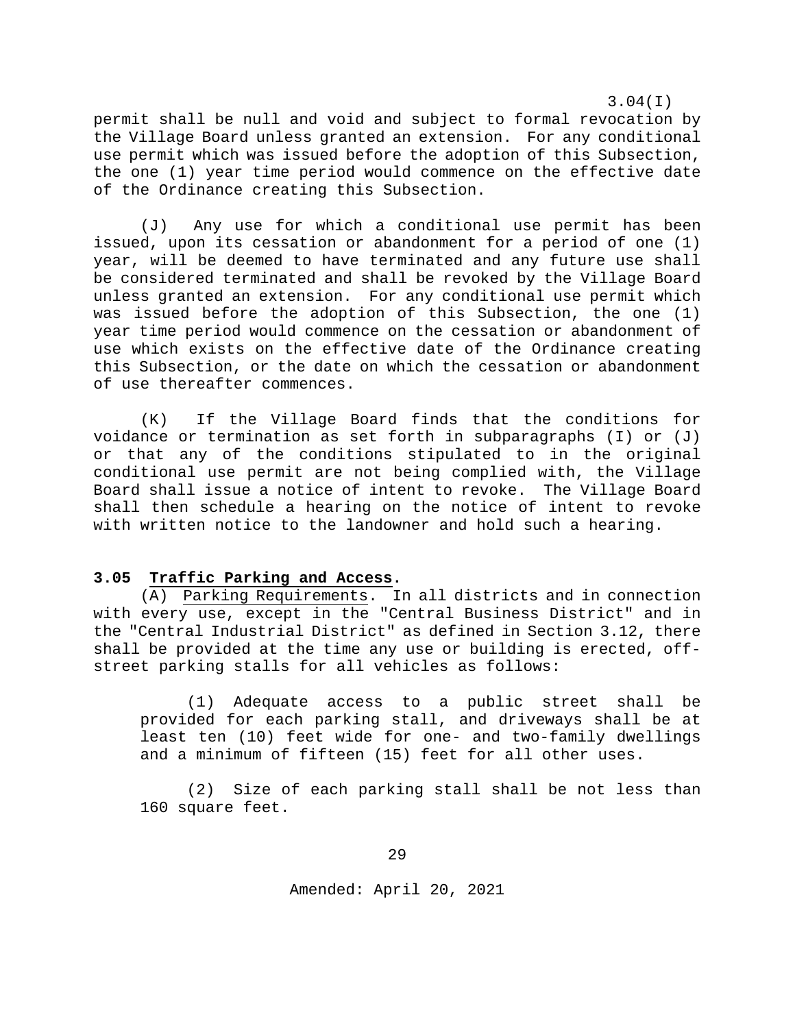permit shall be null and void and subject to formal revocation by the Village Board unless granted an extension. For any conditional use permit which was issued before the adoption of this Subsection, the one (1) year time period would commence on the effective date of the Ordinance creating this Subsection.

(J) Any use for which a conditional use permit has been issued, upon its cessation or abandonment for a period of one (1) year, will be deemed to have terminated and any future use shall be considered terminated and shall be revoked by the Village Board unless granted an extension. For any conditional use permit which was issued before the adoption of this Subsection, the one (1) year time period would commence on the cessation or abandonment of use which exists on the effective date of the Ordinance creating this Subsection, or the date on which the cessation or abandonment of use thereafter commences.

(K) If the Village Board finds that the conditions for voidance or termination as set forth in subparagraphs (I) or (J) or that any of the conditions stipulated to in the original conditional use permit are not being complied with, the Village Board shall issue a notice of intent to revoke. The Village Board shall then schedule a hearing on the notice of intent to revoke with written notice to the landowner and hold such a hearing.

**3.05 Traffic Parking and Access.**

(A) Parking Requirements. In all districts and in connection with every use, except in the "Central Business District" and in the "Central Industrial District" as defined in Section 3.12, there shall be provided at the time any use or building is erected, off-street parking stalls for all vehicles as follows:

(1) Adequate access to a public street shall be provided for each parking stall, and driveways shall be at least ten (10) feet wide for one- and two-family dwellings and a minimum of fifteen (15) feet for all other uses.

(2) Size of each parking stall shall be not less than 160 square feet.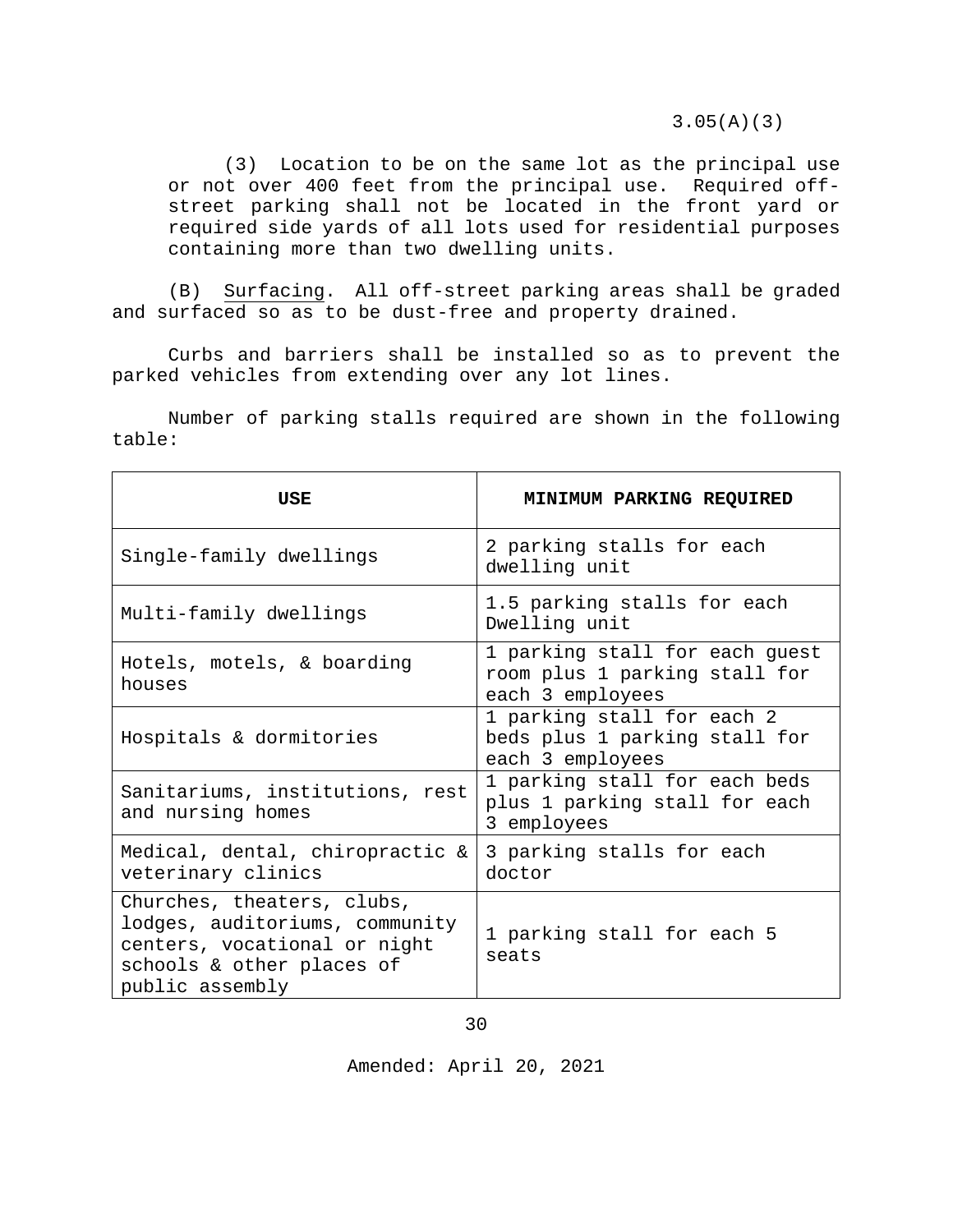3.05(A)(3)

(3) Location to be on the same lot as the principal use or not over 400 feet from the principal use. Required off-street parking shall not be located in the front yard or required side yards of all lots used for residential purposes containing more than two dwelling units.

(B) <u>Surfacing</u>. All off-street parking areas shall be graded and surfaced so as to be dust-free and property drained.

Curbs and barriers shall be installed so as to prevent the parked vehicles from extending over any lot lines.

Number of parking stalls required are shown in the following table:

| USE | MINIMUM PARKING REQUIRED |
| --- | --- |
| Single-family dwellings | 2 parking stalls for each dwelling unit |
| Multi-family dwellings | 1.5 parking stalls for each Dwelling unit |
| Hotels, motels, & boarding houses | 1 parking stall for each guest room plus 1 parking stall for each 3 employees |
| Hospitals & dormitories | 1 parking stall for each 2 beds plus 1 parking stall for each 3 employees |
| Sanitariums, institutions, rest and nursing homes | 1 parking stall for each beds plus 1 parking stall for each 3 employees |
| Medical, dental, chiropractic & veterinary clinics | 3 parking stalls for each doctor |
| Churches, theaters, clubs, lodges, auditoriums, community centers, vocational or night schools & other places of public assembly | 1 parking stall for each 5 seats |

Amended: April 20, 2021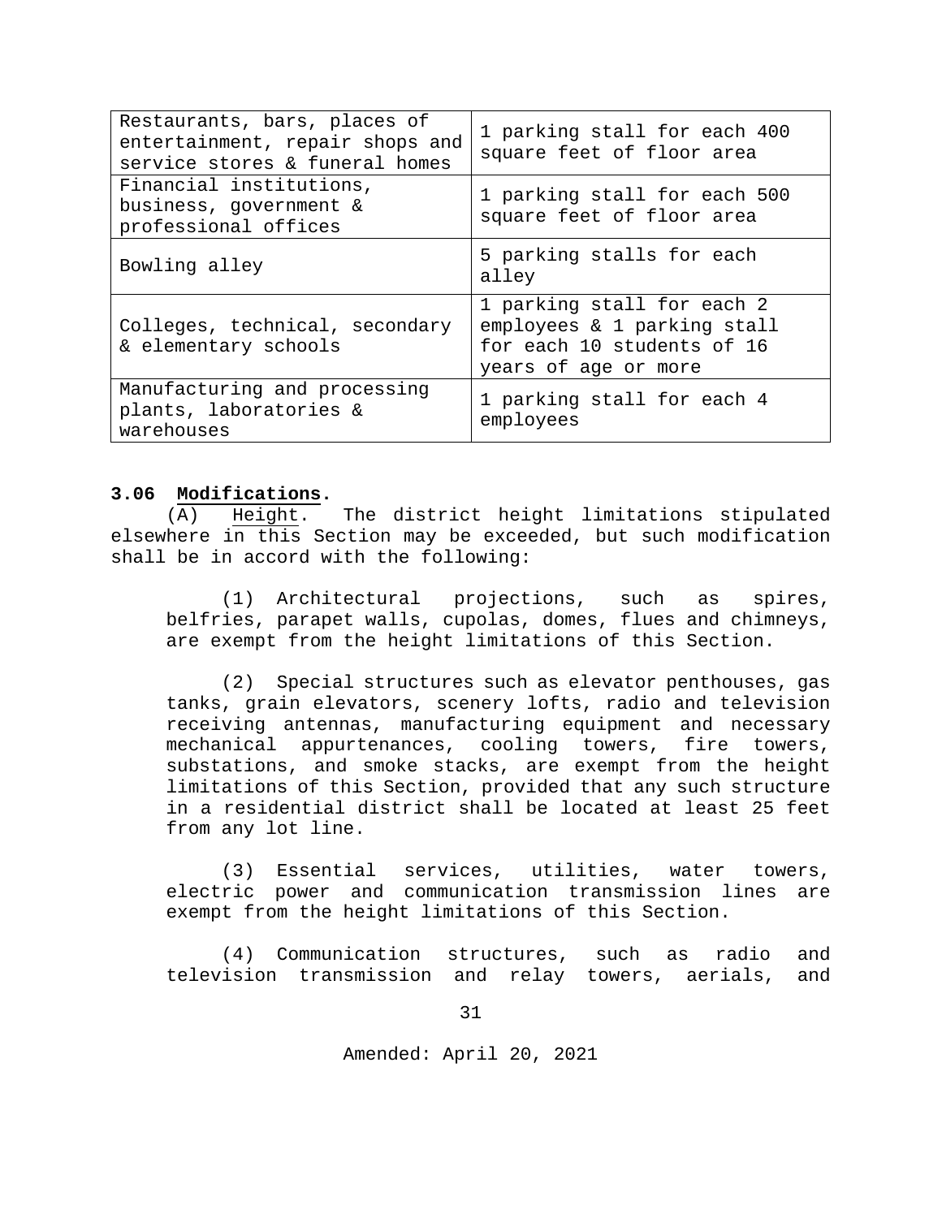| Restaurants, bars, places of entertainment, repair shops and service stores & funeral homes | 1 parking stall for each 400 square feet of floor area |
|---|---|
| Financial institutions, business, government & professional offices | 1 parking stall for each 500 square feet of floor area |
| Bowling alley | 5 parking stalls for each alley |
| Colleges, technical, secondary & elementary schools | 1 parking stall for each 2 employees & 1 parking stall for each 10 students of 16 years of age or more |
| Manufacturing and processing plants, laboratories & warehouses | 1 parking stall for each 4 employees |

**3.06 Modifications.**

(A) Height. The district height limitations stipulated elsewhere in this Section may be exceeded, but such modification shall be in accord with the following:

(1) Architectural projections, such as spires, belfries, parapet walls, cupolas, domes, flues and chimneys, are exempt from the height limitations of this Section.

(2) Special structures such as elevator penthouses, gas tanks, grain elevators, scenery lofts, radio and television receiving antennas, manufacturing equipment and necessary mechanical appurtenances, cooling towers, fire towers, substations, and smoke stacks, are exempt from the height limitations of this Section, provided that any such structure in a residential district shall be located at least 25 feet from any lot line.

(3) Essential services, utilities, water towers, electric power and communication transmission lines are exempt from the height limitations of this Section.

(4) Communication structures, such as radio and television transmission and relay towers, aerials, and

Amended: April 20, 2021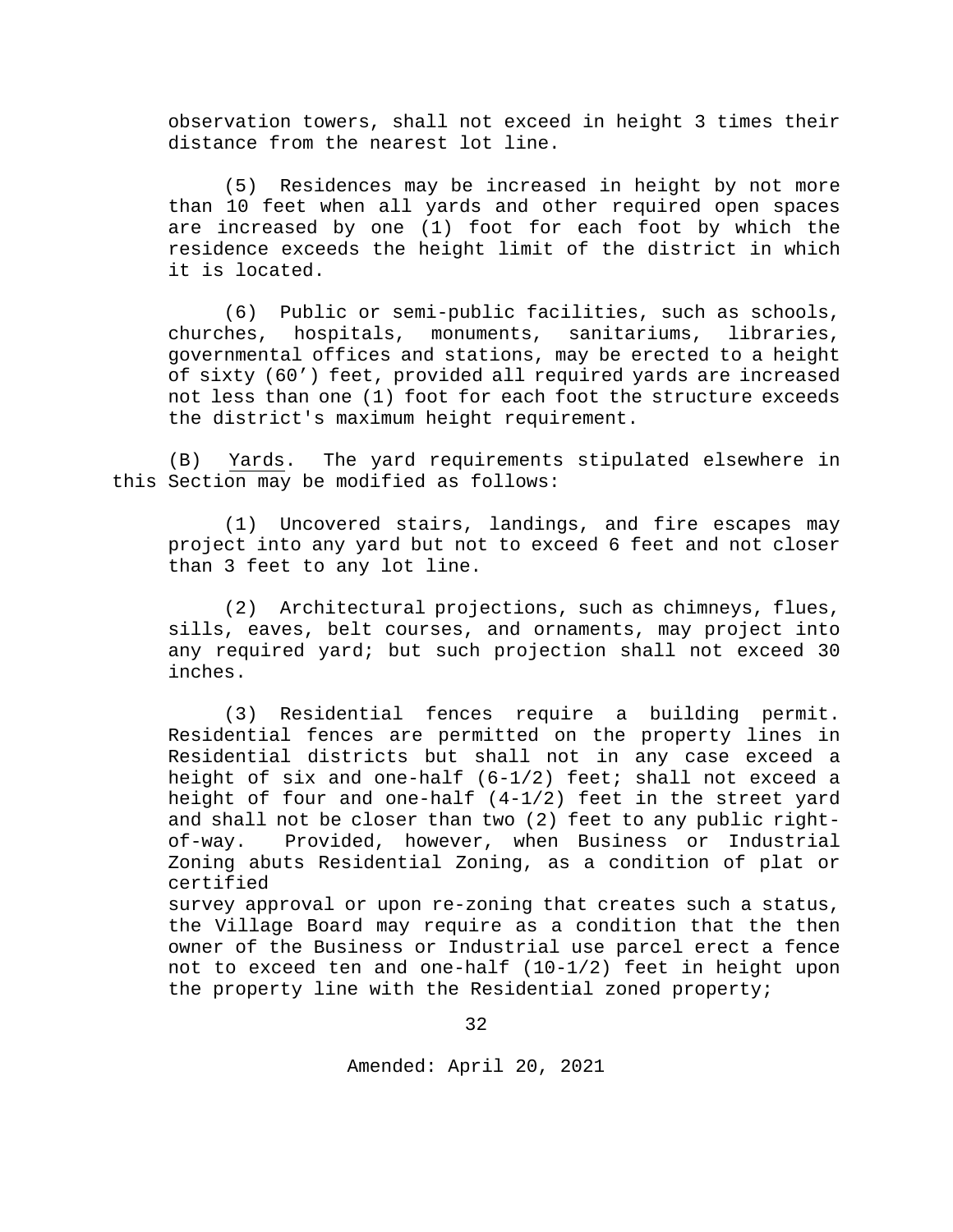observation towers, shall not exceed in height 3 times their distance from the nearest lot line.

(5) Residences may be increased in height by not more than 10 feet when all yards and other required open spaces are increased by one (1) foot for each foot by which the residence exceeds the height limit of the district in which it is located.

(6) Public or semi-public facilities, such as schools, churches, hospitals, monuments, sanitariums, libraries, governmental offices and stations, may be erected to a height of sixty (60’) feet, provided all required yards are increased not less than one (1) foot for each foot the structure exceeds the district's maximum height requirement.

(B) Yards. The yard requirements stipulated elsewhere in this Section may be modified as follows:

(1) Uncovered stairs, landings, and fire escapes may project into any yard but not to exceed 6 feet and not closer than 3 feet to any lot line.

(2) Architectural projections, such as chimneys, flues, sills, eaves, belt courses, and ornaments, may project into any required yard; but such projection shall not exceed 30 inches.

(3) Residential fences require a building permit. Residential fences are permitted on the property lines in Residential districts but shall not in any case exceed a height of six and one-half (6-1/2) feet; shall not exceed a height of four and one-half (4-1/2) feet in the street yard and shall not be closer than two (2) feet to any public right-of-way. Provided, however, when Business or Industrial Zoning abuts Residential Zoning, as a condition of plat or certified survey approval or upon re-zoning that creates such a status, the Village Board may require as a condition that the then owner of the Business or Industrial use parcel erect a fence not to exceed ten and one-half (10-1/2) feet in height upon the property line with the Residential zoned property;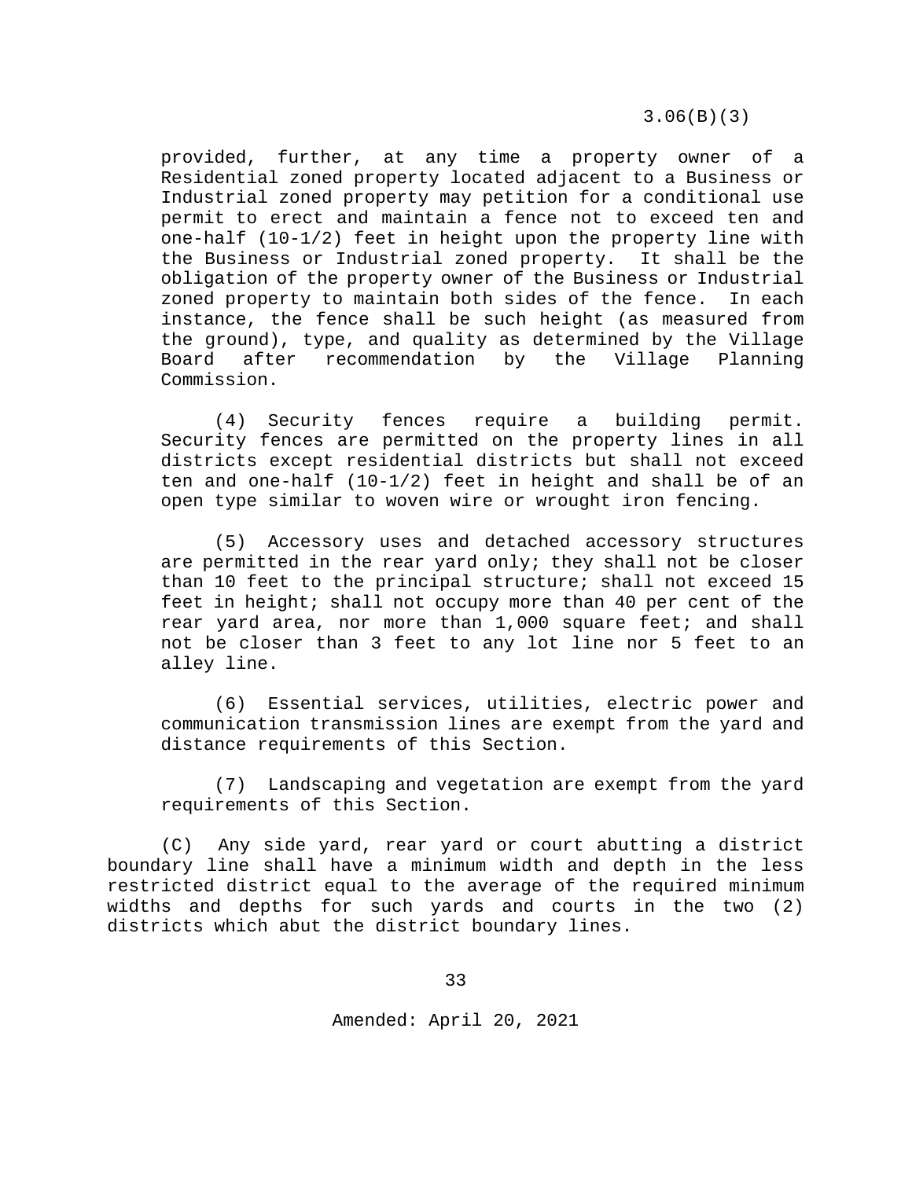provided, further, at any time a property owner of a Residential zoned property located adjacent to a Business or Industrial zoned property may petition for a conditional use permit to erect and maintain a fence not to exceed ten and one-half (10-1/2) feet in height upon the property line with the Business or Industrial zoned property. It shall be the obligation of the property owner of the Business or Industrial zoned property to maintain both sides of the fence. In each instance, the fence shall be such height (as measured from the ground), type, and quality as determined by the Village Board after recommendation by the Village Planning Commission.

(4) Security fences require a building permit. Security fences are permitted on the property lines in all districts except residential districts but shall not exceed ten and one-half (10-1/2) feet in height and shall be of an open type similar to woven wire or wrought iron fencing.

(5) Accessory uses and detached accessory structures are permitted in the rear yard only; they shall not be closer than 10 feet to the principal structure; shall not exceed 15 feet in height; shall not occupy more than 40 per cent of the rear yard area, nor more than 1,000 square feet; and shall not be closer than 3 feet to any lot line nor 5 feet to an alley line.

(6) Essential services, utilities, electric power and communication transmission lines are exempt from the yard and distance requirements of this Section.

(7) Landscaping and vegetation are exempt from the yard requirements of this Section.

(C) Any side yard, rear yard or court abutting a district boundary line shall have a minimum width and depth in the less restricted district equal to the average of the required minimum widths and depths for such yards and courts in the two (2) districts which abut the district boundary lines.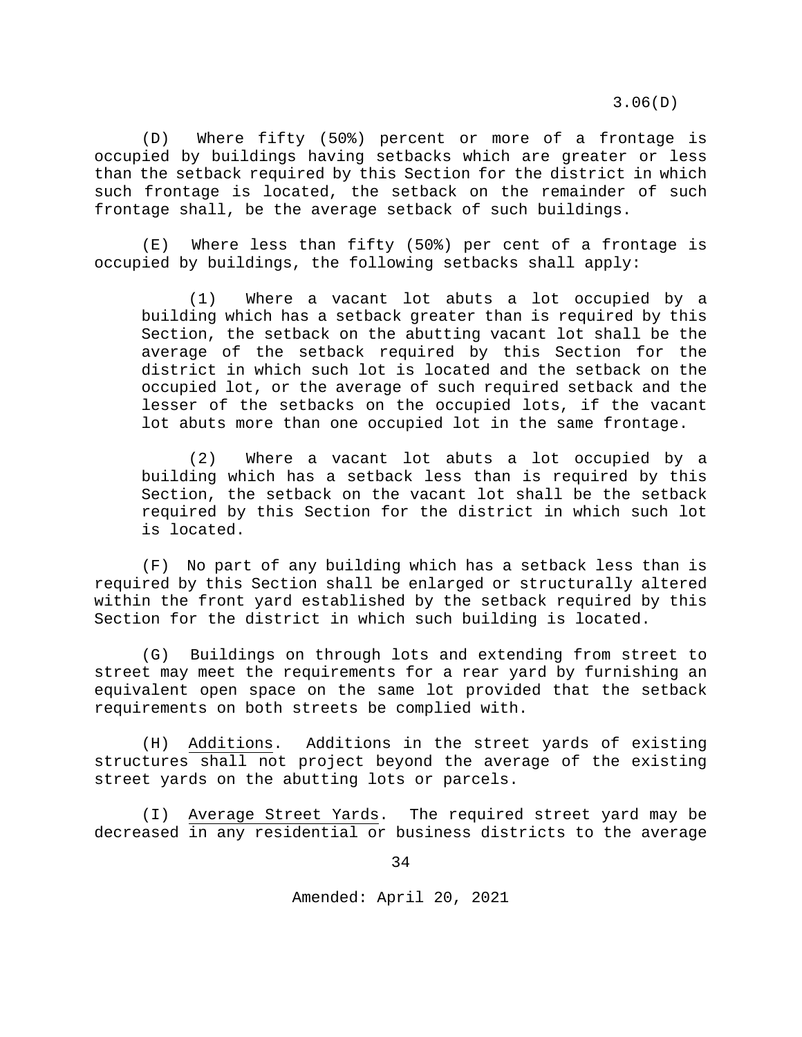(D) Where fifty (50%) percent or more of a frontage is occupied by buildings having setbacks which are greater or less than the setback required by this Section for the district in which such frontage is located, the setback on the remainder of such frontage shall, be the average setback of such buildings.

(E) Where less than fifty (50%) per cent of a frontage is occupied by buildings, the following setbacks shall apply:

(1) Where a vacant lot abuts a lot occupied by a building which has a setback greater than is required by this Section, the setback on the abutting vacant lot shall be the average of the setback required by this Section for the district in which such lot is located and the setback on the occupied lot, or the average of such required setback and the lesser of the setbacks on the occupied lots, if the vacant lot abuts more than one occupied lot in the same frontage.

(2) Where a vacant lot abuts a lot occupied by a building which has a setback less than is required by this Section, the setback on the vacant lot shall be the setback required by this Section for the district in which such lot is located.

(F) No part of any building which has a setback less than is required by this Section shall be enlarged or structurally altered within the front yard established by the setback required by this Section for the district in which such building is located.

(G) Buildings on through lots and extending from street to street may meet the requirements for a rear yard by furnishing an equivalent open space on the same lot provided that the setback requirements on both streets be complied with.

(H) Additions. Additions in the street yards of existing structures shall not project beyond the average of the existing street yards on the abutting lots or parcels.

(I) Average Street Yards. The required street yard may be decreased in any residential or business districts to the average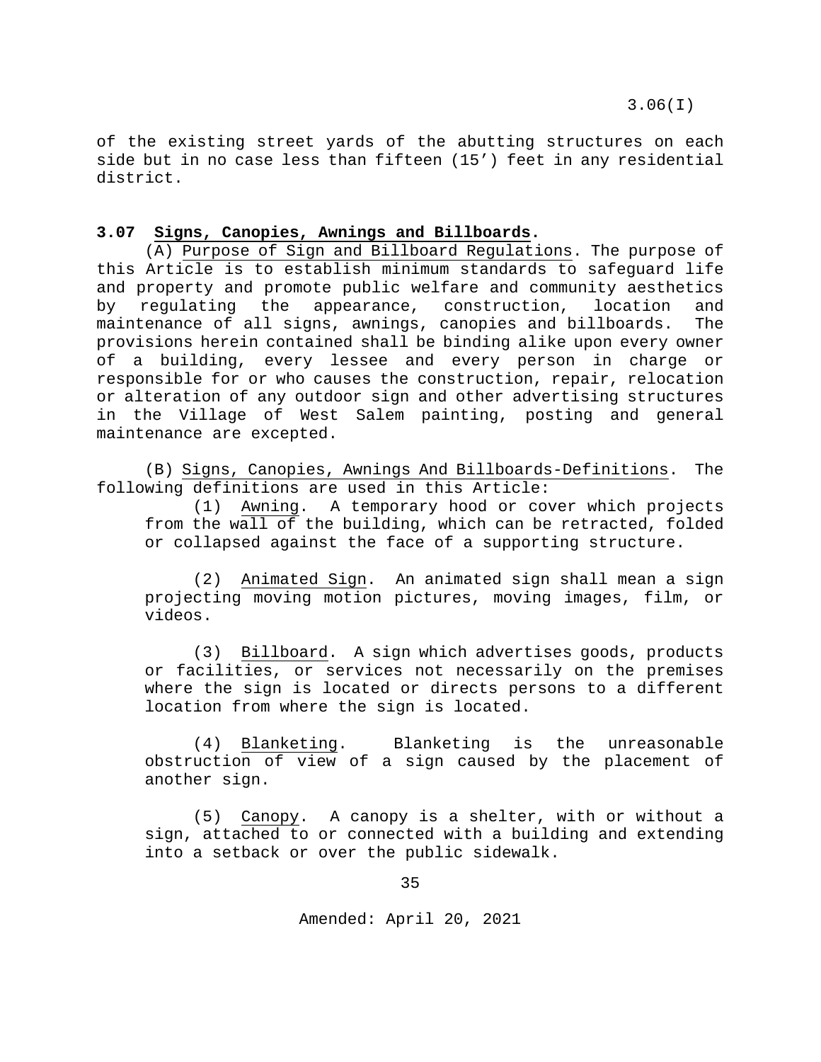of the existing street yards of the abutting structures on each side but in no case less than fifteen (15’) feet in any residential district.

### 3.07 Signs, Canopies, Awnings and Billboards.

(A) Purpose of Sign and Billboard Regulations. The purpose of this Article is to establish minimum standards to safeguard life and property and promote public welfare and community aesthetics by regulating the appearance, construction, location and maintenance of all signs, awnings, canopies and billboards. The provisions herein contained shall be binding alike upon every owner of a building, every lessee and every person in charge or responsible for or who causes the construction, repair, relocation or alteration of any outdoor sign and other advertising structures in the Village of West Salem painting, posting and general maintenance are excepted.

(B) Signs, Canopies, Awnings And Billboards-Definitions. The following definitions are used in this Article:

(1) Awning. A temporary hood or cover which projects from the wall of the building, which can be retracted, folded or collapsed against the face of a supporting structure.

(2) Animated Sign. An animated sign shall mean a sign projecting moving motion pictures, moving images, film, or videos.

(3) Billboard. A sign which advertises goods, products or facilities, or services not necessarily on the premises where the sign is located or directs persons to a different location from where the sign is located.

(4) Blanketing. Blanketing is the unreasonable obstruction of view of a sign caused by the placement of another sign.

(5) Canopy. A canopy is a shelter, with or without a sign, attached to or connected with a building and extending into a setback or over the public sidewalk.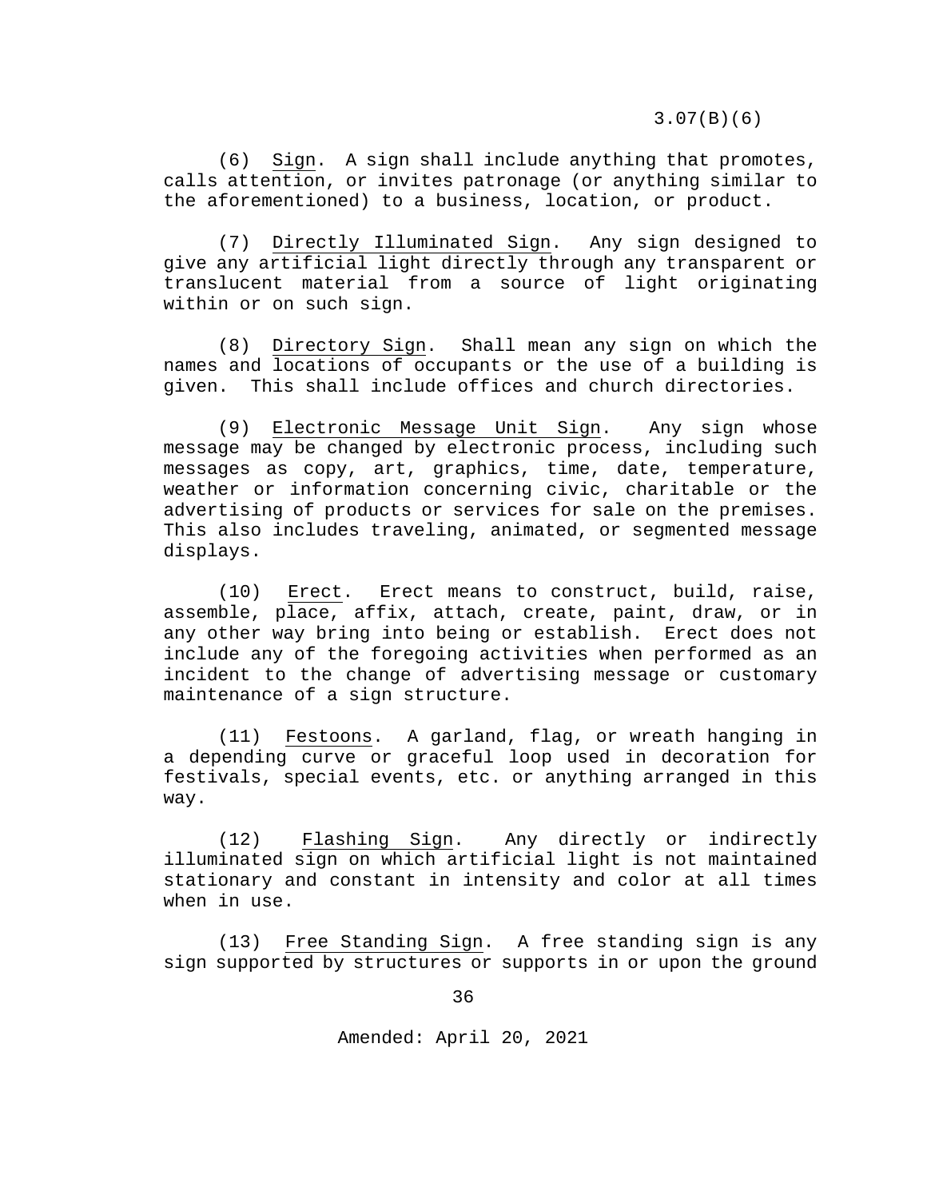(6) Sign. A sign shall include anything that promotes, calls attention, or invites patronage (or anything similar to the aforementioned) to a business, location, or product.

(7) Directly Illuminated Sign. Any sign designed to give any artificial light directly through any transparent or translucent material from a source of light originating within or on such sign.

(8) Directory Sign. Shall mean any sign on which the names and locations of occupants or the use of a building is given. This shall include offices and church directories.

(9) Electronic Message Unit Sign. Any sign whose message may be changed by electronic process, including such messages as copy, art, graphics, time, date, temperature, weather or information concerning civic, charitable or the advertising of products or services for sale on the premises. This also includes traveling, animated, or segmented message displays.

(10) Erect. Erect means to construct, build, raise, assemble, place, affix, attach, create, paint, draw, or in any other way bring into being or establish. Erect does not include any of the foregoing activities when performed as an incident to the change of advertising message or customary maintenance of a sign structure.

(11) Festoons. A garland, flag, or wreath hanging in a depending curve or graceful loop used in decoration for festivals, special events, etc. or anything arranged in this way.

(12) Flashing Sign. Any directly or indirectly illuminated sign on which artificial light is not maintained stationary and constant in intensity and color at all times when in use.

(13) Free Standing Sign. A free standing sign is any sign supported by structures or supports in or upon the ground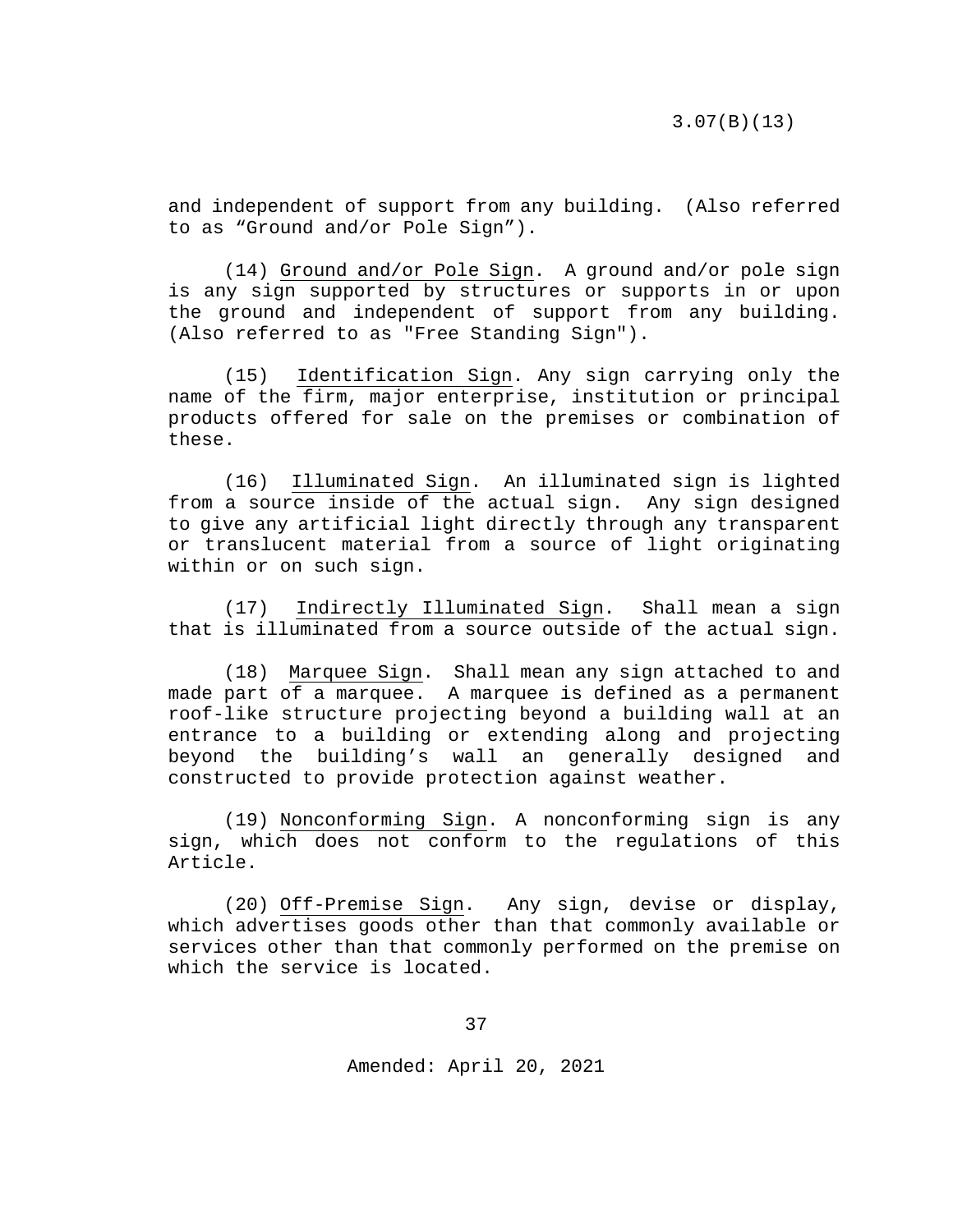and independent of support from any building. (Also referred to as "Ground and/or Pole Sign").

(14) <u>Ground and/or Pole Sign</u>. A ground and/or pole sign is any sign supported by structures or supports in or upon the ground and independent of support from any building. (Also referred to as "Free Standing Sign").

(15) <u>Identification Sign</u>. Any sign carrying only the name of the firm, major enterprise, institution or principal products offered for sale on the premises or combination of these.

(16) <u>Illuminated Sign</u>. An illuminated sign is lighted from a source inside of the actual sign. Any sign designed to give any artificial light directly through any transparent or translucent material from a source of light originating within or on such sign.

(17) <u>Indirectly Illuminated Sign</u>. Shall mean a sign that is illuminated from a source outside of the actual sign.

(18) <u>Marquee Sign</u>. Shall mean any sign attached to and made part of a marquee. A marquee is defined as a permanent roof-like structure projecting beyond a building wall at an entrance to a building or extending along and projecting beyond the building's wall an generally designed and constructed to provide protection against weather.

(19) <u>Nonconforming Sign</u>. A nonconforming sign is any sign, which does not conform to the regulations of this Article.

(20) <u>Off-Premise Sign</u>. Any sign, devise or display, which advertises goods other than that commonly available or services other than that commonly performed on the premise on which the service is located.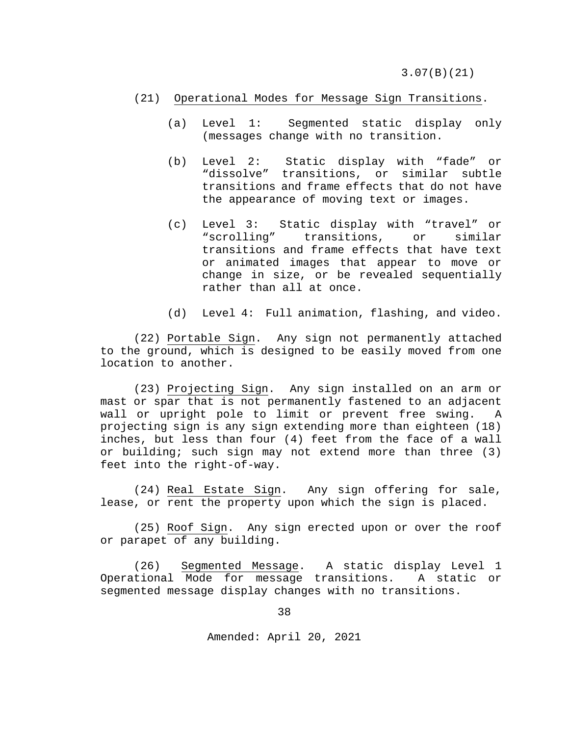(21) Operational Modes for Message Sign Transitions.

(a) Level 1: Segmented static display only (messages change with no transition.

(b) Level 2: Static display with "fade" or "dissolve" transitions, or similar subtle transitions and frame effects that do not have the appearance of moving text or images.

(c) Level 3: Static display with "travel" or "scrolling" transitions, or similar transitions and frame effects that have text or animated images that appear to move or change in size, or be revealed sequentially rather than all at once.

(d) Level 4: Full animation, flashing, and video.

(22) Portable Sign. Any sign not permanently attached to the ground, which is designed to be easily moved from one location to another.

(23) Projecting Sign. Any sign installed on an arm or mast or spar that is not permanently fastened to an adjacent wall or upright pole to limit or prevent free swing. A projecting sign is any sign extending more than eighteen (18) inches, but less than four (4) feet from the face of a wall or building; such sign may not extend more than three (3) feet into the right-of-way.

(24) Real Estate Sign. Any sign offering for sale, lease, or rent the property upon which the sign is placed.

(25) Roof Sign. Any sign erected upon or over the roof or parapet of any building.

(26) Segmented Message. A static display Level 1 Operational Mode for message transitions. A static or segmented message display changes with no transitions.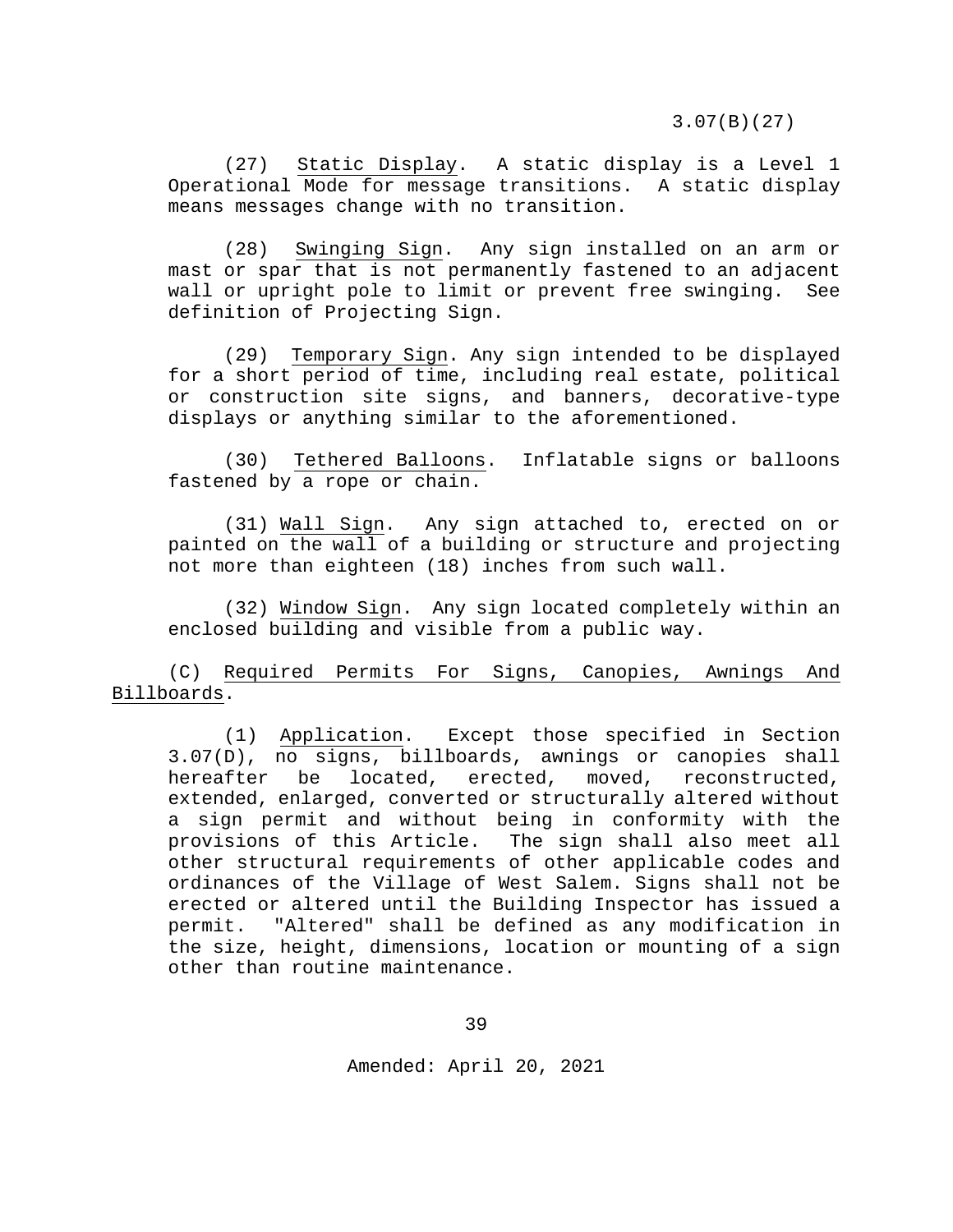(27) Static Display. A static display is a Level 1 Operational Mode for message transitions. A static display means messages change with no transition.

(28) Swinging Sign. Any sign installed on an arm or mast or spar that is not permanently fastened to an adjacent wall or upright pole to limit or prevent free swinging. See definition of Projecting Sign.

(29) Temporary Sign. Any sign intended to be displayed for a short period of time, including real estate, political or construction site signs, and banners, decorative-type displays or anything similar to the aforementioned.

(30) Tethered Balloons. Inflatable signs or balloons fastened by a rope or chain.

(31) Wall Sign. Any sign attached to, erected on or painted on the wall of a building or structure and projecting not more than eighteen (18) inches from such wall.

(32) Window Sign. Any sign located completely within an enclosed building and visible from a public way.

(C) Required Permits For Signs, Canopies, Awnings And Billboards.

(1) Application. Except those specified in Section 3.07(D), no signs, billboards, awnings or canopies shall hereafter be located, erected, moved, reconstructed, extended, enlarged, converted or structurally altered without a sign permit and without being in conformity with the provisions of this Article. The sign shall also meet all other structural requirements of other applicable codes and ordinances of the Village of West Salem. Signs shall not be erected or altered until the Building Inspector has issued a permit. "Altered" shall be defined as any modification in the size, height, dimensions, location or mounting of a sign other than routine maintenance.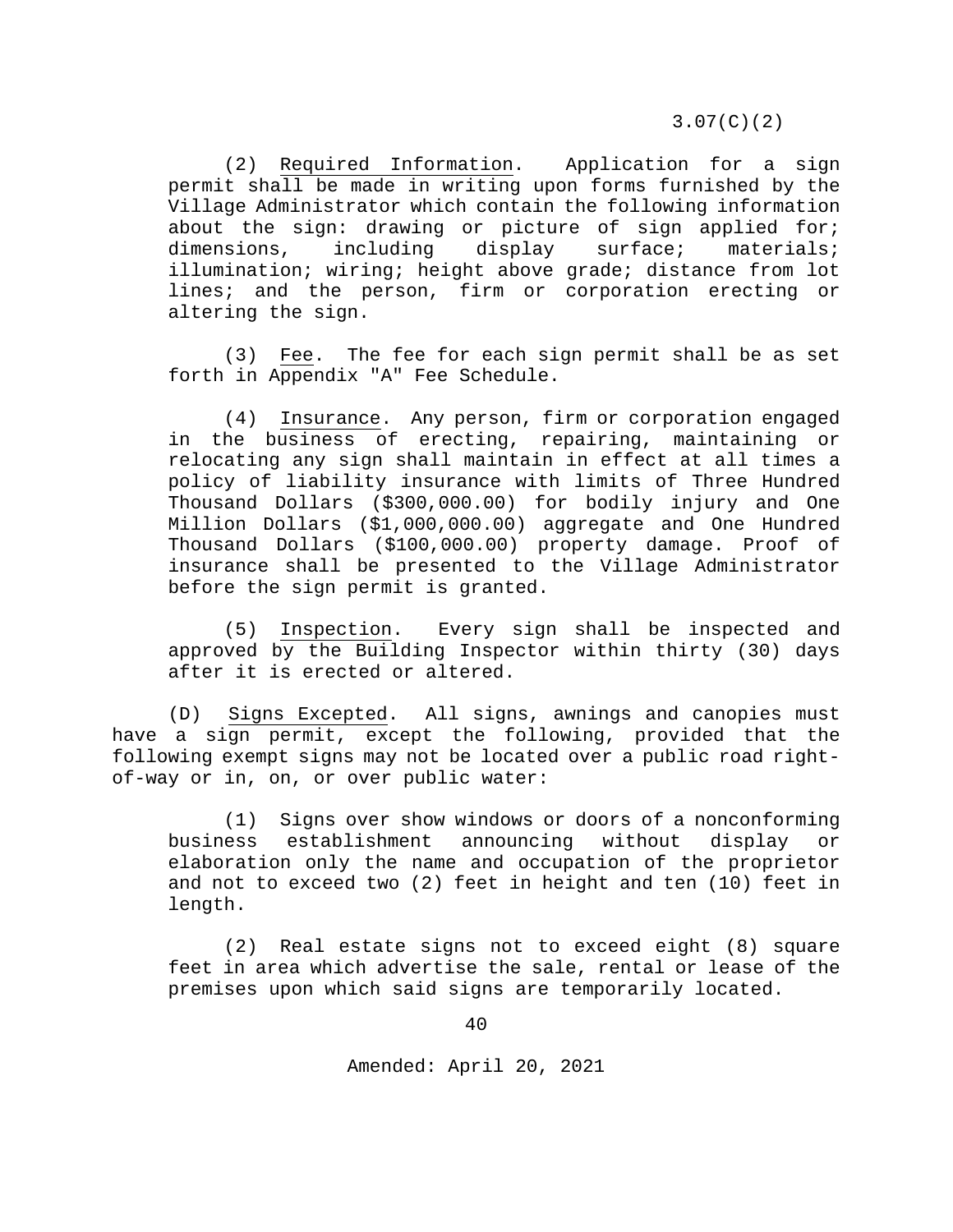(2) Required Information. Application for a sign permit shall be made in writing upon forms furnished by the Village Administrator which contain the following information about the sign: drawing or picture of sign applied for; dimensions, including display surface; materials; illumination; wiring; height above grade; distance from lot lines; and the person, firm or corporation erecting or altering the sign.

(3) Fee. The fee for each sign permit shall be as set forth in Appendix "A" Fee Schedule.

(4) Insurance. Any person, firm or corporation engaged in the business of erecting, repairing, maintaining or relocating any sign shall maintain in effect at all times a policy of liability insurance with limits of Three Hundred Thousand Dollars ($300,000.00) for bodily injury and One Million Dollars ($1,000,000.00) aggregate and One Hundred Thousand Dollars ($100,000.00) property damage. Proof of insurance shall be presented to the Village Administrator before the sign permit is granted.

(5) Inspection. Every sign shall be inspected and approved by the Building Inspector within thirty (30) days after it is erected or altered.

(D) Signs Excepted. All signs, awnings and canopies must have a sign permit, except the following, provided that the following exempt signs may not be located over a public road right-of-way or in, on, or over public water:

(1) Signs over show windows or doors of a nonconforming business establishment announcing without display or elaboration only the name and occupation of the proprietor and not to exceed two (2) feet in height and ten (10) feet in length.

(2) Real estate signs not to exceed eight (8) square feet in area which advertise the sale, rental or lease of the premises upon which said signs are temporarily located.

Amended: April 20, 2021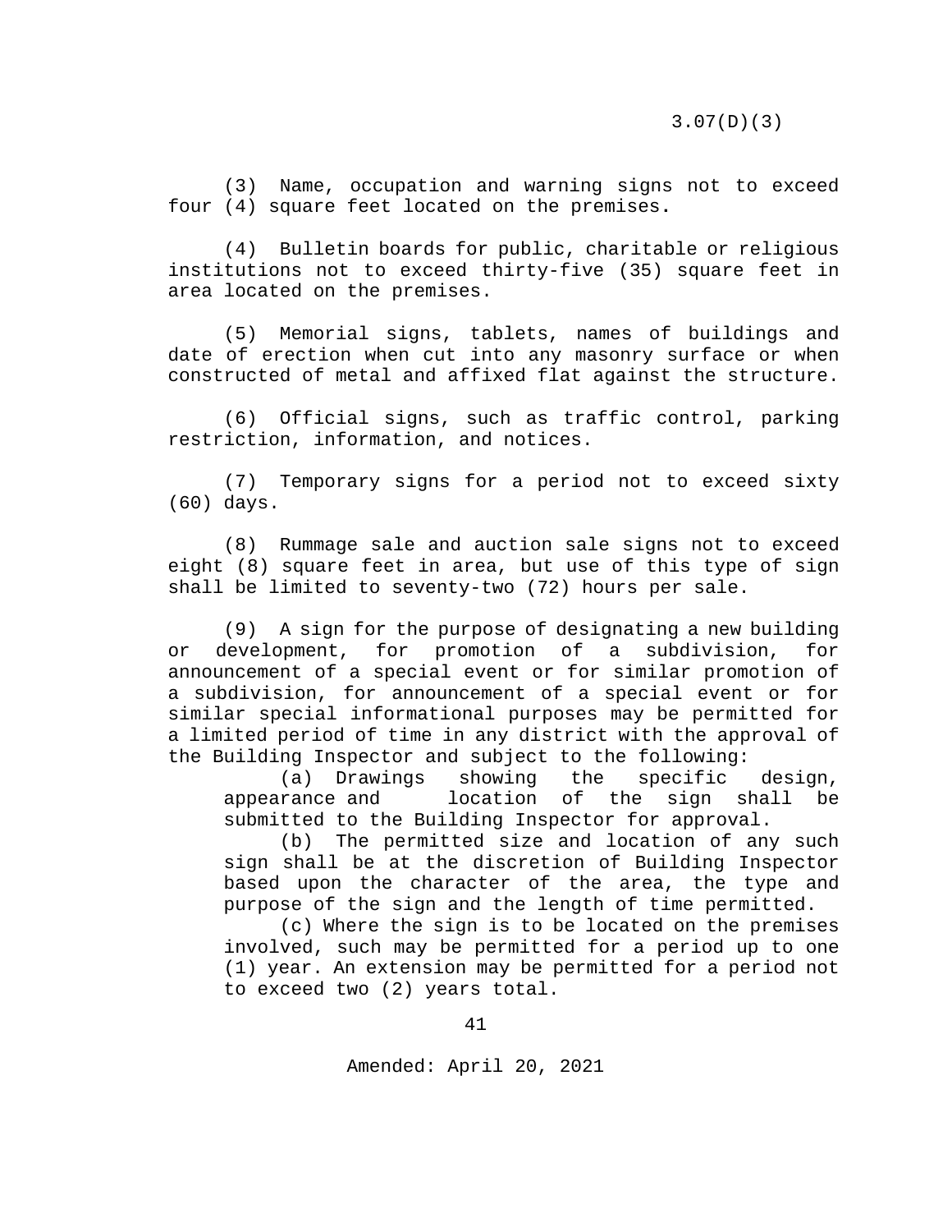(3) Name, occupation and warning signs not to exceed four (4) square feet located on the premises.

(4) Bulletin boards for public, charitable or religious institutions not to exceed thirty-five (35) square feet in area located on the premises.

(5) Memorial signs, tablets, names of buildings and date of erection when cut into any masonry surface or when constructed of metal and affixed flat against the structure.

(6) Official signs, such as traffic control, parking restriction, information, and notices.

(7) Temporary signs for a period not to exceed sixty (60) days.

(8) Rummage sale and auction sale signs not to exceed eight (8) square feet in area, but use of this type of sign shall be limited to seventy-two (72) hours per sale.

(9) A sign for the purpose of designating a new building or development, for promotion of a subdivision, for announcement of a special event or for similar promotion of a subdivision, for announcement of a special event or for similar special informational purposes may be permitted for a limited period of time in any district with the approval of the Building Inspector and subject to the following:

(a) Drawings showing the specific design, appearance and location of the sign shall be submitted to the Building Inspector for approval.

(b) The permitted size and location of any such sign shall be at the discretion of Building Inspector based upon the character of the area, the type and purpose of the sign and the length of time permitted.

(c) Where the sign is to be located on the premises involved, such may be permitted for a period up to one (1) year. An extension may be permitted for a period not to exceed two (2) years total.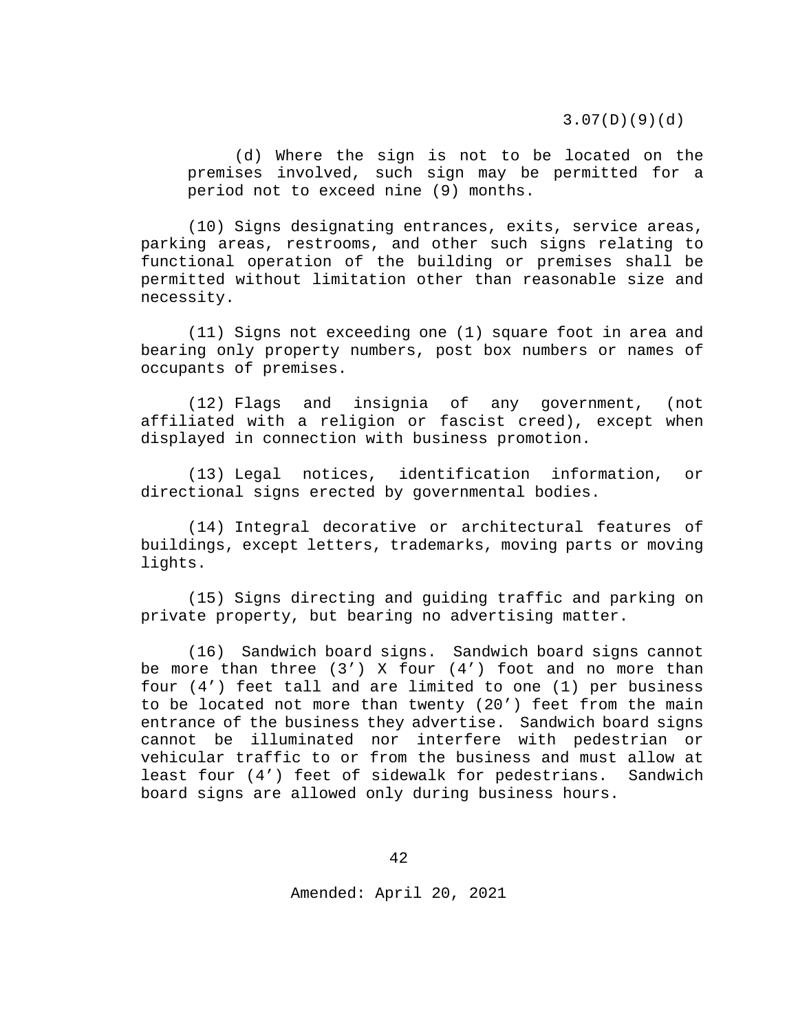(d) Where the sign is not to be located on the premises involved, such sign may be permitted for a period not to exceed nine (9) months.

(10) Signs designating entrances, exits, service areas, parking areas, restrooms, and other such signs relating to functional operation of the building or premises shall be permitted without limitation other than reasonable size and necessity.

(11) Signs not exceeding one (1) square foot in area and bearing only property numbers, post box numbers or names of occupants of premises.

(12) Flags and insignia of any government, (not affiliated with a religion or fascist creed), except when displayed in connection with business promotion.

(13) Legal notices, identification information, or directional signs erected by governmental bodies.

(14) Integral decorative or architectural features of buildings, except letters, trademarks, moving parts or moving lights.

(15) Signs directing and guiding traffic and parking on private property, but bearing no advertising matter.

(16) Sandwich board signs. Sandwich board signs cannot be more than three (3') X four (4') foot and no more than four (4') feet tall and are limited to one (1) per business to be located not more than twenty (20') feet from the main entrance of the business they advertise. Sandwich board signs cannot be illuminated nor interfere with pedestrian or vehicular traffic to or from the business and must allow at least four (4') feet of sidewalk for pedestrians. Sandwich board signs are allowed only during business hours.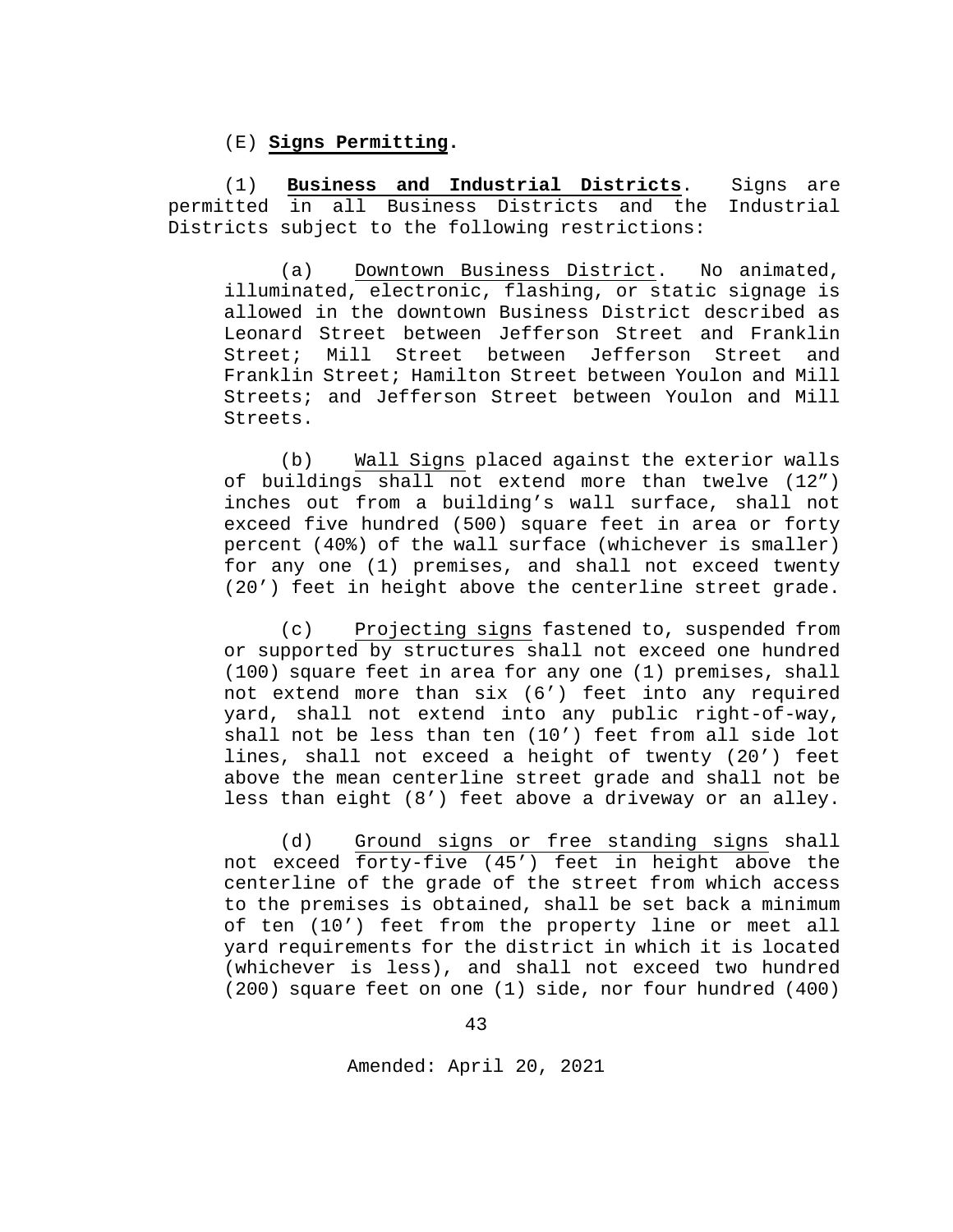(E) **Signs Permitting**.

(1) **Business and Industrial Districts**. Signs are permitted in all Business Districts and the Industrial Districts subject to the following restrictions:

(a) Downtown Business District. No animated, illuminated, electronic, flashing, or static signage is allowed in the downtown Business District described as Leonard Street between Jefferson Street and Franklin Street; Mill Street between Jefferson Street and Franklin Street; Hamilton Street between Youlon and Mill Streets; and Jefferson Street between Youlon and Mill Streets.

(b) Wall Signs placed against the exterior walls of buildings shall not extend more than twelve (12") inches out from a building's wall surface, shall not exceed five hundred (500) square feet in area or forty percent (40%) of the wall surface (whichever is smaller) for any one (1) premises, and shall not exceed twenty (20') feet in height above the centerline street grade.

(c) Projecting signs fastened to, suspended from or supported by structures shall not exceed one hundred (100) square feet in area for any one (1) premises, shall not extend more than six (6') feet into any required yard, shall not extend into any public right-of-way, shall not be less than ten (10') feet from all side lot lines, shall not exceed a height of twenty (20') feet above the mean centerline street grade and shall not be less than eight (8') feet above a driveway or an alley.

(d) Ground signs or free standing signs shall not exceed forty-five (45') feet in height above the centerline of the grade of the street from which access to the premises is obtained, shall be set back a minimum of ten (10') feet from the property line or meet all yard requirements for the district in which it is located (whichever is less), and shall not exceed two hundred (200) square feet on one (1) side, nor four hundred (400)

Amended: April 20, 2021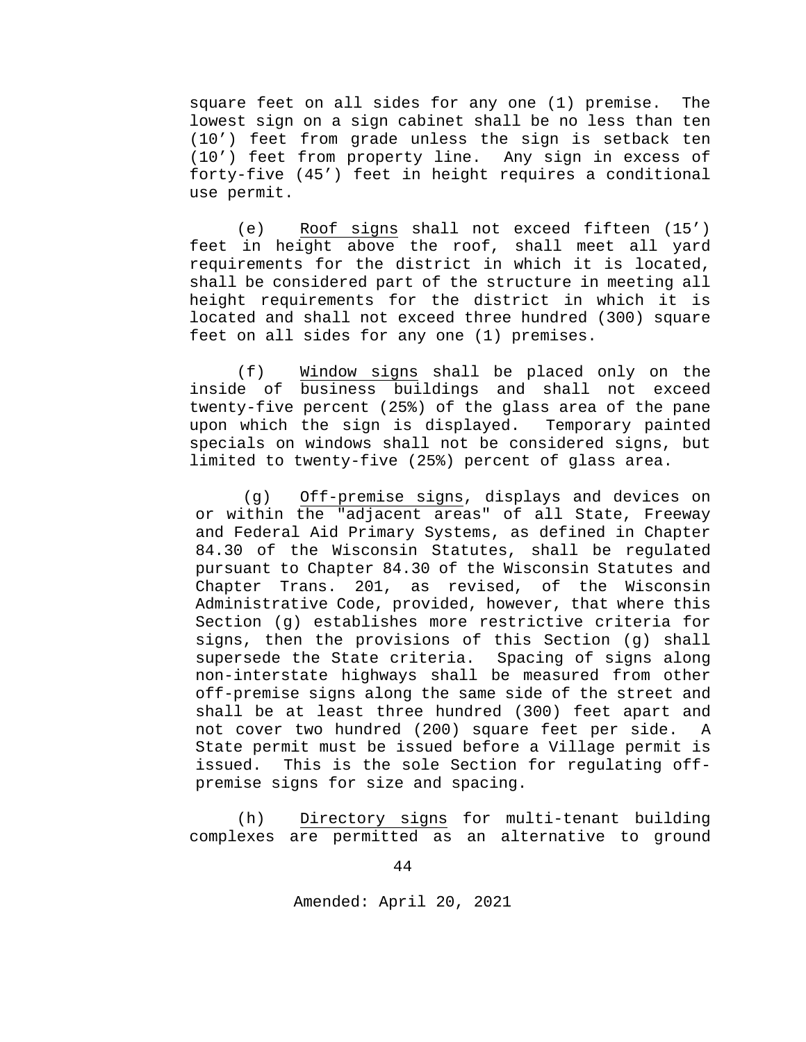square feet on all sides for any one (1) premise. The lowest sign on a sign cabinet shall be no less than ten (10') feet from grade unless the sign is setback ten (10') feet from property line. Any sign in excess of forty-five (45') feet in height requires a conditional use permit.

(e) Roof signs shall not exceed fifteen (15') feet in height above the roof, shall meet all yard requirements for the district in which it is located, shall be considered part of the structure in meeting all height requirements for the district in which it is located and shall not exceed three hundred (300) square feet on all sides for any one (1) premises.

(f) Window signs shall be placed only on the inside of business buildings and shall not exceed twenty-five percent (25%) of the glass area of the pane upon which the sign is displayed. Temporary painted specials on windows shall not be considered signs, but limited to twenty-five (25%) percent of glass area.

(g) Off-premise signs, displays and devices on or within the "adjacent areas" of all State, Freeway and Federal Aid Primary Systems, as defined in Chapter 84.30 of the Wisconsin Statutes, shall be regulated pursuant to Chapter 84.30 of the Wisconsin Statutes and Chapter Trans. 201, as revised, of the Wisconsin Administrative Code, provided, however, that where this Section (g) establishes more restrictive criteria for signs, then the provisions of this Section (g) shall supersede the State criteria. Spacing of signs along non-interstate highways shall be measured from other off-premise signs along the same side of the street and shall be at least three hundred (300) feet apart and not cover two hundred (200) square feet per side. A State permit must be issued before a Village permit is issued. This is the sole Section for regulating off-premise signs for size and spacing.

(h) Directory signs for multi-tenant building complexes are permitted as an alternative to ground

Amended: April 20, 2021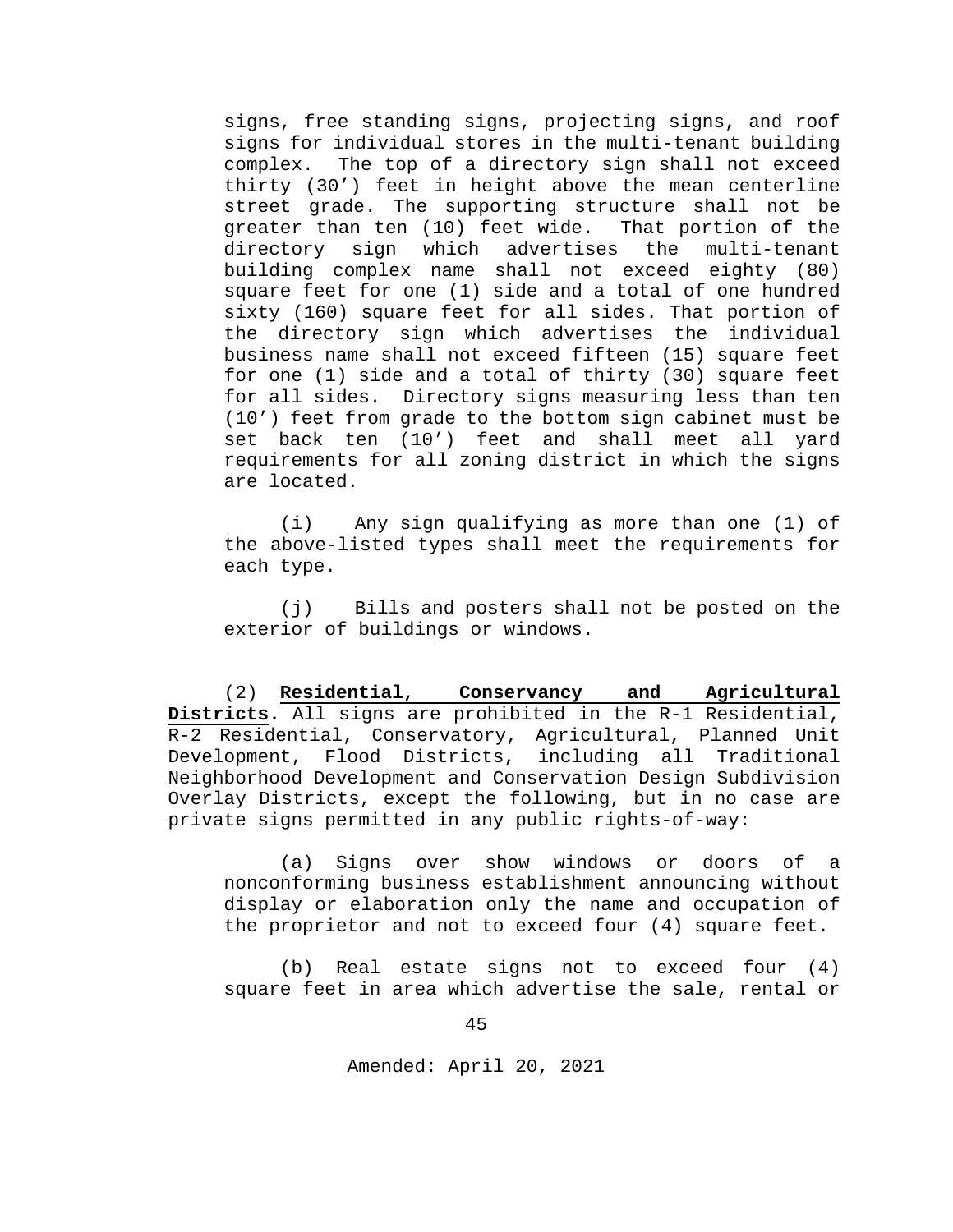signs, free standing signs, projecting signs, and roof signs for individual stores in the multi-tenant building complex. The top of a directory sign shall not exceed thirty (30') feet in height above the mean centerline street grade. The supporting structure shall not be greater than ten (10) feet wide. That portion of the directory sign which advertises the multi-tenant building complex name shall not exceed eighty (80) square feet for one (1) side and a total of one hundred sixty (160) square feet for all sides. That portion of the directory sign which advertises the individual business name shall not exceed fifteen (15) square feet for one (1) side and a total of thirty (30) square feet for all sides. Directory signs measuring less than ten (10') feet from grade to the bottom sign cabinet must be set back ten (10') feet and shall meet all yard requirements for all zoning district in which the signs are located.

(i) Any sign qualifying as more than one (1) of the above-listed types shall meet the requirements for each type.

(j) Bills and posters shall not be posted on the exterior of buildings or windows.

(2) **Residential, Conservancy and Agricultural Districts.** All signs are prohibited in the R-1 Residential, R-2 Residential, Conservatory, Agricultural, Planned Unit Development, Flood Districts, including all Traditional Neighborhood Development and Conservation Design Subdivision Overlay Districts, except the following, but in no case are private signs permitted in any public rights-of-way:

(a) Signs over show windows or doors of a nonconforming business establishment announcing without display or elaboration only the name and occupation of the proprietor and not to exceed four (4) square feet.

(b) Real estate signs not to exceed four (4) square feet in area which advertise the sale, rental or

Amended: April 20, 2021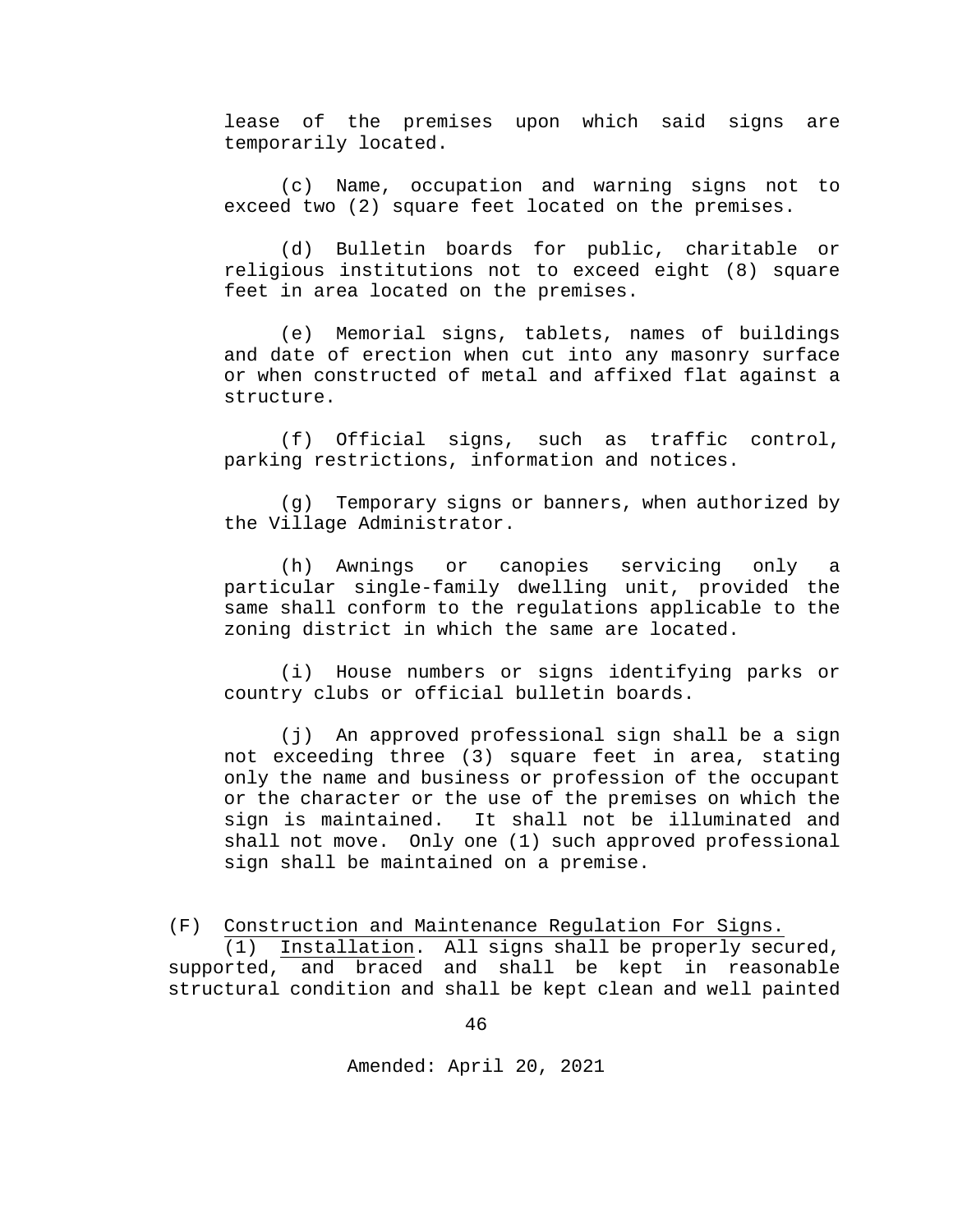lease of the premises upon which said signs are temporarily located.

(c) Name, occupation and warning signs not to exceed two (2) square feet located on the premises.

(d) Bulletin boards for public, charitable or religious institutions not to exceed eight (8) square feet in area located on the premises.

(e) Memorial signs, tablets, names of buildings and date of erection when cut into any masonry surface or when constructed of metal and affixed flat against a structure.

(f) Official signs, such as traffic control, parking restrictions, information and notices.

(g) Temporary signs or banners, when authorized by the Village Administrator.

(h) Awnings or canopies servicing only a particular single-family dwelling unit, provided the same shall conform to the regulations applicable to the zoning district in which the same are located.

(i) House numbers or signs identifying parks or country clubs or official bulletin boards.

(j) An approved professional sign shall be a sign not exceeding three (3) square feet in area, stating only the name and business or profession of the occupant or the character or the use of the premises on which the sign is maintained. It shall not be illuminated and shall not move. Only one (1) such approved professional sign shall be maintained on a premise.

(F) Construction and Maintenance Regulation For Signs.

(1) Installation. All signs shall be properly secured, supported, and braced and shall be kept in reasonable structural condition and shall be kept clean and well painted

Amended: April 20, 2021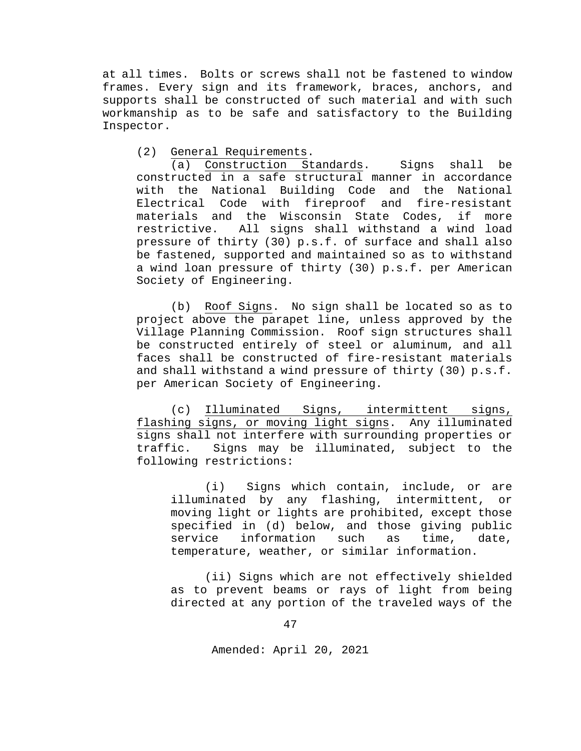at all times. Bolts or screws shall not be fastened to window frames. Every sign and its framework, braces, anchors, and supports shall be constructed of such material and with such workmanship as to be safe and satisfactory to the Building Inspector.

(2) General Requirements.

(a) Construction Standards. Signs shall be constructed in a safe structural manner in accordance with the National Building Code and the National Electrical Code with fireproof and fire-resistant materials and the Wisconsin State Codes, if more restrictive. All signs shall withstand a wind load pressure of thirty (30) p.s.f. of surface and shall also be fastened, supported and maintained so as to withstand a wind loan pressure of thirty (30) p.s.f. per American Society of Engineering.

(b) Roof Signs. No sign shall be located so as to project above the parapet line, unless approved by the Village Planning Commission. Roof sign structures shall be constructed entirely of steel or aluminum, and all faces shall be constructed of fire-resistant materials and shall withstand a wind pressure of thirty (30) p.s.f. per American Society of Engineering.

(c) Illuminated Signs, intermittent signs, flashing signs, or moving light signs. Any illuminated signs shall not interfere with surrounding properties or traffic. Signs may be illuminated, subject to the following restrictions:

(i) Signs which contain, include, or are illuminated by any flashing, intermittent, or moving light or lights are prohibited, except those specified in (d) below, and those giving public service information such as time, date, temperature, weather, or similar information.

(ii) Signs which are not effectively shielded as to prevent beams or rays of light from being directed at any portion of the traveled ways of the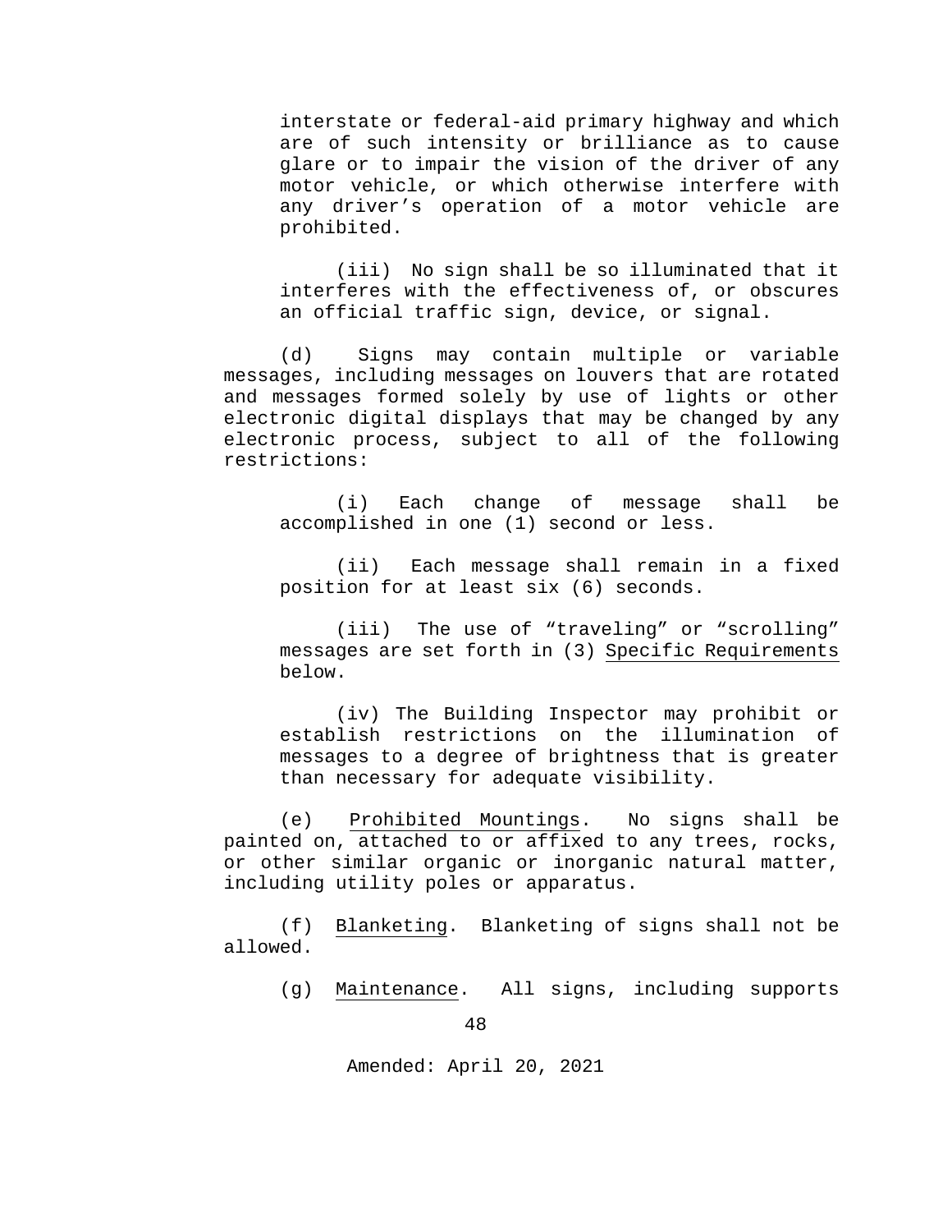interstate or federal-aid primary highway and which are of such intensity or brilliance as to cause glare or to impair the vision of the driver of any motor vehicle, or which otherwise interfere with any driver's operation of a motor vehicle are prohibited.

(iii) No sign shall be so illuminated that it interferes with the effectiveness of, or obscures an official traffic sign, device, or signal.

(d) Signs may contain multiple or variable messages, including messages on louvers that are rotated and messages formed solely by use of lights or other electronic digital displays that may be changed by any electronic process, subject to all of the following restrictions:

(i) Each change of message shall be accomplished in one (1) second or less.

(ii) Each message shall remain in a fixed position for at least six (6) seconds.

(iii) The use of "traveling" or "scrolling" messages are set forth in (3) Specific Requirements below.

(iv) The Building Inspector may prohibit or establish restrictions on the illumination of messages to a degree of brightness that is greater than necessary for adequate visibility.

(e) Prohibited Mountings. No signs shall be painted on, attached to or affixed to any trees, rocks, or other similar organic or inorganic natural matter, including utility poles or apparatus.

(f) Blanketing. Blanketing of signs shall not be allowed.

(g) Maintenance. All signs, including supports

Amended: April 20, 2021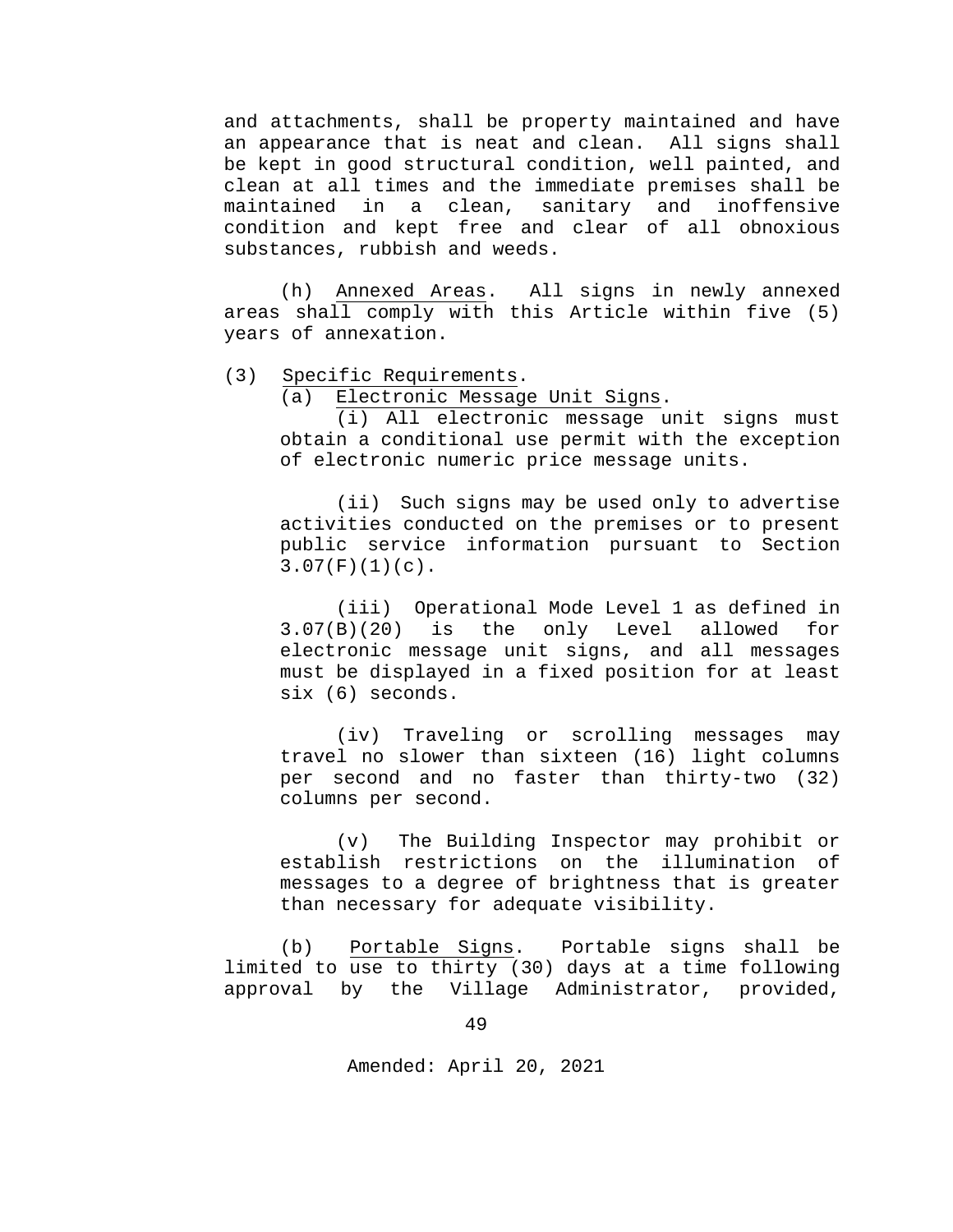and attachments, shall be property maintained and have an appearance that is neat and clean. All signs shall be kept in good structural condition, well painted, and clean at all times and the immediate premises shall be maintained in a clean, sanitary and inoffensive condition and kept free and clear of all obnoxious substances, rubbish and weeds.

(h) Annexed Areas. All signs in newly annexed areas shall comply with this Article within five (5) years of annexation.

(3) Specific Requirements.

(a) Electronic Message Unit Signs.

(i) All electronic message unit signs must obtain a conditional use permit with the exception of electronic numeric price message units.

(ii) Such signs may be used only to advertise activities conducted on the premises or to present public service information pursuant to Section 3.07(F)(1)(c).

(iii) Operational Mode Level 1 as defined in 3.07(B)(20) is the only Level allowed for electronic message unit signs, and all messages must be displayed in a fixed position for at least six (6) seconds.

(iv) Traveling or scrolling messages may travel no slower than sixteen (16) light columns per second and no faster than thirty-two (32) columns per second.

(v) The Building Inspector may prohibit or establish restrictions on the illumination of messages to a degree of brightness that is greater than necessary for adequate visibility.

(b) Portable Signs. Portable signs shall be limited to use to thirty (30) days at a time following approval by the Village Administrator, provided,

Amended: April 20, 2021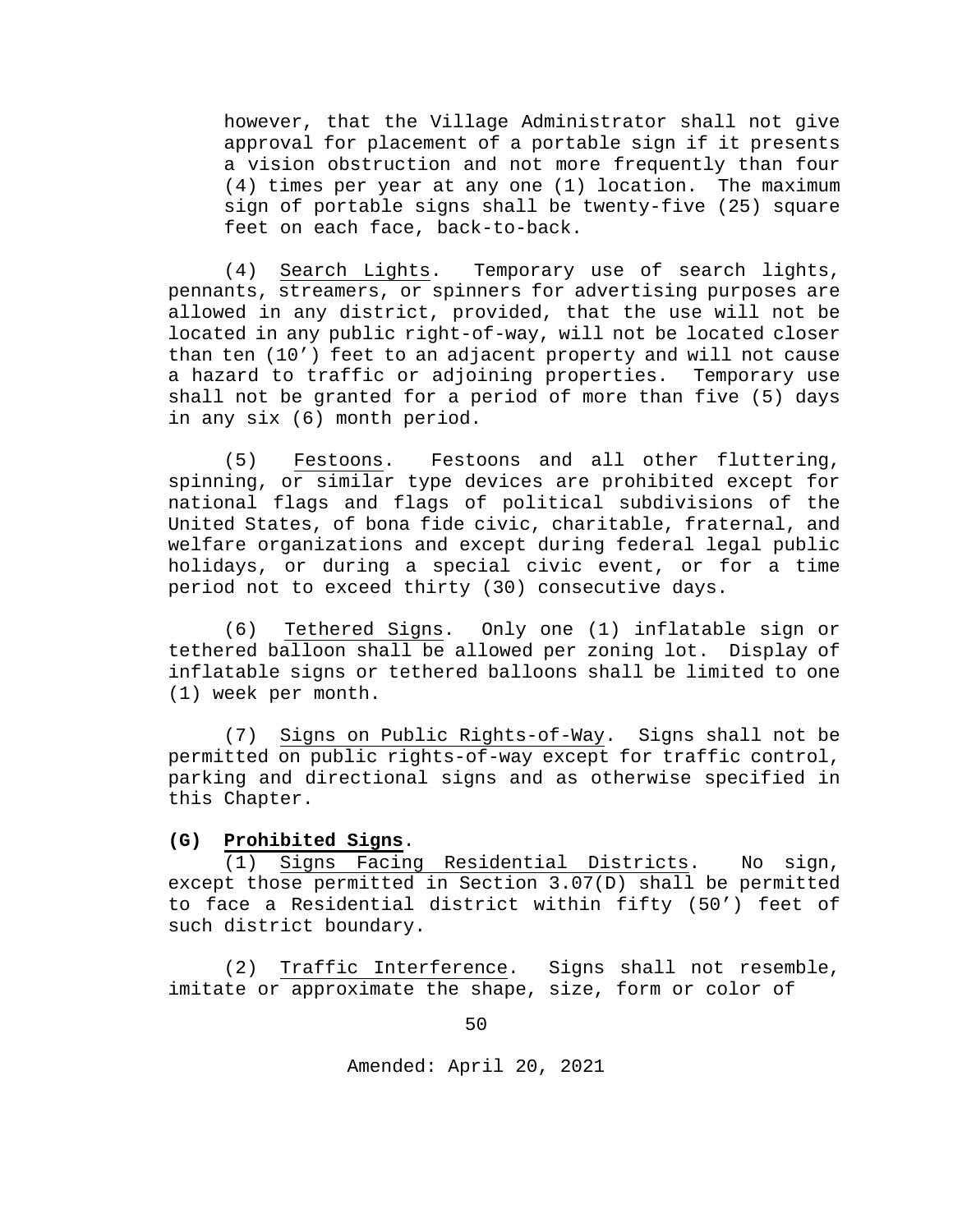however, that the Village Administrator shall not give approval for placement of a portable sign if it presents a vision obstruction and not more frequently than four (4) times per year at any one (1) location. The maximum sign of portable signs shall be twenty-five (25) square feet on each face, back-to-back.

(4) Search Lights. Temporary use of search lights, pennants, streamers, or spinners for advertising purposes are allowed in any district, provided, that the use will not be located in any public right-of-way, will not be located closer than ten (10') feet to an adjacent property and will not cause a hazard to traffic or adjoining properties. Temporary use shall not be granted for a period of more than five (5) days in any six (6) month period.

(5) Festoons. Festoons and all other fluttering, spinning, or similar type devices are prohibited except for national flags and flags of political subdivisions of the United States, of bona fide civic, charitable, fraternal, and welfare organizations and except during federal legal public holidays, or during a special civic event, or for a time period not to exceed thirty (30) consecutive days.

(6) Tethered Signs. Only one (1) inflatable sign or tethered balloon shall be allowed per zoning lot. Display of inflatable signs or tethered balloons shall be limited to one (1) week per month.

(7) Signs on Public Rights-of-Way. Signs shall not be permitted on public rights-of-way except for traffic control, parking and directional signs and as otherwise specified in this Chapter.

**(G) Prohibited Signs.**

(1) Signs Facing Residential Districts. No sign, except those permitted in Section 3.07(D) shall be permitted to face a Residential district within fifty (50') feet of such district boundary.

(2) Traffic Interference. Signs shall not resemble, imitate or approximate the shape, size, form or color of

Amended: April 20, 2021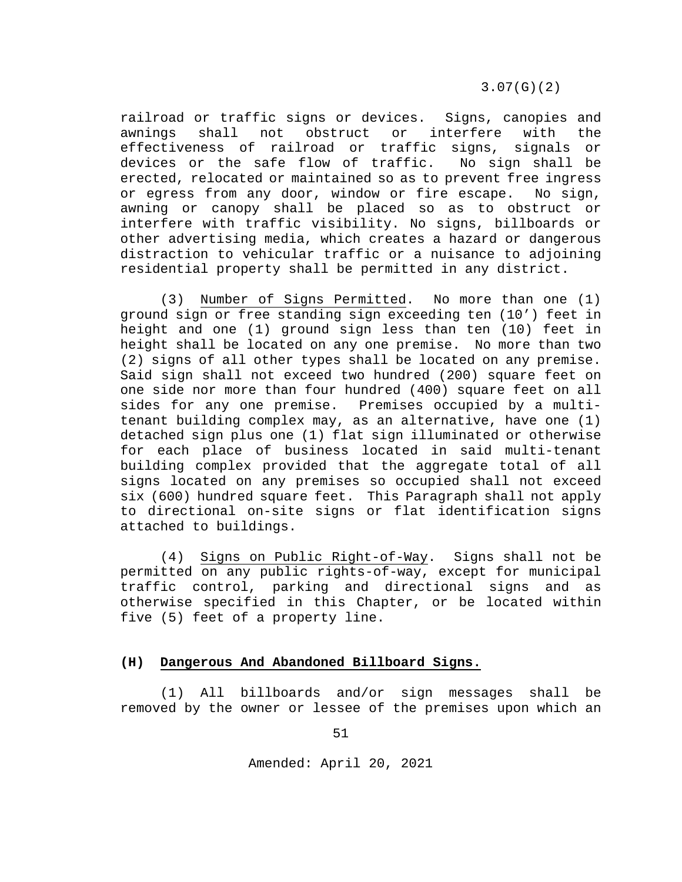railroad or traffic signs or devices. Signs, canopies and awnings shall not obstruct or interfere with the effectiveness of railroad or traffic signs, signals or devices or the safe flow of traffic. No sign shall be erected, relocated or maintained so as to prevent free ingress or egress from any door, window or fire escape. No sign, awning or canopy shall be placed so as to obstruct or interfere with traffic visibility. No signs, billboards or other advertising media, which creates a hazard or dangerous distraction to vehicular traffic or a nuisance to adjoining residential property shall be permitted in any district.

(3) Number of Signs Permitted. No more than one (1) ground sign or free standing sign exceeding ten (10') feet in height and one (1) ground sign less than ten (10) feet in height shall be located on any one premise. No more than two (2) signs of all other types shall be located on any premise. Said sign shall not exceed two hundred (200) square feet on one side nor more than four hundred (400) square feet on all sides for any one premise. Premises occupied by a multi-tenant building complex may, as an alternative, have one (1) detached sign plus one (1) flat sign illuminated or otherwise for each place of business located in said multi-tenant building complex provided that the aggregate total of all signs located on any premises so occupied shall not exceed six (600) hundred square feet. This Paragraph shall not apply to directional on-site signs or flat identification signs attached to buildings.

(4) Signs on Public Right-of-Way. Signs shall not be permitted on any public rights-of-way, except for municipal traffic control, parking and directional signs and as otherwise specified in this Chapter, or be located within five (5) feet of a property line.

### (H) Dangerous And Abandoned Billboard Signs.

(1) All billboards and/or sign messages shall be removed by the owner or lessee of the premises upon which an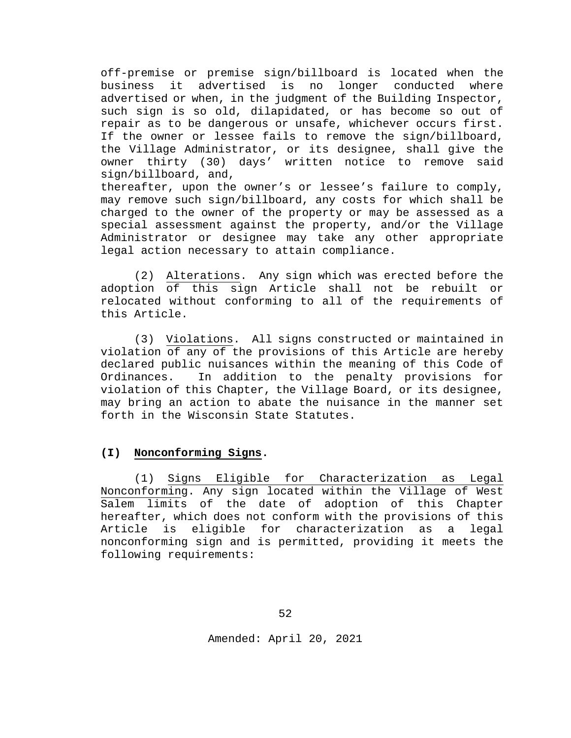off-premise or premise sign/billboard is located when the business it advertised is no longer conducted where advertised or when, in the judgment of the Building Inspector, such sign is so old, dilapidated, or has become so out of repair as to be dangerous or unsafe, whichever occurs first. If the owner or lessee fails to remove the sign/billboard, the Village Administrator, or its designee, shall give the owner thirty (30) days' written notice to remove said sign/billboard, and,
thereafter, upon the owner's or lessee's failure to comply, may remove such sign/billboard, any costs for which shall be charged to the owner of the property or may be assessed as a special assessment against the property, and/or the Village Administrator or designee may take any other appropriate legal action necessary to attain compliance.

(2) Alterations. Any sign which was erected before the adoption of this sign Article shall not be rebuilt or relocated without conforming to all of the requirements of this Article.

(3) Violations. All signs constructed or maintained in violation of any of the provisions of this Article are hereby declared public nuisances within the meaning of this Code of Ordinances. In addition to the penalty provisions for violation of this Chapter, the Village Board, or its designee, may bring an action to abate the nuisance in the manner set forth in the Wisconsin State Statutes.

**(I) Nonconforming Signs.**

(1) Signs Eligible for Characterization as Legal Nonconforming. Any sign located within the Village of West Salem limits of the date of adoption of this Chapter hereafter, which does not conform with the provisions of this Article is eligible for characterization as a legal nonconforming sign and is permitted, providing it meets the following requirements:

Amended: April 20, 2021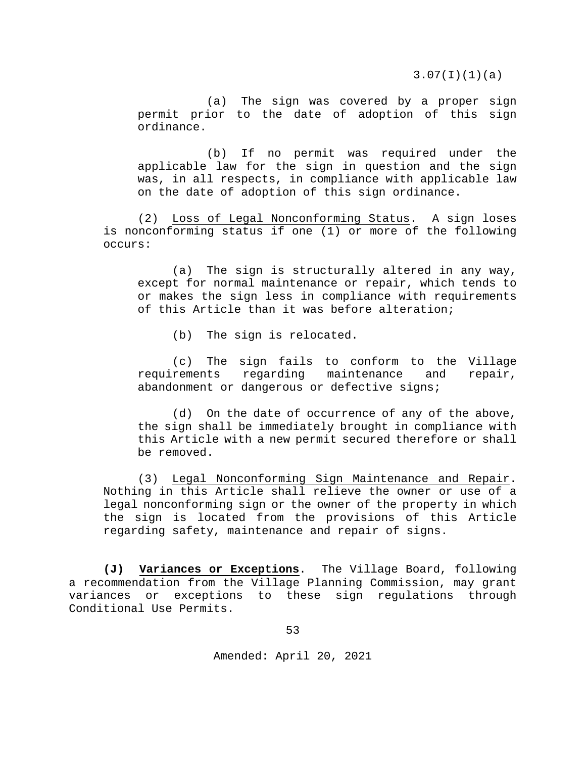(a) The sign was covered by a proper sign permit prior to the date of adoption of this sign ordinance.

(b) If no permit was required under the applicable law for the sign in question and the sign was, in all respects, in compliance with applicable law on the date of adoption of this sign ordinance.

(2) Loss of Legal Nonconforming Status. A sign loses is nonconforming status if one (1) or more of the following occurs:

(a) The sign is structurally altered in any way, except for normal maintenance or repair, which tends to or makes the sign less in compliance with requirements of this Article than it was before alteration;

(b) The sign is relocated.

(c) The sign fails to conform to the Village requirements regarding maintenance and repair, abandonment or dangerous or defective signs;

(d) On the date of occurrence of any of the above, the sign shall be immediately brought in compliance with this Article with a new permit secured therefore or shall be removed.

(3) Legal Nonconforming Sign Maintenance and Repair. Nothing in this Article shall relieve the owner or use of a legal nonconforming sign or the owner of the property in which the sign is located from the provisions of this Article regarding safety, maintenance and repair of signs.

**(J) Variances or Exceptions**. The Village Board, following a recommendation from the Village Planning Commission, may grant variances or exceptions to these sign regulations through Conditional Use Permits.

Amended: April 20, 2021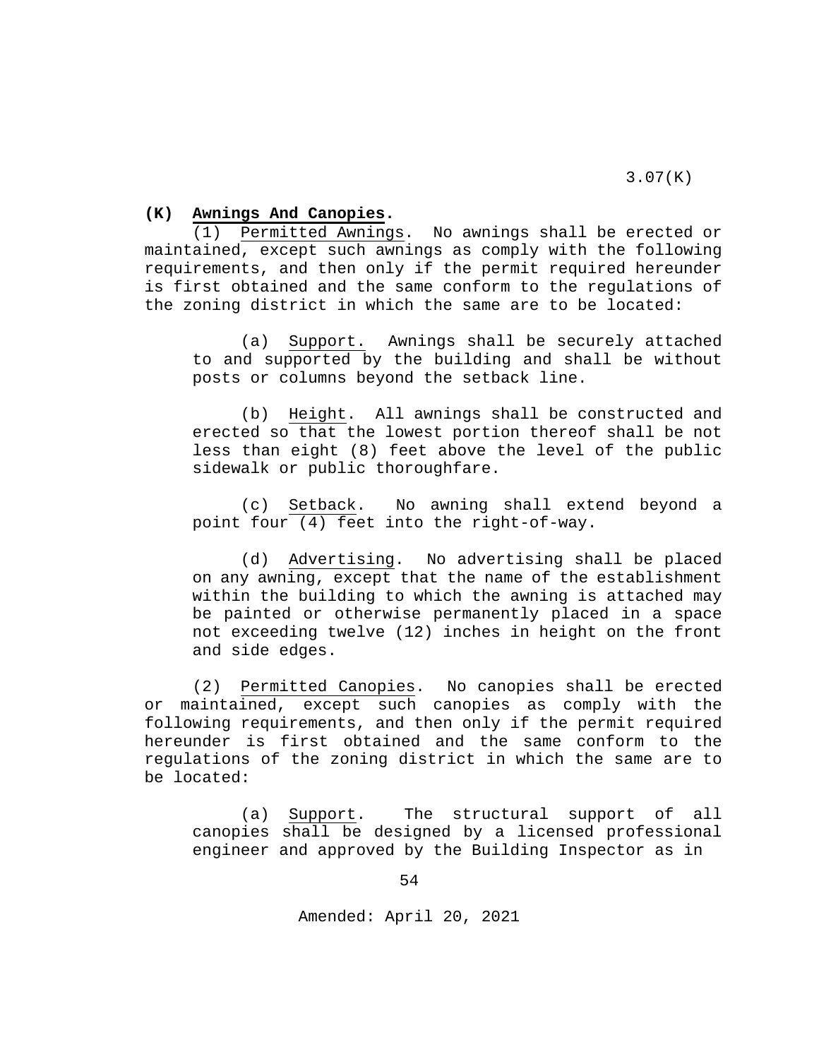**(K) Awnings And Canopies.**

(1) Permitted Awnings. No awnings shall be erected or maintained, except such awnings as comply with the following requirements, and then only if the permit required hereunder is first obtained and the same conform to the regulations of the zoning district in which the same are to be located:

(a) Support. Awnings shall be securely attached to and supported by the building and shall be without posts or columns beyond the setback line.

(b) Height. All awnings shall be constructed and erected so that the lowest portion thereof shall be not less than eight (8) feet above the level of the public sidewalk or public thoroughfare.

(c) Setback. No awning shall extend beyond a point four (4) feet into the right-of-way.

(d) Advertising. No advertising shall be placed on any awning, except that the name of the establishment within the building to which the awning is attached may be painted or otherwise permanently placed in a space not exceeding twelve (12) inches in height on the front and side edges.

(2) Permitted Canopies. No canopies shall be erected or maintained, except such canopies as comply with the following requirements, and then only if the permit required hereunder is first obtained and the same conform to the regulations of the zoning district in which the same are to be located:

(a) Support. The structural support of all canopies shall be designed by a licensed professional engineer and approved by the Building Inspector as in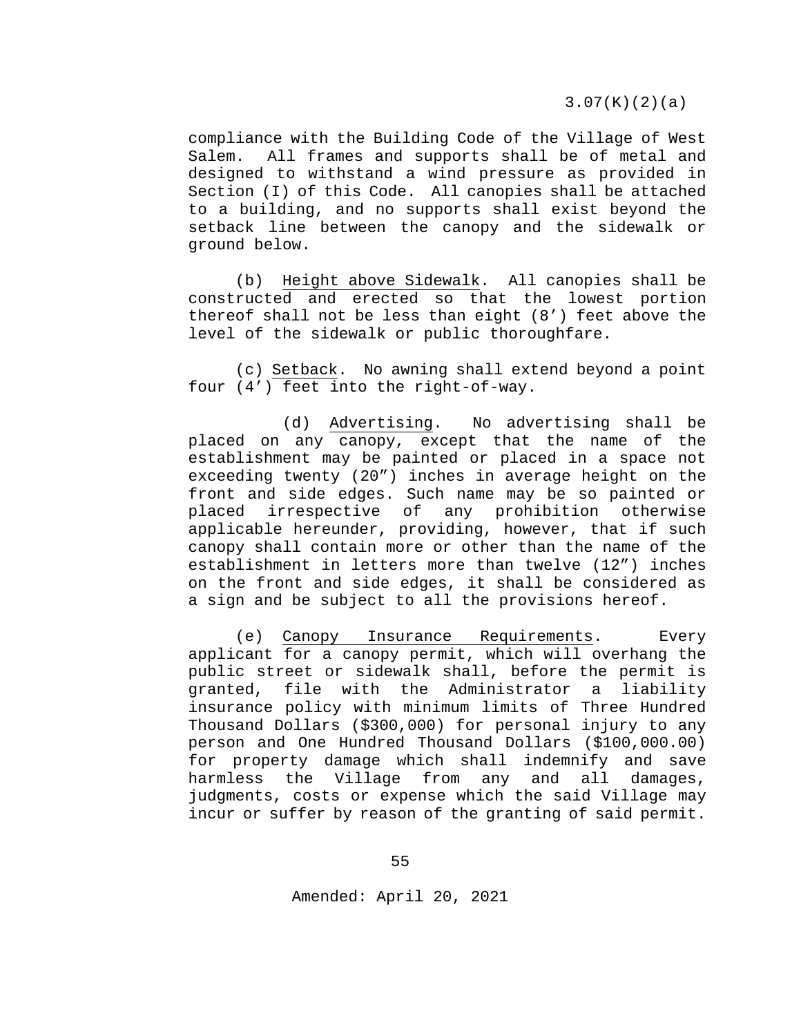compliance with the Building Code of the Village of West Salem. All frames and supports shall be of metal and designed to withstand a wind pressure as provided in Section (I) of this Code. All canopies shall be attached to a building, and no supports shall exist beyond the setback line between the canopy and the sidewalk or ground below.

(b) Height above Sidewalk. All canopies shall be constructed and erected so that the lowest portion thereof shall not be less than eight (8') feet above the level of the sidewalk or public thoroughfare.

(c) Setback. No awning shall extend beyond a point four (4') feet into the right-of-way.

(d) Advertising. No advertising shall be placed on any canopy, except that the name of the establishment may be painted or placed in a space not exceeding twenty (20") inches in average height on the front and side edges. Such name may be so painted or placed irrespective of any prohibition otherwise applicable hereunder, providing, however, that if such canopy shall contain more or other than the name of the establishment in letters more than twelve (12") inches on the front and side edges, it shall be considered as a sign and be subject to all the provisions hereof.

(e) Canopy Insurance Requirements. Every applicant for a canopy permit, which will overhang the public street or sidewalk shall, before the permit is granted, file with the Administrator a liability insurance policy with minimum limits of Three Hundred Thousand Dollars ($300,000) for personal injury to any person and One Hundred Thousand Dollars ($100,000.00) for property damage which shall indemnify and save harmless the Village from any and all damages, judgments, costs or expense which the said Village may incur or suffer by reason of the granting of said permit.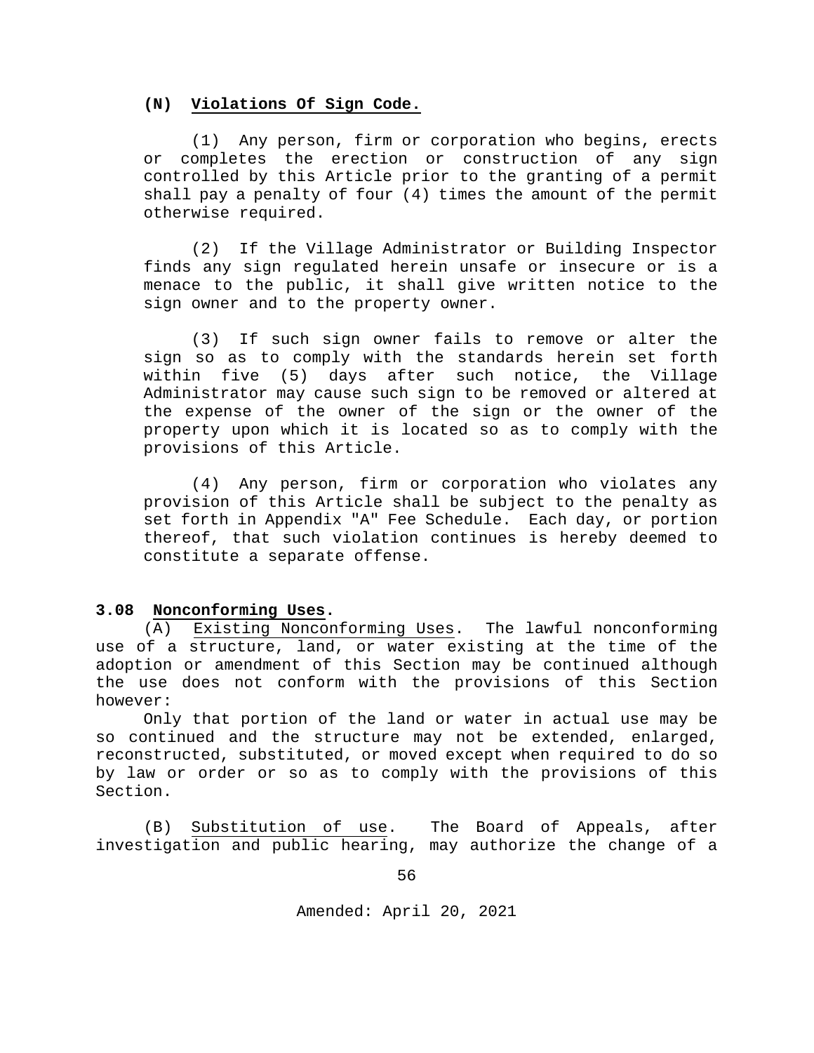**(N) Violations Of Sign Code.**

(1) Any person, firm or corporation who begins, erects or completes the erection or construction of any sign controlled by this Article prior to the granting of a permit shall pay a penalty of four (4) times the amount of the permit otherwise required.

(2) If the Village Administrator or Building Inspector finds any sign regulated herein unsafe or insecure or is a menace to the public, it shall give written notice to the sign owner and to the property owner.

(3) If such sign owner fails to remove or alter the sign so as to comply with the standards herein set forth within five (5) days after such notice, the Village Administrator may cause such sign to be removed or altered at the expense of the owner of the sign or the owner of the property upon which it is located so as to comply with the provisions of this Article.

(4) Any person, firm or corporation who violates any provision of this Article shall be subject to the penalty as set forth in Appendix "A" Fee Schedule. Each day, or portion thereof, that such violation continues is hereby deemed to constitute a separate offense.

**3.08 Nonconforming Uses.**

(A) Existing Nonconforming Uses. The lawful nonconforming use of a structure, land, or water existing at the time of the adoption or amendment of this Section may be continued although the use does not conform with the provisions of this Section however:

Only that portion of the land or water in actual use may be so continued and the structure may not be extended, enlarged, reconstructed, substituted, or moved except when required to do so by law or order or so as to comply with the provisions of this Section.

(B) Substitution of use. The Board of Appeals, after investigation and public hearing, may authorize the change of a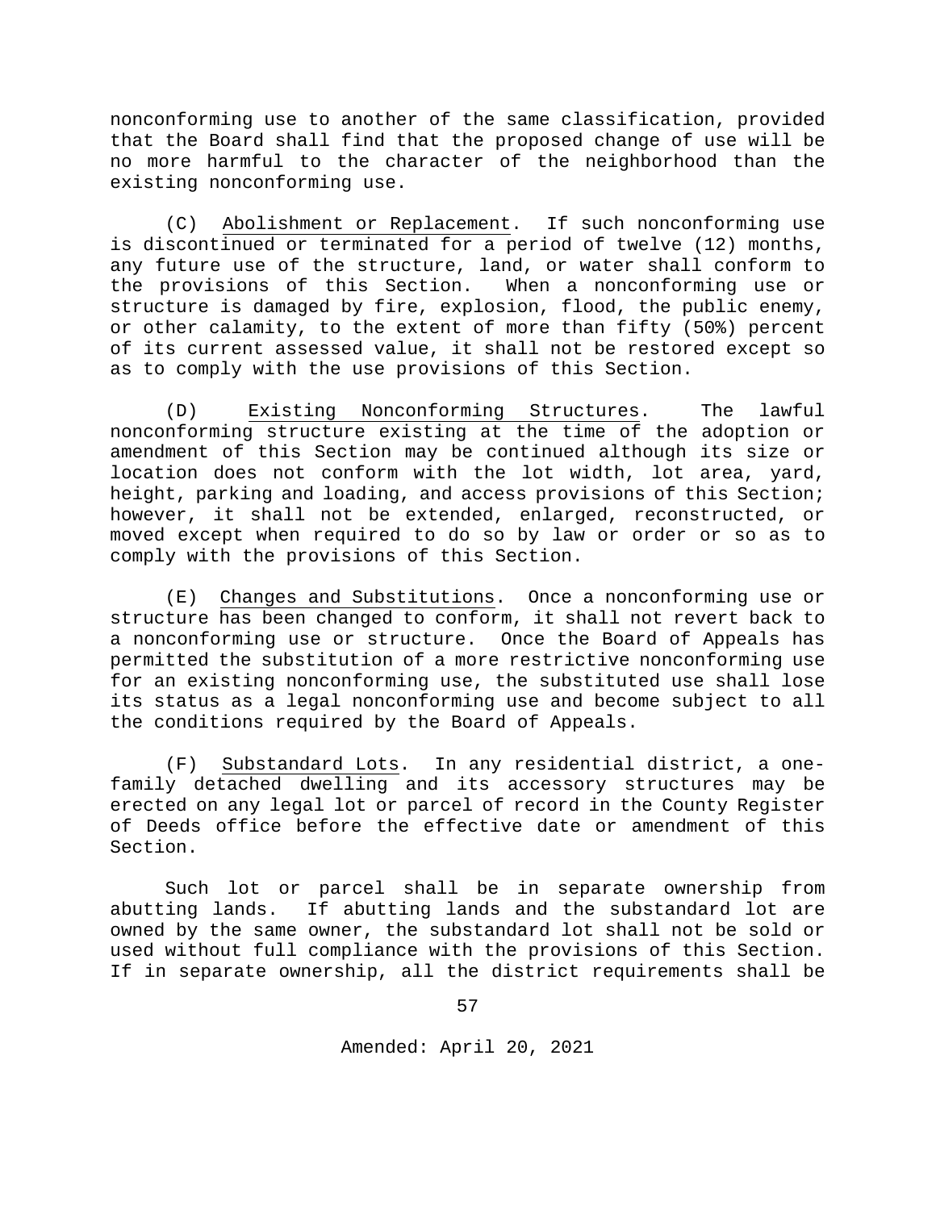nonconforming use to another of the same classification, provided that the Board shall find that the proposed change of use will be no more harmful to the character of the neighborhood than the existing nonconforming use.

(C) Abolishment or Replacement. If such nonconforming use is discontinued or terminated for a period of twelve (12) months, any future use of the structure, land, or water shall conform to the provisions of this Section. When a nonconforming use or structure is damaged by fire, explosion, flood, the public enemy, or other calamity, to the extent of more than fifty (50%) percent of its current assessed value, it shall not be restored except so as to comply with the use provisions of this Section.

(D) Existing Nonconforming Structures. The lawful nonconforming structure existing at the time of the adoption or amendment of this Section may be continued although its size or location does not conform with the lot width, lot area, yard, height, parking and loading, and access provisions of this Section; however, it shall not be extended, enlarged, reconstructed, or moved except when required to do so by law or order or so as to comply with the provisions of this Section.

(E) Changes and Substitutions. Once a nonconforming use or structure has been changed to conform, it shall not revert back to a nonconforming use or structure. Once the Board of Appeals has permitted the substitution of a more restrictive nonconforming use for an existing nonconforming use, the substituted use shall lose its status as a legal nonconforming use and become subject to all the conditions required by the Board of Appeals.

(F) Substandard Lots. In any residential district, a one-family detached dwelling and its accessory structures may be erected on any legal lot or parcel of record in the County Register of Deeds office before the effective date or amendment of this Section.

Such lot or parcel shall be in separate ownership from abutting lands. If abutting lands and the substandard lot are owned by the same owner, the substandard lot shall not be sold or used without full compliance with the provisions of this Section. If in separate ownership, all the district requirements shall be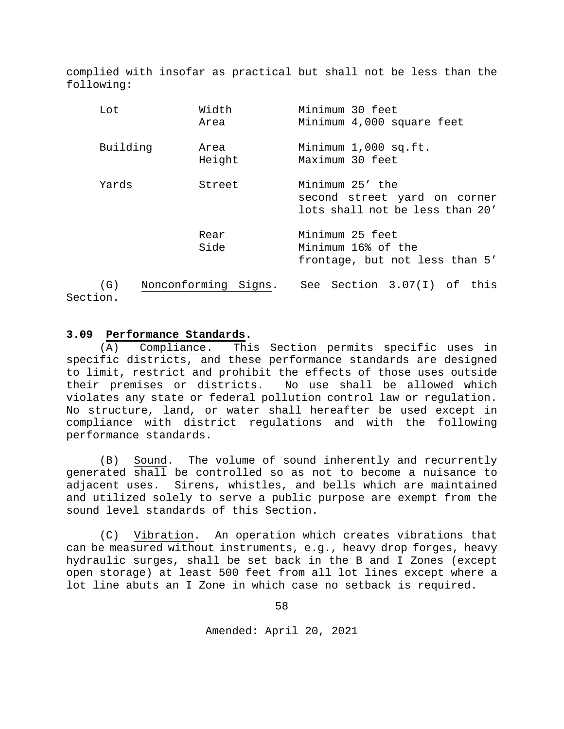complied with insofar as practical but shall not be less than the following:

| | | |
|---|---|---|
| Lot | Width | Minimum 30 feet |
| | Area | Minimum 4,000 square feet |
| Building | Area | Minimum 1,000 sq.ft. |
| | Height | Maximum 30 feet |
| Yards | Street | Minimum 25' the second street yard on corner lots shall not be less than 20' |
| | Rear | Minimum 25 feet |
| | Side | Minimum 16% of the frontage, but not less than 5' |

(G) Nonconforming Signs. See Section 3.07(I) of this Section.

## 3.09 Performance Standards.

(A) Compliance. This Section permits specific uses in specific districts, and these performance standards are designed to limit, restrict and prohibit the effects of those uses outside their premises or districts. No use shall be allowed which violates any state or federal pollution control law or regulation. No structure, land, or water shall hereafter be used except in compliance with district regulations and with the following performance standards.

(B) Sound. The volume of sound inherently and recurrently generated shall be controlled so as not to become a nuisance to adjacent uses. Sirens, whistles, and bells which are maintained and utilized solely to serve a public purpose are exempt from the sound level standards of this Section.

(C) Vibration. An operation which creates vibrations that can be measured without instruments, e.g., heavy drop forges, heavy hydraulic surges, shall be set back in the B and I Zones (except open storage) at least 500 feet from all lot lines except where a lot line abuts an I Zone in which case no setback is required.

Amended: April 20, 2021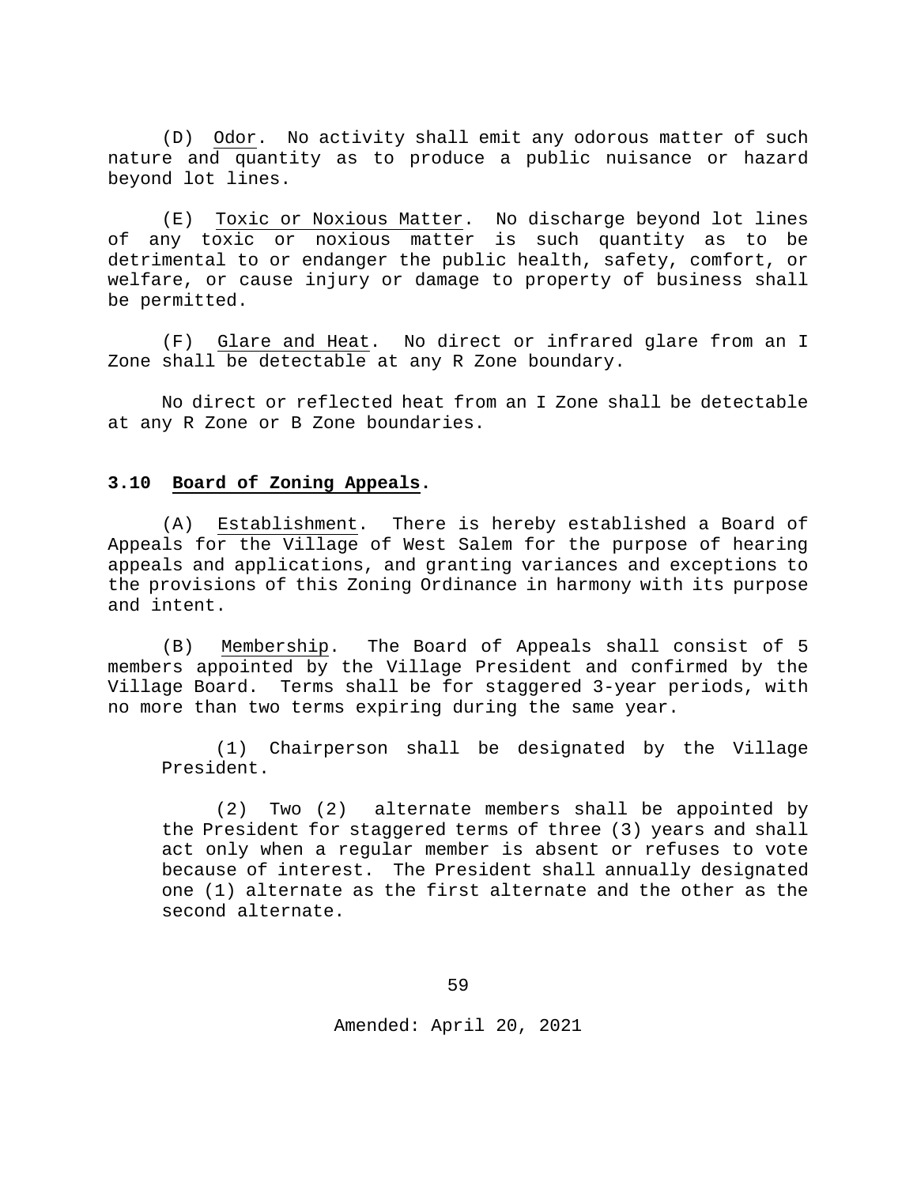(D) Odor. No activity shall emit any odorous matter of such nature and quantity as to produce a public nuisance or hazard beyond lot lines.

(E) Toxic or Noxious Matter. No discharge beyond lot lines of any toxic or noxious matter is such quantity as to be detrimental to or endanger the public health, safety, comfort, or welfare, or cause injury or damage to property of business shall be permitted.

(F) Glare and Heat. No direct or infrared glare from an I Zone shall be detectable at any R Zone boundary.

No direct or reflected heat from an I Zone shall be detectable at any R Zone or B Zone boundaries.

## 3.10 Board of Zoning Appeals.

(A) Establishment. There is hereby established a Board of Appeals for the Village of West Salem for the purpose of hearing appeals and applications, and granting variances and exceptions to the provisions of this Zoning Ordinance in harmony with its purpose and intent.

(B) Membership. The Board of Appeals shall consist of 5 members appointed by the Village President and confirmed by the Village Board. Terms shall be for staggered 3-year periods, with no more than two terms expiring during the same year.

(1) Chairperson shall be designated by the Village President.

(2) Two (2) alternate members shall be appointed by the President for staggered terms of three (3) years and shall act only when a regular member is absent or refuses to vote because of interest. The President shall annually designated one (1) alternate as the first alternate and the other as the second alternate.

Amended: April 20, 2021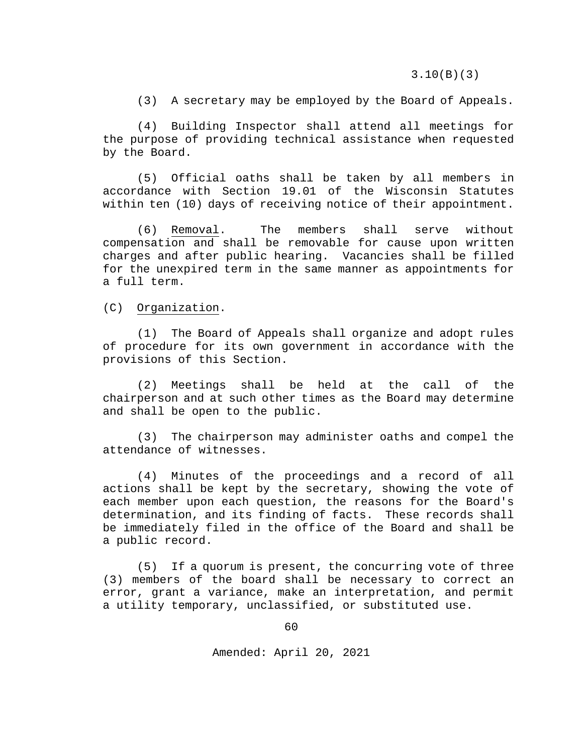(3) A secretary may be employed by the Board of Appeals.

(4) Building Inspector shall attend all meetings for the purpose of providing technical assistance when requested by the Board.

(5) Official oaths shall be taken by all members in accordance with Section 19.01 of the Wisconsin Statutes within ten (10) days of receiving notice of their appointment.

(6) Removal. The members shall serve without compensation and shall be removable for cause upon written charges and after public hearing. Vacancies shall be filled for the unexpired term in the same manner as appointments for a full term.

(C) Organization.

(1) The Board of Appeals shall organize and adopt rules of procedure for its own government in accordance with the provisions of this Section.

(2) Meetings shall be held at the call of the chairperson and at such other times as the Board may determine and shall be open to the public.

(3) The chairperson may administer oaths and compel the attendance of witnesses.

(4) Minutes of the proceedings and a record of all actions shall be kept by the secretary, showing the vote of each member upon each question, the reasons for the Board's determination, and its finding of facts. These records shall be immediately filed in the office of the Board and shall be a public record.

(5) If a quorum is present, the concurring vote of three (3) members of the board shall be necessary to correct an error, grant a variance, make an interpretation, and permit a utility temporary, unclassified, or substituted use.

Amended: April 20, 2021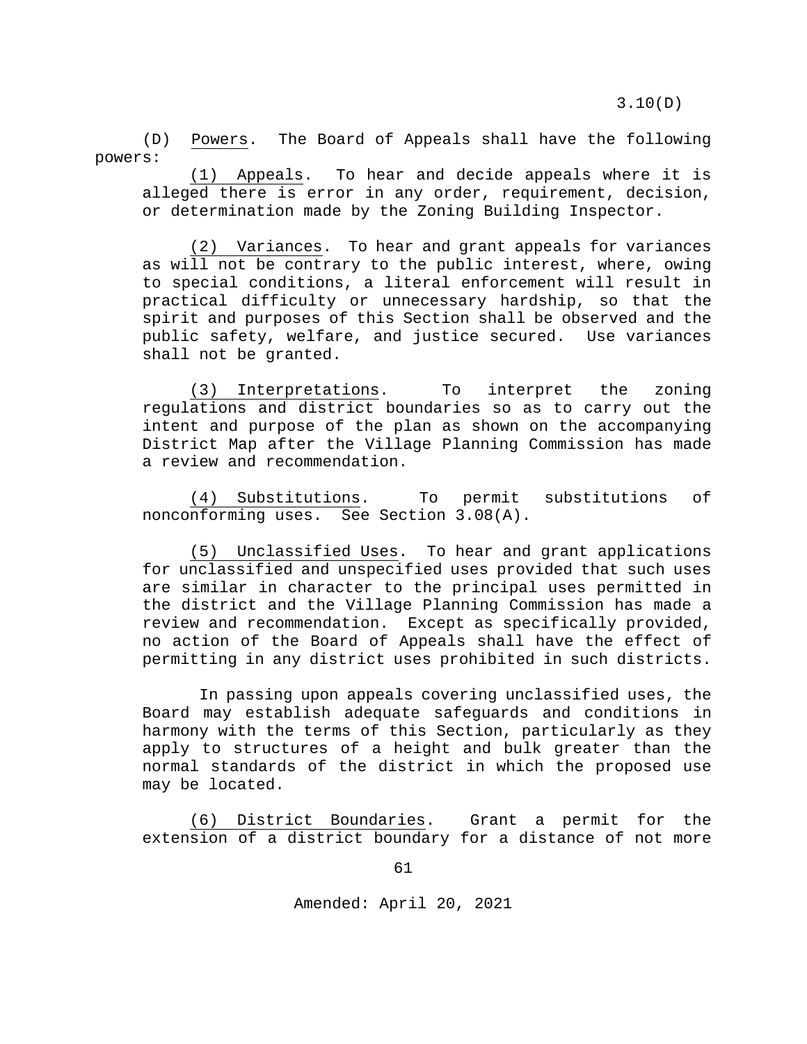(D) Powers. The Board of Appeals shall have the following powers:

(1) Appeals. To hear and decide appeals where it is alleged there is error in any order, requirement, decision, or determination made by the Zoning Building Inspector.

(2) Variances. To hear and grant appeals for variances as will not be contrary to the public interest, where, owing to special conditions, a literal enforcement will result in practical difficulty or unnecessary hardship, so that the spirit and purposes of this Section shall be observed and the public safety, welfare, and justice secured. Use variances shall not be granted.

(3) Interpretations. To interpret the zoning regulations and district boundaries so as to carry out the intent and purpose of the plan as shown on the accompanying District Map after the Village Planning Commission has made a review and recommendation.

(4) Substitutions. To permit substitutions of nonconforming uses. See Section 3.08(A).

(5) Unclassified Uses. To hear and grant applications for unclassified and unspecified uses provided that such uses are similar in character to the principal uses permitted in the district and the Village Planning Commission has made a review and recommendation. Except as specifically provided, no action of the Board of Appeals shall have the effect of permitting in any district uses prohibited in such districts.

In passing upon appeals covering unclassified uses, the Board may establish adequate safeguards and conditions in harmony with the terms of this Section, particularly as they apply to structures of a height and bulk greater than the normal standards of the district in which the proposed use may be located.

(6) District Boundaries. Grant a permit for the extension of a district boundary for a distance of not more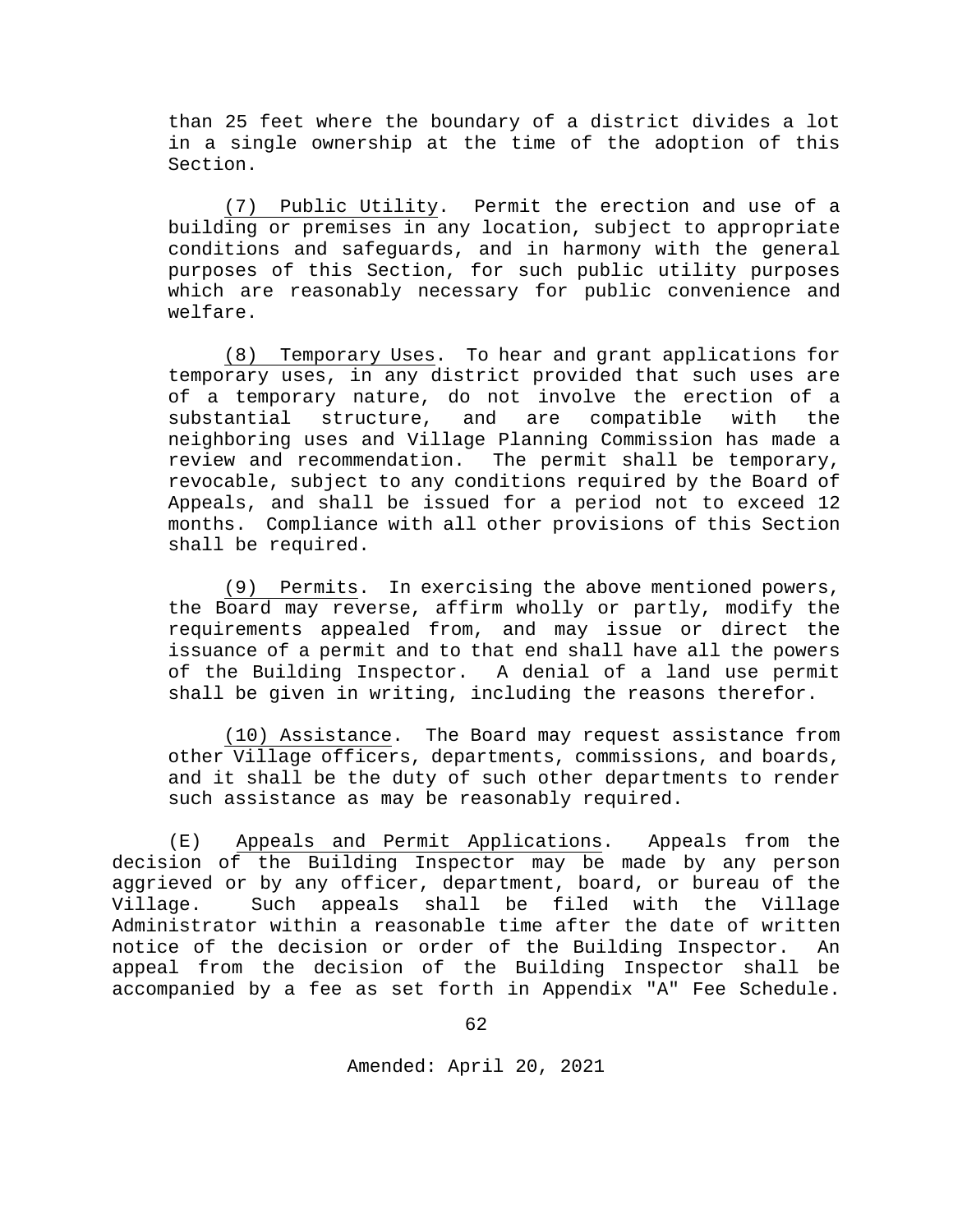than 25 feet where the boundary of a district divides a lot in a single ownership at the time of the adoption of this Section.

(7) Public Utility. Permit the erection and use of a building or premises in any location, subject to appropriate conditions and safeguards, and in harmony with the general purposes of this Section, for such public utility purposes which are reasonably necessary for public convenience and welfare.

(8) Temporary Uses. To hear and grant applications for temporary uses, in any district provided that such uses are of a temporary nature, do not involve the erection of a substantial structure, and are compatible with the neighboring uses and Village Planning Commission has made a review and recommendation. The permit shall be temporary, revocable, subject to any conditions required by the Board of Appeals, and shall be issued for a period not to exceed 12 months. Compliance with all other provisions of this Section shall be required.

(9) Permits. In exercising the above mentioned powers, the Board may reverse, affirm wholly or partly, modify the requirements appealed from, and may issue or direct the issuance of a permit and to that end shall have all the powers of the Building Inspector. A denial of a land use permit shall be given in writing, including the reasons therefor.

(10) Assistance. The Board may request assistance from other Village officers, departments, commissions, and boards, and it shall be the duty of such other departments to render such assistance as may be reasonably required.

(E) Appeals and Permit Applications. Appeals from the decision of the Building Inspector may be made by any person aggrieved or by any officer, department, board, or bureau of the Village. Such appeals shall be filed with the Village Administrator within a reasonable time after the date of written notice of the decision or order of the Building Inspector. An appeal from the decision of the Building Inspector shall be accompanied by a fee as set forth in Appendix "A" Fee Schedule.

Amended: April 20, 2021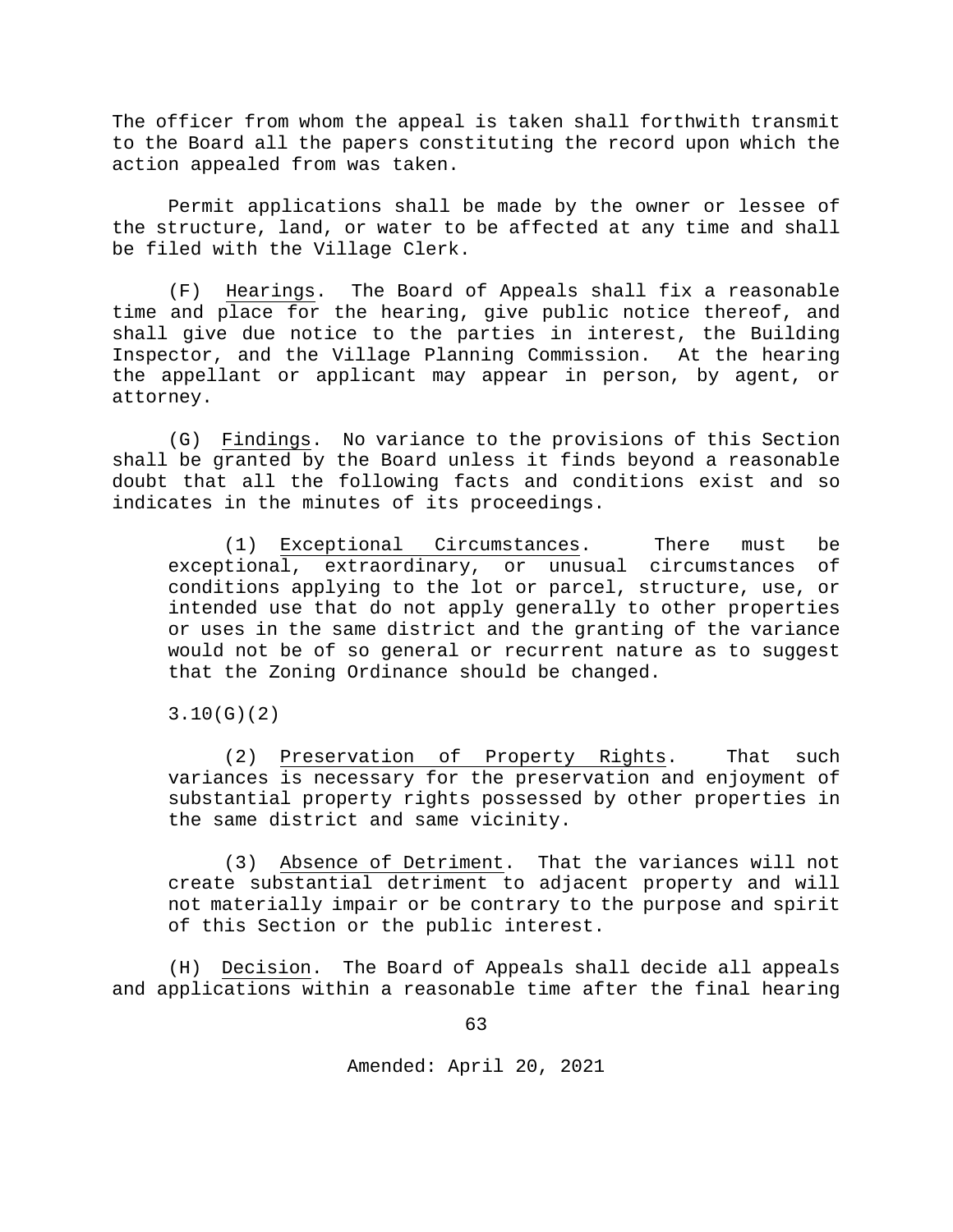The officer from whom the appeal is taken shall forthwith transmit to the Board all the papers constituting the record upon which the action appealed from was taken.

Permit applications shall be made by the owner or lessee of the structure, land, or water to be affected at any time and shall be filed with the Village Clerk.

(F) Hearings. The Board of Appeals shall fix a reasonable time and place for the hearing, give public notice thereof, and shall give due notice to the parties in interest, the Building Inspector, and the Village Planning Commission. At the hearing the appellant or applicant may appear in person, by agent, or attorney.

(G) Findings. No variance to the provisions of this Section shall be granted by the Board unless it finds beyond a reasonable doubt that all the following facts and conditions exist and so indicates in the minutes of its proceedings.

(1) Exceptional Circumstances. There must be exceptional, extraordinary, or unusual circumstances of conditions applying to the lot or parcel, structure, use, or intended use that do not apply generally to other properties or uses in the same district and the granting of the variance would not be of so general or recurrent nature as to suggest that the Zoning Ordinance should be changed.

3.10(G)(2)

(2) Preservation of Property Rights. That such variances is necessary for the preservation and enjoyment of substantial property rights possessed by other properties in the same district and same vicinity.

(3) Absence of Detriment. That the variances will not create substantial detriment to adjacent property and will not materially impair or be contrary to the purpose and spirit of this Section or the public interest.

(H) Decision. The Board of Appeals shall decide all appeals and applications within a reasonable time after the final hearing

Amended: April 20, 2021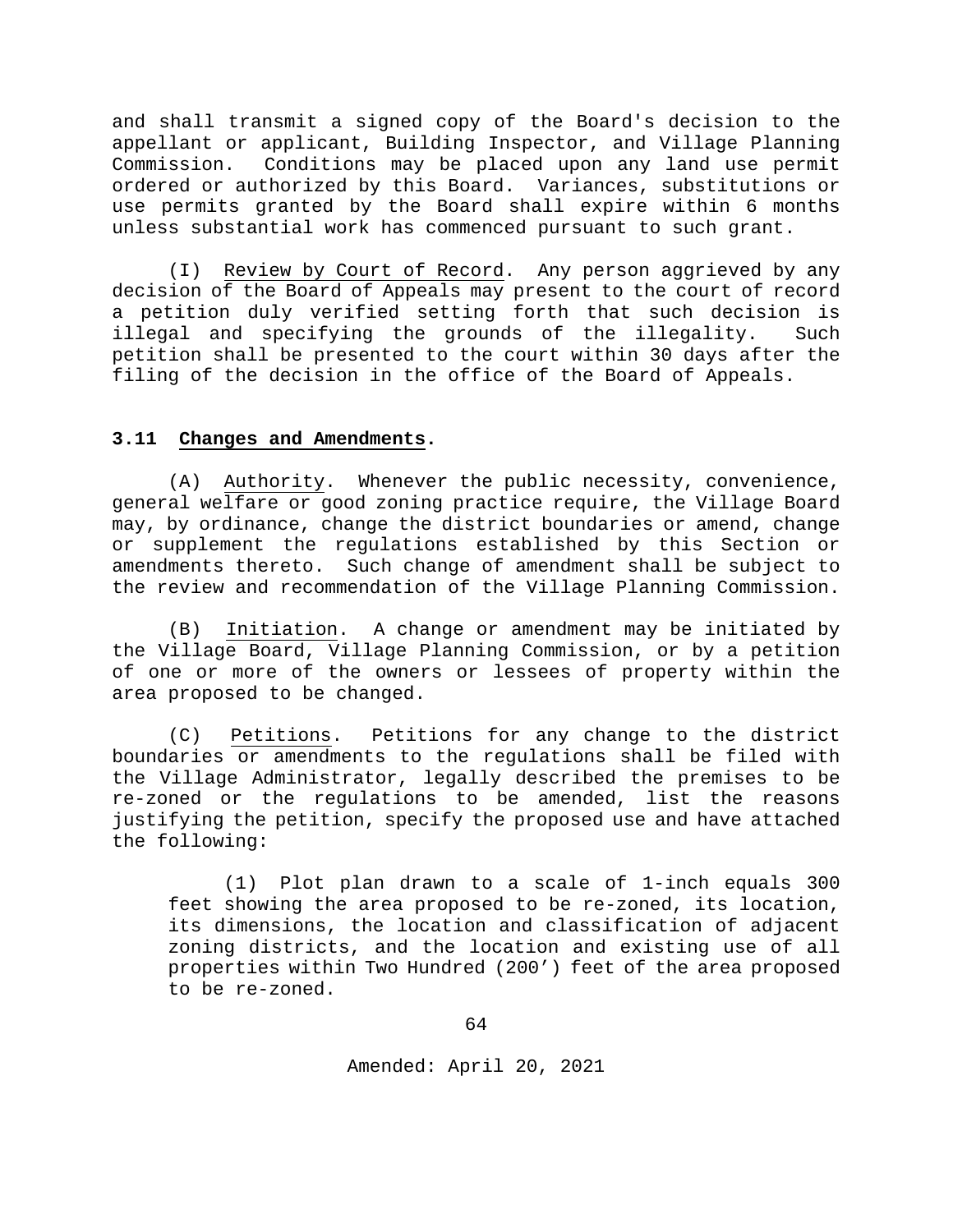and shall transmit a signed copy of the Board's decision to the appellant or applicant, Building Inspector, and Village Planning Commission. Conditions may be placed upon any land use permit ordered or authorized by this Board. Variances, substitutions or use permits granted by the Board shall expire within 6 months unless substantial work has commenced pursuant to such grant.

(I) Review by Court of Record. Any person aggrieved by any decision of the Board of Appeals may present to the court of record a petition duly verified setting forth that such decision is illegal and specifying the grounds of the illegality. Such petition shall be presented to the court within 30 days after the filing of the decision in the office of the Board of Appeals.

### 3.11 Changes and Amendments.

(A) Authority. Whenever the public necessity, convenience, general welfare or good zoning practice require, the Village Board may, by ordinance, change the district boundaries or amend, change or supplement the regulations established by this Section or amendments thereto. Such change of amendment shall be subject to the review and recommendation of the Village Planning Commission.

(B) Initiation. A change or amendment may be initiated by the Village Board, Village Planning Commission, or by a petition of one or more of the owners or lessees of property within the area proposed to be changed.

(C) Petitions. Petitions for any change to the district boundaries or amendments to the regulations shall be filed with the Village Administrator, legally described the premises to be re-zoned or the regulations to be amended, list the reasons justifying the petition, specify the proposed use and have attached the following:

(1) Plot plan drawn to a scale of 1-inch equals 300 feet showing the area proposed to be re-zoned, its location, its dimensions, the location and classification of adjacent zoning districts, and the location and existing use of all properties within Two Hundred (200’) feet of the area proposed to be re-zoned.

Amended: April 20, 2021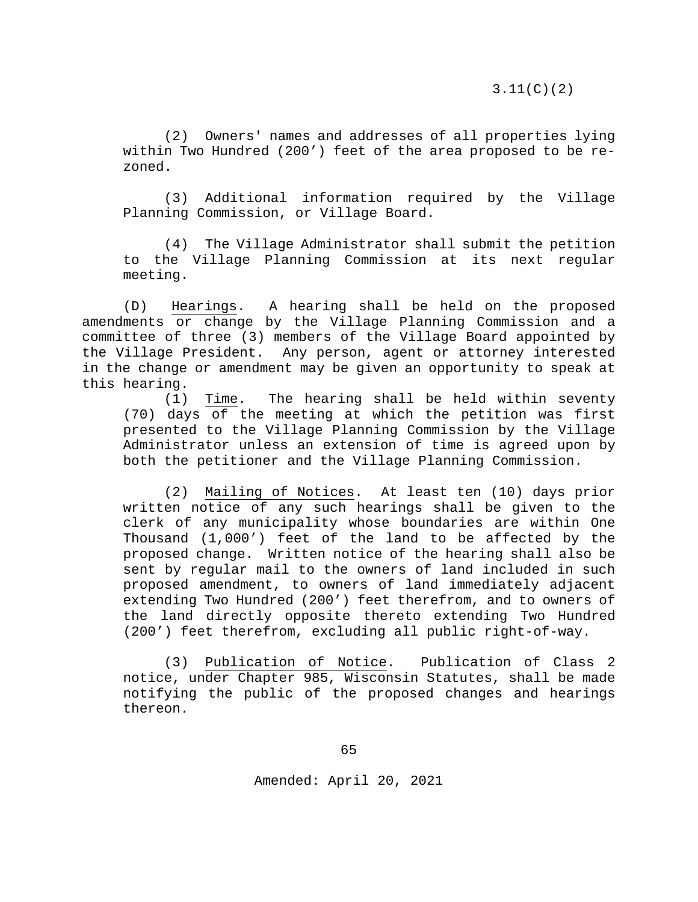(2) Owners' names and addresses of all properties lying within Two Hundred (200’) feet of the area proposed to be re-zoned.

(3) Additional information required by the Village Planning Commission, or Village Board.

(4) The Village Administrator shall submit the petition to the Village Planning Commission at its next regular meeting.

(D) Hearings. A hearing shall be held on the proposed amendments or change by the Village Planning Commission and a committee of three (3) members of the Village Board appointed by the Village President. Any person, agent or attorney interested in the change or amendment may be given an opportunity to speak at this hearing.

(1) Time. The hearing shall be held within seventy (70) days of the meeting at which the petition was first presented to the Village Planning Commission by the Village Administrator unless an extension of time is agreed upon by both the petitioner and the Village Planning Commission.

(2) Mailing of Notices. At least ten (10) days prior written notice of any such hearings shall be given to the clerk of any municipality whose boundaries are within One Thousand (1,000’) feet of the land to be affected by the proposed change. Written notice of the hearing shall also be sent by regular mail to the owners of land included in such proposed amendment, to owners of land immediately adjacent extending Two Hundred (200’) feet therefrom, and to owners of the land directly opposite thereto extending Two Hundred (200’) feet therefrom, excluding all public right-of-way.

(3) Publication of Notice. Publication of Class 2 notice, under Chapter 985, Wisconsin Statutes, shall be made notifying the public of the proposed changes and hearings thereon.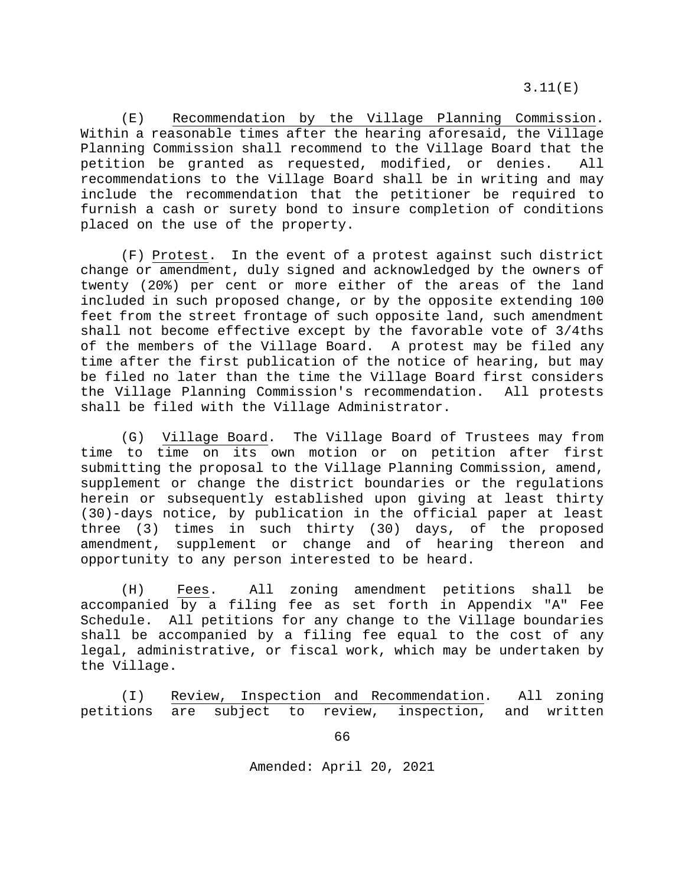(E) Recommendation by the Village Planning Commission. Within a reasonable times after the hearing aforesaid, the Village Planning Commission shall recommend to the Village Board that the petition be granted as requested, modified, or denies. All recommendations to the Village Board shall be in writing and may include the recommendation that the petitioner be required to furnish a cash or surety bond to insure completion of conditions placed on the use of the property.

(F) Protest. In the event of a protest against such district change or amendment, duly signed and acknowledged by the owners of twenty (20%) per cent or more either of the areas of the land included in such proposed change, or by the opposite extending 100 feet from the street frontage of such opposite land, such amendment shall not become effective except by the favorable vote of 3/4ths of the members of the Village Board. A protest may be filed any time after the first publication of the notice of hearing, but may be filed no later than the time the Village Board first considers the Village Planning Commission's recommendation. All protests shall be filed with the Village Administrator.

(G) Village Board. The Village Board of Trustees may from time to time on its own motion or on petition after first submitting the proposal to the Village Planning Commission, amend, supplement or change the district boundaries or the regulations herein or subsequently established upon giving at least thirty (30)-days notice, by publication in the official paper at least three (3) times in such thirty (30) days, of the proposed amendment, supplement or change and of hearing thereon and opportunity to any person interested to be heard.

(H) Fees. All zoning amendment petitions shall be accompanied by a filing fee as set forth in Appendix "A" Fee Schedule. All petitions for any change to the Village boundaries shall be accompanied by a filing fee equal to the cost of any legal, administrative, or fiscal work, which may be undertaken by the Village.

(I) Review, Inspection and Recommendation. All zoning petitions are subject to review, inspection, and written

Amended: April 20, 2021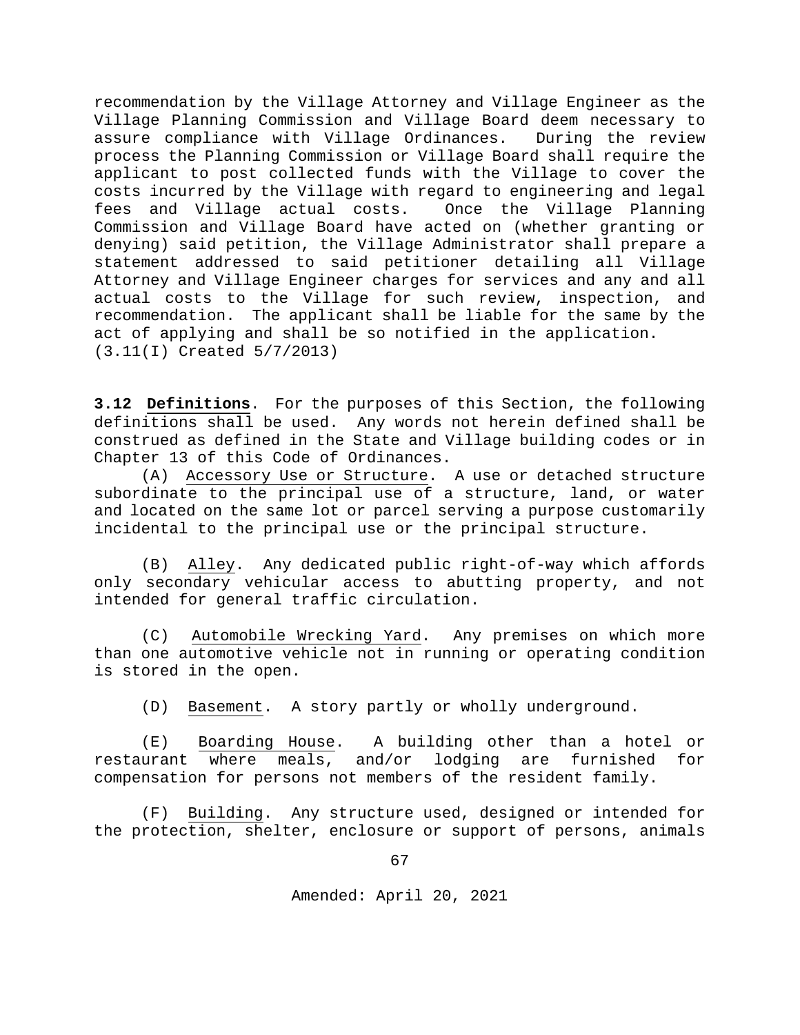recommendation by the Village Attorney and Village Engineer as the Village Planning Commission and Village Board deem necessary to assure compliance with Village Ordinances. During the review process the Planning Commission or Village Board shall require the applicant to post collected funds with the Village to cover the costs incurred by the Village with regard to engineering and legal fees and Village actual costs. Once the Village Planning Commission and Village Board have acted on (whether granting or denying) said petition, the Village Administrator shall prepare a statement addressed to said petitioner detailing all Village Attorney and Village Engineer charges for services and any and all actual costs to the Village for such review, inspection, and recommendation. The applicant shall be liable for the same by the act of applying and shall be so notified in the application. (3.11(I) Created 5/7/2013)

**3.12 Definitions**. For the purposes of this Section, the following definitions shall be used. Any words not herein defined shall be construed as defined in the State and Village building codes or in Chapter 13 of this Code of Ordinances.

(A) Accessory Use or Structure. A use or detached structure subordinate to the principal use of a structure, land, or water and located on the same lot or parcel serving a purpose customarily incidental to the principal use or the principal structure.

(B) Alley. Any dedicated public right-of-way which affords only secondary vehicular access to abutting property, and not intended for general traffic circulation.

(C) Automobile Wrecking Yard. Any premises on which more than one automotive vehicle not in running or operating condition is stored in the open.

(D) Basement. A story partly or wholly underground.

(E) Boarding House. A building other than a hotel or restaurant where meals, and/or lodging are furnished for compensation for persons not members of the resident family.

(F) Building. Any structure used, designed or intended for the protection, shelter, enclosure or support of persons, animals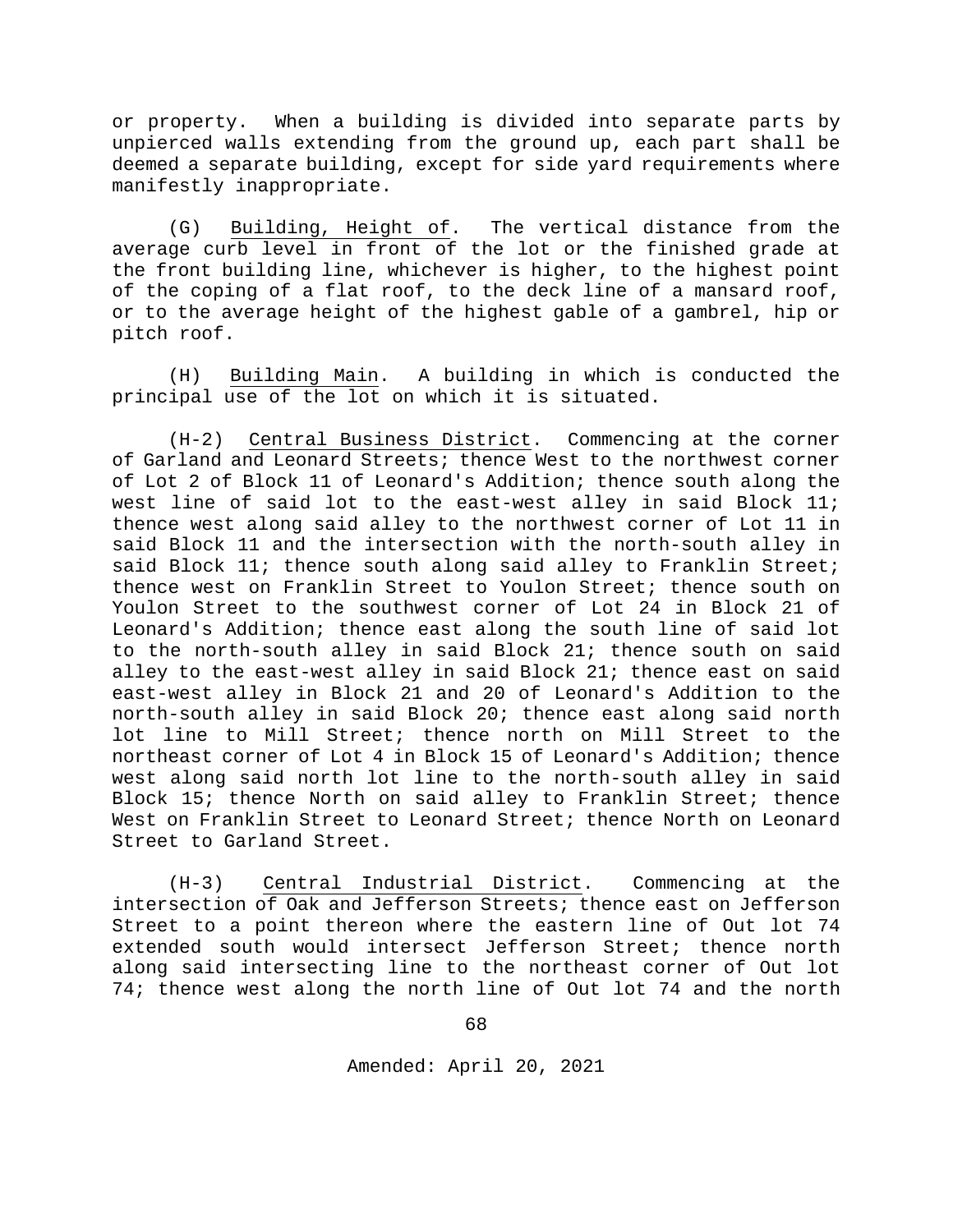or property. When a building is divided into separate parts by unpierced walls extending from the ground up, each part shall be deemed a separate building, except for side yard requirements where manifestly inappropriate.

(G) Building, Height of. The vertical distance from the average curb level in front of the lot or the finished grade at the front building line, whichever is higher, to the highest point of the coping of a flat roof, to the deck line of a mansard roof, or to the average height of the highest gable of a gambrel, hip or pitch roof.

(H) Building Main. A building in which is conducted the principal use of the lot on which it is situated.

(H-2) Central Business District. Commencing at the corner of Garland and Leonard Streets; thence West to the northwest corner of Lot 2 of Block 11 of Leonard's Addition; thence south along the west line of said lot to the east-west alley in said Block 11; thence west along said alley to the northwest corner of Lot 11 in said Block 11 and the intersection with the north-south alley in said Block 11; thence south along said alley to Franklin Street; thence west on Franklin Street to Youlon Street; thence south on Youlon Street to the southwest corner of Lot 24 in Block 21 of Leonard's Addition; thence east along the south line of said lot to the north-south alley in said Block 21; thence south on said alley to the east-west alley in said Block 21; thence east on said east-west alley in Block 21 and 20 of Leonard's Addition to the north-south alley in said Block 20; thence east along said north lot line to Mill Street; thence north on Mill Street to the northeast corner of Lot 4 in Block 15 of Leonard's Addition; thence west along said north lot line to the north-south alley in said Block 15; thence North on said alley to Franklin Street; thence West on Franklin Street to Leonard Street; thence North on Leonard Street to Garland Street.

(H-3) Central Industrial District. Commencing at the intersection of Oak and Jefferson Streets; thence east on Jefferson Street to a point thereon where the eastern line of Out lot 74 extended south would intersect Jefferson Street; thence north along said intersecting line to the northeast corner of Out lot 74; thence west along the north line of Out lot 74 and the north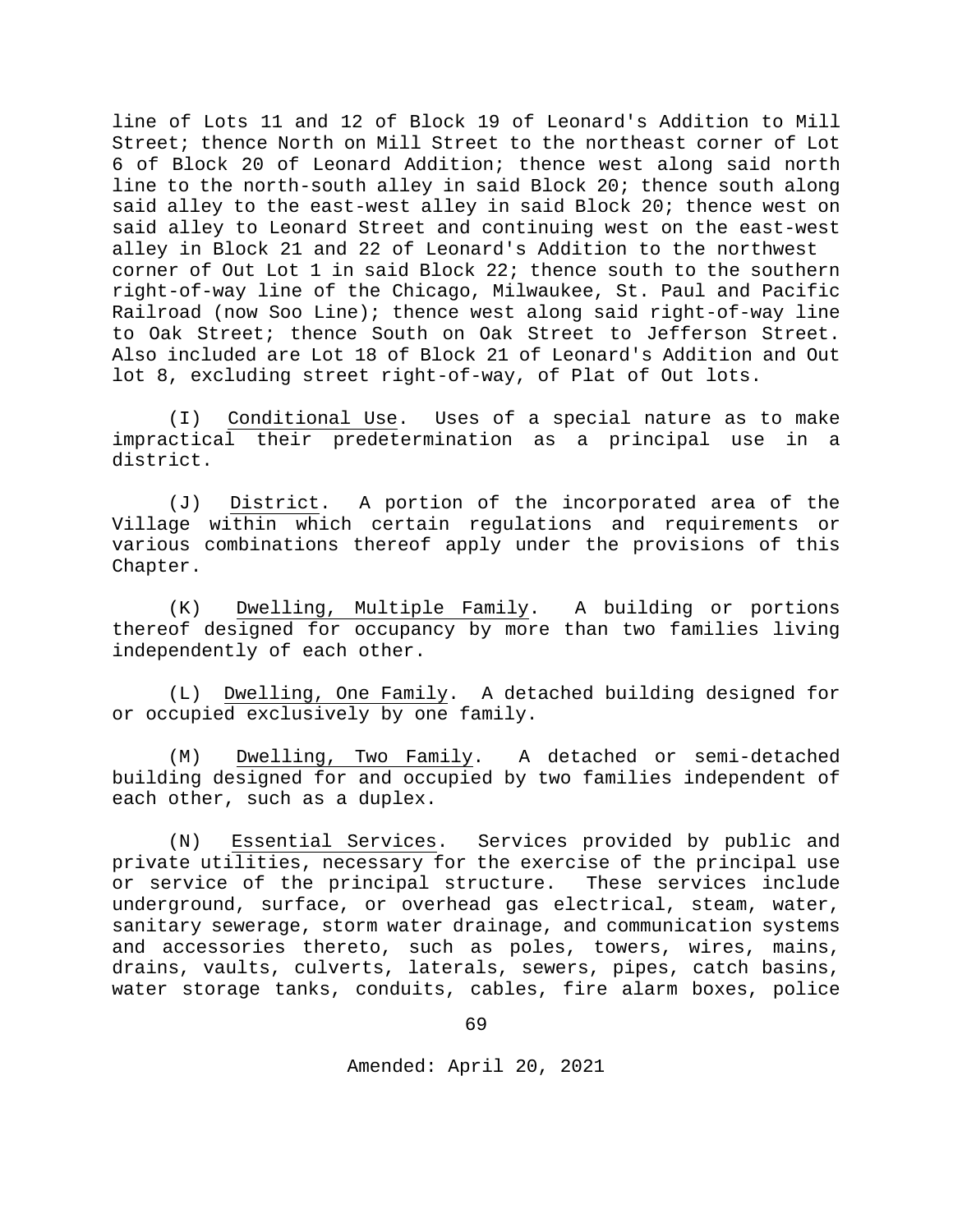line of Lots 11 and 12 of Block 19 of Leonard's Addition to Mill Street; thence North on Mill Street to the northeast corner of Lot 6 of Block 20 of Leonard Addition; thence west along said north line to the north-south alley in said Block 20; thence south along said alley to the east-west alley in said Block 20; thence west on said alley to Leonard Street and continuing west on the east-west alley in Block 21 and 22 of Leonard's Addition to the northwest corner of Out Lot 1 in said Block 22; thence south to the southern right-of-way line of the Chicago, Milwaukee, St. Paul and Pacific Railroad (now Soo Line); thence west along said right-of-way line to Oak Street; thence South on Oak Street to Jefferson Street. Also included are Lot 18 of Block 21 of Leonard's Addition and Out lot 8, excluding street right-of-way, of Plat of Out lots.

(I) Conditional Use. Uses of a special nature as to make impractical their predetermination as a principal use in a district.

(J) District. A portion of the incorporated area of the Village within which certain regulations and requirements or various combinations thereof apply under the provisions of this Chapter.

(K) Dwelling, Multiple Family. A building or portions thereof designed for occupancy by more than two families living independently of each other.

(L) Dwelling, One Family. A detached building designed for or occupied exclusively by one family.

(M) Dwelling, Two Family. A detached or semi-detached building designed for and occupied by two families independent of each other, such as a duplex.

(N) Essential Services. Services provided by public and private utilities, necessary for the exercise of the principal use or service of the principal structure. These services include underground, surface, or overhead gas electrical, steam, water, sanitary sewerage, storm water drainage, and communication systems and accessories thereto, such as poles, towers, wires, mains, drains, vaults, culverts, laterals, sewers, pipes, catch basins, water storage tanks, conduits, cables, fire alarm boxes, police

Amended: April 20, 2021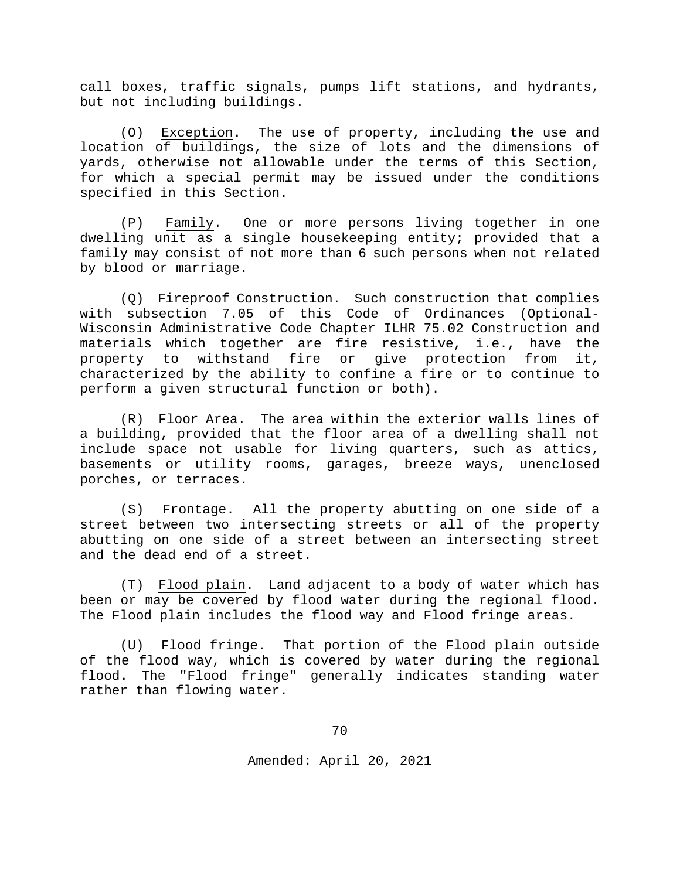call boxes, traffic signals, pumps lift stations, and hydrants, but not including buildings.

(O) Exception. The use of property, including the use and location of buildings, the size of lots and the dimensions of yards, otherwise not allowable under the terms of this Section, for which a special permit may be issued under the conditions specified in this Section.

(P) Family. One or more persons living together in one dwelling unit as a single housekeeping entity; provided that a family may consist of not more than 6 such persons when not related by blood or marriage.

(Q) Fireproof Construction. Such construction that complies with subsection 7.05 of this Code of Ordinances (Optional-Wisconsin Administrative Code Chapter ILHR 75.02 Construction and materials which together are fire resistive, i.e., have the property to withstand fire or give protection from it, characterized by the ability to confine a fire or to continue to perform a given structural function or both).

(R) Floor Area. The area within the exterior walls lines of a building, provided that the floor area of a dwelling shall not include space not usable for living quarters, such as attics, basements or utility rooms, garages, breeze ways, unenclosed porches, or terraces.

(S) Frontage. All the property abutting on one side of a street between two intersecting streets or all of the property abutting on one side of a street between an intersecting street and the dead end of a street.

(T) Flood plain. Land adjacent to a body of water which has been or may be covered by flood water during the regional flood. The Flood plain includes the flood way and Flood fringe areas.

(U) Flood fringe. That portion of the Flood plain outside of the flood way, which is covered by water during the regional flood. The "Flood fringe" generally indicates standing water rather than flowing water.

Amended: April 20, 2021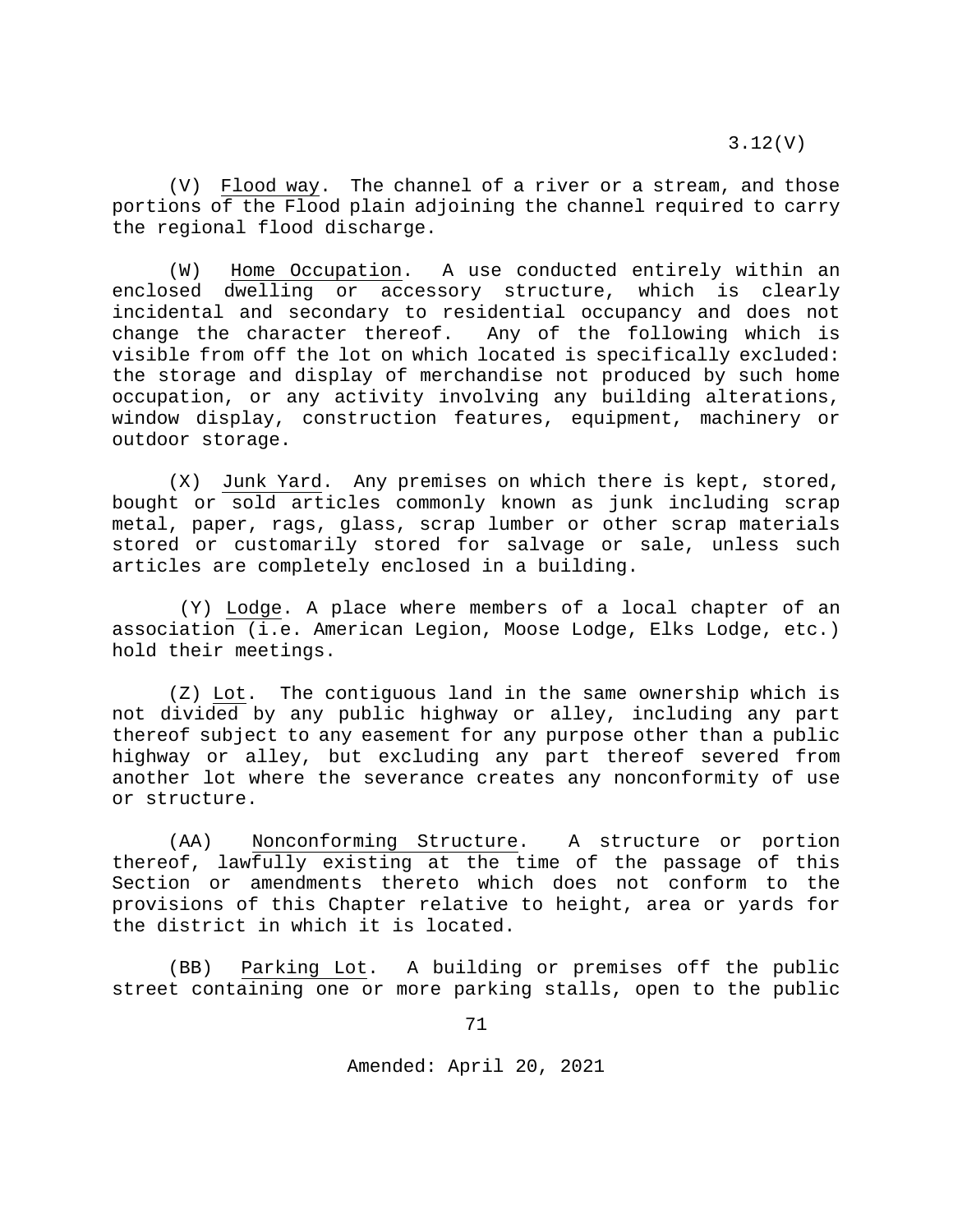(V) Flood way. The channel of a river or a stream, and those portions of the Flood plain adjoining the channel required to carry the regional flood discharge.

(W) Home Occupation. A use conducted entirely within an enclosed dwelling or accessory structure, which is clearly incidental and secondary to residential occupancy and does not change the character thereof. Any of the following which is visible from off the lot on which located is specifically excluded: the storage and display of merchandise not produced by such home occupation, or any activity involving any building alterations, window display, construction features, equipment, machinery or outdoor storage.

(X) Junk Yard. Any premises on which there is kept, stored, bought or sold articles commonly known as junk including scrap metal, paper, rags, glass, scrap lumber or other scrap materials stored or customarily stored for salvage or sale, unless such articles are completely enclosed in a building.

(Y) Lodge. A place where members of a local chapter of an association (i.e. American Legion, Moose Lodge, Elks Lodge, etc.) hold their meetings.

(Z) Lot. The contiguous land in the same ownership which is not divided by any public highway or alley, including any part thereof subject to any easement for any purpose other than a public highway or alley, but excluding any part thereof severed from another lot where the severance creates any nonconformity of use or structure.

(AA) Nonconforming Structure. A structure or portion thereof, lawfully existing at the time of the passage of this Section or amendments thereto which does not conform to the provisions of this Chapter relative to height, area or yards for the district in which it is located.

(BB) Parking Lot. A building or premises off the public street containing one or more parking stalls, open to the public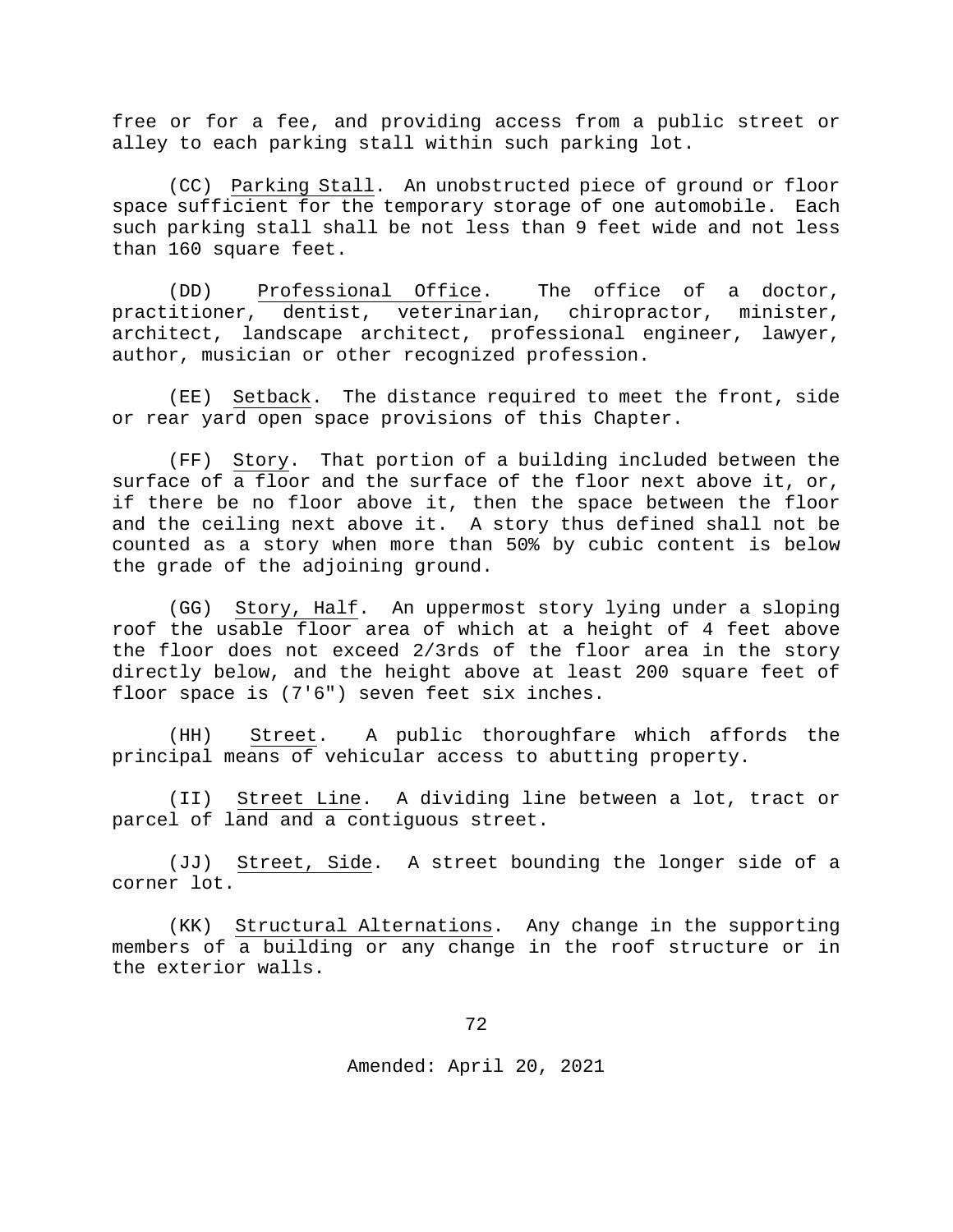free or for a fee, and providing access from a public street or alley to each parking stall within such parking lot.

(CC) Parking Stall. An unobstructed piece of ground or floor space sufficient for the temporary storage of one automobile. Each such parking stall shall be not less than 9 feet wide and not less than 160 square feet.

(DD) Professional Office. The office of a doctor, practitioner, dentist, veterinarian, chiropractor, minister, architect, landscape architect, professional engineer, lawyer, author, musician or other recognized profession.

(EE) Setback. The distance required to meet the front, side or rear yard open space provisions of this Chapter.

(FF) Story. That portion of a building included between the surface of a floor and the surface of the floor next above it, or, if there be no floor above it, then the space between the floor and the ceiling next above it. A story thus defined shall not be counted as a story when more than 50% by cubic content is below the grade of the adjoining ground.

(GG) Story, Half. An uppermost story lying under a sloping roof the usable floor area of which at a height of 4 feet above the floor does not exceed 2/3rds of the floor area in the story directly below, and the height above at least 200 square feet of floor space is (7'6") seven feet six inches.

(HH) Street. A public thoroughfare which affords the principal means of vehicular access to abutting property.

(II) Street Line. A dividing line between a lot, tract or parcel of land and a contiguous street.

(JJ) Street, Side. A street bounding the longer side of a corner lot.

(KK) Structural Alternations. Any change in the supporting members of a building or any change in the roof structure or in the exterior walls.

Amended: April 20, 2021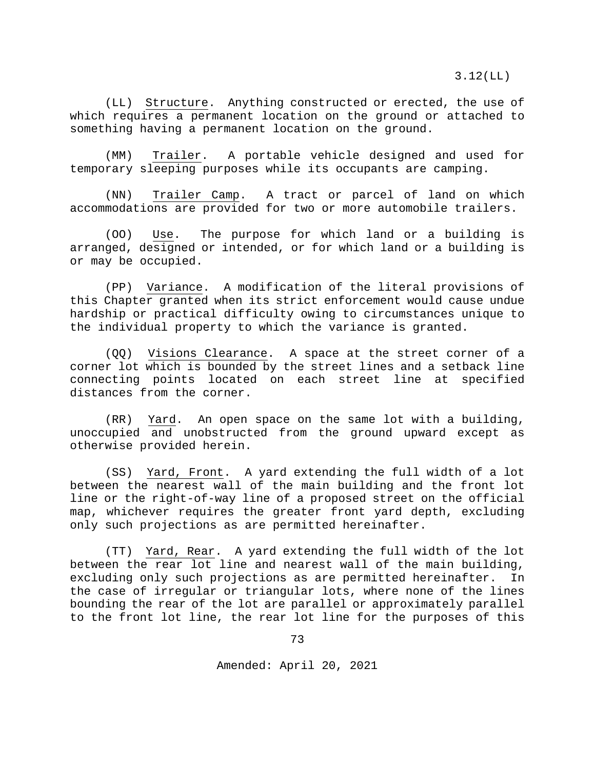(LL) Structure. Anything constructed or erected, the use of which requires a permanent location on the ground or attached to something having a permanent location on the ground.

(MM) Trailer. A portable vehicle designed and used for temporary sleeping purposes while its occupants are camping.

(NN) Trailer Camp. A tract or parcel of land on which accommodations are provided for two or more automobile trailers.

(OO) Use. The purpose for which land or a building is arranged, designed or intended, or for which land or a building is or may be occupied.

(PP) Variance. A modification of the literal provisions of this Chapter granted when its strict enforcement would cause undue hardship or practical difficulty owing to circumstances unique to the individual property to which the variance is granted.

(QQ) Visions Clearance. A space at the street corner of a corner lot which is bounded by the street lines and a setback line connecting points located on each street line at specified distances from the corner.

(RR) Yard. An open space on the same lot with a building, unoccupied and unobstructed from the ground upward except as otherwise provided herein.

(SS) Yard, Front. A yard extending the full width of a lot between the nearest wall of the main building and the front lot line or the right-of-way line of a proposed street on the official map, whichever requires the greater front yard depth, excluding only such projections as are permitted hereinafter.

(TT) Yard, Rear. A yard extending the full width of the lot between the rear lot line and nearest wall of the main building, excluding only such projections as are permitted hereinafter. In the case of irregular or triangular lots, where none of the lines bounding the rear of the lot are parallel or approximately parallel to the front lot line, the rear lot line for the purposes of this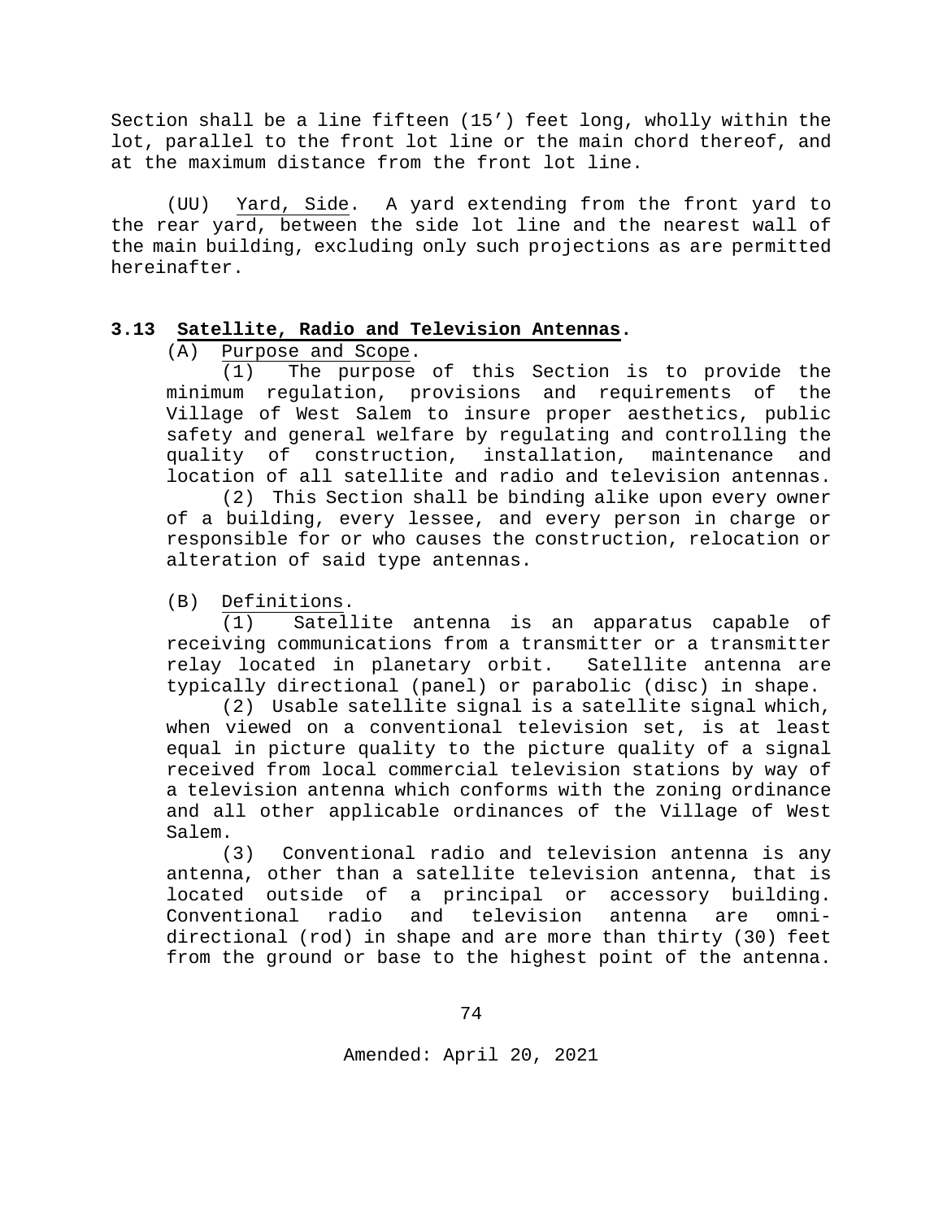Section shall be a line fifteen (15') feet long, wholly within the lot, parallel to the front lot line or the main chord thereof, and at the maximum distance from the front lot line.

(UU) Yard, Side. A yard extending from the front yard to the rear yard, between the side lot line and the nearest wall of the main building, excluding only such projections as are permitted hereinafter.

## 3.13 Satellite, Radio and Television Antennas.

(A) Purpose and Scope.

(1) The purpose of this Section is to provide the minimum regulation, provisions and requirements of the Village of West Salem to insure proper aesthetics, public safety and general welfare by regulating and controlling the quality of construction, installation, maintenance and location of all satellite and radio and television antennas.

(2) This Section shall be binding alike upon every owner of a building, every lessee, and every person in charge or responsible for or who causes the construction, relocation or alteration of said type antennas.

(B) Definitions.

(1) Satellite antenna is an apparatus capable of receiving communications from a transmitter or a transmitter relay located in planetary orbit. Satellite antenna are typically directional (panel) or parabolic (disc) in shape.

(2) Usable satellite signal is a satellite signal which, when viewed on a conventional television set, is at least equal in picture quality to the picture quality of a signal received from local commercial television stations by way of a television antenna which conforms with the zoning ordinance and all other applicable ordinances of the Village of West Salem.

(3) Conventional radio and television antenna is any antenna, other than a satellite television antenna, that is located outside of a principal or accessory building. Conventional radio and television antenna are omni-directional (rod) in shape and are more than thirty (30) feet from the ground or base to the highest point of the antenna.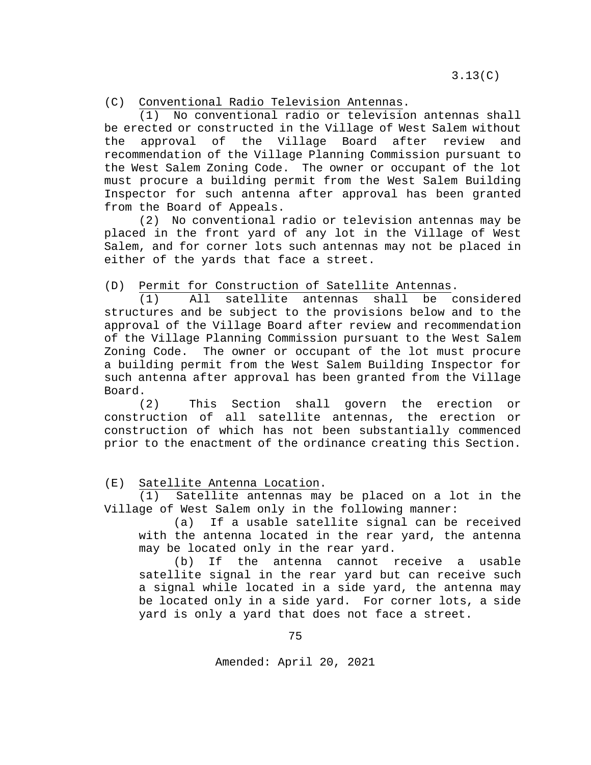(C) Conventional Radio Television Antennas.

(1) No conventional radio or television antennas shall be erected or constructed in the Village of West Salem without the approval of the Village Board after review and recommendation of the Village Planning Commission pursuant to the West Salem Zoning Code. The owner or occupant of the lot must procure a building permit from the West Salem Building Inspector for such antenna after approval has been granted from the Board of Appeals.

(2) No conventional radio or television antennas may be placed in the front yard of any lot in the Village of West Salem, and for corner lots such antennas may not be placed in either of the yards that face a street.

(D) Permit for Construction of Satellite Antennas.

(1) All satellite antennas shall be considered structures and be subject to the provisions below and to the approval of the Village Board after review and recommendation of the Village Planning Commission pursuant to the West Salem Zoning Code. The owner or occupant of the lot must procure a building permit from the West Salem Building Inspector for such antenna after approval has been granted from the Village Board.

(2) This Section shall govern the erection or construction of all satellite antennas, the erection or construction of which has not been substantially commenced prior to the enactment of the ordinance creating this Section.

(E) Satellite Antenna Location.

(1) Satellite antennas may be placed on a lot in the Village of West Salem only in the following manner:

(a) If a usable satellite signal can be received with the antenna located in the rear yard, the antenna may be located only in the rear yard.

(b) If the antenna cannot receive a usable satellite signal in the rear yard but can receive such a signal while located in a side yard, the antenna may be located only in a side yard. For corner lots, a side yard is only a yard that does not face a street.

Amended: April 20, 2021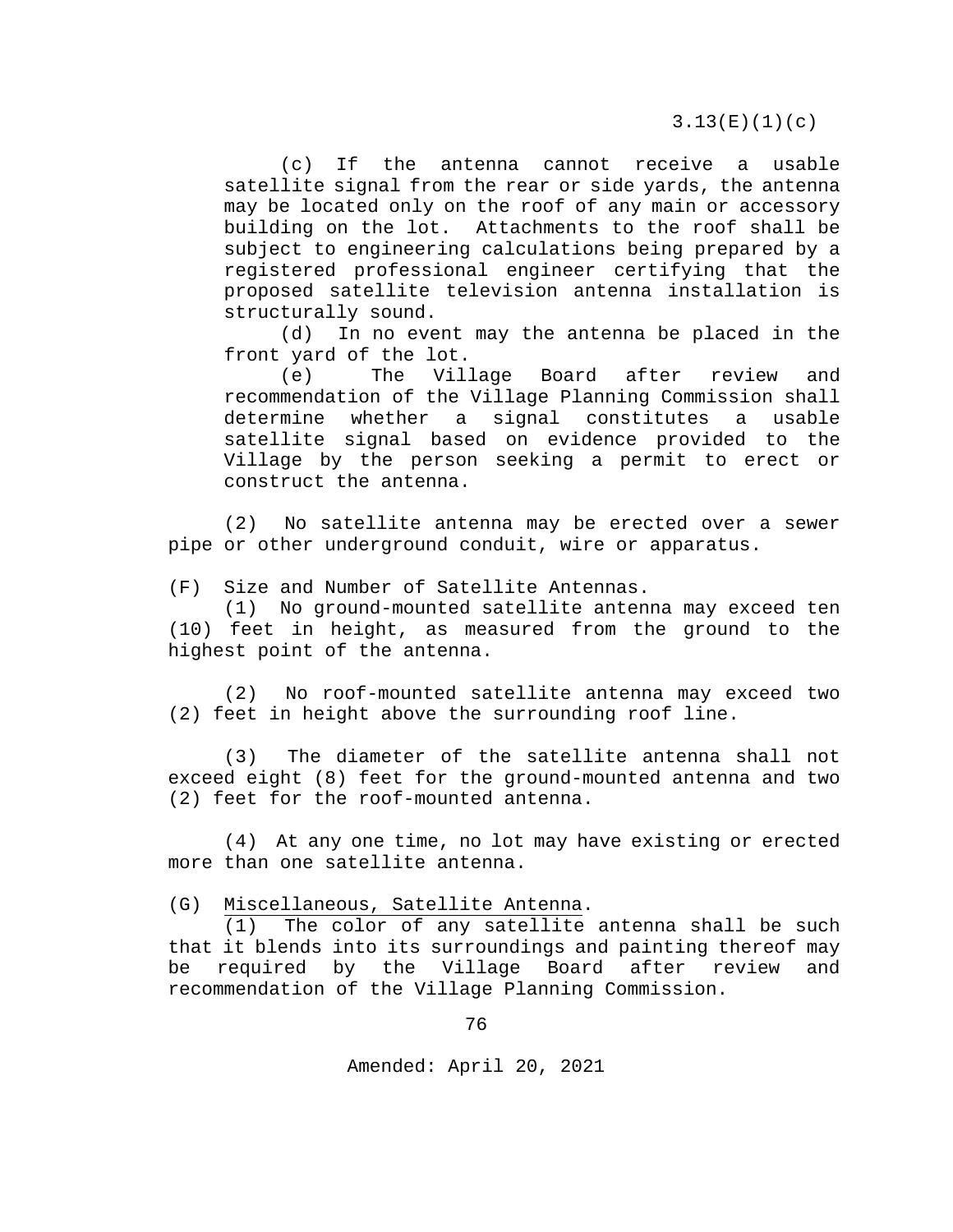(c) If the antenna cannot receive a usable satellite signal from the rear or side yards, the antenna may be located only on the roof of any main or accessory building on the lot. Attachments to the roof shall be subject to engineering calculations being prepared by a registered professional engineer certifying that the proposed satellite television antenna installation is structurally sound.

(d) In no event may the antenna be placed in the front yard of the lot.

(e) The Village Board after review and recommendation of the Village Planning Commission shall determine whether a signal constitutes a usable satellite signal based on evidence provided to the Village by the person seeking a permit to erect or construct the antenna.

(2) No satellite antenna may be erected over a sewer pipe or other underground conduit, wire or apparatus.

(F) Size and Number of Satellite Antennas.

(1) No ground-mounted satellite antenna may exceed ten (10) feet in height, as measured from the ground to the highest point of the antenna.

(2) No roof-mounted satellite antenna may exceed two (2) feet in height above the surrounding roof line.

(3) The diameter of the satellite antenna shall not exceed eight (8) feet for the ground-mounted antenna and two (2) feet for the roof-mounted antenna.

(4) At any one time, no lot may have existing or erected more than one satellite antenna.

(G) Miscellaneous, Satellite Antenna.

(1) The color of any satellite antenna shall be such that it blends into its surroundings and painting thereof may be required by the Village Board after review and recommendation of the Village Planning Commission.

Amended: April 20, 2021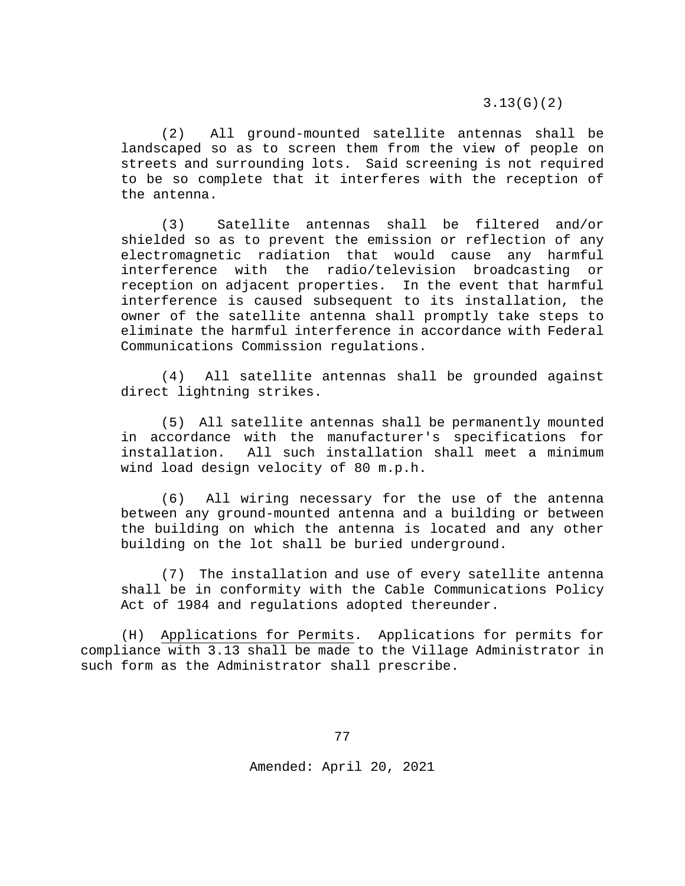(2) All ground-mounted satellite antennas shall be landscaped so as to screen them from the view of people on streets and surrounding lots. Said screening is not required to be so complete that it interferes with the reception of the antenna.

(3) Satellite antennas shall be filtered and/or shielded so as to prevent the emission or reflection of any electromagnetic radiation that would cause any harmful interference with the radio/television broadcasting or reception on adjacent properties. In the event that harmful interference is caused subsequent to its installation, the owner of the satellite antenna shall promptly take steps to eliminate the harmful interference in accordance with Federal Communications Commission regulations.

(4) All satellite antennas shall be grounded against direct lightning strikes.

(5) All satellite antennas shall be permanently mounted in accordance with the manufacturer's specifications for installation. All such installation shall meet a minimum wind load design velocity of 80 m.p.h.

(6) All wiring necessary for the use of the antenna between any ground-mounted antenna and a building or between the building on which the antenna is located and any other building on the lot shall be buried underground.

(7) The installation and use of every satellite antenna shall be in conformity with the Cable Communications Policy Act of 1984 and regulations adopted thereunder.

(H) Applications for Permits. Applications for permits for compliance with 3.13 shall be made to the Village Administrator in such form as the Administrator shall prescribe.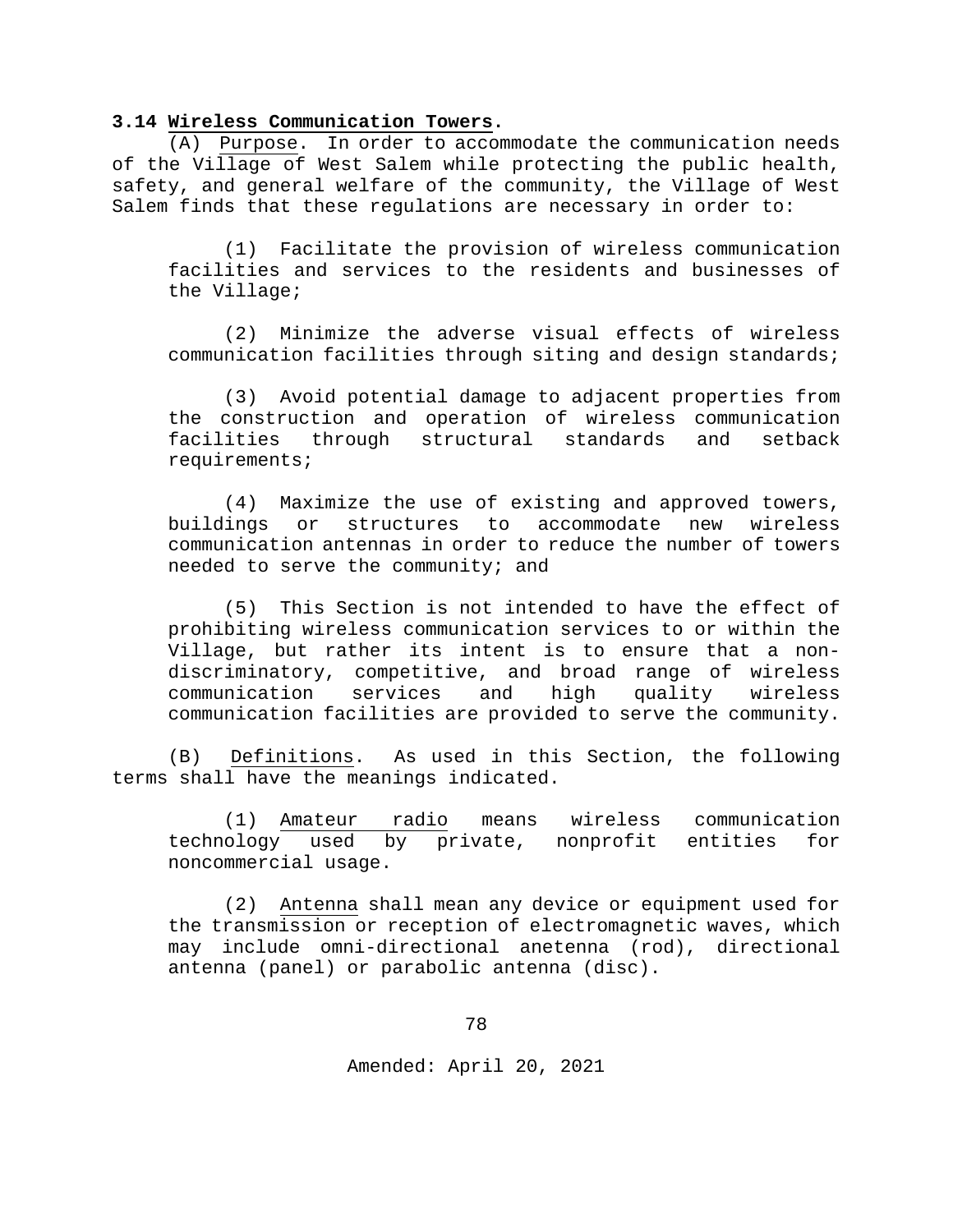**3.14 Wireless Communication Towers.**

(A) Purpose. In order to accommodate the communication needs of the Village of West Salem while protecting the public health, safety, and general welfare of the community, the Village of West Salem finds that these regulations are necessary in order to:

(1) Facilitate the provision of wireless communication facilities and services to the residents and businesses of the Village;

(2) Minimize the adverse visual effects of wireless communication facilities through siting and design standards;

(3) Avoid potential damage to adjacent properties from the construction and operation of wireless communication facilities through structural standards and setback requirements;

(4) Maximize the use of existing and approved towers, buildings or structures to accommodate new wireless communication antennas in order to reduce the number of towers needed to serve the community; and

(5) This Section is not intended to have the effect of prohibiting wireless communication services to or within the Village, but rather its intent is to ensure that a non-discriminatory, competitive, and broad range of wireless communication services and high quality wireless communication facilities are provided to serve the community.

(B) Definitions. As used in this Section, the following terms shall have the meanings indicated.

(1) Amateur radio means wireless communication technology used by private, nonprofit entities for noncommercial usage.

(2) Antenna shall mean any device or equipment used for the transmission or reception of electromagnetic waves, which may include omni-directional anetenna (rod), directional antenna (panel) or parabolic antenna (disc).

Amended: April 20, 2021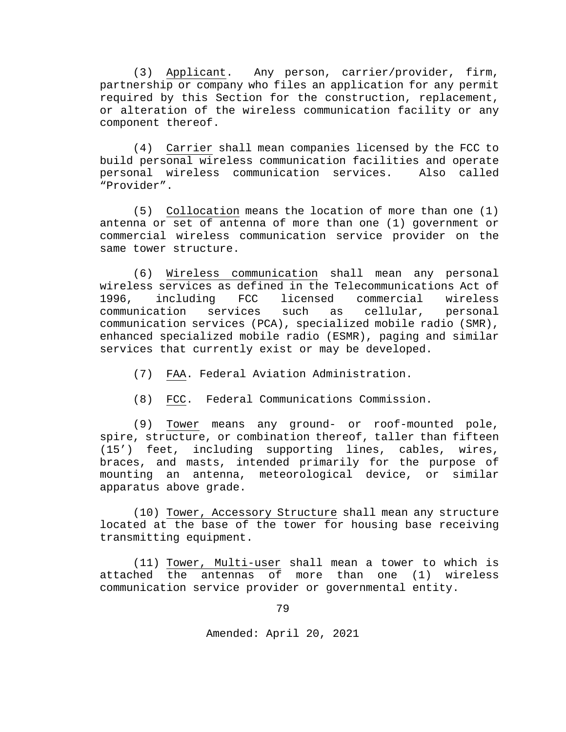(3) Applicant. Any person, carrier/provider, firm, partnership or company who files an application for any permit required by this Section for the construction, replacement, or alteration of the wireless communication facility or any component thereof.

(4) Carrier shall mean companies licensed by the FCC to build personal wireless communication facilities and operate personal wireless communication services. Also called "Provider".

(5) Collocation means the location of more than one (1) antenna or set of antenna of more than one (1) government or commercial wireless communication service provider on the same tower structure.

(6) Wireless communication shall mean any personal wireless services as defined in the Telecommunications Act of 1996, including FCC licensed commercial wireless communication services such as cellular, personal communication services (PCA), specialized mobile radio (SMR), enhanced specialized mobile radio (ESMR), paging and similar services that currently exist or may be developed.

(7) FAA. Federal Aviation Administration.

(8) FCC. Federal Communications Commission.

(9) Tower means any ground- or roof-mounted pole, spire, structure, or combination thereof, taller than fifteen (15') feet, including supporting lines, cables, wires, braces, and masts, intended primarily for the purpose of mounting an antenna, meteorological device, or similar apparatus above grade.

(10) Tower, Accessory Structure shall mean any structure located at the base of the tower for housing base receiving transmitting equipment.

(11) Tower, Multi-user shall mean a tower to which is attached the antennas of more than one (1) wireless communication service provider or governmental entity.

Amended: April 20, 2021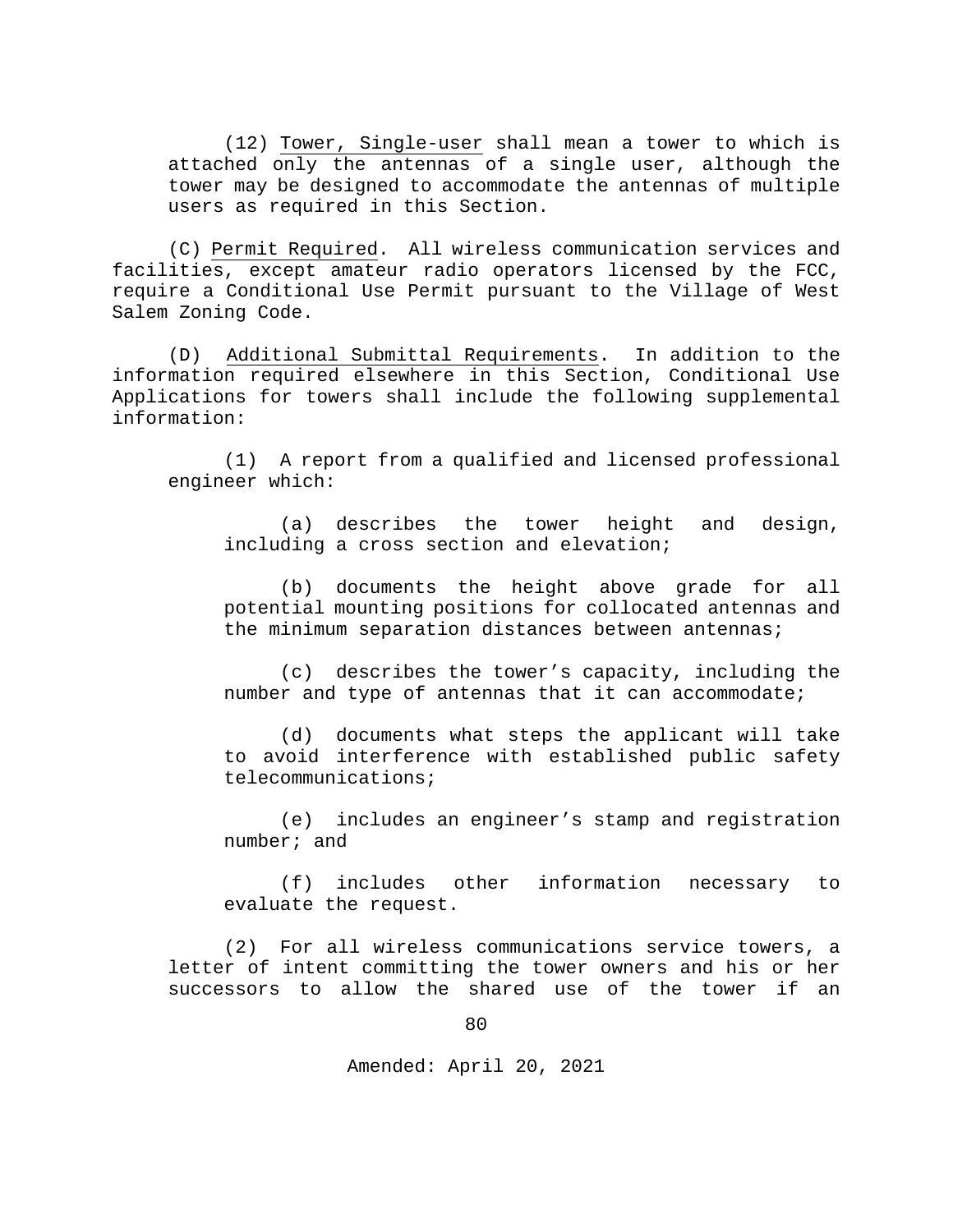(12) <u>Tower, Single-user</u> shall mean a tower to which is attached only the antennas of a single user, although the tower may be designed to accommodate the antennas of multiple users as required in this Section.

(C) <u>Permit Required</u>. All wireless communication services and facilities, except amateur radio operators licensed by the FCC, require a Conditional Use Permit pursuant to the Village of West Salem Zoning Code.

(D) <u>Additional Submittal Requirements</u>. In addition to the information required elsewhere in this Section, Conditional Use Applications for towers shall include the following supplemental information:

(1) A report from a qualified and licensed professional engineer which:

(a) describes the tower height and design, including a cross section and elevation;

(b) documents the height above grade for all potential mounting positions for collocated antennas and the minimum separation distances between antennas;

(c) describes the tower's capacity, including the number and type of antennas that it can accommodate;

(d) documents what steps the applicant will take to avoid interference with established public safety telecommunications;

(e) includes an engineer's stamp and registration number; and

(f) includes other information necessary to evaluate the request.

(2) For all wireless communications service towers, a letter of intent committing the tower owners and his or her successors to allow the shared use of the tower if an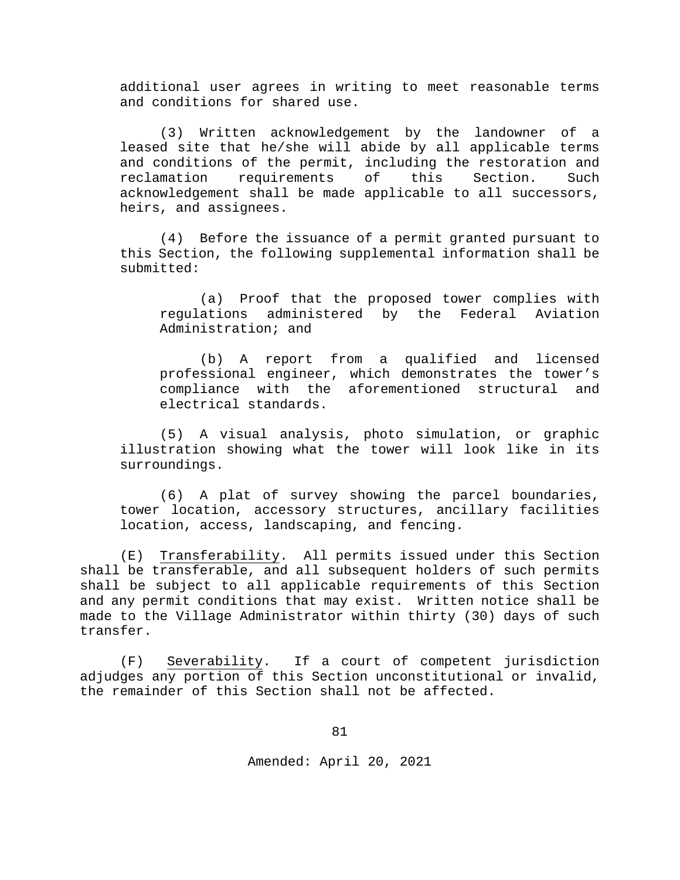additional user agrees in writing to meet reasonable terms and conditions for shared use.

(3) Written acknowledgement by the landowner of a leased site that he/she will abide by all applicable terms and conditions of the permit, including the restoration and reclamation requirements of this Section. Such acknowledgement shall be made applicable to all successors, heirs, and assignees.

(4) Before the issuance of a permit granted pursuant to this Section, the following supplemental information shall be submitted:

(a) Proof that the proposed tower complies with regulations administered by the Federal Aviation Administration; and

(b) A report from a qualified and licensed professional engineer, which demonstrates the tower's compliance with the aforementioned structural and electrical standards.

(5) A visual analysis, photo simulation, or graphic illustration showing what the tower will look like in its surroundings.

(6) A plat of survey showing the parcel boundaries, tower location, accessory structures, ancillary facilities location, access, landscaping, and fencing.

(E) Transferability. All permits issued under this Section shall be transferable, and all subsequent holders of such permits shall be subject to all applicable requirements of this Section and any permit conditions that may exist. Written notice shall be made to the Village Administrator within thirty (30) days of such transfer.

(F) Severability. If a court of competent jurisdiction adjudges any portion of this Section unconstitutional or invalid, the remainder of this Section shall not be affected.

Amended: April 20, 2021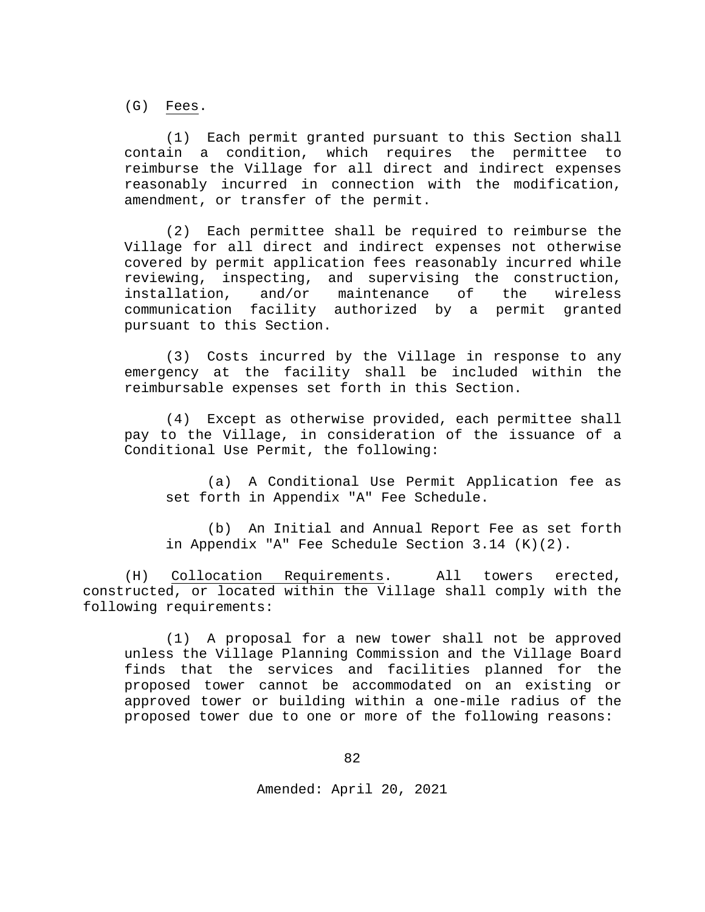(G) Fees.

(1) Each permit granted pursuant to this Section shall contain a condition, which requires the permittee to reimburse the Village for all direct and indirect expenses reasonably incurred in connection with the modification, amendment, or transfer of the permit.

(2) Each permittee shall be required to reimburse the Village for all direct and indirect expenses not otherwise covered by permit application fees reasonably incurred while reviewing, inspecting, and supervising the construction, installation, and/or maintenance of the wireless communication facility authorized by a permit granted pursuant to this Section.

(3) Costs incurred by the Village in response to any emergency at the facility shall be included within the reimbursable expenses set forth in this Section.

(4) Except as otherwise provided, each permittee shall pay to the Village, in consideration of the issuance of a Conditional Use Permit, the following:

(a) A Conditional Use Permit Application fee as set forth in Appendix "A" Fee Schedule.

(b) An Initial and Annual Report Fee as set forth in Appendix "A" Fee Schedule Section 3.14 (K)(2).

(H) Collocation Requirements. All towers erected, constructed, or located within the Village shall comply with the following requirements:

(1) A proposal for a new tower shall not be approved unless the Village Planning Commission and the Village Board finds that the services and facilities planned for the proposed tower cannot be accommodated on an existing or approved tower or building within a one-mile radius of the proposed tower due to one or more of the following reasons:

Amended: April 20, 2021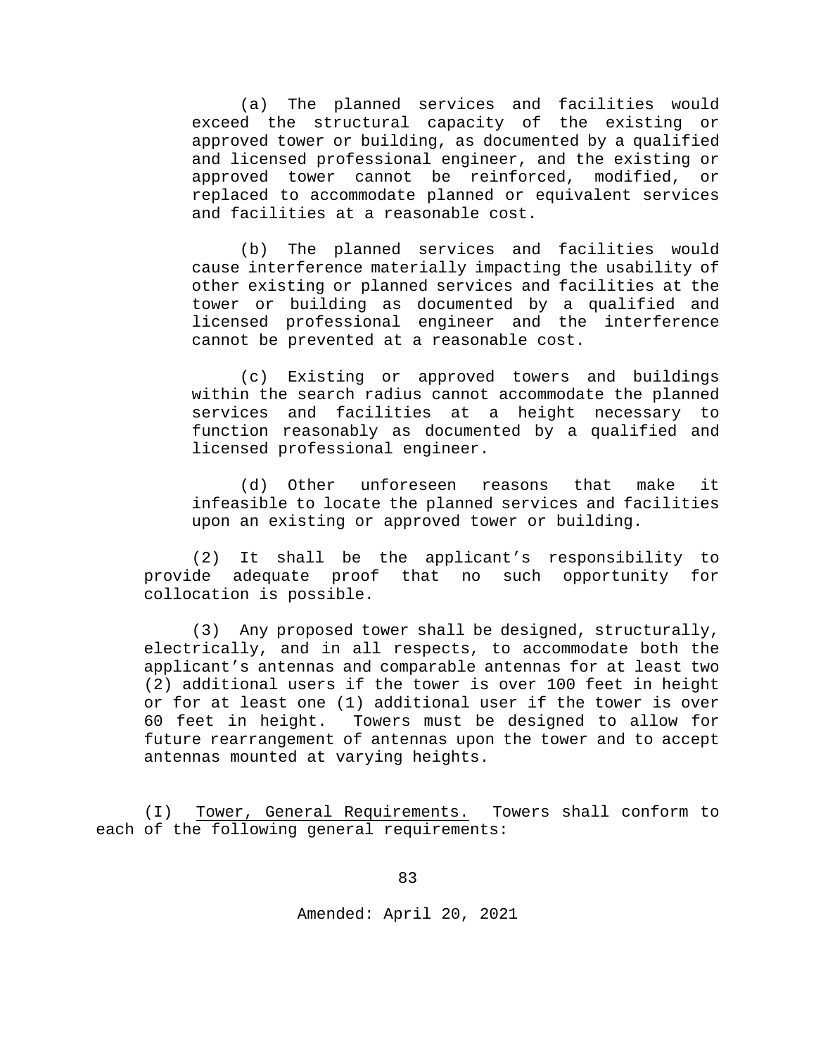(a) The planned services and facilities would exceed the structural capacity of the existing or approved tower or building, as documented by a qualified and licensed professional engineer, and the existing or approved tower cannot be reinforced, modified, or replaced to accommodate planned or equivalent services and facilities at a reasonable cost.

(b) The planned services and facilities would cause interference materially impacting the usability of other existing or planned services and facilities at the tower or building as documented by a qualified and licensed professional engineer and the interference cannot be prevented at a reasonable cost.

(c) Existing or approved towers and buildings within the search radius cannot accommodate the planned services and facilities at a height necessary to function reasonably as documented by a qualified and licensed professional engineer.

(d) Other unforeseen reasons that make it infeasible to locate the planned services and facilities upon an existing or approved tower or building.

(2) It shall be the applicant's responsibility to provide adequate proof that no such opportunity for collocation is possible.

(3) Any proposed tower shall be designed, structurally, electrically, and in all respects, to accommodate both the applicant's antennas and comparable antennas for at least two (2) additional users if the tower is over 100 feet in height or for at least one (1) additional user if the tower is over 60 feet in height. Towers must be designed to allow for future rearrangement of antennas upon the tower and to accept antennas mounted at varying heights.

(I) Tower, General Requirements. Towers shall conform to each of the following general requirements:

Amended: April 20, 2021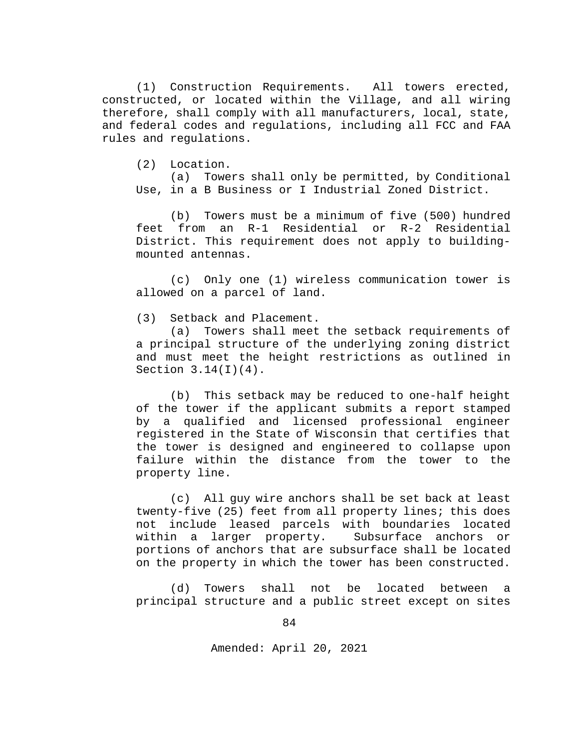(1) Construction Requirements. All towers erected, constructed, or located within the Village, and all wiring therefore, shall comply with all manufacturers, local, state, and federal codes and regulations, including all FCC and FAA rules and regulations.

(2) Location.

(a) Towers shall only be permitted, by Conditional Use, in a B Business or I Industrial Zoned District.

(b) Towers must be a minimum of five (500) hundred feet from an R-1 Residential or R-2 Residential District. This requirement does not apply to building-mounted antennas.

(c) Only one (1) wireless communication tower is allowed on a parcel of land.

(3) Setback and Placement.

(a) Towers shall meet the setback requirements of a principal structure of the underlying zoning district and must meet the height restrictions as outlined in Section 3.14(I)(4).

(b) This setback may be reduced to one-half height of the tower if the applicant submits a report stamped by a qualified and licensed professional engineer registered in the State of Wisconsin that certifies that the tower is designed and engineered to collapse upon failure within the distance from the tower to the property line.

(c) All guy wire anchors shall be set back at least twenty-five (25) feet from all property lines; this does not include leased parcels with boundaries located within a larger property. Subsurface anchors or portions of anchors that are subsurface shall be located on the property in which the tower has been constructed.

(d) Towers shall not be located between a principal structure and a public street except on sites

Amended: April 20, 2021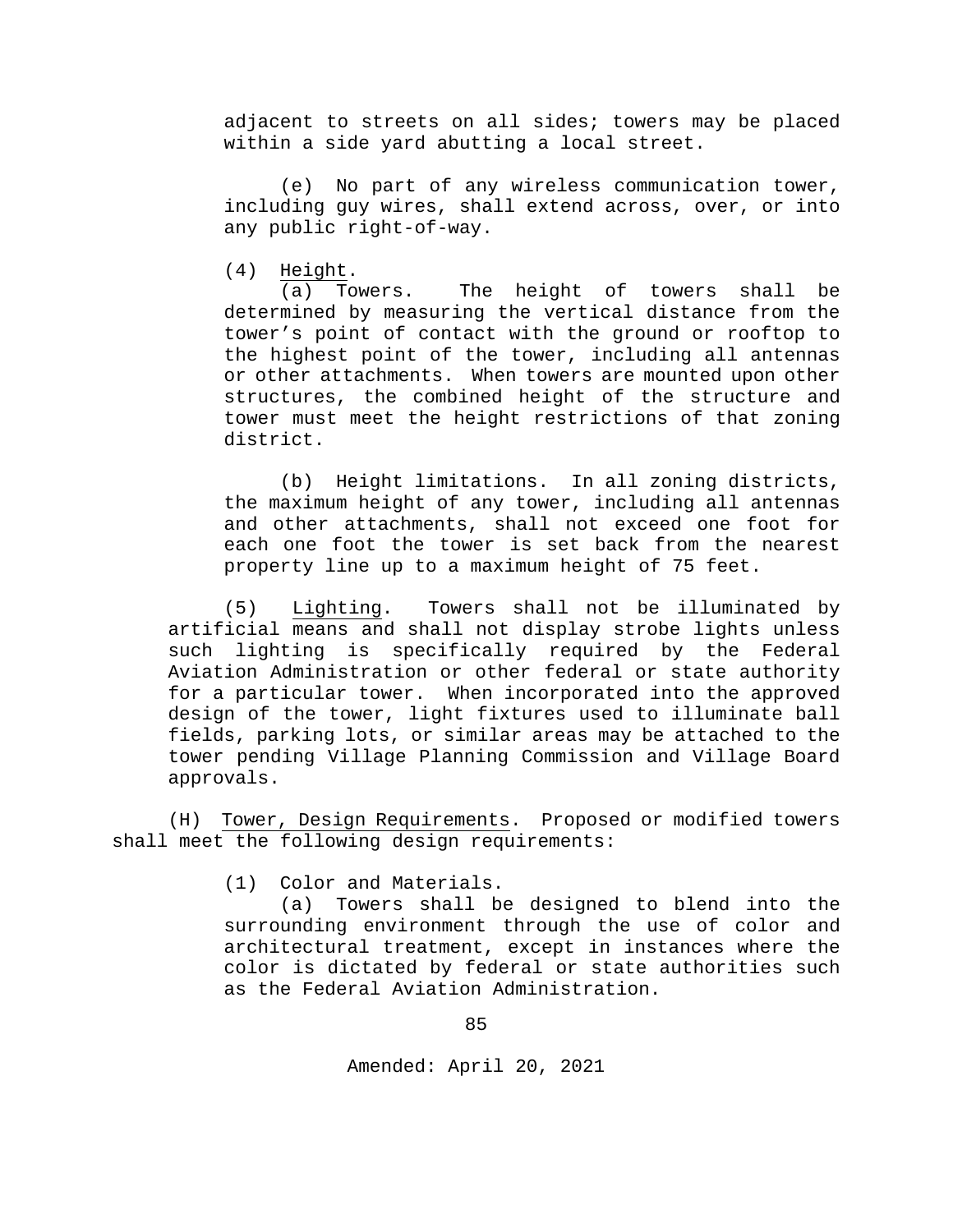adjacent to streets on all sides; towers may be placed within a side yard abutting a local street.

(e) No part of any wireless communication tower, including guy wires, shall extend across, over, or into any public right-of-way.

(4) Height.

(a) Towers. The height of towers shall be determined by measuring the vertical distance from the tower's point of contact with the ground or rooftop to the highest point of the tower, including all antennas or other attachments. When towers are mounted upon other structures, the combined height of the structure and tower must meet the height restrictions of that zoning district.

(b) Height limitations. In all zoning districts, the maximum height of any tower, including all antennas and other attachments, shall not exceed one foot for each one foot the tower is set back from the nearest property line up to a maximum height of 75 feet.

(5) Lighting. Towers shall not be illuminated by artificial means and shall not display strobe lights unless such lighting is specifically required by the Federal Aviation Administration or other federal or state authority for a particular tower. When incorporated into the approved design of the tower, light fixtures used to illuminate ball fields, parking lots, or similar areas may be attached to the tower pending Village Planning Commission and Village Board approvals.

(H) Tower, Design Requirements. Proposed or modified towers shall meet the following design requirements:

(1) Color and Materials.

(a) Towers shall be designed to blend into the surrounding environment through the use of color and architectural treatment, except in instances where the color is dictated by federal or state authorities such as the Federal Aviation Administration.

Amended: April 20, 2021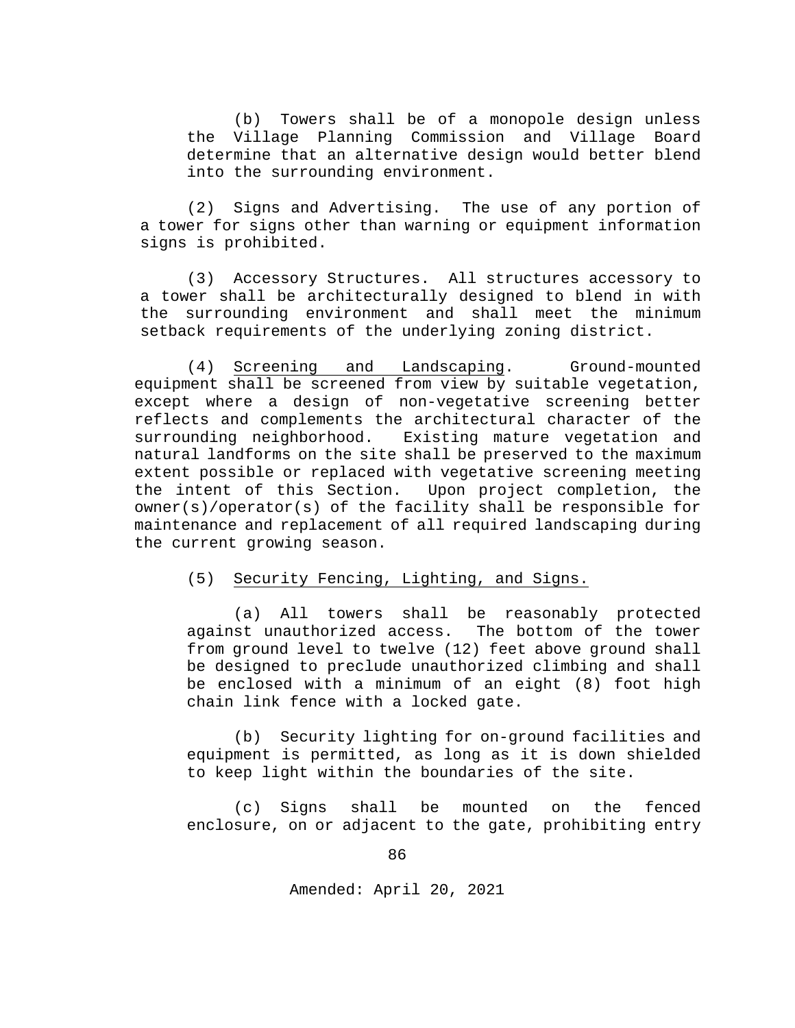(b) Towers shall be of a monopole design unless the Village Planning Commission and Village Board determine that an alternative design would better blend into the surrounding environment.

(2) Signs and Advertising. The use of any portion of a tower for signs other than warning or equipment information signs is prohibited.

(3) Accessory Structures. All structures accessory to a tower shall be architecturally designed to blend in with the surrounding environment and shall meet the minimum setback requirements of the underlying zoning district.

(4) Screening and Landscaping. Ground-mounted equipment shall be screened from view by suitable vegetation, except where a design of non-vegetative screening better reflects and complements the architectural character of the surrounding neighborhood. Existing mature vegetation and natural landforms on the site shall be preserved to the maximum extent possible or replaced with vegetative screening meeting the intent of this Section. Upon project completion, the owner(s)/operator(s) of the facility shall be responsible for maintenance and replacement of all required landscaping during the current growing season.

(5) Security Fencing, Lighting, and Signs.

(a) All towers shall be reasonably protected against unauthorized access. The bottom of the tower from ground level to twelve (12) feet above ground shall be designed to preclude unauthorized climbing and shall be enclosed with a minimum of an eight (8) foot high chain link fence with a locked gate.

(b) Security lighting for on-ground facilities and equipment is permitted, as long as it is down shielded to keep light within the boundaries of the site.

(c) Signs shall be mounted on the fenced enclosure, on or adjacent to the gate, prohibiting entry

Amended: April 20, 2021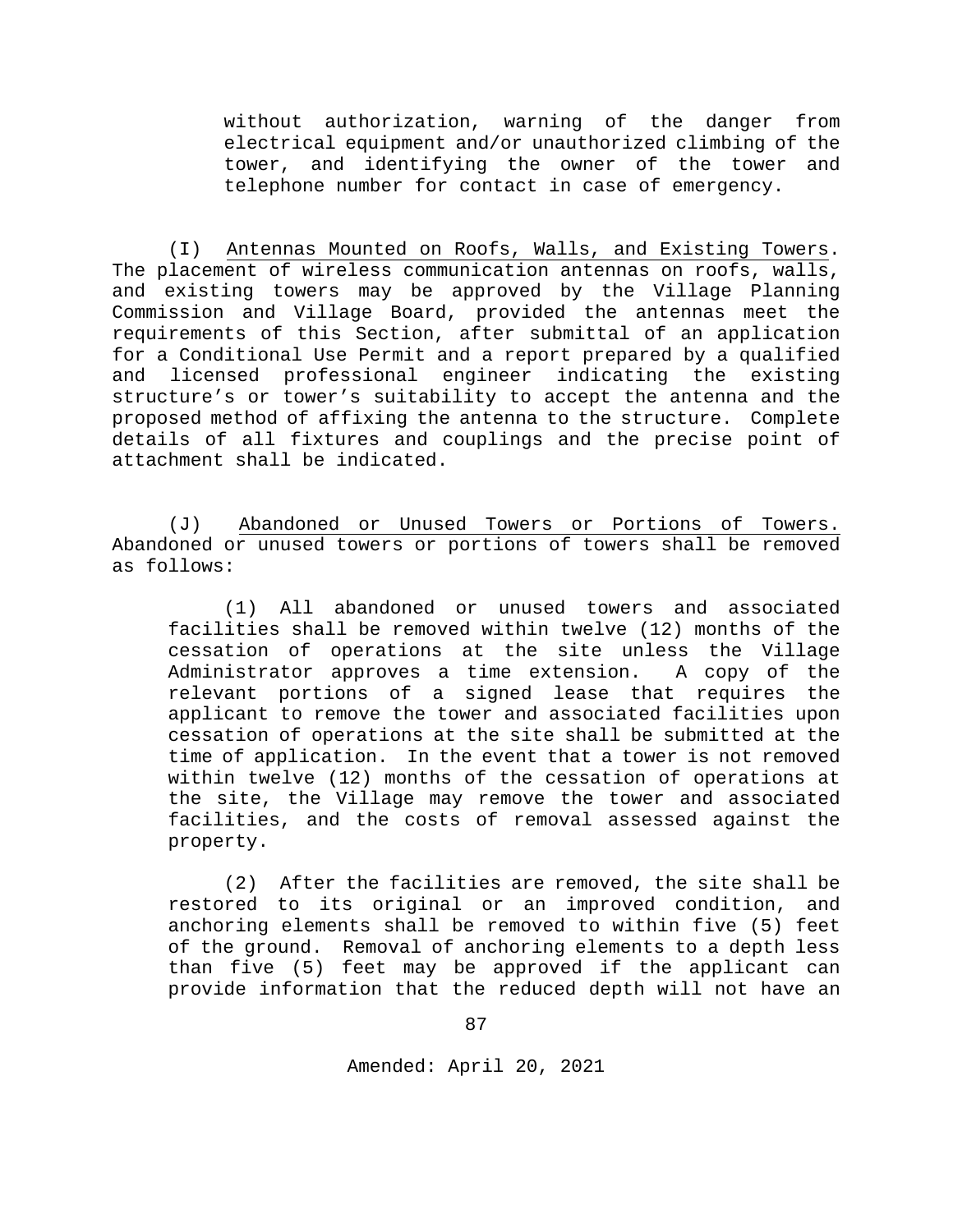without authorization, warning of the danger from electrical equipment and/or unauthorized climbing of the tower, and identifying the owner of the tower and telephone number for contact in case of emergency.

(I) Antennas Mounted on Roofs, Walls, and Existing Towers. The placement of wireless communication antennas on roofs, walls, and existing towers may be approved by the Village Planning Commission and Village Board, provided the antennas meet the requirements of this Section, after submittal of an application for a Conditional Use Permit and a report prepared by a qualified and licensed professional engineer indicating the existing structure's or tower's suitability to accept the antenna and the proposed method of affixing the antenna to the structure. Complete details of all fixtures and couplings and the precise point of attachment shall be indicated.

(J) Abandoned or Unused Towers or Portions of Towers. Abandoned or unused towers or portions of towers shall be removed as follows:

(1) All abandoned or unused towers and associated facilities shall be removed within twelve (12) months of the cessation of operations at the site unless the Village Administrator approves a time extension. A copy of the relevant portions of a signed lease that requires the applicant to remove the tower and associated facilities upon cessation of operations at the site shall be submitted at the time of application. In the event that a tower is not removed within twelve (12) months of the cessation of operations at the site, the Village may remove the tower and associated facilities, and the costs of removal assessed against the property.

(2) After the facilities are removed, the site shall be restored to its original or an improved condition, and anchoring elements shall be removed to within five (5) feet of the ground. Removal of anchoring elements to a depth less than five (5) feet may be approved if the applicant can provide information that the reduced depth will not have an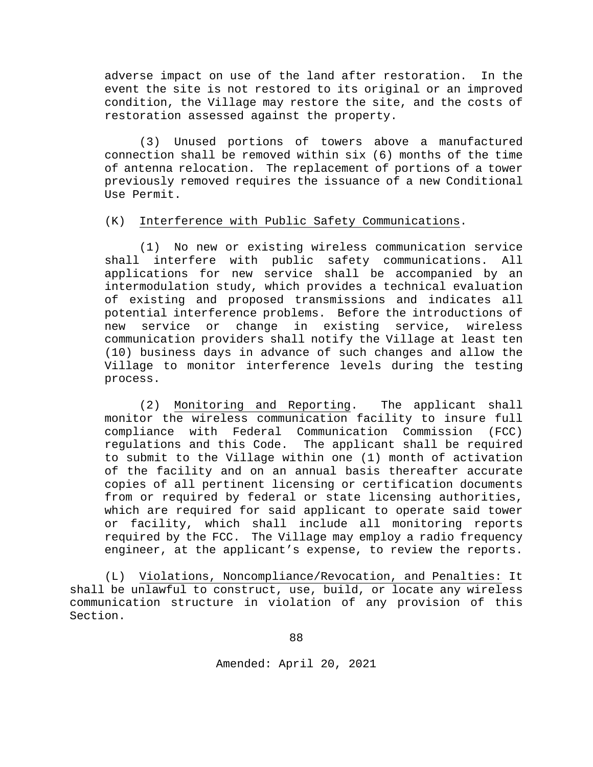adverse impact on use of the land after restoration. In the event the site is not restored to its original or an improved condition, the Village may restore the site, and the costs of restoration assessed against the property.

(3) Unused portions of towers above a manufactured connection shall be removed within six (6) months of the time of antenna relocation. The replacement of portions of a tower previously removed requires the issuance of a new Conditional Use Permit.

(K) Interference with Public Safety Communications.

(1) No new or existing wireless communication service shall interfere with public safety communications. All applications for new service shall be accompanied by an intermodulation study, which provides a technical evaluation of existing and proposed transmissions and indicates all potential interference problems. Before the introductions of new service or change in existing service, wireless communication providers shall notify the Village at least ten (10) business days in advance of such changes and allow the Village to monitor interference levels during the testing process.

(2) Monitoring and Reporting. The applicant shall monitor the wireless communication facility to insure full compliance with Federal Communication Commission (FCC) regulations and this Code. The applicant shall be required to submit to the Village within one (1) month of activation of the facility and on an annual basis thereafter accurate copies of all pertinent licensing or certification documents from or required by federal or state licensing authorities, which are required for said applicant to operate said tower or facility, which shall include all monitoring reports required by the FCC. The Village may employ a radio frequency engineer, at the applicant's expense, to review the reports.

(L) Violations, Noncompliance/Revocation, and Penalties: It shall be unlawful to construct, use, build, or locate any wireless communication structure in violation of any provision of this Section.

Amended: April 20, 2021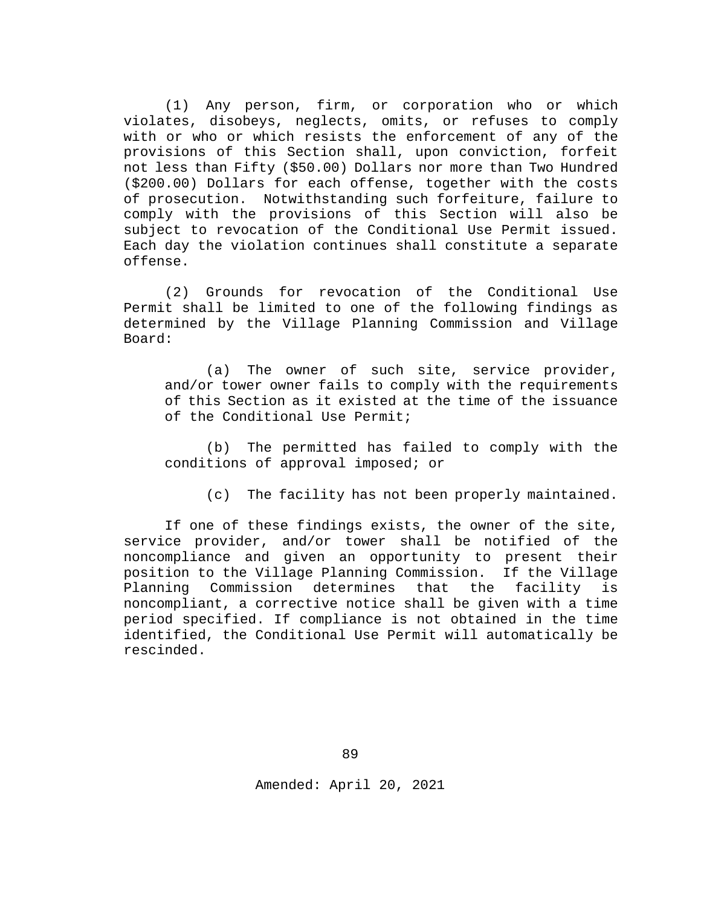(1) Any person, firm, or corporation who or which violates, disobeys, neglects, omits, or refuses to comply with or who or which resists the enforcement of any of the provisions of this Section shall, upon conviction, forfeit not less than Fifty ($50.00) Dollars nor more than Two Hundred ($200.00) Dollars for each offense, together with the costs of prosecution. Notwithstanding such forfeiture, failure to comply with the provisions of this Section will also be subject to revocation of the Conditional Use Permit issued. Each day the violation continues shall constitute a separate offense.

(2) Grounds for revocation of the Conditional Use Permit shall be limited to one of the following findings as determined by the Village Planning Commission and Village Board:

(a) The owner of such site, service provider, and/or tower owner fails to comply with the requirements of this Section as it existed at the time of the issuance of the Conditional Use Permit;

(b) The permitted has failed to comply with the conditions of approval imposed; or

(c) The facility has not been properly maintained.

If one of these findings exists, the owner of the site, service provider, and/or tower shall be notified of the noncompliance and given an opportunity to present their position to the Village Planning Commission. If the Village Planning Commission determines that the facility is noncompliant, a corrective notice shall be given with a time period specified. If compliance is not obtained in the time identified, the Conditional Use Permit will automatically be rescinded.

Amended: April 20, 2021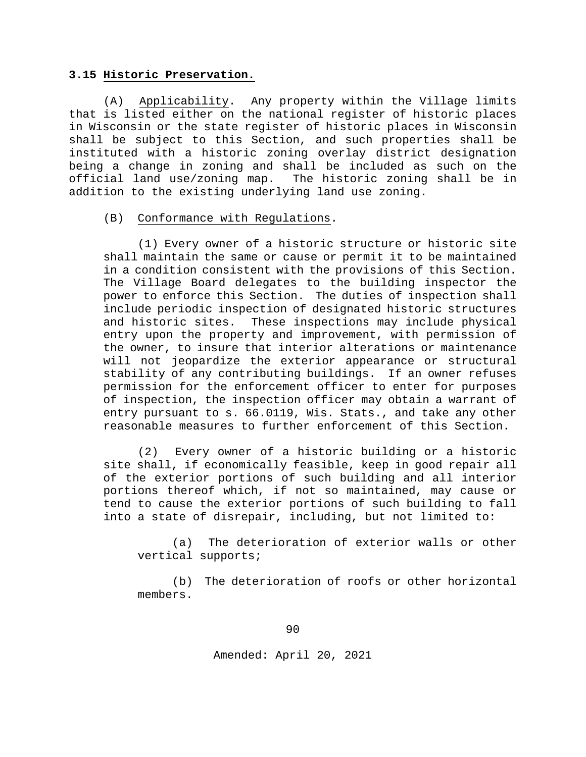### 3.15 Historic Preservation.

(A) Applicability. Any property within the Village limits that is listed either on the national register of historic places in Wisconsin or the state register of historic places in Wisconsin shall be subject to this Section, and such properties shall be instituted with a historic zoning overlay district designation being a change in zoning and shall be included as such on the official land use/zoning map. The historic zoning shall be in addition to the existing underlying land use zoning.

(B) Conformance with Regulations.

(1) Every owner of a historic structure or historic site shall maintain the same or cause or permit it to be maintained in a condition consistent with the provisions of this Section. The Village Board delegates to the building inspector the power to enforce this Section. The duties of inspection shall include periodic inspection of designated historic structures and historic sites. These inspections may include physical entry upon the property and improvement, with permission of the owner, to insure that interior alterations or maintenance will not jeopardize the exterior appearance or structural stability of any contributing buildings. If an owner refuses permission for the enforcement officer to enter for purposes of inspection, the inspection officer may obtain a warrant of entry pursuant to s. 66.0119, Wis. Stats., and take any other reasonable measures to further enforcement of this Section.

(2) Every owner of a historic building or a historic site shall, if economically feasible, keep in good repair all of the exterior portions of such building and all interior portions thereof which, if not so maintained, may cause or tend to cause the exterior portions of such building to fall into a state of disrepair, including, but not limited to:

(a) The deterioration of exterior walls or other vertical supports;

(b) The deterioration of roofs or other horizontal members.

Amended: April 20, 2021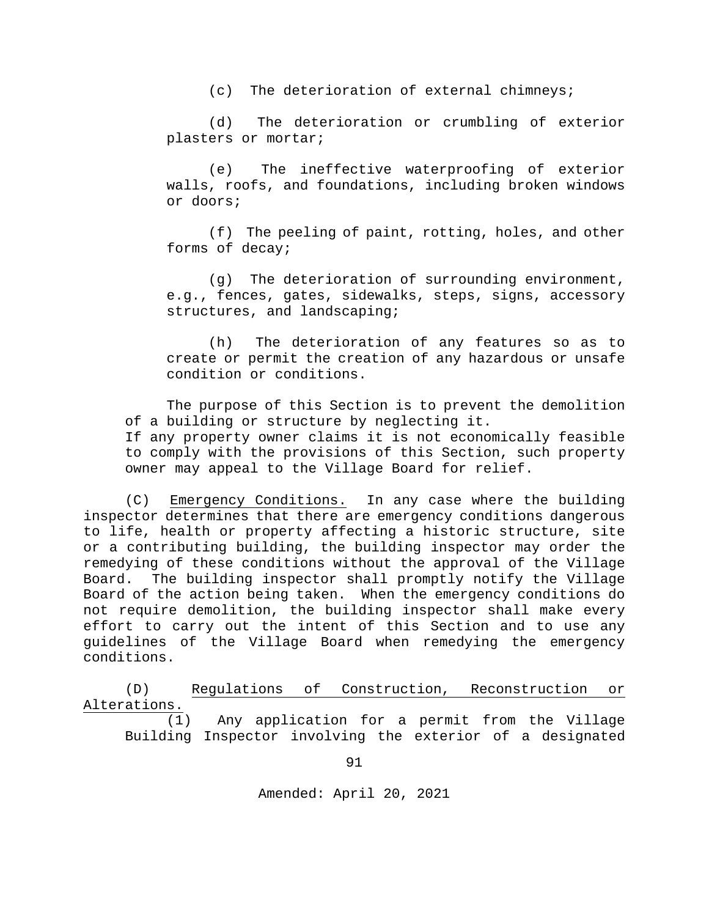(c) The deterioration of external chimneys;

(d) The deterioration or crumbling of exterior plasters or mortar;

(e) The ineffective waterproofing of exterior walls, roofs, and foundations, including broken windows or doors;

(f) The peeling of paint, rotting, holes, and other forms of decay;

(g) The deterioration of surrounding environment, e.g., fences, gates, sidewalks, steps, signs, accessory structures, and landscaping;

(h) The deterioration of any features so as to create or permit the creation of any hazardous or unsafe condition or conditions.

The purpose of this Section is to prevent the demolition of a building or structure by neglecting it.
If any property owner claims it is not economically feasible to comply with the provisions of this Section, such property owner may appeal to the Village Board for relief.

(C) Emergency Conditions. In any case where the building inspector determines that there are emergency conditions dangerous to life, health or property affecting a historic structure, site or a contributing building, the building inspector may order the remedying of these conditions without the approval of the Village Board. The building inspector shall promptly notify the Village Board of the action being taken. When the emergency conditions do not require demolition, the building inspector shall make every effort to carry out the intent of this Section and to use any guidelines of the Village Board when remedying the emergency conditions.

(D) Regulations of Construction, Reconstruction or Alterations.

(1) Any application for a permit from the Village Building Inspector involving the exterior of a designated

Amended: April 20, 2021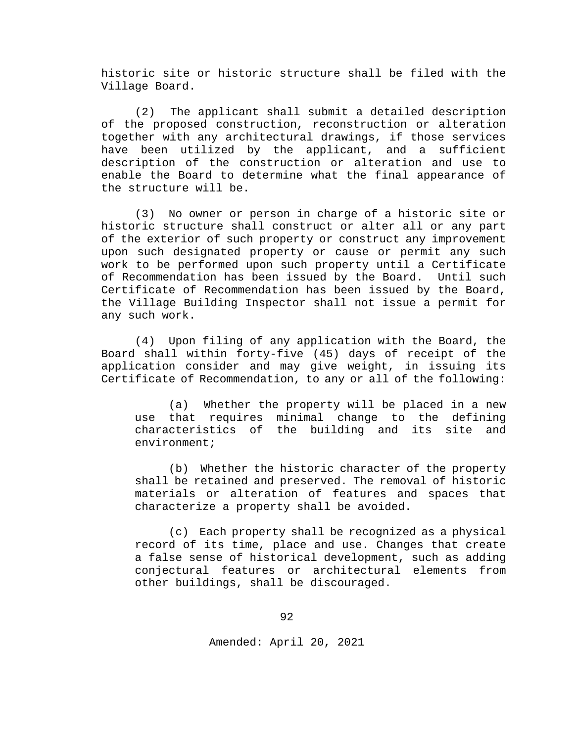historic site or historic structure shall be filed with the Village Board.

(2) The applicant shall submit a detailed description of the proposed construction, reconstruction or alteration together with any architectural drawings, if those services have been utilized by the applicant, and a sufficient description of the construction or alteration and use to enable the Board to determine what the final appearance of the structure will be.

(3) No owner or person in charge of a historic site or historic structure shall construct or alter all or any part of the exterior of such property or construct any improvement upon such designated property or cause or permit any such work to be performed upon such property until a Certificate of Recommendation has been issued by the Board. Until such Certificate of Recommendation has been issued by the Board, the Village Building Inspector shall not issue a permit for any such work.

(4) Upon filing of any application with the Board, the Board shall within forty-five (45) days of receipt of the application consider and may give weight, in issuing its Certificate of Recommendation, to any or all of the following:

(a) Whether the property will be placed in a new use that requires minimal change to the defining characteristics of the building and its site and environment;

(b) Whether the historic character of the property shall be retained and preserved. The removal of historic materials or alteration of features and spaces that characterize a property shall be avoided.

(c) Each property shall be recognized as a physical record of its time, place and use. Changes that create a false sense of historical development, such as adding conjectural features or architectural elements from other buildings, shall be discouraged.

Amended: April 20, 2021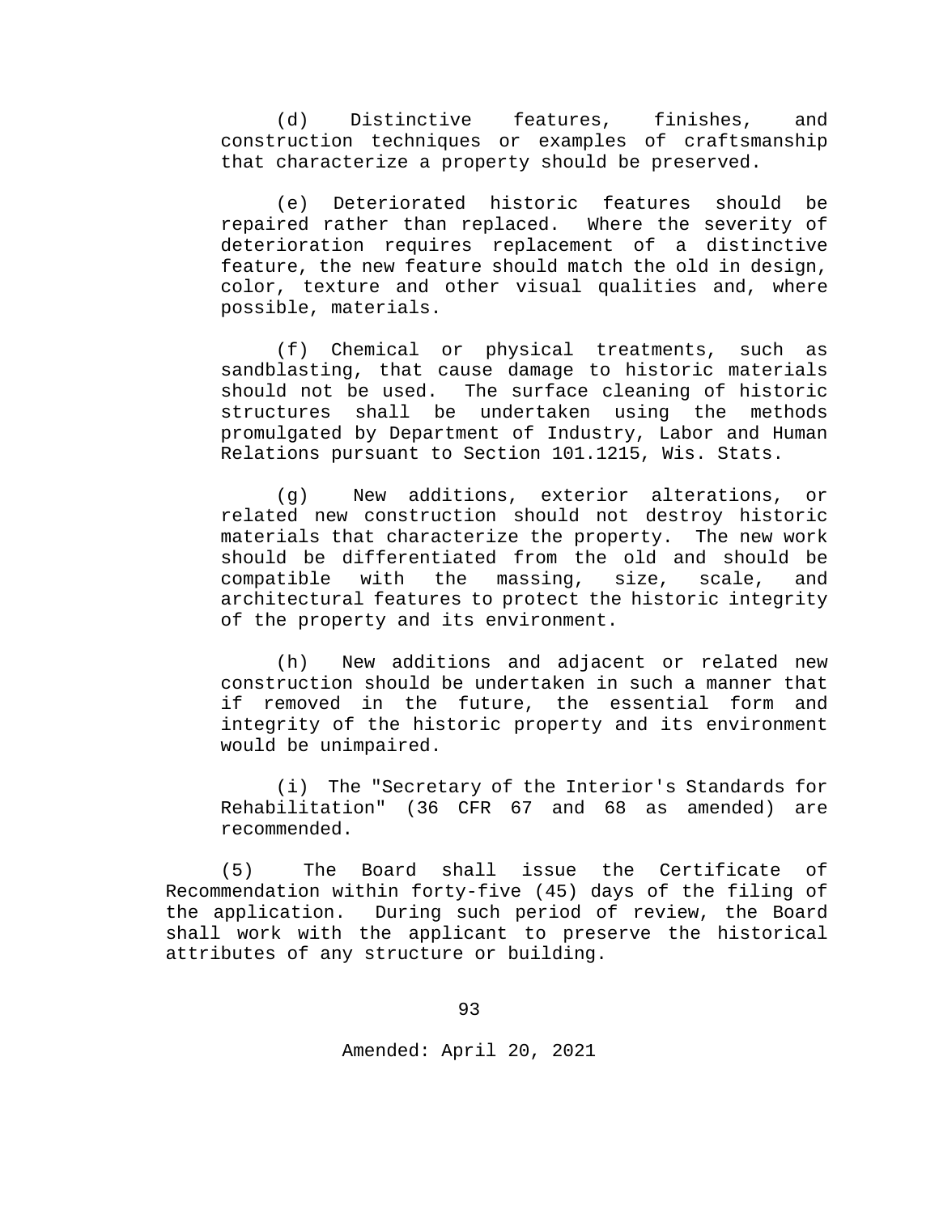(d) Distinctive features, finishes, and construction techniques or examples of craftsmanship that characterize a property should be preserved.

(e) Deteriorated historic features should be repaired rather than replaced. Where the severity of deterioration requires replacement of a distinctive feature, the new feature should match the old in design, color, texture and other visual qualities and, where possible, materials.

(f) Chemical or physical treatments, such as sandblasting, that cause damage to historic materials should not be used. The surface cleaning of historic structures shall be undertaken using the methods promulgated by Department of Industry, Labor and Human Relations pursuant to Section 101.1215, Wis. Stats.

(g) New additions, exterior alterations, or related new construction should not destroy historic materials that characterize the property. The new work should be differentiated from the old and should be compatible with the massing, size, scale, and architectural features to protect the historic integrity of the property and its environment.

(h) New additions and adjacent or related new construction should be undertaken in such a manner that if removed in the future, the essential form and integrity of the historic property and its environment would be unimpaired.

(i) The "Secretary of the Interior's Standards for Rehabilitation" (36 CFR 67 and 68 as amended) are recommended.

(5) The Board shall issue the Certificate of Recommendation within forty-five (45) days of the filing of the application. During such period of review, the Board shall work with the applicant to preserve the historical attributes of any structure or building.

Amended: April 20, 2021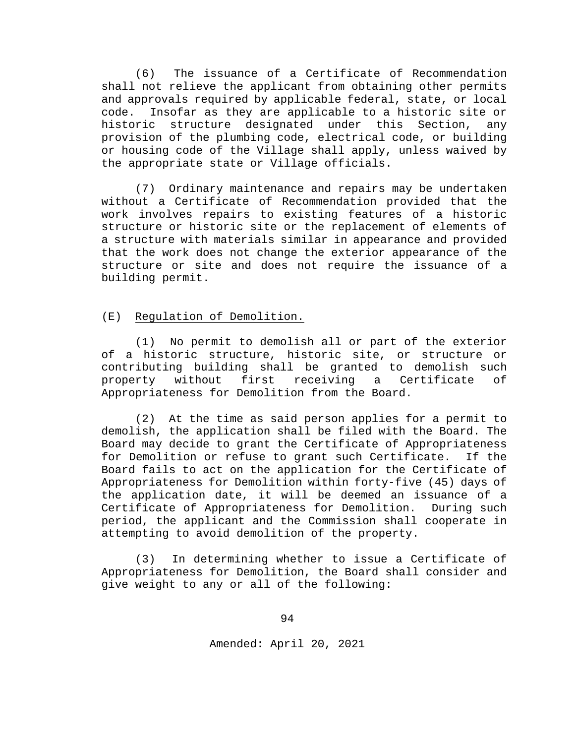(6) The issuance of a Certificate of Recommendation shall not relieve the applicant from obtaining other permits and approvals required by applicable federal, state, or local code. Insofar as they are applicable to a historic site or historic structure designated under this Section, any provision of the plumbing code, electrical code, or building or housing code of the Village shall apply, unless waived by the appropriate state or Village officials.

(7) Ordinary maintenance and repairs may be undertaken without a Certificate of Recommendation provided that the work involves repairs to existing features of a historic structure or historic site or the replacement of elements of a structure with materials similar in appearance and provided that the work does not change the exterior appearance of the structure or site and does not require the issuance of a building permit.

(E) Regulation of Demolition.

(1) No permit to demolish all or part of the exterior of a historic structure, historic site, or structure or contributing building shall be granted to demolish such property without first receiving a Certificate of Appropriateness for Demolition from the Board.

(2) At the time as said person applies for a permit to demolish, the application shall be filed with the Board. The Board may decide to grant the Certificate of Appropriateness for Demolition or refuse to grant such Certificate. If the Board fails to act on the application for the Certificate of Appropriateness for Demolition within forty-five (45) days of the application date, it will be deemed an issuance of a Certificate of Appropriateness for Demolition. During such period, the applicant and the Commission shall cooperate in attempting to avoid demolition of the property.

(3) In determining whether to issue a Certificate of Appropriateness for Demolition, the Board shall consider and give weight to any or all of the following: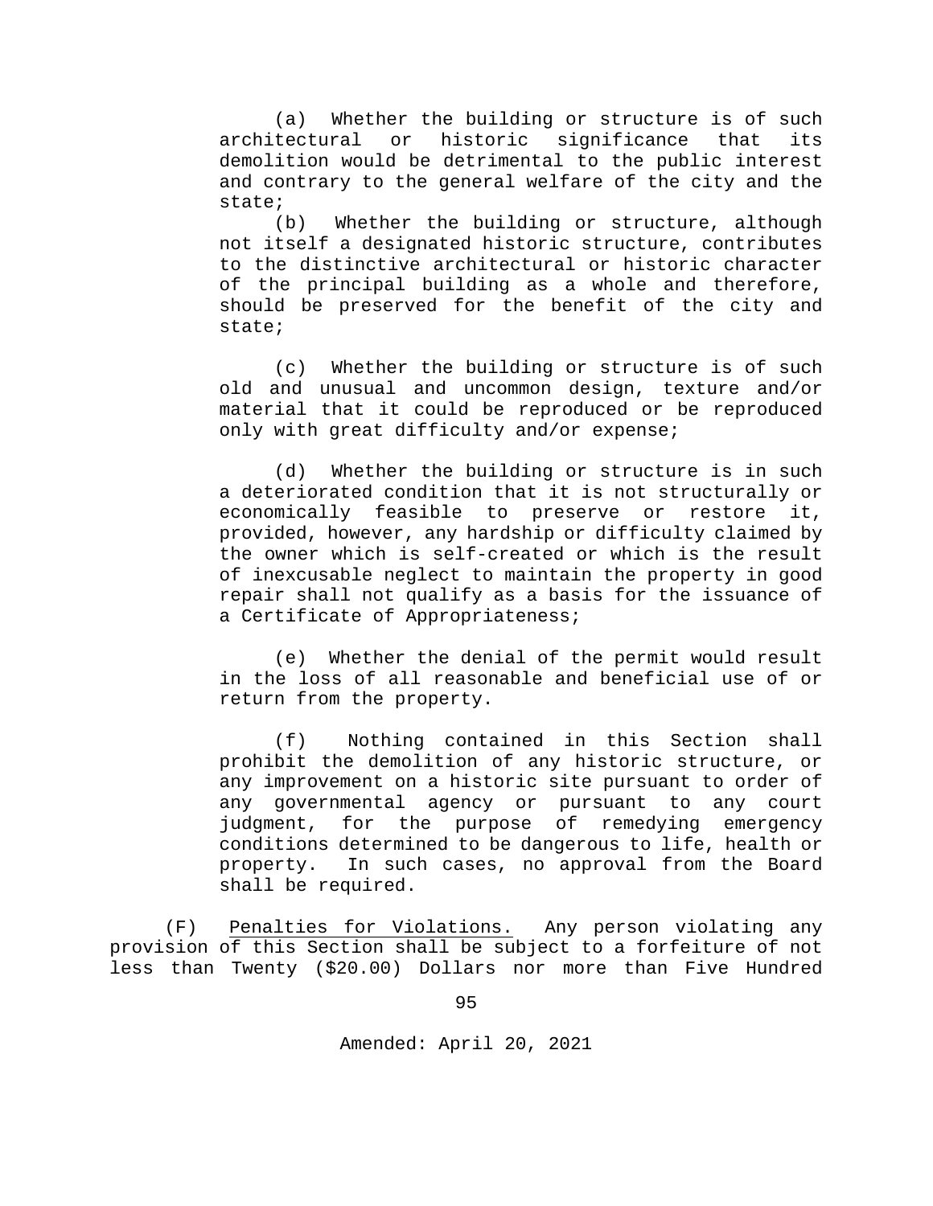(a) Whether the building or structure is of such architectural or historic significance that its demolition would be detrimental to the public interest and contrary to the general welfare of the city and the state;

(b) Whether the building or structure, although not itself a designated historic structure, contributes to the distinctive architectural or historic character of the principal building as a whole and therefore, should be preserved for the benefit of the city and state;

(c) Whether the building or structure is of such old and unusual and uncommon design, texture and/or material that it could be reproduced or be reproduced only with great difficulty and/or expense;

(d) Whether the building or structure is in such a deteriorated condition that it is not structurally or economically feasible to preserve or restore it, provided, however, any hardship or difficulty claimed by the owner which is self-created or which is the result of inexcusable neglect to maintain the property in good repair shall not qualify as a basis for the issuance of a Certificate of Appropriateness;

(e) Whether the denial of the permit would result in the loss of all reasonable and beneficial use of or return from the property.

(f) Nothing contained in this Section shall prohibit the demolition of any historic structure, or any improvement on a historic site pursuant to order of any governmental agency or pursuant to any court judgment, for the purpose of remedying emergency conditions determined to be dangerous to life, health or property. In such cases, no approval from the Board shall be required.

(F) Penalties for Violations. Any person violating any provision of this Section shall be subject to a forfeiture of not less than Twenty ($20.00) Dollars nor more than Five Hundred

Amended: April 20, 2021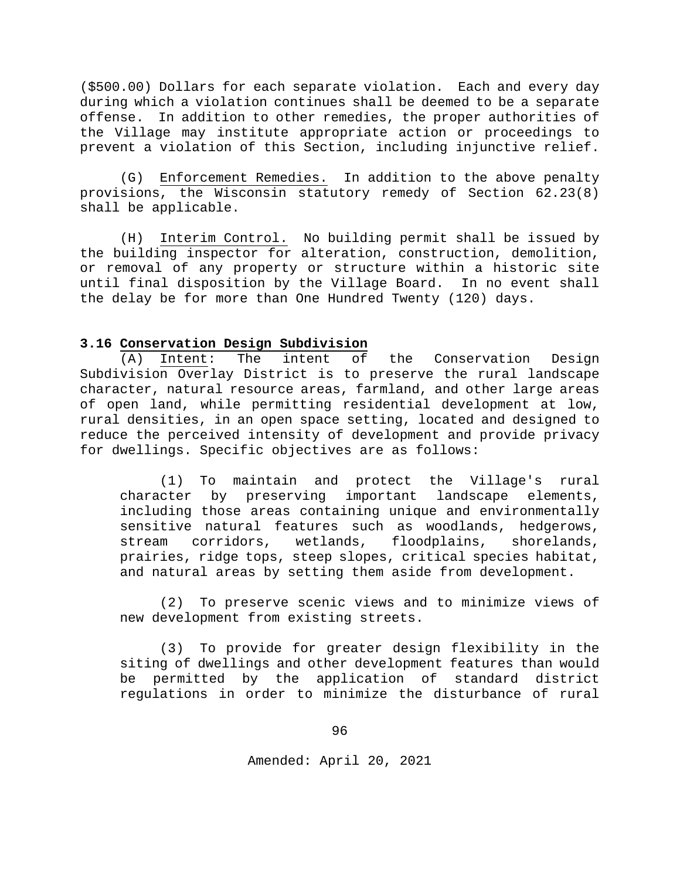($500.00) Dollars for each separate violation. Each and every day during which a violation continues shall be deemed to be a separate offense. In addition to other remedies, the proper authorities of the Village may institute appropriate action or proceedings to prevent a violation of this Section, including injunctive relief.

(G) Enforcement Remedies. In addition to the above penalty provisions, the Wisconsin statutory remedy of Section 62.23(8) shall be applicable.

(H) Interim Control. No building permit shall be issued by the building inspector for alteration, construction, demolition, or removal of any property or structure within a historic site until final disposition by the Village Board. In no event shall the delay be for more than One Hundred Twenty (120) days.

### 3.16 Conservation Design Subdivision

(A) Intent: The intent of the Conservation Design Subdivision Overlay District is to preserve the rural landscape character, natural resource areas, farmland, and other large areas of open land, while permitting residential development at low, rural densities, in an open space setting, located and designed to reduce the perceived intensity of development and provide privacy for dwellings. Specific objectives are as follows:

(1) To maintain and protect the Village's rural character by preserving important landscape elements, including those areas containing unique and environmentally sensitive natural features such as woodlands, hedgerows, stream corridors, wetlands, floodplains, shorelands, prairies, ridge tops, steep slopes, critical species habitat, and natural areas by setting them aside from development.

(2) To preserve scenic views and to minimize views of new development from existing streets.

(3) To provide for greater design flexibility in the siting of dwellings and other development features than would be permitted by the application of standard district regulations in order to minimize the disturbance of rural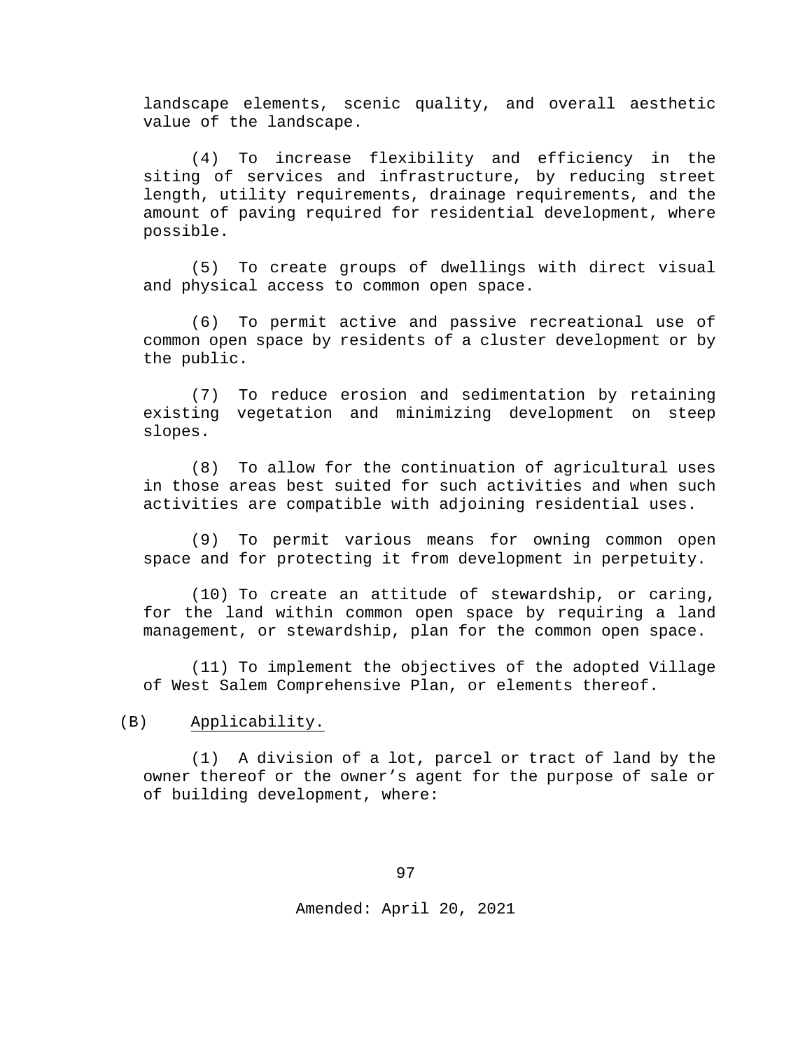landscape elements, scenic quality, and overall aesthetic value of the landscape.

(4) To increase flexibility and efficiency in the siting of services and infrastructure, by reducing street length, utility requirements, drainage requirements, and the amount of paving required for residential development, where possible.

(5) To create groups of dwellings with direct visual and physical access to common open space.

(6) To permit active and passive recreational use of common open space by residents of a cluster development or by the public.

(7) To reduce erosion and sedimentation by retaining existing vegetation and minimizing development on steep slopes.

(8) To allow for the continuation of agricultural uses in those areas best suited for such activities and when such activities are compatible with adjoining residential uses.

(9) To permit various means for owning common open space and for protecting it from development in perpetuity.

(10) To create an attitude of stewardship, or caring, for the land within common open space by requiring a land management, or stewardship, plan for the common open space.

(11) To implement the objectives of the adopted Village of West Salem Comprehensive Plan, or elements thereof.

(B) Applicability.

(1) A division of a lot, parcel or tract of land by the owner thereof or the owner's agent for the purpose of sale or of building development, where: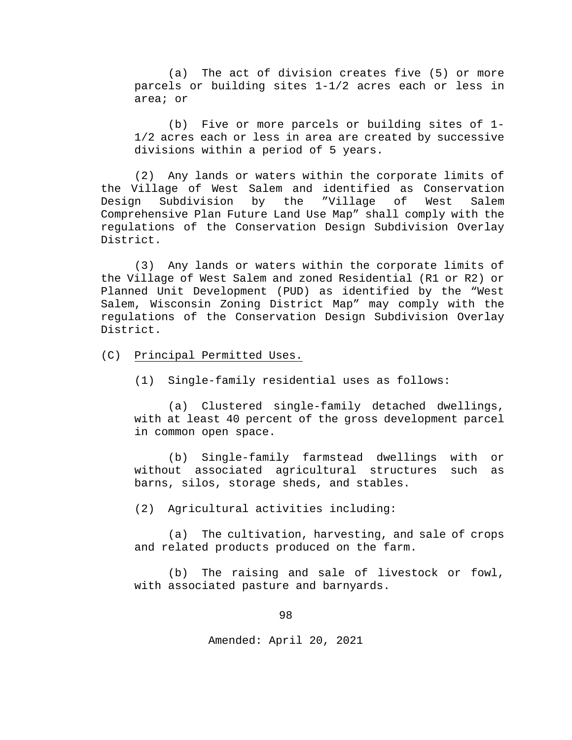(a) The act of division creates five (5) or more parcels or building sites 1-1/2 acres each or less in area; or

(b) Five or more parcels or building sites of 1-1/2 acres each or less in area are created by successive divisions within a period of 5 years.

(2) Any lands or waters within the corporate limits of the Village of West Salem and identified as Conservation Design Subdivision by the "Village of West Salem Comprehensive Plan Future Land Use Map" shall comply with the regulations of the Conservation Design Subdivision Overlay District.

(3) Any lands or waters within the corporate limits of the Village of West Salem and zoned Residential (R1 or R2) or Planned Unit Development (PUD) as identified by the "West Salem, Wisconsin Zoning District Map" may comply with the regulations of the Conservation Design Subdivision Overlay District.

(C) Principal Permitted Uses.

(1) Single-family residential uses as follows:

(a) Clustered single-family detached dwellings, with at least 40 percent of the gross development parcel in common open space.

(b) Single-family farmstead dwellings with or without associated agricultural structures such as barns, silos, storage sheds, and stables.

(2) Agricultural activities including:

(a) The cultivation, harvesting, and sale of crops and related products produced on the farm.

(b) The raising and sale of livestock or fowl, with associated pasture and barnyards.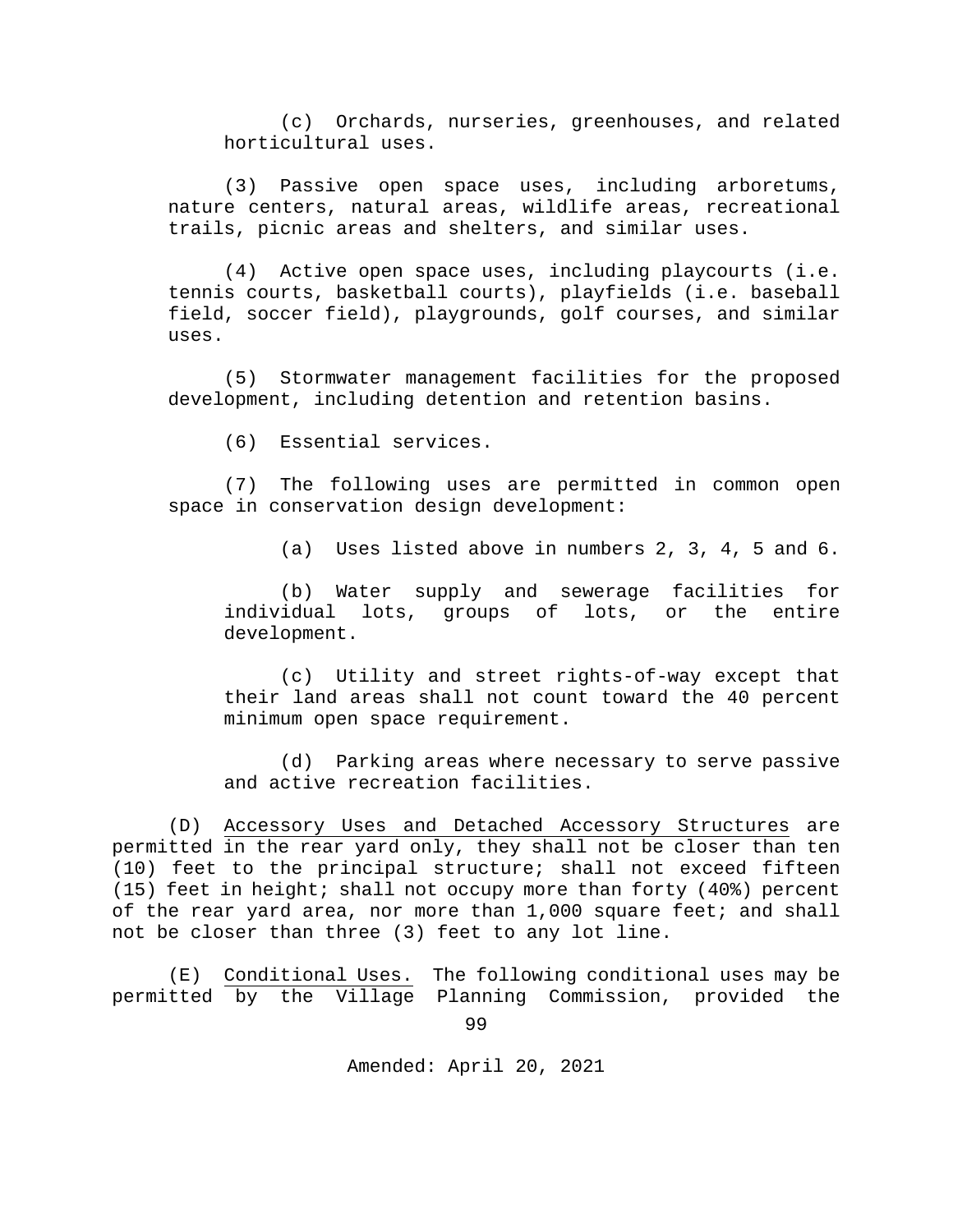(c) Orchards, nurseries, greenhouses, and related horticultural uses.

(3) Passive open space uses, including arboretums, nature centers, natural areas, wildlife areas, recreational trails, picnic areas and shelters, and similar uses.

(4) Active open space uses, including playcourts (i.e. tennis courts, basketball courts), playfields (i.e. baseball field, soccer field), playgrounds, golf courses, and similar uses.

(5) Stormwater management facilities for the proposed development, including detention and retention basins.

(6) Essential services.

(7) The following uses are permitted in common open space in conservation design development:

(a) Uses listed above in numbers 2, 3, 4, 5 and 6.

(b) Water supply and sewerage facilities for individual lots, groups of lots, or the entire development.

(c) Utility and street rights-of-way except that their land areas shall not count toward the 40 percent minimum open space requirement.

(d) Parking areas where necessary to serve passive and active recreation facilities.

(D) <u>Accessory Uses and Detached Accessory Structures</u> are permitted in the rear yard only, they shall not be closer than ten (10) feet to the principal structure; shall not exceed fifteen (15) feet in height; shall not occupy more than forty (40%) percent of the rear yard area, nor more than 1,000 square feet; and shall not be closer than three (3) feet to any lot line.

(E) <u>Conditional Uses.</u> The following conditional uses may be permitted by the Village Planning Commission, provided the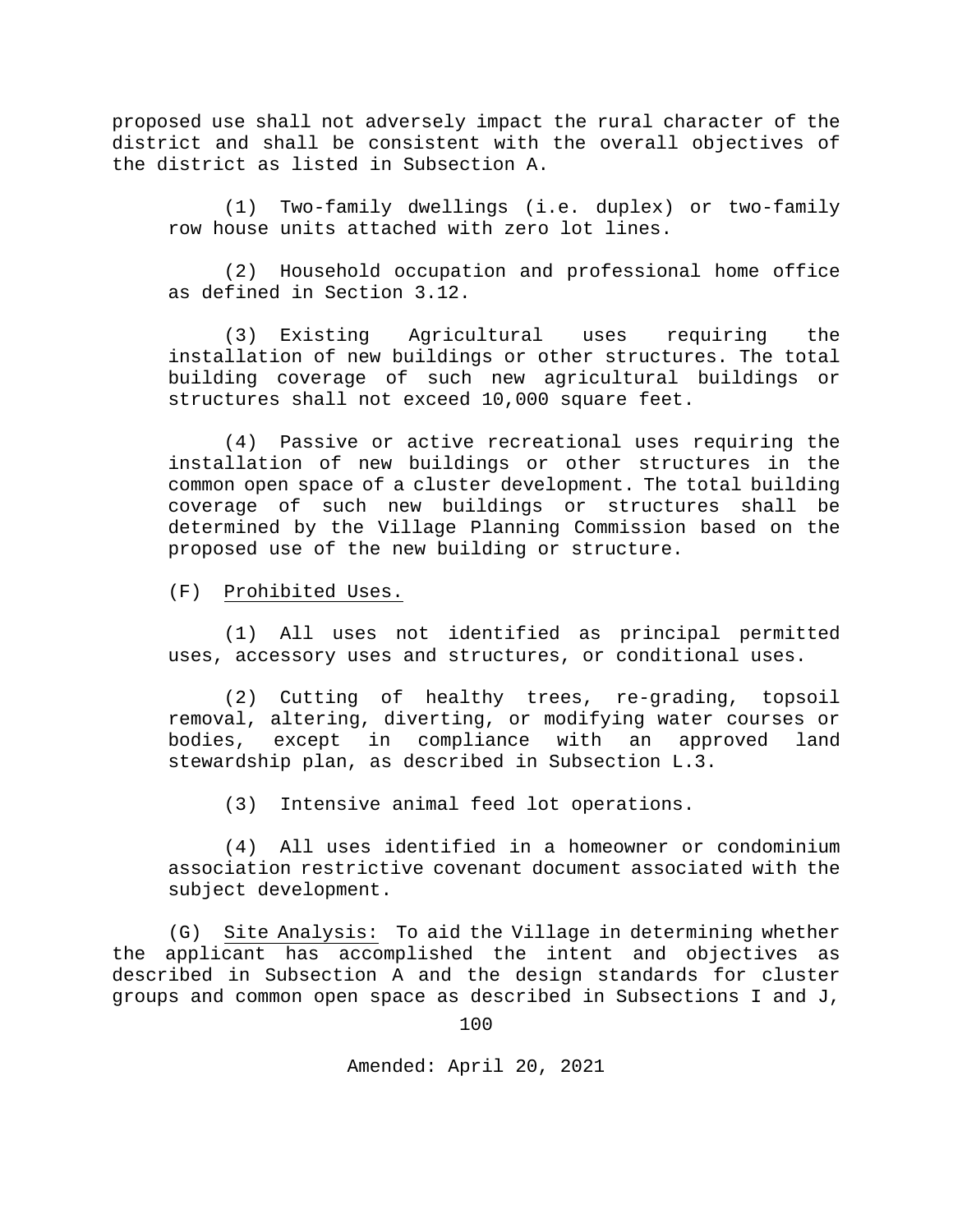proposed use shall not adversely impact the rural character of the district and shall be consistent with the overall objectives of the district as listed in Subsection A.

(1) Two-family dwellings (i.e. duplex) or two-family row house units attached with zero lot lines.

(2) Household occupation and professional home office as defined in Section 3.12.

(3) Existing Agricultural uses requiring the installation of new buildings or other structures. The total building coverage of such new agricultural buildings or structures shall not exceed 10,000 square feet.

(4) Passive or active recreational uses requiring the installation of new buildings or other structures in the common open space of a cluster development. The total building coverage of such new buildings or structures shall be determined by the Village Planning Commission based on the proposed use of the new building or structure.

(F) Prohibited Uses.

(1) All uses not identified as principal permitted uses, accessory uses and structures, or conditional uses.

(2) Cutting of healthy trees, re-grading, topsoil removal, altering, diverting, or modifying water courses or bodies, except in compliance with an approved land stewardship plan, as described in Subsection L.3.

(3) Intensive animal feed lot operations.

(4) All uses identified in a homeowner or condominium association restrictive covenant document associated with the subject development.

(G) Site Analysis: To aid the Village in determining whether the applicant has accomplished the intent and objectives as described in Subsection A and the design standards for cluster groups and common open space as described in Subsections I and J,

Amended: April 20, 2021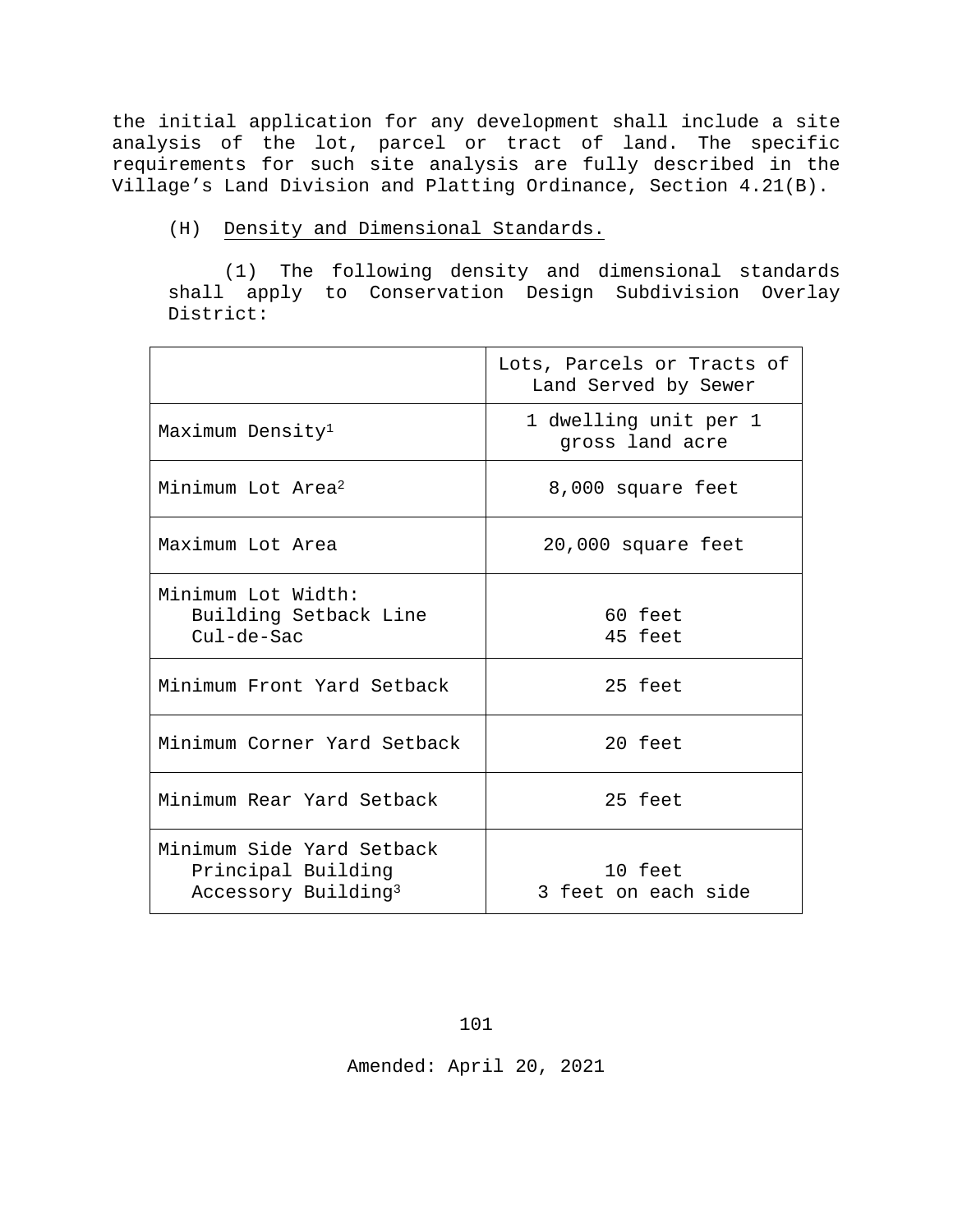the initial application for any development shall include a site analysis of the lot, parcel or tract of land. The specific requirements for such site analysis are fully described in the Village's Land Division and Platting Ordinance, Section 4.21(B).

(H) Density and Dimensional Standards.

(1) The following density and dimensional standards shall apply to Conservation Design Subdivision Overlay District:

| | Lots, Parcels or Tracts of Land Served by Sewer |
|---|---|
| Maximum Density[1] | 1 dwelling unit per 1 gross land acre |
| Minimum Lot Area[2] | 8,000 square feet |
| Maximum Lot Area | 20,000 square feet |
| Minimum Lot Width:<br>Building Setback Line<br>Cul-de-Sac | <br>60 feet<br>45 feet |
| Minimum Front Yard Setback | 25 feet |
| Minimum Corner Yard Setback | 20 feet |
| Minimum Rear Yard Setback | 25 feet |
| Minimum Side Yard Setback<br>Principal Building<br>Accessory Building[3] | <br>10 feet<br>3 feet on each side |

Amended: April 20, 2021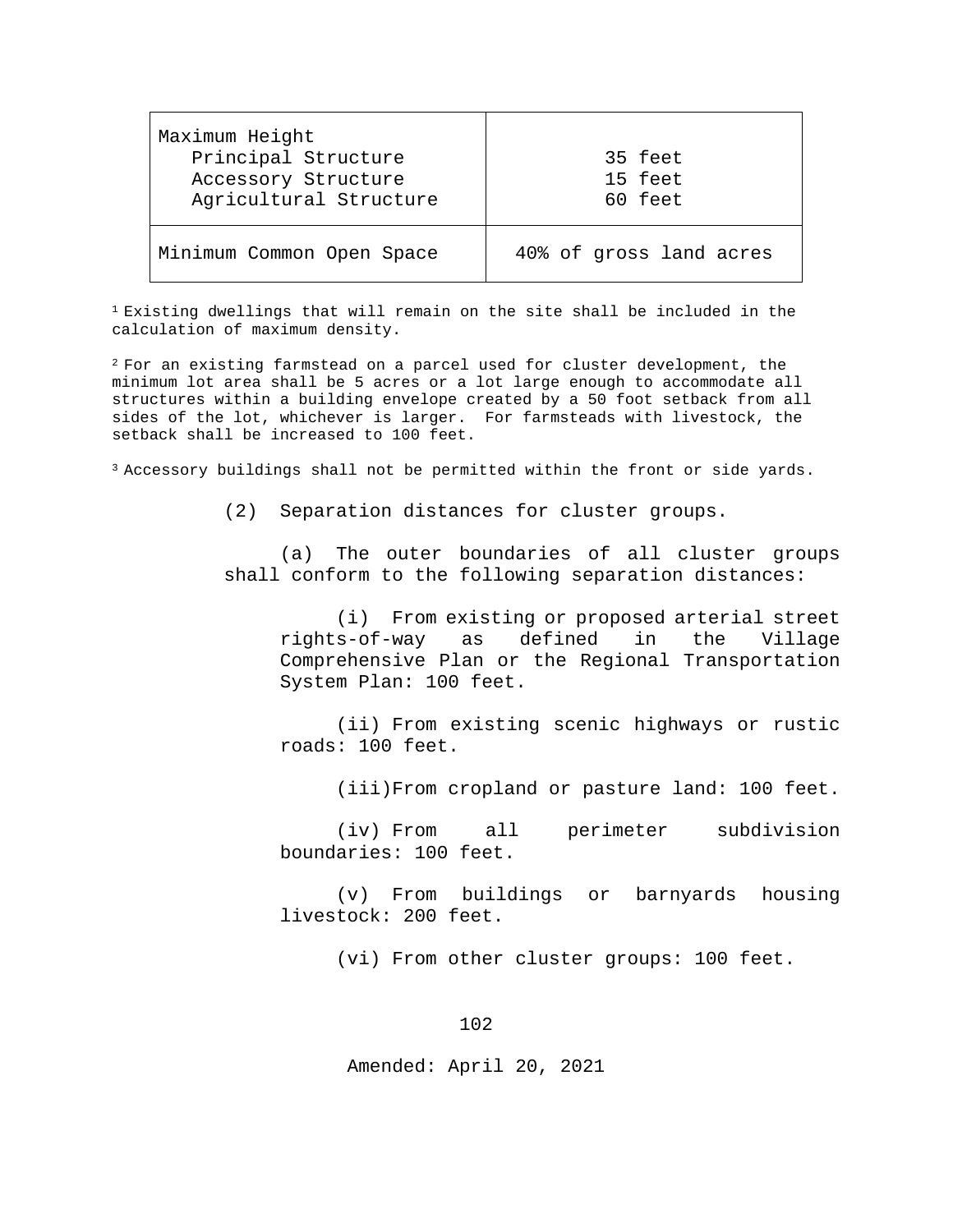| | |
|---|---|
| Maximum Height<br>Principal Structure<br>Accessory Structure<br>Agricultural Structure | <br>35 feet<br>15 feet<br>60 feet |
| Minimum Common Open Space | 40% of gross land acres |

[1] Existing dwellings that will remain on the site shall be included in the calculation of maximum density.

[2] For an existing farmstead on a parcel used for cluster development, the minimum lot area shall be 5 acres or a lot large enough to accommodate all structures within a building envelope created by a 50 foot setback from all sides of the lot, whichever is larger. For farmsteads with livestock, the setback shall be increased to 100 feet.

[3] Accessory buildings shall not be permitted within the front or side yards.

(2) Separation distances for cluster groups.

(a) The outer boundaries of all cluster groups shall conform to the following separation distances:

(i) From existing or proposed arterial street rights-of-way as defined in the Village Comprehensive Plan or the Regional Transportation System Plan: 100 feet.

(ii) From existing scenic highways or rustic roads: 100 feet.

(iii) From cropland or pasture land: 100 feet.

(iv) From all perimeter subdivision boundaries: 100 feet.

(v) From buildings or barnyards housing livestock: 200 feet.

(vi) From other cluster groups: 100 feet.

Amended: April 20, 2021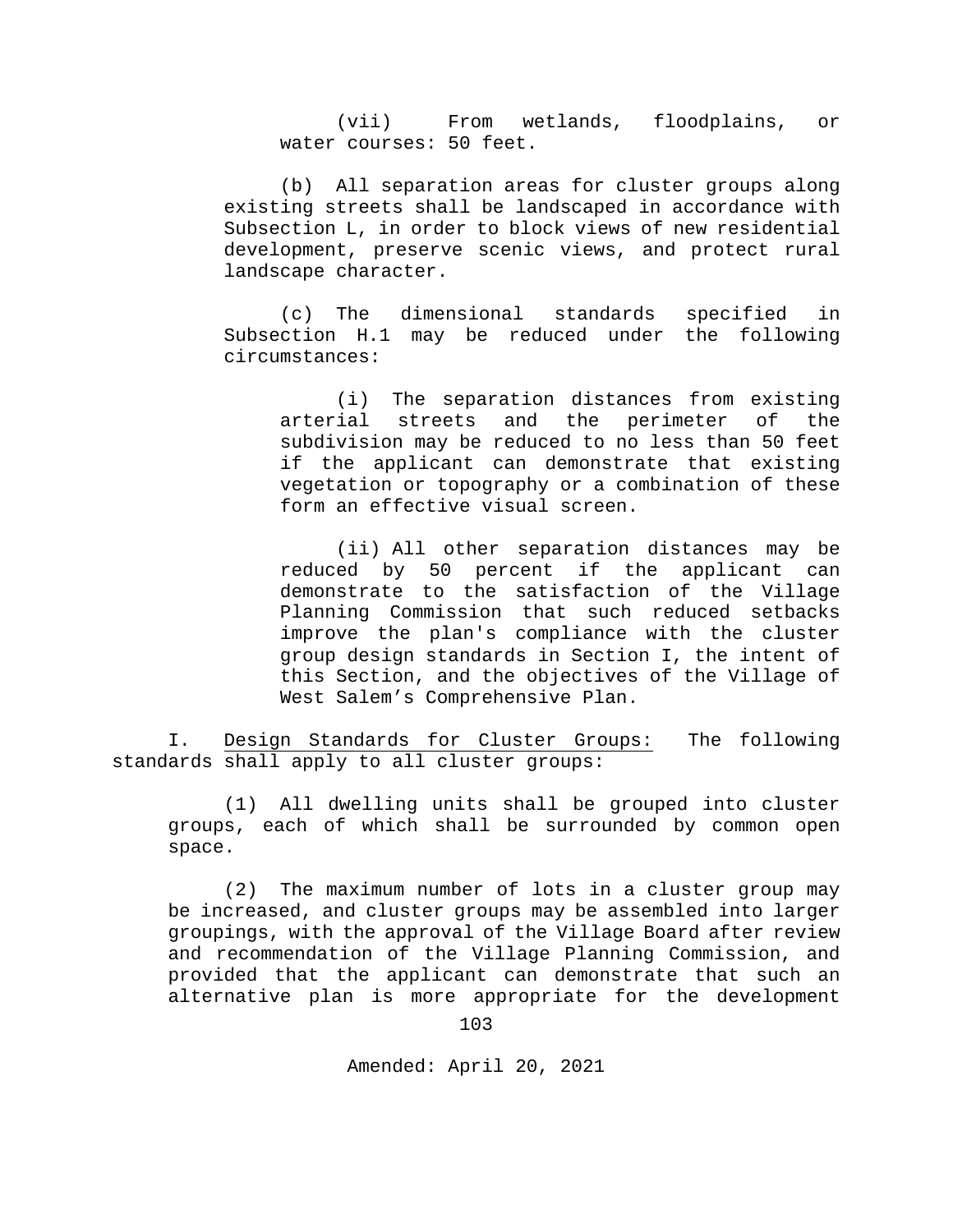(vii) From wetlands, floodplains, or water courses: 50 feet.

(b) All separation areas for cluster groups along existing streets shall be landscaped in accordance with Subsection L, in order to block views of new residential development, preserve scenic views, and protect rural landscape character.

(c) The dimensional standards specified in Subsection H.1 may be reduced under the following circumstances:

(i) The separation distances from existing arterial streets and the perimeter of the subdivision may be reduced to no less than 50 feet if the applicant can demonstrate that existing vegetation or topography or a combination of these form an effective visual screen.

(ii) All other separation distances may be reduced by 50 percent if the applicant can demonstrate to the satisfaction of the Village Planning Commission that such reduced setbacks improve the plan's compliance with the cluster group design standards in Section I, the intent of this Section, and the objectives of the Village of West Salem's Comprehensive Plan.

I. <u>Design Standards for Cluster Groups:</u> The following standards shall apply to all cluster groups:

(1) All dwelling units shall be grouped into cluster groups, each of which shall be surrounded by common open space.

(2) The maximum number of lots in a cluster group may be increased, and cluster groups may be assembled into larger groupings, with the approval of the Village Board after review and recommendation of the Village Planning Commission, and provided that the applicant can demonstrate that such an alternative plan is more appropriate for the development

Amended: April 20, 2021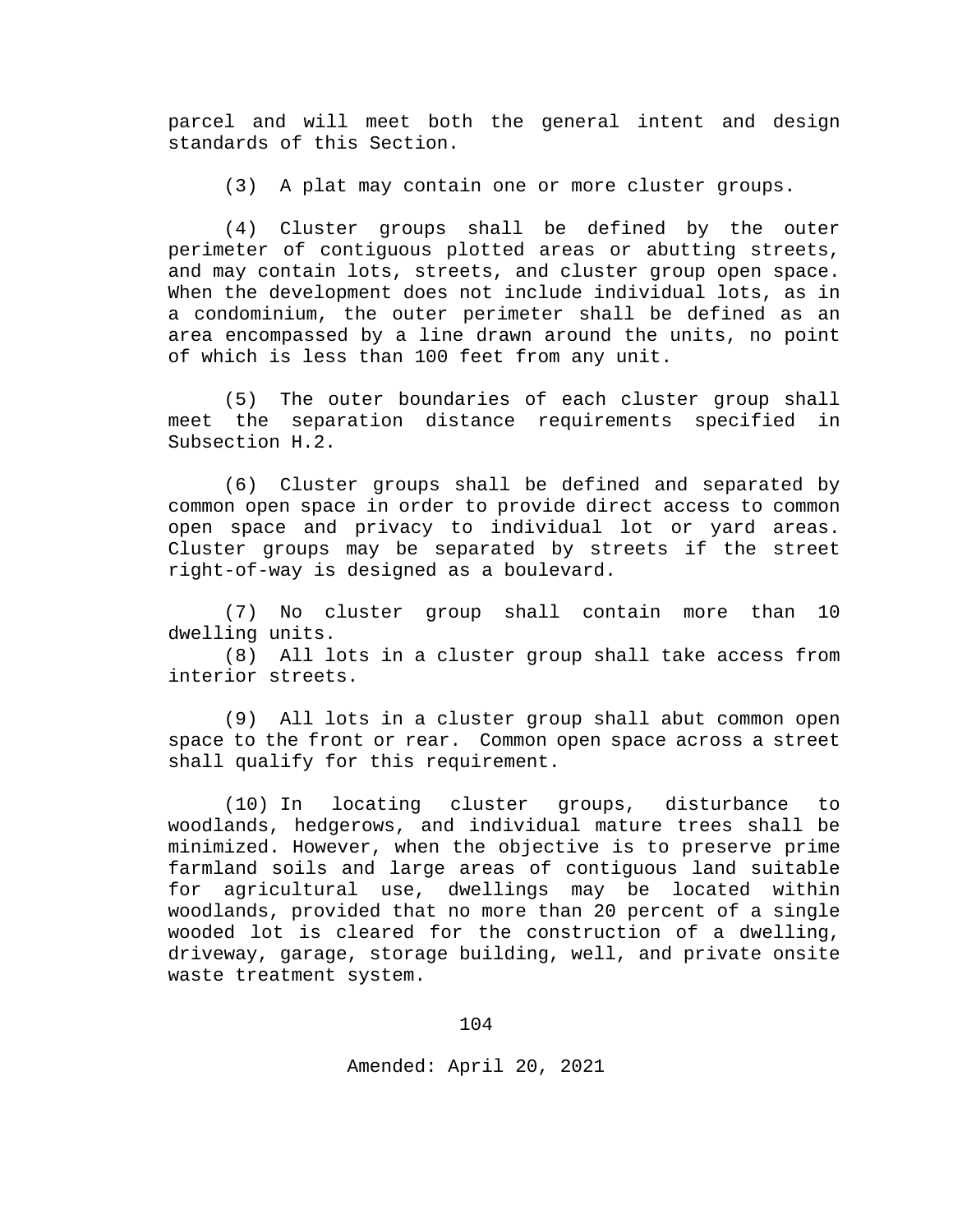parcel and will meet both the general intent and design standards of this Section.

(3) A plat may contain one or more cluster groups.

(4) Cluster groups shall be defined by the outer perimeter of contiguous plotted areas or abutting streets, and may contain lots, streets, and cluster group open space. When the development does not include individual lots, as in a condominium, the outer perimeter shall be defined as an area encompassed by a line drawn around the units, no point of which is less than 100 feet from any unit.

(5) The outer boundaries of each cluster group shall meet the separation distance requirements specified in Subsection H.2.

(6) Cluster groups shall be defined and separated by common open space in order to provide direct access to common open space and privacy to individual lot or yard areas. Cluster groups may be separated by streets if the street right-of-way is designed as a boulevard.

(7) No cluster group shall contain more than 10 dwelling units.

(8) All lots in a cluster group shall take access from interior streets.

(9) All lots in a cluster group shall abut common open space to the front or rear. Common open space across a street shall qualify for this requirement.

(10) In locating cluster groups, disturbance to woodlands, hedgerows, and individual mature trees shall be minimized. However, when the objective is to preserve prime farmland soils and large areas of contiguous land suitable for agricultural use, dwellings may be located within woodlands, provided that no more than 20 percent of a single wooded lot is cleared for the construction of a dwelling, driveway, garage, storage building, well, and private onsite waste treatment system.

Amended: April 20, 2021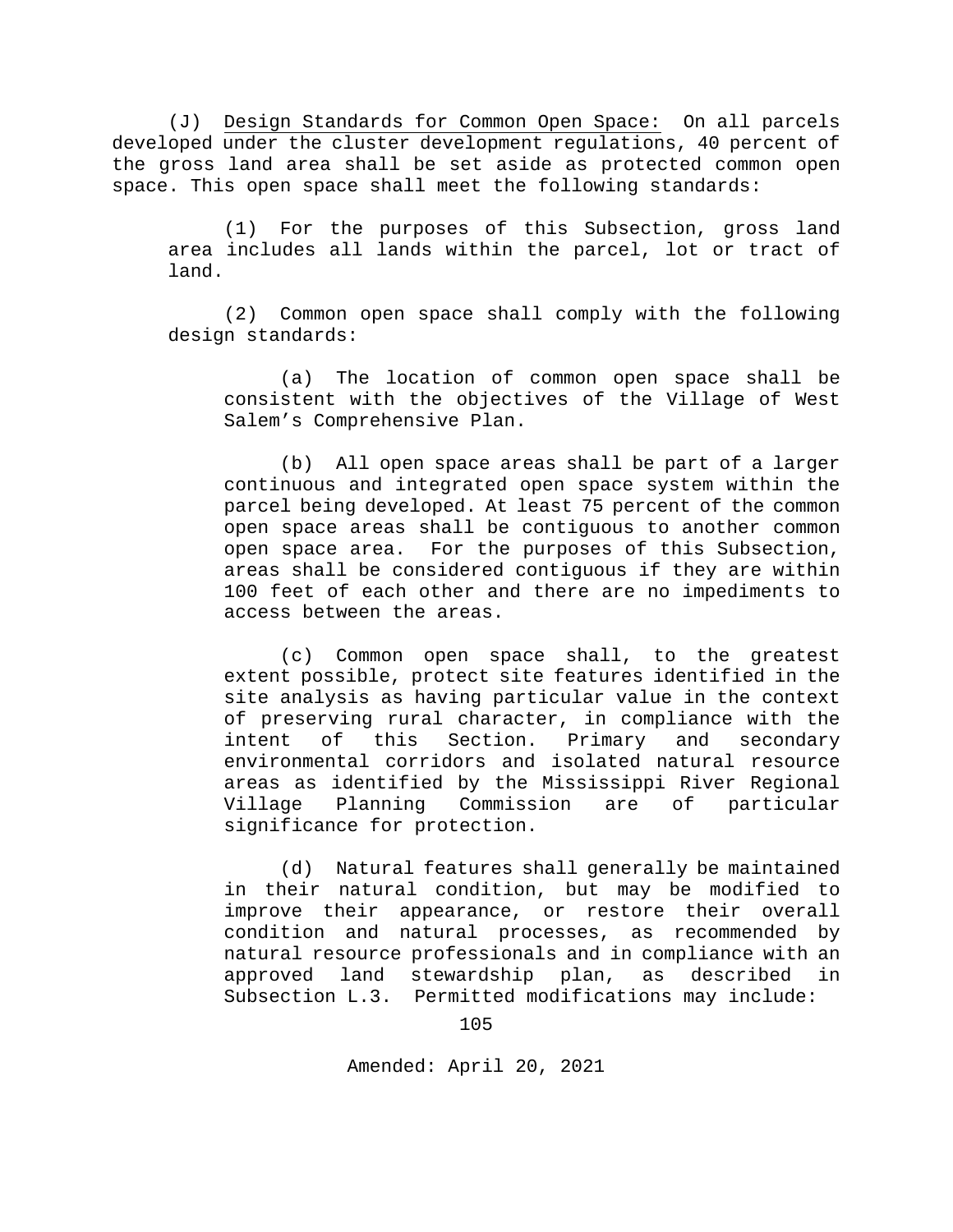(J) Design Standards for Common Open Space: On all parcels developed under the cluster development regulations, 40 percent of the gross land area shall be set aside as protected common open space. This open space shall meet the following standards:

(1) For the purposes of this Subsection, gross land area includes all lands within the parcel, lot or tract of land.

(2) Common open space shall comply with the following design standards:

(a) The location of common open space shall be consistent with the objectives of the Village of West Salem’s Comprehensive Plan.

(b) All open space areas shall be part of a larger continuous and integrated open space system within the parcel being developed. At least 75 percent of the common open space areas shall be contiguous to another common open space area. For the purposes of this Subsection, areas shall be considered contiguous if they are within 100 feet of each other and there are no impediments to access between the areas.

(c) Common open space shall, to the greatest extent possible, protect site features identified in the site analysis as having particular value in the context of preserving rural character, in compliance with the intent of this Section. Primary and secondary environmental corridors and isolated natural resource areas as identified by the Mississippi River Regional Village Planning Commission are of particular significance for protection.

(d) Natural features shall generally be maintained in their natural condition, but may be modified to improve their appearance, or restore their overall condition and natural processes, as recommended by natural resource professionals and in compliance with an approved land stewardship plan, as described in Subsection L.3. Permitted modifications may include: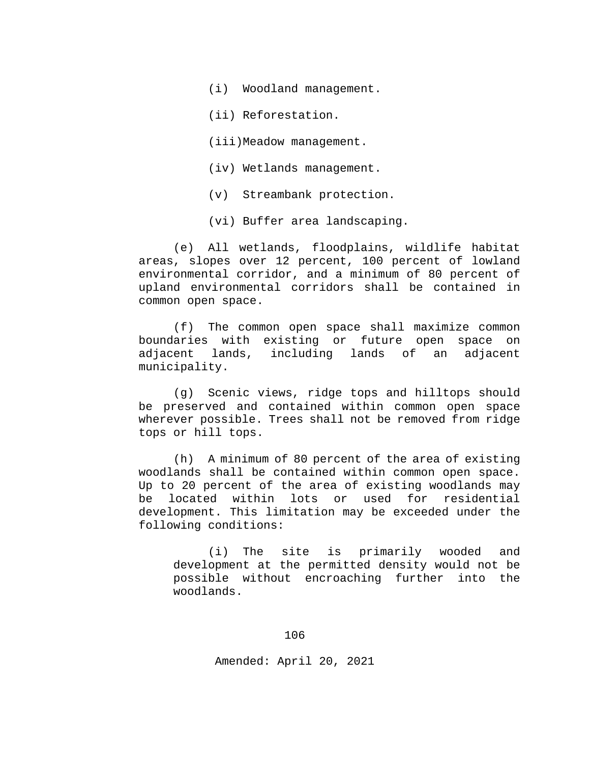(i) Woodland management.

(ii) Reforestation.

(iii) Meadow management.

(iv) Wetlands management.

(v) Streambank protection.

(vi) Buffer area landscaping.

(e) All wetlands, floodplains, wildlife habitat areas, slopes over 12 percent, 100 percent of lowland environmental corridor, and a minimum of 80 percent of upland environmental corridors shall be contained in common open space.

(f) The common open space shall maximize common boundaries with existing or future open space on adjacent lands, including lands of an adjacent municipality.

(g) Scenic views, ridge tops and hilltops should be preserved and contained within common open space wherever possible. Trees shall not be removed from ridge tops or hill tops.

(h) A minimum of 80 percent of the area of existing woodlands shall be contained within common open space. Up to 20 percent of the area of existing woodlands may be located within lots or used for residential development. This limitation may be exceeded under the following conditions:

(i) The site is primarily wooded and development at the permitted density would not be possible without encroaching further into the woodlands.

Amended: April 20, 2021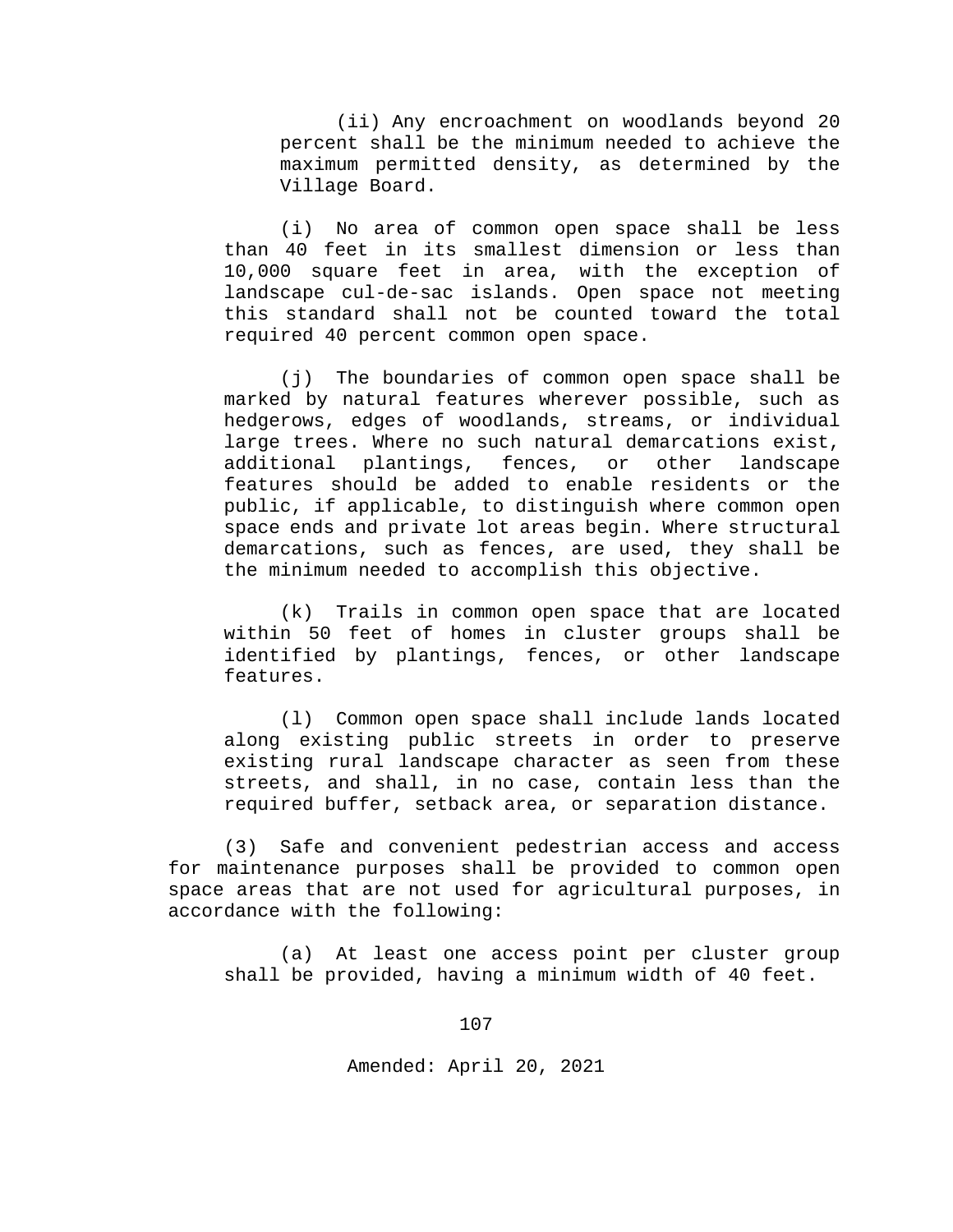(ii) Any encroachment on woodlands beyond 20 percent shall be the minimum needed to achieve the maximum permitted density, as determined by the Village Board.

(i) No area of common open space shall be less than 40 feet in its smallest dimension or less than 10,000 square feet in area, with the exception of landscape cul-de-sac islands. Open space not meeting this standard shall not be counted toward the total required 40 percent common open space.

(j) The boundaries of common open space shall be marked by natural features wherever possible, such as hedgerows, edges of woodlands, streams, or individual large trees. Where no such natural demarcations exist, additional plantings, fences, or other landscape features should be added to enable residents or the public, if applicable, to distinguish where common open space ends and private lot areas begin. Where structural demarcations, such as fences, are used, they shall be the minimum needed to accomplish this objective.

(k) Trails in common open space that are located within 50 feet of homes in cluster groups shall be identified by plantings, fences, or other landscape features.

(l) Common open space shall include lands located along existing public streets in order to preserve existing rural landscape character as seen from these streets, and shall, in no case, contain less than the required buffer, setback area, or separation distance.

(3) Safe and convenient pedestrian access and access for maintenance purposes shall be provided to common open space areas that are not used for agricultural purposes, in accordance with the following:

(a) At least one access point per cluster group shall be provided, having a minimum width of 40 feet.

Amended: April 20, 2021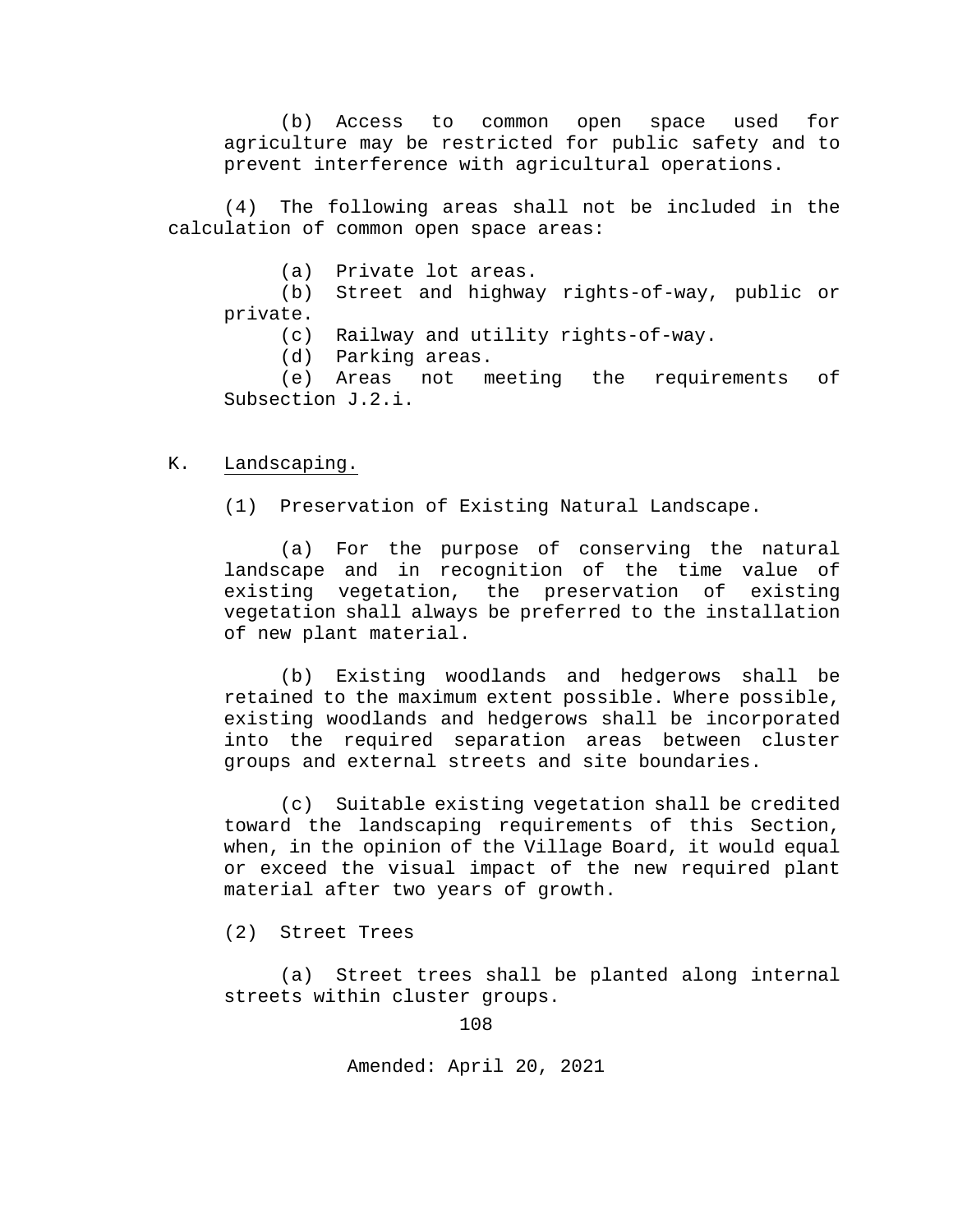(b) Access to common open space used for agriculture may be restricted for public safety and to prevent interference with agricultural operations.

(4) The following areas shall not be included in the calculation of common open space areas:

(a) Private lot areas.
(b) Street and highway rights-of-way, public or private.
(c) Railway and utility rights-of-way.
(d) Parking areas.
(e) Areas not meeting the requirements of Subsection J.2.i.

K. <u>Landscaping.</u>

(1) Preservation of Existing Natural Landscape.

(a) For the purpose of conserving the natural landscape and in recognition of the time value of existing vegetation, the preservation of existing vegetation shall always be preferred to the installation of new plant material.

(b) Existing woodlands and hedgerows shall be retained to the maximum extent possible. Where possible, existing woodlands and hedgerows shall be incorporated into the required separation areas between cluster groups and external streets and site boundaries.

(c) Suitable existing vegetation shall be credited toward the landscaping requirements of this Section, when, in the opinion of the Village Board, it would equal or exceed the visual impact of the new required plant material after two years of growth.

(2) Street Trees

(a) Street trees shall be planted along internal streets within cluster groups.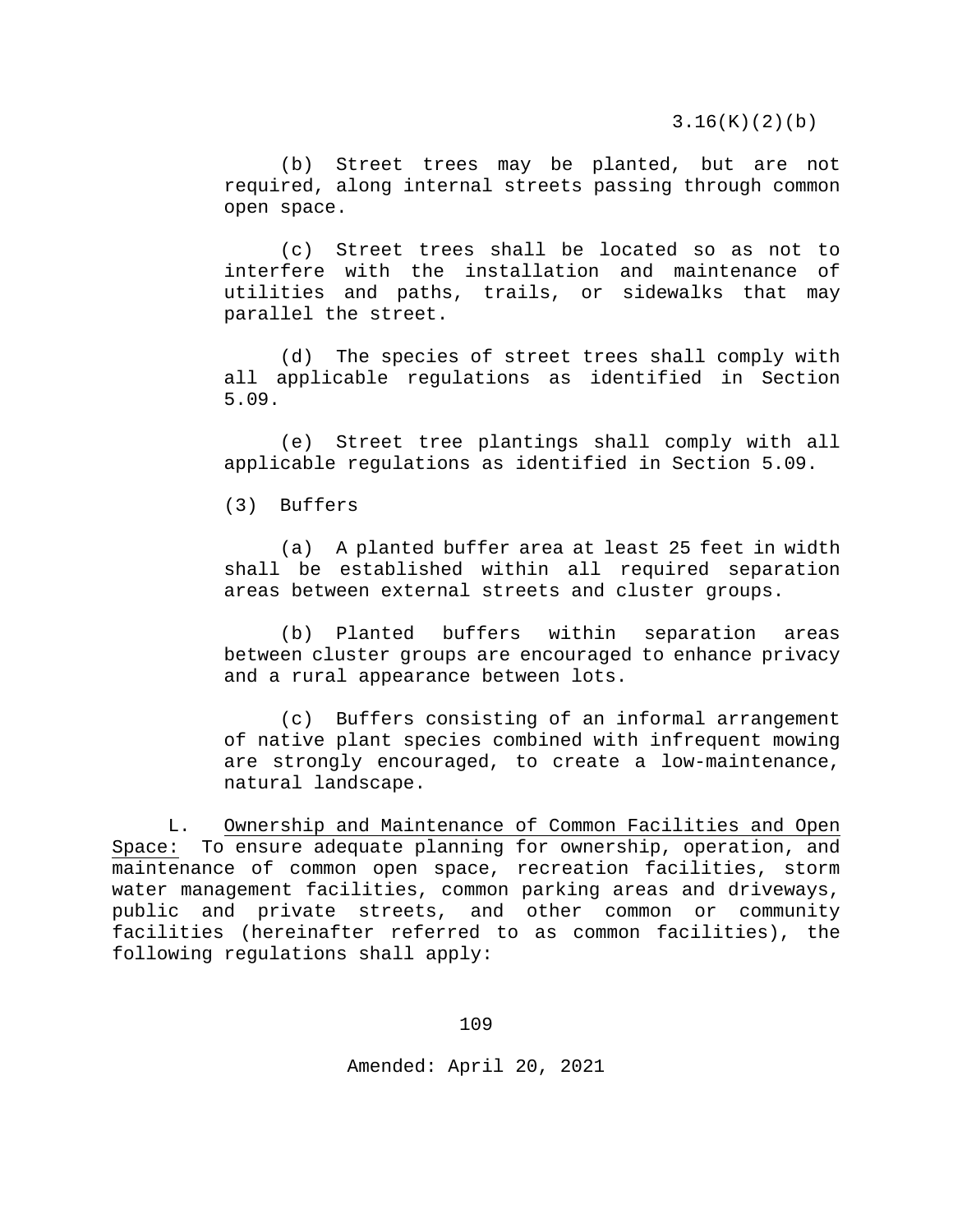(b) Street trees may be planted, but are not required, along internal streets passing through common open space.

(c) Street trees shall be located so as not to interfere with the installation and maintenance of utilities and paths, trails, or sidewalks that may parallel the street.

(d) The species of street trees shall comply with all applicable regulations as identified in Section 5.09.

(e) Street tree plantings shall comply with all applicable regulations as identified in Section 5.09.

(3) Buffers

(a) A planted buffer area at least 25 feet in width shall be established within all required separation areas between external streets and cluster groups.

(b) Planted buffers within separation areas between cluster groups are encouraged to enhance privacy and a rural appearance between lots.

(c) Buffers consisting of an informal arrangement of native plant species combined with infrequent mowing are strongly encouraged, to create a low-maintenance, natural landscape.

L. Ownership and Maintenance of Common Facilities and Open Space: To ensure adequate planning for ownership, operation, and maintenance of common open space, recreation facilities, storm water management facilities, common parking areas and driveways, public and private streets, and other common or community facilities (hereinafter referred to as common facilities), the following regulations shall apply:

Amended: April 20, 2021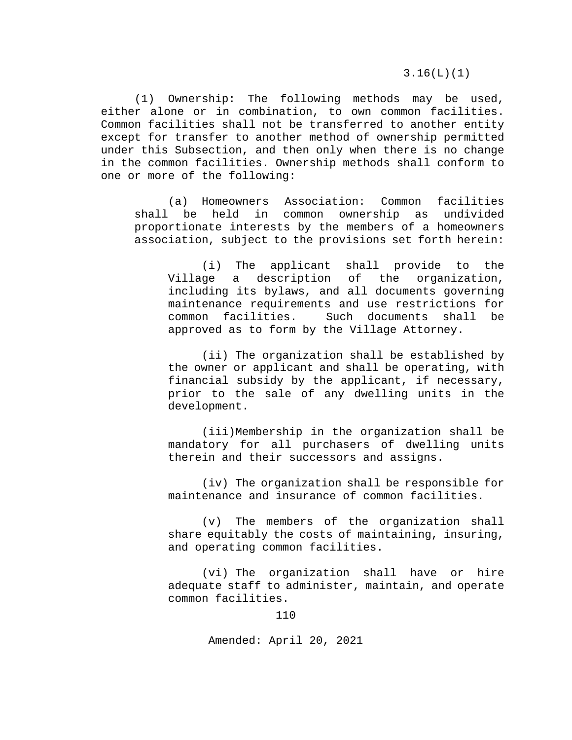(1) Ownership: The following methods may be used, either alone or in combination, to own common facilities. Common facilities shall not be transferred to another entity except for transfer to another method of ownership permitted under this Subsection, and then only when there is no change in the common facilities. Ownership methods shall conform to one or more of the following:

(a) Homeowners Association: Common facilities shall be held in common ownership as undivided proportionate interests by the members of a homeowners association, subject to the provisions set forth herein:

(i) The applicant shall provide to the Village a description of the organization, including its bylaws, and all documents governing maintenance requirements and use restrictions for common facilities. Such documents shall be approved as to form by the Village Attorney.

(ii) The organization shall be established by the owner or applicant and shall be operating, with financial subsidy by the applicant, if necessary, prior to the sale of any dwelling units in the development.

(iii) Membership in the organization shall be mandatory for all purchasers of dwelling units therein and their successors and assigns.

(iv) The organization shall be responsible for maintenance and insurance of common facilities.

(v) The members of the organization shall share equitably the costs of maintaining, insuring, and operating common facilities.

(vi) The organization shall have or hire adequate staff to administer, maintain, and operate common facilities.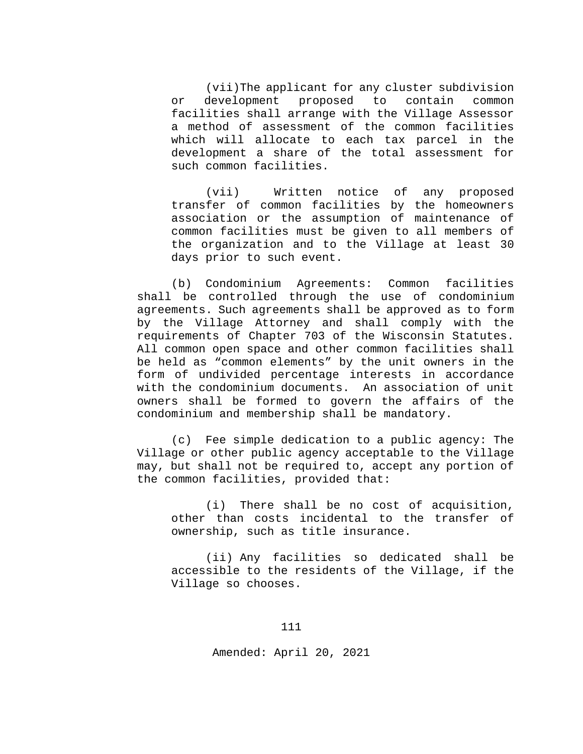(vii)The applicant for any cluster subdivision or development proposed to contain common facilities shall arrange with the Village Assessor a method of assessment of the common facilities which will allocate to each tax parcel in the development a share of the total assessment for such common facilities.

(vii) Written notice of any proposed transfer of common facilities by the homeowners association or the assumption of maintenance of common facilities must be given to all members of the organization and to the Village at least 30 days prior to such event.

(b) Condominium Agreements: Common facilities shall be controlled through the use of condominium agreements. Such agreements shall be approved as to form by the Village Attorney and shall comply with the requirements of Chapter 703 of the Wisconsin Statutes. All common open space and other common facilities shall be held as "common elements" by the unit owners in the form of undivided percentage interests in accordance with the condominium documents. An association of unit owners shall be formed to govern the affairs of the condominium and membership shall be mandatory.

(c) Fee simple dedication to a public agency: The Village or other public agency acceptable to the Village may, but shall not be required to, accept any portion of the common facilities, provided that:

(i) There shall be no cost of acquisition, other than costs incidental to the transfer of ownership, such as title insurance.

(ii) Any facilities so dedicated shall be accessible to the residents of the Village, if the Village so chooses.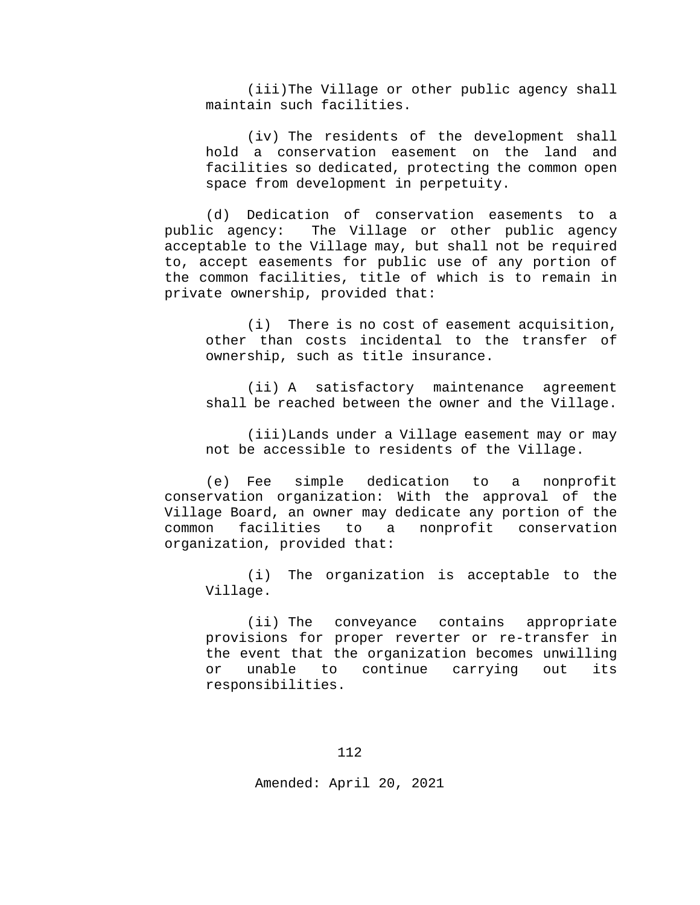(iii)The Village or other public agency shall maintain such facilities.

(iv) The residents of the development shall hold a conservation easement on the land and facilities so dedicated, protecting the common open space from development in perpetuity.

(d) Dedication of conservation easements to a public agency: The Village or other public agency acceptable to the Village may, but shall not be required to, accept easements for public use of any portion of the common facilities, title of which is to remain in private ownership, provided that:

(i) There is no cost of easement acquisition, other than costs incidental to the transfer of ownership, such as title insurance.

(ii) A satisfactory maintenance agreement shall be reached between the owner and the Village.

(iii)Lands under a Village easement may or may not be accessible to residents of the Village.

(e) Fee simple dedication to a nonprofit conservation organization: With the approval of the Village Board, an owner may dedicate any portion of the common facilities to a nonprofit conservation organization, provided that:

(i) The organization is acceptable to the Village.

(ii) The conveyance contains appropriate provisions for proper reverter or re-transfer in the event that the organization becomes unwilling or unable to continue carrying out its responsibilities.

Amended: April 20, 2021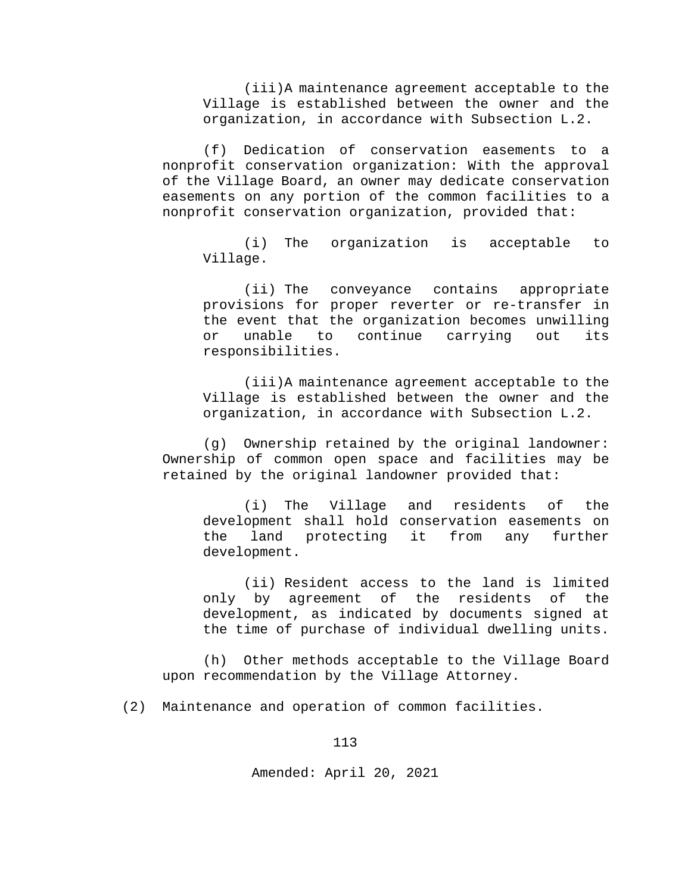(iii) A maintenance agreement acceptable to the Village is established between the owner and the organization, in accordance with Subsection L.2.

(f) Dedication of conservation easements to a nonprofit conservation organization: With the approval of the Village Board, an owner may dedicate conservation easements on any portion of the common facilities to a nonprofit conservation organization, provided that:

(i) The organization is acceptable to Village.

(ii) The conveyance contains appropriate provisions for proper reverter or re-transfer in the event that the organization becomes unwilling or unable to continue carrying out its responsibilities.

(iii) A maintenance agreement acceptable to the Village is established between the owner and the organization, in accordance with Subsection L.2.

(g) Ownership retained by the original landowner: Ownership of common open space and facilities may be retained by the original landowner provided that:

(i) The Village and residents of the development shall hold conservation easements on the land protecting it from any further development.

(ii) Resident access to the land is limited only by agreement of the residents of the development, as indicated by documents signed at the time of purchase of individual dwelling units.

(h) Other methods acceptable to the Village Board upon recommendation by the Village Attorney.

(2) Maintenance and operation of common facilities.

Amended: April 20, 2021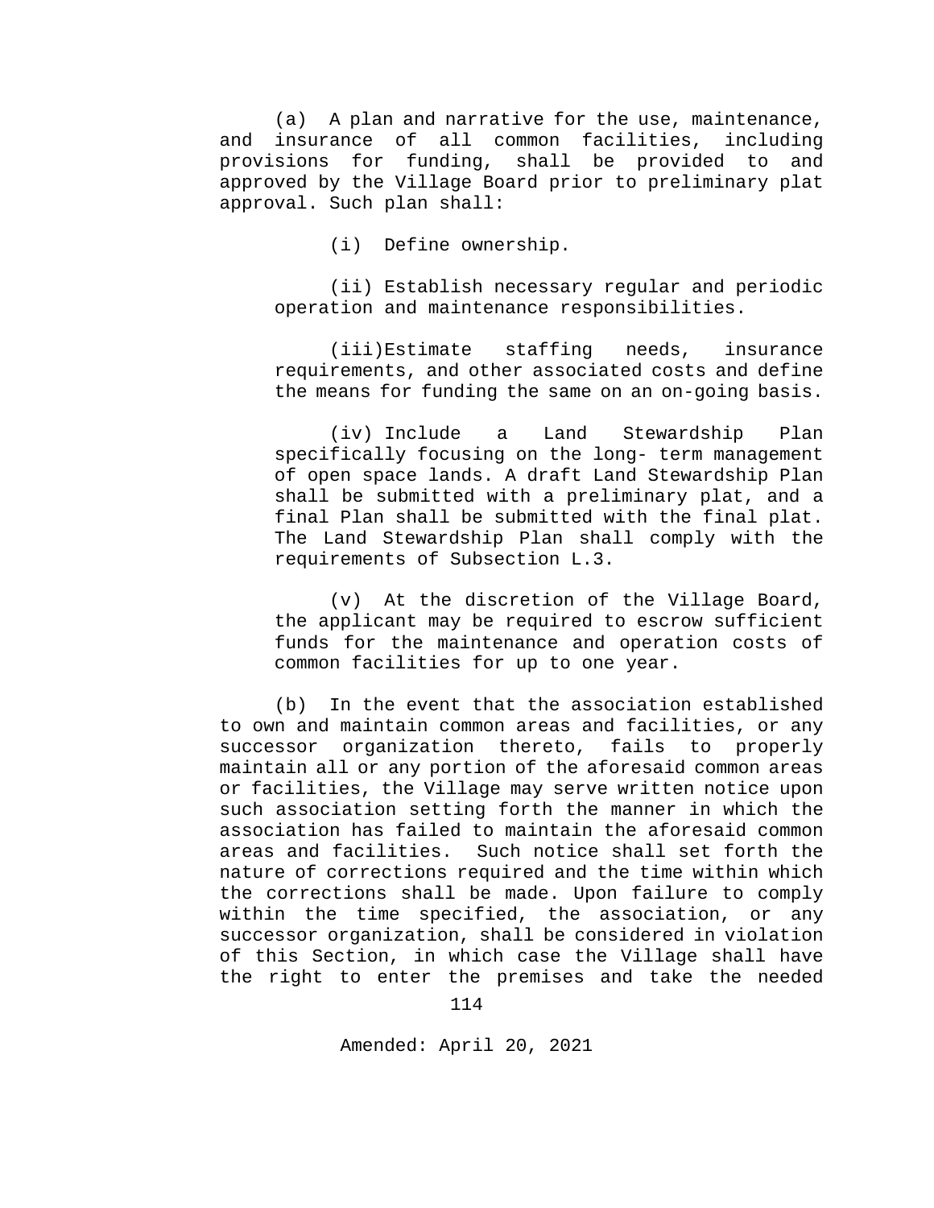(a) A plan and narrative for the use, maintenance, and insurance of all common facilities, including provisions for funding, shall be provided to and approved by the Village Board prior to preliminary plat approval. Such plan shall:

(i) Define ownership.

(ii) Establish necessary regular and periodic operation and maintenance responsibilities.

(iii) Estimate staffing needs, insurance requirements, and other associated costs and define the means for funding the same on an on-going basis.

(iv) Include a Land Stewardship Plan specifically focusing on the long- term management of open space lands. A draft Land Stewardship Plan shall be submitted with a preliminary plat, and a final Plan shall be submitted with the final plat. The Land Stewardship Plan shall comply with the requirements of Subsection L.3.

(v) At the discretion of the Village Board, the applicant may be required to escrow sufficient funds for the maintenance and operation costs of common facilities for up to one year.

(b) In the event that the association established to own and maintain common areas and facilities, or any successor organization thereto, fails to properly maintain all or any portion of the aforesaid common areas or facilities, the Village may serve written notice upon such association setting forth the manner in which the association has failed to maintain the aforesaid common areas and facilities. Such notice shall set forth the nature of corrections required and the time within which the corrections shall be made. Upon failure to comply within the time specified, the association, or any successor organization, shall be considered in violation of this Section, in which case the Village shall have the right to enter the premises and take the needed

Amended: April 20, 2021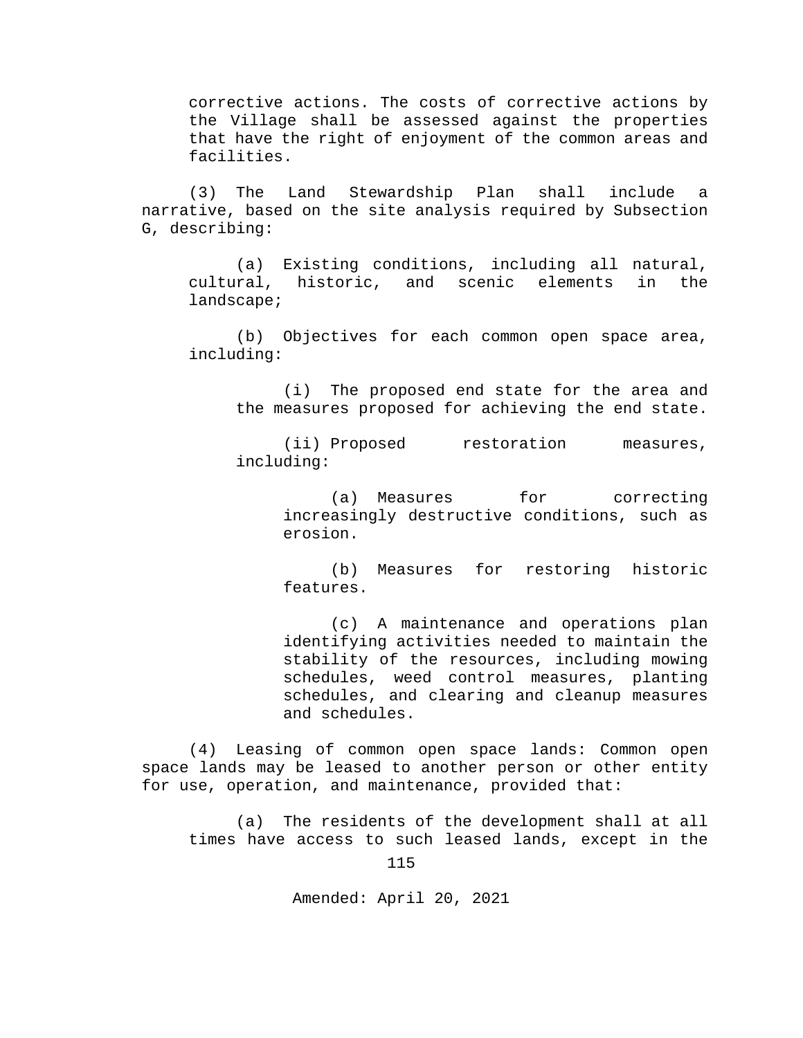corrective actions. The costs of corrective actions by the Village shall be assessed against the properties that have the right of enjoyment of the common areas and facilities.

(3) The Land Stewardship Plan shall include a narrative, based on the site analysis required by Subsection G, describing:

(a) Existing conditions, including all natural, cultural, historic, and scenic elements in the landscape;

(b) Objectives for each common open space area, including:

(i) The proposed end state for the area and the measures proposed for achieving the end state.

(ii) Proposed restoration measures, including:

(a) Measures for correcting increasingly destructive conditions, such as erosion.

(b) Measures for restoring historic features.

(c) A maintenance and operations plan identifying activities needed to maintain the stability of the resources, including mowing schedules, weed control measures, planting schedules, and clearing and cleanup measures and schedules.

(4) Leasing of common open space lands: Common open space lands may be leased to another person or other entity for use, operation, and maintenance, provided that:

(a) The residents of the development shall at all times have access to such leased lands, except in the

Amended: April 20, 2021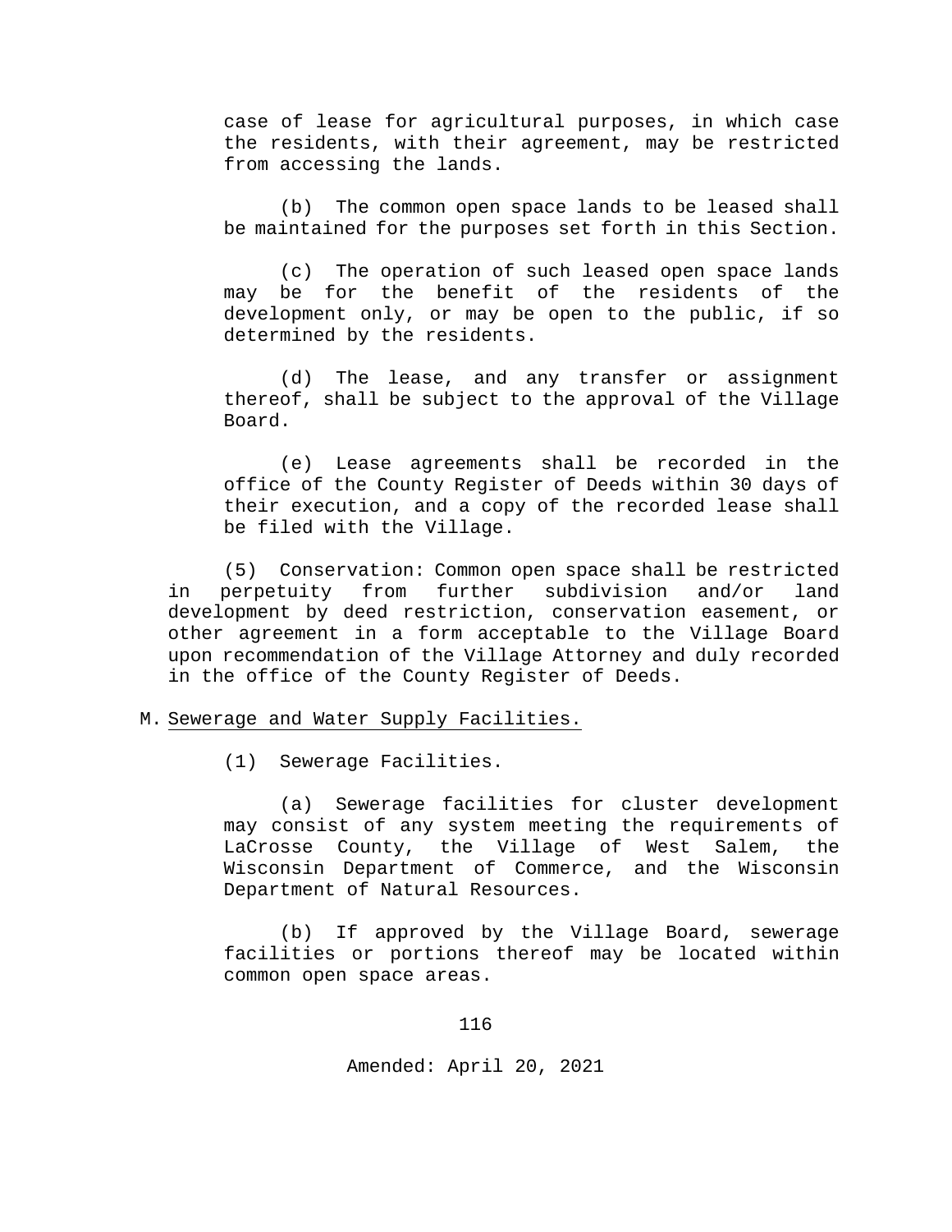case of lease for agricultural purposes, in which case the residents, with their agreement, may be restricted from accessing the lands.

(b) The common open space lands to be leased shall be maintained for the purposes set forth in this Section.

(c) The operation of such leased open space lands may be for the benefit of the residents of the development only, or may be open to the public, if so determined by the residents.

(d) The lease, and any transfer or assignment thereof, shall be subject to the approval of the Village Board.

(e) Lease agreements shall be recorded in the office of the County Register of Deeds within 30 days of their execution, and a copy of the recorded lease shall be filed with the Village.

(5) Conservation: Common open space shall be restricted in perpetuity from further subdivision and/or land development by deed restriction, conservation easement, or other agreement in a form acceptable to the Village Board upon recommendation of the Village Attorney and duly recorded in the office of the County Register of Deeds.

M. Sewerage and Water Supply Facilities.

(1) Sewerage Facilities.

(a) Sewerage facilities for cluster development may consist of any system meeting the requirements of LaCrosse County, the Village of West Salem, the Wisconsin Department of Commerce, and the Wisconsin Department of Natural Resources.

(b) If approved by the Village Board, sewerage facilities or portions thereof may be located within common open space areas.

Amended: April 20, 2021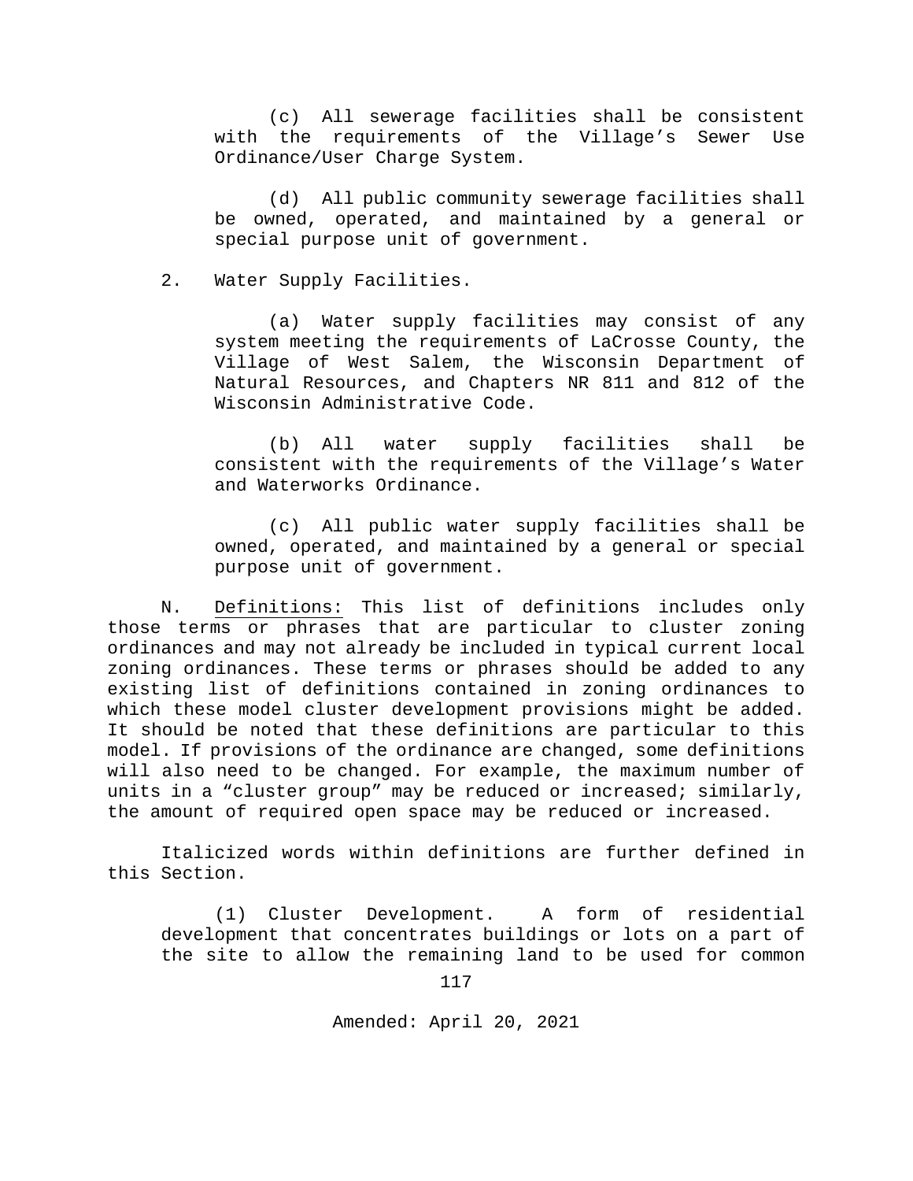(c) All sewerage facilities shall be consistent with the requirements of the Village's Sewer Use Ordinance/User Charge System.

(d) All public community sewerage facilities shall be owned, operated, and maintained by a general or special purpose unit of government.

2. Water Supply Facilities.

(a) Water supply facilities may consist of any system meeting the requirements of LaCrosse County, the Village of West Salem, the Wisconsin Department of Natural Resources, and Chapters NR 811 and 812 of the Wisconsin Administrative Code.

(b) All water supply facilities shall be consistent with the requirements of the Village's Water and Waterworks Ordinance.

(c) All public water supply facilities shall be owned, operated, and maintained by a general or special purpose unit of government.

N. Definitions: This list of definitions includes only those terms or phrases that are particular to cluster zoning ordinances and may not already be included in typical current local zoning ordinances. These terms or phrases should be added to any existing list of definitions contained in zoning ordinances to which these model cluster development provisions might be added. It should be noted that these definitions are particular to this model. If provisions of the ordinance are changed, some definitions will also need to be changed. For example, the maximum number of units in a "cluster group" may be reduced or increased; similarly, the amount of required open space may be reduced or increased.

Italicized words within definitions are further defined in this Section.

(1) Cluster Development. A form of residential development that concentrates buildings or lots on a part of the site to allow the remaining land to be used for common

Amended: April 20, 2021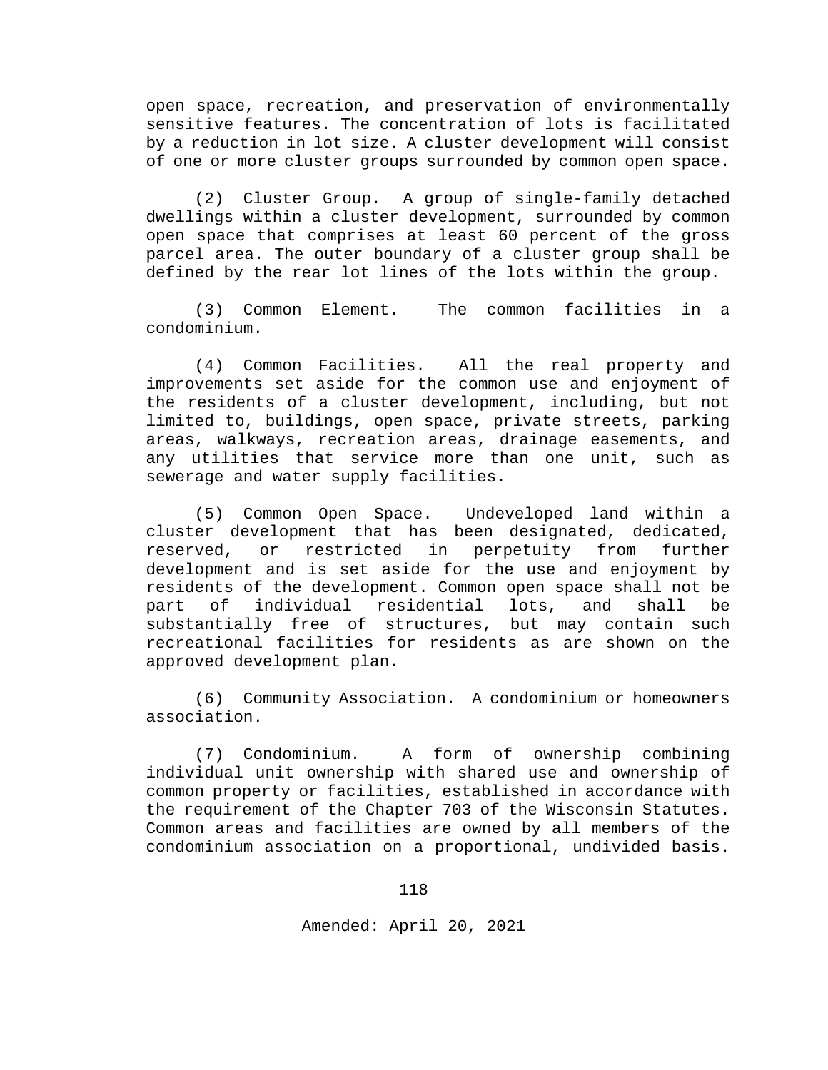open space, recreation, and preservation of environmentally sensitive features. The concentration of lots is facilitated by a reduction in lot size. A cluster development will consist of one or more cluster groups surrounded by common open space.

(2) Cluster Group. A group of single-family detached dwellings within a cluster development, surrounded by common open space that comprises at least 60 percent of the gross parcel area. The outer boundary of a cluster group shall be defined by the rear lot lines of the lots within the group.

(3) Common Element. The common facilities in a condominium.

(4) Common Facilities. All the real property and improvements set aside for the common use and enjoyment of the residents of a cluster development, including, but not limited to, buildings, open space, private streets, parking areas, walkways, recreation areas, drainage easements, and any utilities that service more than one unit, such as sewerage and water supply facilities.

(5) Common Open Space. Undeveloped land within a cluster development that has been designated, dedicated, reserved, or restricted in perpetuity from further development and is set aside for the use and enjoyment by residents of the development. Common open space shall not be part of individual residential lots, and shall be substantially free of structures, but may contain such recreational facilities for residents as are shown on the approved development plan.

(6) Community Association. A condominium or homeowners association.

(7) Condominium. A form of ownership combining individual unit ownership with shared use and ownership of common property or facilities, established in accordance with the requirement of the Chapter 703 of the Wisconsin Statutes. Common areas and facilities are owned by all members of the condominium association on a proportional, undivided basis.

Amended: April 20, 2021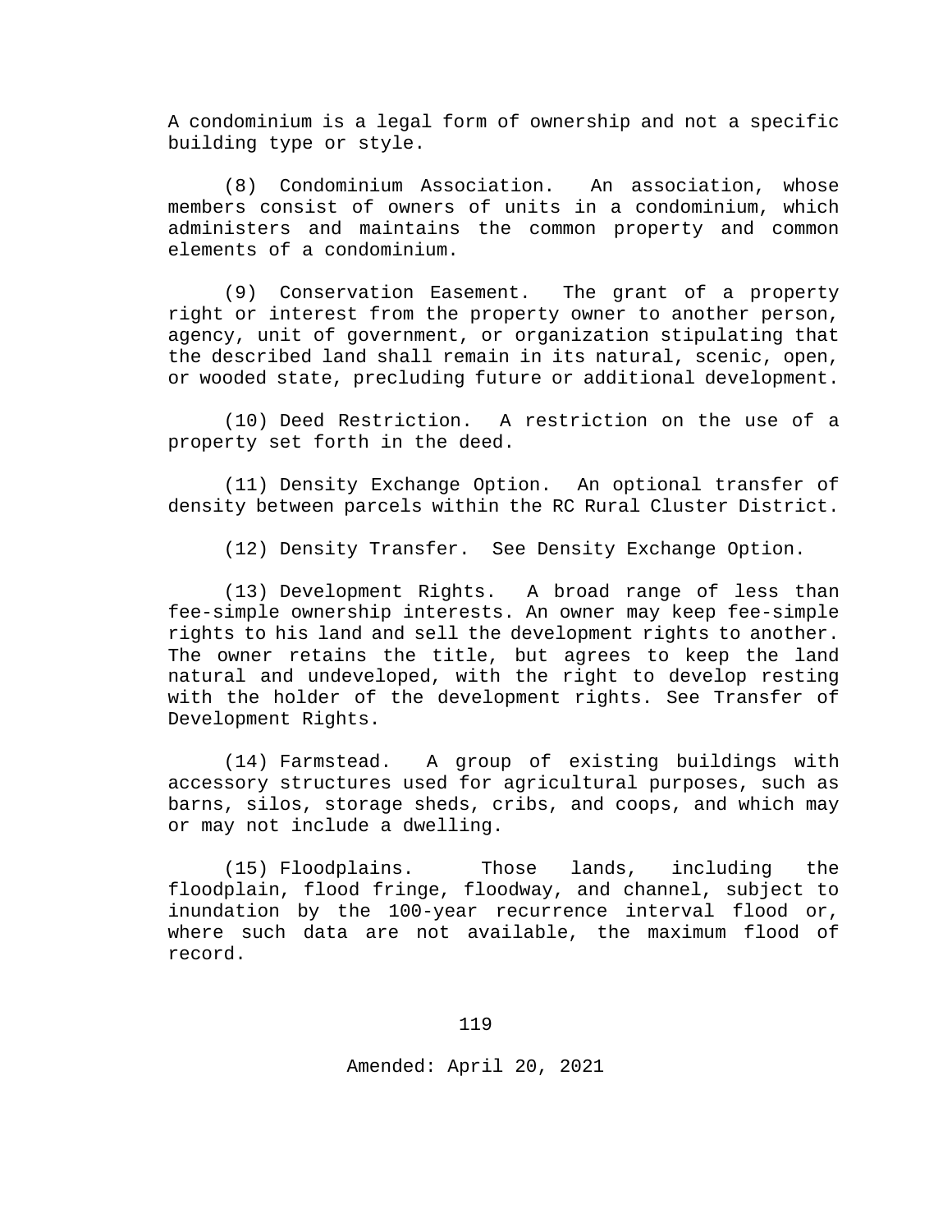A condominium is a legal form of ownership and not a specific building type or style.

(8) Condominium Association. An association, whose members consist of owners of units in a condominium, which administers and maintains the common property and common elements of a condominium.

(9) Conservation Easement. The grant of a property right or interest from the property owner to another person, agency, unit of government, or organization stipulating that the described land shall remain in its natural, scenic, open, or wooded state, precluding future or additional development.

(10) Deed Restriction. A restriction on the use of a property set forth in the deed.

(11) Density Exchange Option. An optional transfer of density between parcels within the RC Rural Cluster District.

(12) Density Transfer. See Density Exchange Option.

(13) Development Rights. A broad range of less than fee-simple ownership interests. An owner may keep fee-simple rights to his land and sell the development rights to another. The owner retains the title, but agrees to keep the land natural and undeveloped, with the right to develop resting with the holder of the development rights. See Transfer of Development Rights.

(14) Farmstead. A group of existing buildings with accessory structures used for agricultural purposes, such as barns, silos, storage sheds, cribs, and coops, and which may or may not include a dwelling.

(15) Floodplains. Those lands, including the floodplain, flood fringe, floodway, and channel, subject to inundation by the 100-year recurrence interval flood or, where such data are not available, the maximum flood of record.

Amended: April 20, 2021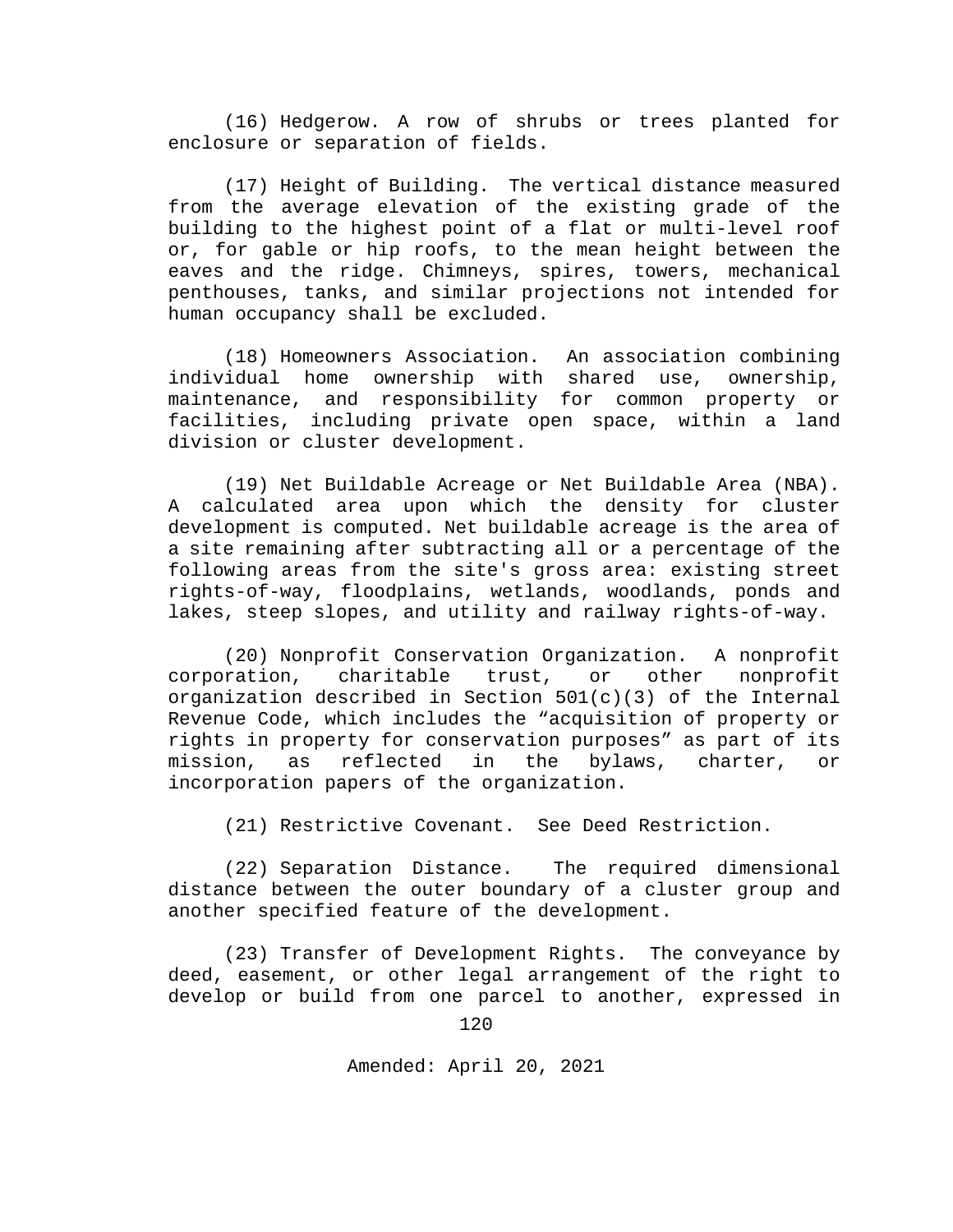(16) Hedgerow. A row of shrubs or trees planted for enclosure or separation of fields.

(17) Height of Building. The vertical distance measured from the average elevation of the existing grade of the building to the highest point of a flat or multi-level roof or, for gable or hip roofs, to the mean height between the eaves and the ridge. Chimneys, spires, towers, mechanical penthouses, tanks, and similar projections not intended for human occupancy shall be excluded.

(18) Homeowners Association. An association combining individual home ownership with shared use, ownership, maintenance, and responsibility for common property or facilities, including private open space, within a land division or cluster development.

(19) Net Buildable Acreage or Net Buildable Area (NBA). A calculated area upon which the density for cluster development is computed. Net buildable acreage is the area of a site remaining after subtracting all or a percentage of the following areas from the site's gross area: existing street rights-of-way, floodplains, wetlands, woodlands, ponds and lakes, steep slopes, and utility and railway rights-of-way.

(20) Nonprofit Conservation Organization. A nonprofit corporation, charitable trust, or other nonprofit organization described in Section 501(c)(3) of the Internal Revenue Code, which includes the "acquisition of property or rights in property for conservation purposes" as part of its mission, as reflected in the bylaws, charter, or incorporation papers of the organization.

(21) Restrictive Covenant. See Deed Restriction.

(22) Separation Distance. The required dimensional distance between the outer boundary of a cluster group and another specified feature of the development.

(23) Transfer of Development Rights. The conveyance by deed, easement, or other legal arrangement of the right to develop or build from one parcel to another, expressed in

Amended: April 20, 2021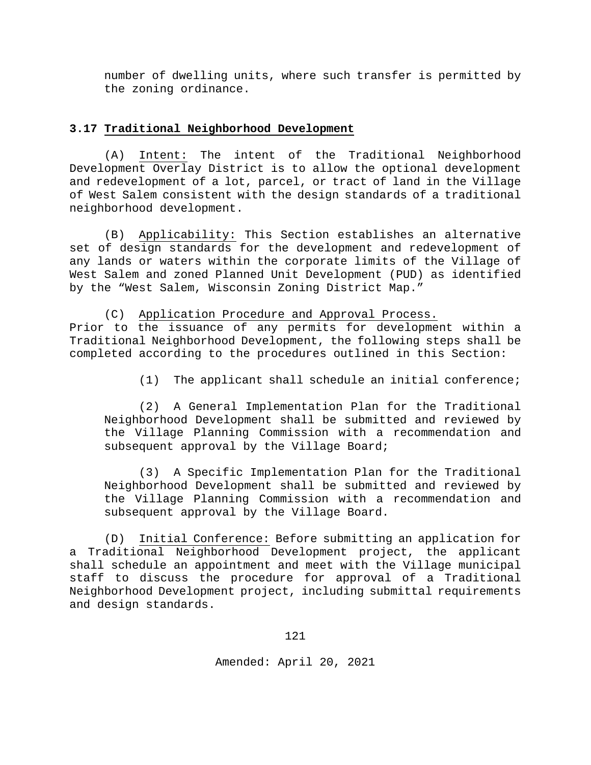number of dwelling units, where such transfer is permitted by the zoning ordinance.

## 3.17 Traditional Neighborhood Development

(A) Intent: The intent of the Traditional Neighborhood Development Overlay District is to allow the optional development and redevelopment of a lot, parcel, or tract of land in the Village of West Salem consistent with the design standards of a traditional neighborhood development.

(B) Applicability: This Section establishes an alternative set of design standards for the development and redevelopment of any lands or waters within the corporate limits of the Village of West Salem and zoned Planned Unit Development (PUD) as identified by the "West Salem, Wisconsin Zoning District Map."

(C) Application Procedure and Approval Process.
Prior to the issuance of any permits for development within a Traditional Neighborhood Development, the following steps shall be completed according to the procedures outlined in this Section:

(1) The applicant shall schedule an initial conference;

(2) A General Implementation Plan for the Traditional Neighborhood Development shall be submitted and reviewed by the Village Planning Commission with a recommendation and subsequent approval by the Village Board;

(3) A Specific Implementation Plan for the Traditional Neighborhood Development shall be submitted and reviewed by the Village Planning Commission with a recommendation and subsequent approval by the Village Board.

(D) Initial Conference: Before submitting an application for a Traditional Neighborhood Development project, the applicant shall schedule an appointment and meet with the Village municipal staff to discuss the procedure for approval of a Traditional Neighborhood Development project, including submittal requirements and design standards.

Amended: April 20, 2021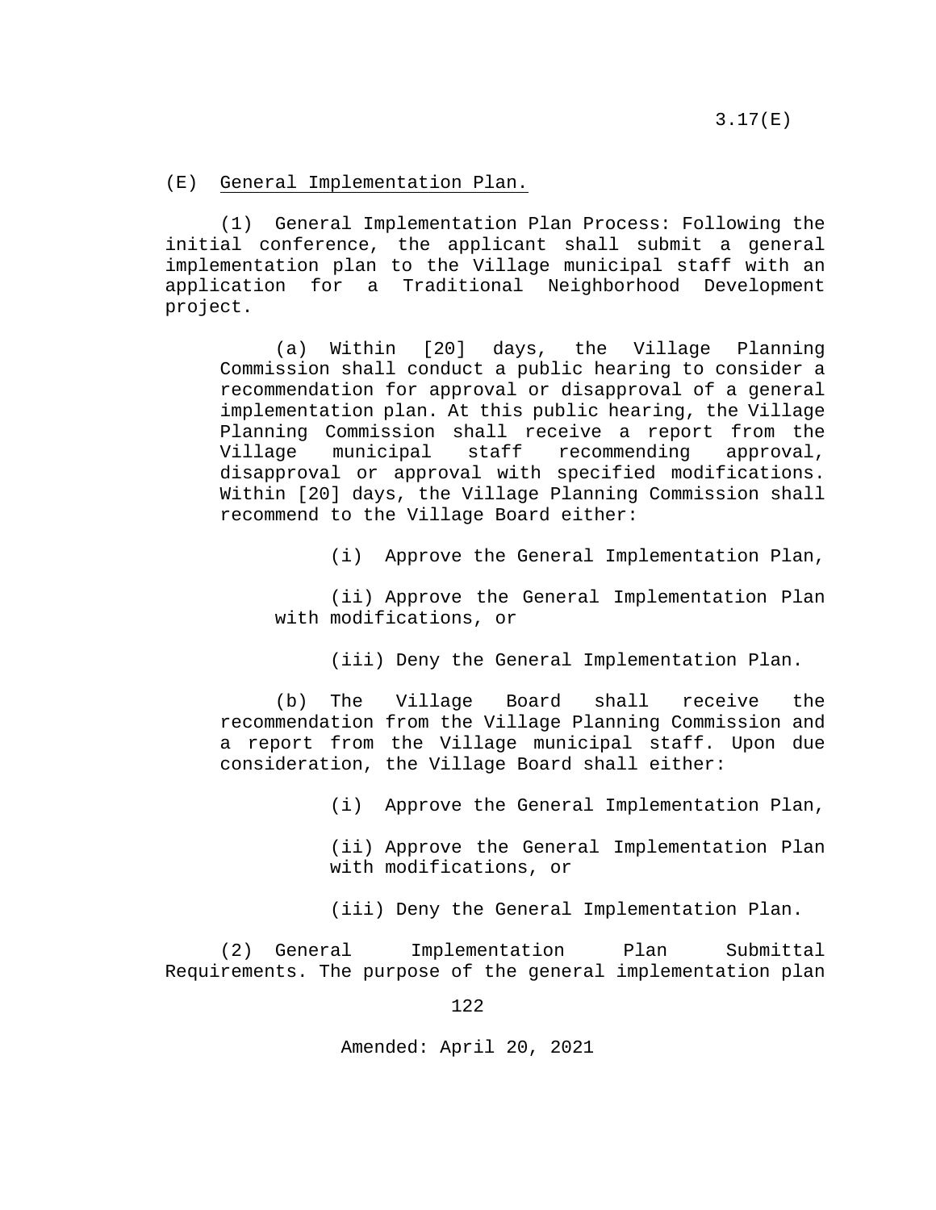(E) General Implementation Plan.

(1) General Implementation Plan Process: Following the initial conference, the applicant shall submit a general implementation plan to the Village municipal staff with an application for a Traditional Neighborhood Development project.

(a) Within [20] days, the Village Planning Commission shall conduct a public hearing to consider a recommendation for approval or disapproval of a general implementation plan. At this public hearing, the Village Planning Commission shall receive a report from the Village municipal staff recommending approval, disapproval or approval with specified modifications. Within [20] days, the Village Planning Commission shall recommend to the Village Board either:

(i) Approve the General Implementation Plan,

(ii) Approve the General Implementation Plan with modifications, or

(iii) Deny the General Implementation Plan.

(b) The Village Board shall receive the recommendation from the Village Planning Commission and a report from the Village municipal staff. Upon due consideration, the Village Board shall either:

(i) Approve the General Implementation Plan,

(ii) Approve the General Implementation Plan with modifications, or

(iii) Deny the General Implementation Plan.

(2) General Implementation Plan Submittal Requirements. The purpose of the general implementation plan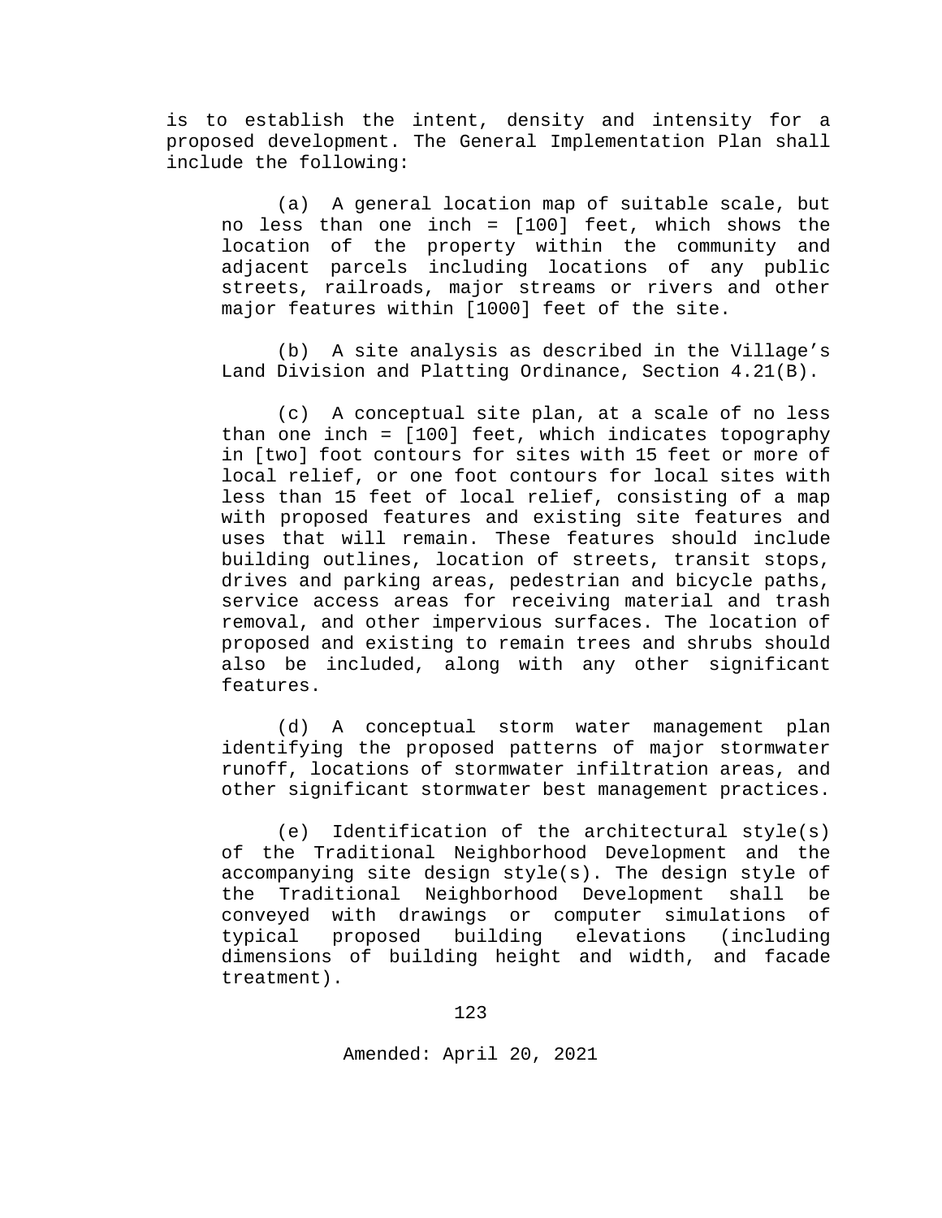is to establish the intent, density and intensity for a proposed development. The General Implementation Plan shall include the following:

(a) A general location map of suitable scale, but no less than one inch = [100] feet, which shows the location of the property within the community and adjacent parcels including locations of any public streets, railroads, major streams or rivers and other major features within [1000] feet of the site.

(b) A site analysis as described in the Village's Land Division and Platting Ordinance, Section 4.21(B).

(c) A conceptual site plan, at a scale of no less than one inch = [100] feet, which indicates topography in [two] foot contours for sites with 15 feet or more of local relief, or one foot contours for local sites with less than 15 feet of local relief, consisting of a map with proposed features and existing site features and uses that will remain. These features should include building outlines, location of streets, transit stops, drives and parking areas, pedestrian and bicycle paths, service access areas for receiving material and trash removal, and other impervious surfaces. The location of proposed and existing to remain trees and shrubs should also be included, along with any other significant features.

(d) A conceptual storm water management plan identifying the proposed patterns of major stormwater runoff, locations of stormwater infiltration areas, and other significant stormwater best management practices.

(e) Identification of the architectural style(s) of the Traditional Neighborhood Development and the accompanying site design style(s). The design style of the Traditional Neighborhood Development shall be conveyed with drawings or computer simulations of typical proposed building elevations (including dimensions of building height and width, and facade treatment).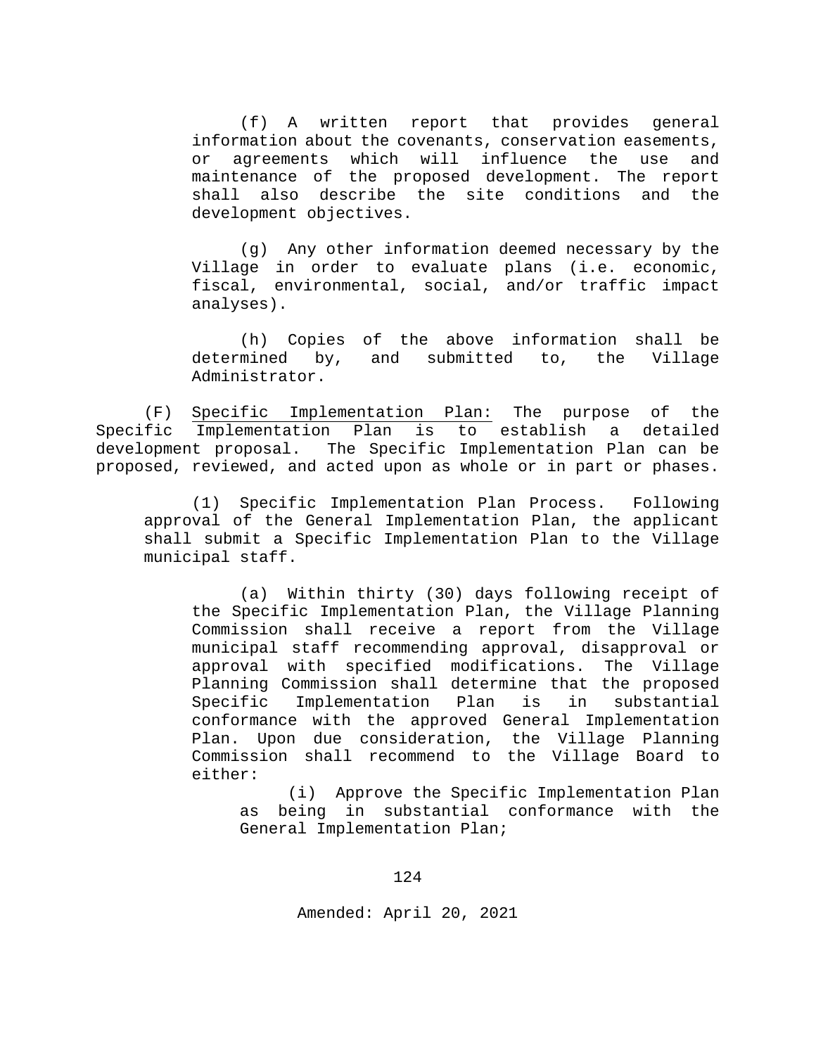(f) A written report that provides general information about the covenants, conservation easements, or agreements which will influence the use and maintenance of the proposed development. The report shall also describe the site conditions and the development objectives.

(g) Any other information deemed necessary by the Village in order to evaluate plans (i.e. economic, fiscal, environmental, social, and/or traffic impact analyses).

(h) Copies of the above information shall be determined by, and submitted to, the Village Administrator.

(F) <u>Specific Implementation Plan:</u> The purpose of the Specific Implementation Plan is to establish a detailed development proposal. The Specific Implementation Plan can be proposed, reviewed, and acted upon as whole or in part or phases.

(1) Specific Implementation Plan Process. Following approval of the General Implementation Plan, the applicant shall submit a Specific Implementation Plan to the Village municipal staff.

(a) Within thirty (30) days following receipt of the Specific Implementation Plan, the Village Planning Commission shall receive a report from the Village municipal staff recommending approval, disapproval or approval with specified modifications. The Village Planning Commission shall determine that the proposed Specific Implementation Plan is in substantial conformance with the approved General Implementation Plan. Upon due consideration, the Village Planning Commission shall recommend to the Village Board to either:

(i) Approve the Specific Implementation Plan as being in substantial conformance with the General Implementation Plan;

Amended: April 20, 2021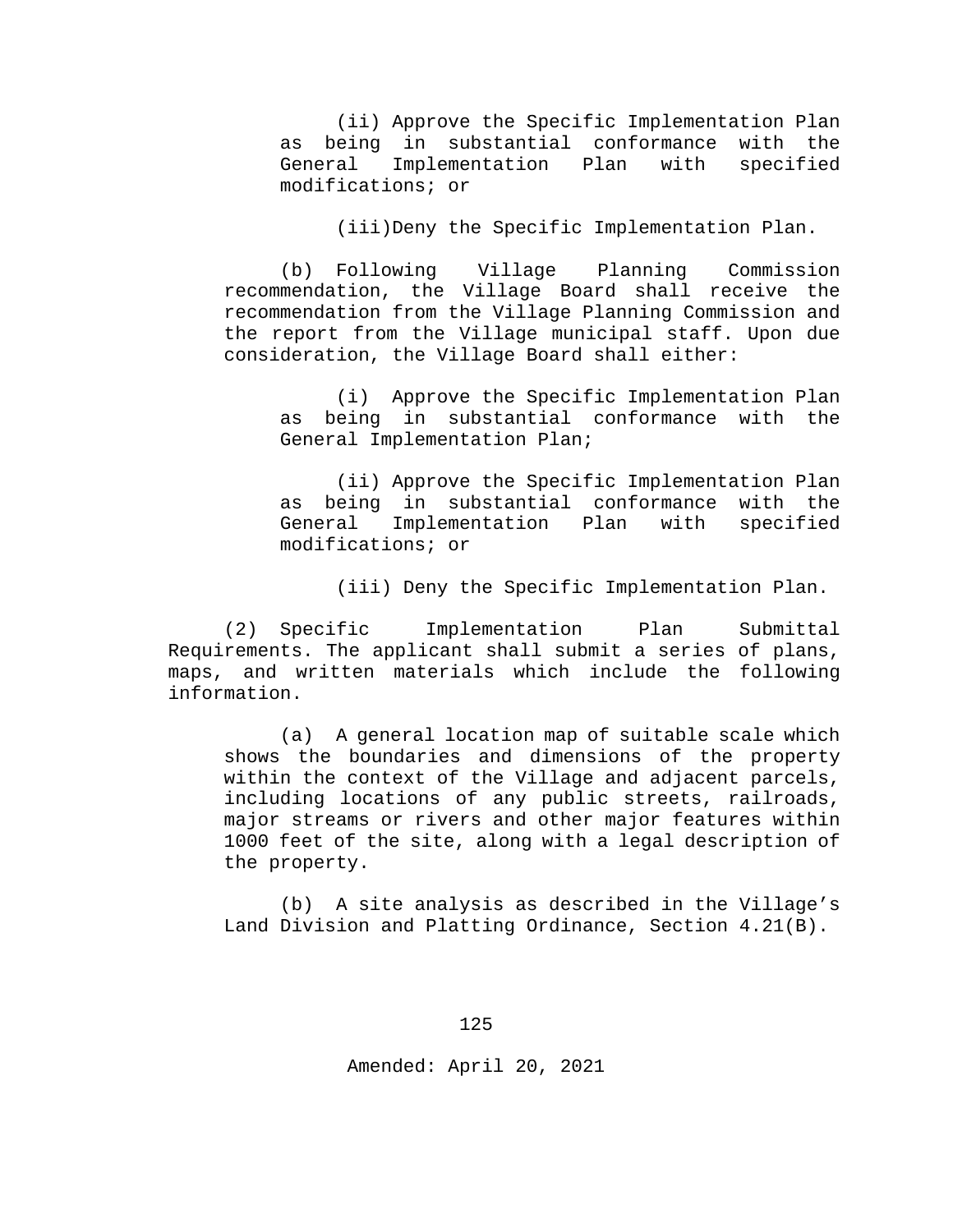(ii) Approve the Specific Implementation Plan as being in substantial conformance with the General Implementation Plan with specified modifications; or

(iii)Deny the Specific Implementation Plan.

(b) Following Village Planning Commission recommendation, the Village Board shall receive the recommendation from the Village Planning Commission and the report from the Village municipal staff. Upon due consideration, the Village Board shall either:

(i) Approve the Specific Implementation Plan as being in substantial conformance with the General Implementation Plan;

(ii) Approve the Specific Implementation Plan as being in substantial conformance with the General Implementation Plan with specified modifications; or

(iii) Deny the Specific Implementation Plan.

(2) Specific Implementation Plan Submittal Requirements. The applicant shall submit a series of plans, maps, and written materials which include the following information.

(a) A general location map of suitable scale which shows the boundaries and dimensions of the property within the context of the Village and adjacent parcels, including locations of any public streets, railroads, major streams or rivers and other major features within 1000 feet of the site, along with a legal description of the property.

(b) A site analysis as described in the Village's Land Division and Platting Ordinance, Section 4.21(B).

Amended: April 20, 2021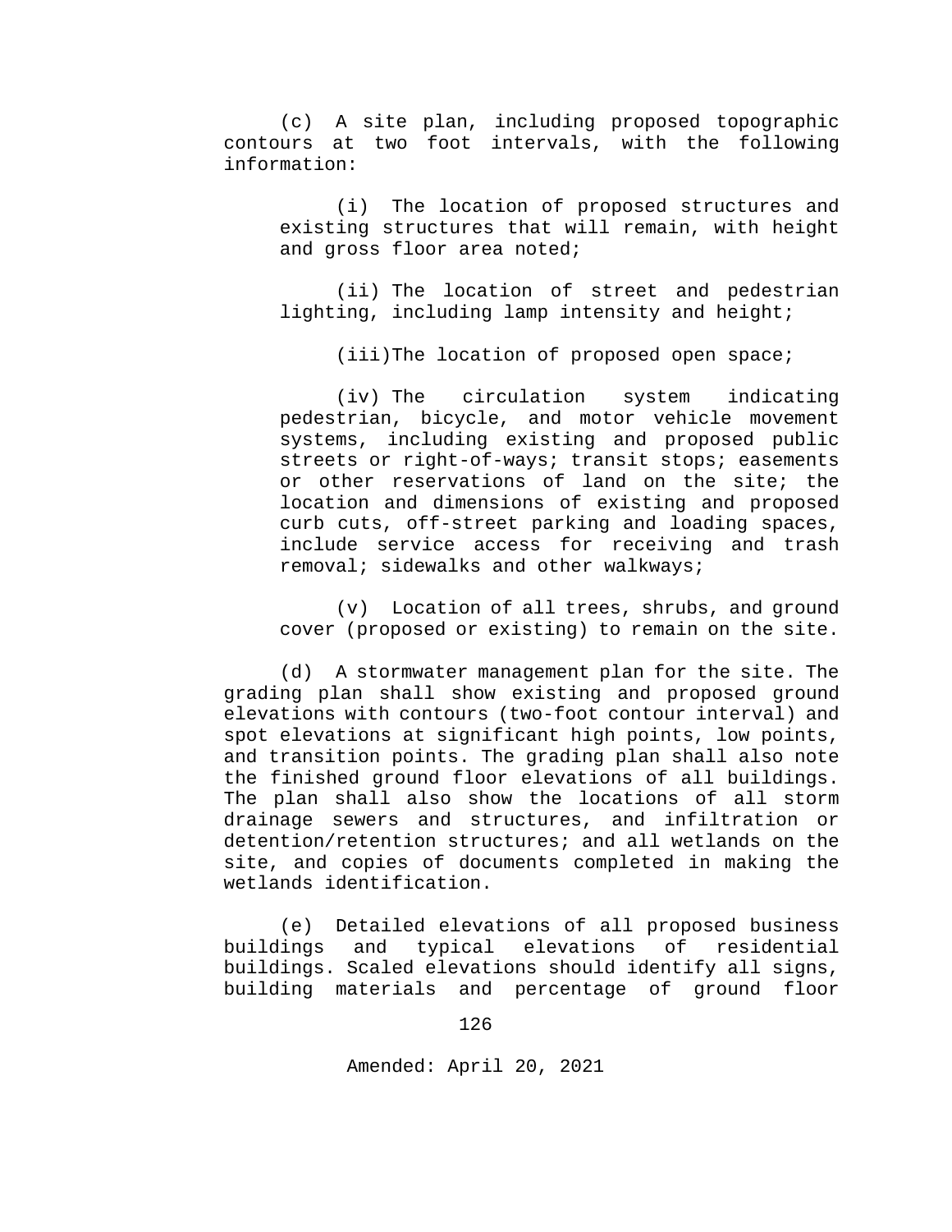(c) A site plan, including proposed topographic contours at two foot intervals, with the following information:

(i) The location of proposed structures and existing structures that will remain, with height and gross floor area noted;

(ii) The location of street and pedestrian lighting, including lamp intensity and height;

(iii) The location of proposed open space;

(iv) The circulation system indicating pedestrian, bicycle, and motor vehicle movement systems, including existing and proposed public streets or right-of-ways; transit stops; easements or other reservations of land on the site; the location and dimensions of existing and proposed curb cuts, off-street parking and loading spaces, include service access for receiving and trash removal; sidewalks and other walkways;

(v) Location of all trees, shrubs, and ground cover (proposed or existing) to remain on the site.

(d) A stormwater management plan for the site. The grading plan shall show existing and proposed ground elevations with contours (two-foot contour interval) and spot elevations at significant high points, low points, and transition points. The grading plan shall also note the finished ground floor elevations of all buildings. The plan shall also show the locations of all storm drainage sewers and structures, and infiltration or detention/retention structures; and all wetlands on the site, and copies of documents completed in making the wetlands identification.

(e) Detailed elevations of all proposed business buildings and typical elevations of residential buildings. Scaled elevations should identify all signs, building materials and percentage of ground floor

Amended: April 20, 2021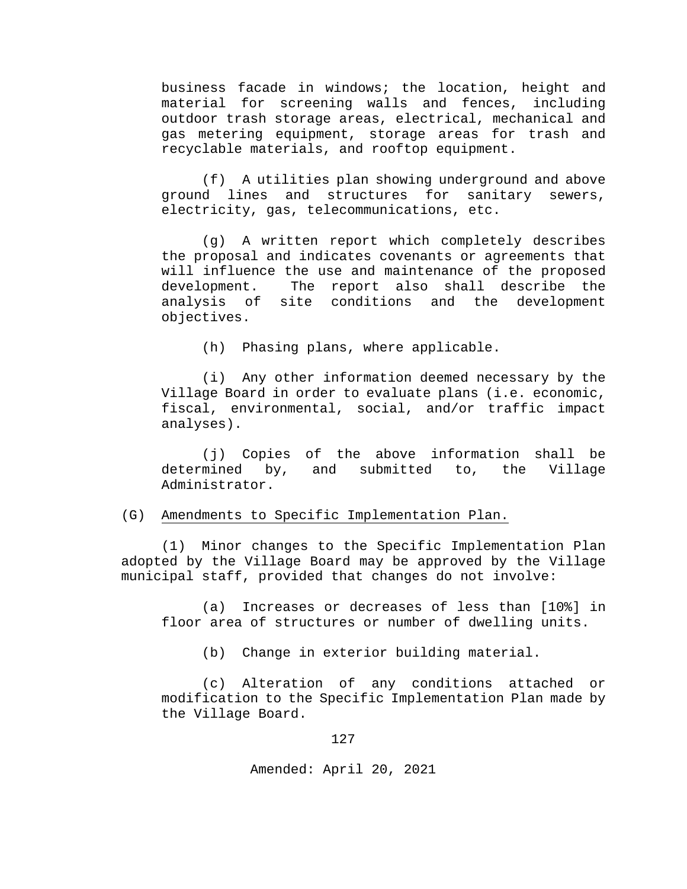business facade in windows; the location, height and material for screening walls and fences, including outdoor trash storage areas, electrical, mechanical and gas metering equipment, storage areas for trash and recyclable materials, and rooftop equipment.

(f) A utilities plan showing underground and above ground lines and structures for sanitary sewers, electricity, gas, telecommunications, etc.

(g) A written report which completely describes the proposal and indicates covenants or agreements that will influence the use and maintenance of the proposed development. The report also shall describe the analysis of site conditions and the development objectives.

(h) Phasing plans, where applicable.

(i) Any other information deemed necessary by the Village Board in order to evaluate plans (i.e. economic, fiscal, environmental, social, and/or traffic impact analyses).

(j) Copies of the above information shall be determined by, and submitted to, the Village Administrator.

(G) <u>Amendments to Specific Implementation Plan.</u>

(1) Minor changes to the Specific Implementation Plan adopted by the Village Board may be approved by the Village municipal staff, provided that changes do not involve:

(a) Increases or decreases of less than [10%] in floor area of structures or number of dwelling units.

(b) Change in exterior building material.

(c) Alteration of any conditions attached or modification to the Specific Implementation Plan made by the Village Board.

Amended: April 20, 2021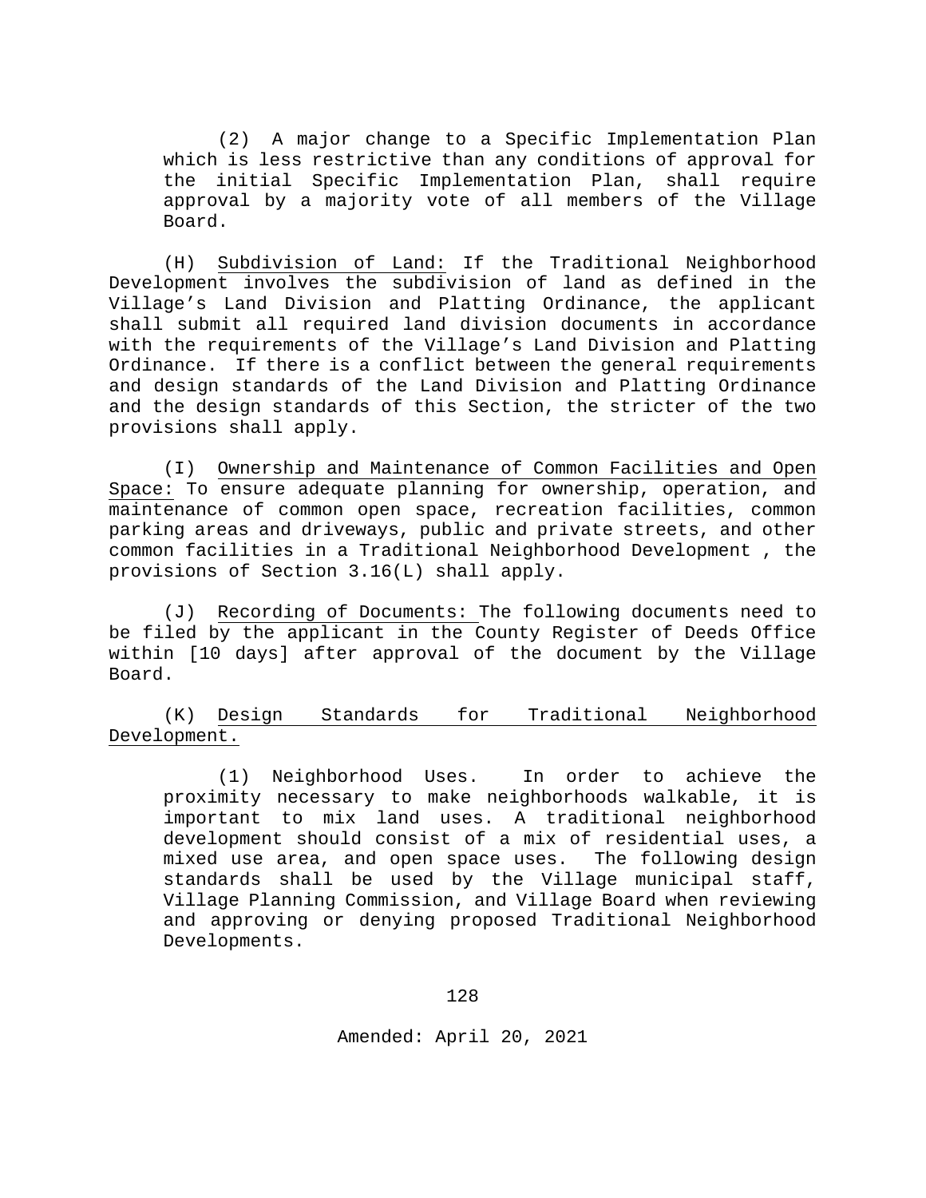(2) A major change to a Specific Implementation Plan which is less restrictive than any conditions of approval for the initial Specific Implementation Plan, shall require approval by a majority vote of all members of the Village Board.

(H) Subdivision of Land: If the Traditional Neighborhood Development involves the subdivision of land as defined in the Village's Land Division and Platting Ordinance, the applicant shall submit all required land division documents in accordance with the requirements of the Village's Land Division and Platting Ordinance. If there is a conflict between the general requirements and design standards of the Land Division and Platting Ordinance and the design standards of this Section, the stricter of the two provisions shall apply.

(I) Ownership and Maintenance of Common Facilities and Open Space: To ensure adequate planning for ownership, operation, and maintenance of common open space, recreation facilities, common parking areas and driveways, public and private streets, and other common facilities in a Traditional Neighborhood Development , the provisions of Section 3.16(L) shall apply.

(J) Recording of Documents: The following documents need to be filed by the applicant in the County Register of Deeds Office within [10 days] after approval of the document by the Village Board.

(K) Design Standards for Traditional Neighborhood Development.

(1) Neighborhood Uses. In order to achieve the proximity necessary to make neighborhoods walkable, it is important to mix land uses. A traditional neighborhood development should consist of a mix of residential uses, a mixed use area, and open space uses. The following design standards shall be used by the Village municipal staff, Village Planning Commission, and Village Board when reviewing and approving or denying proposed Traditional Neighborhood Developments.

Amended: April 20, 2021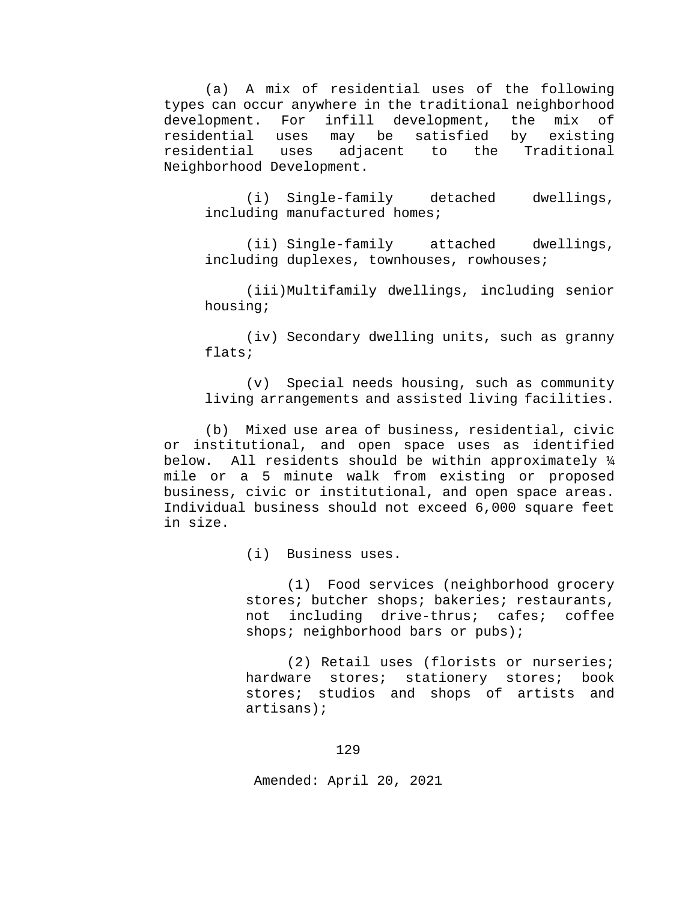(a) A mix of residential uses of the following types can occur anywhere in the traditional neighborhood development. For infill development, the mix of residential uses may be satisfied by existing residential uses adjacent to the Traditional Neighborhood Development.

(i) Single-family detached dwellings, including manufactured homes;

(ii) Single-family attached dwellings, including duplexes, townhouses, rowhouses;

(iii) Multifamily dwellings, including senior housing;

(iv) Secondary dwelling units, such as granny flats;

(v) Special needs housing, such as community living arrangements and assisted living facilities.

(b) Mixed use area of business, residential, civic or institutional, and open space uses as identified below. All residents should be within approximately ¼ mile or a 5 minute walk from existing or proposed business, civic or institutional, and open space areas. Individual business should not exceed 6,000 square feet in size.

(i) Business uses.

(1) Food services (neighborhood grocery stores; butcher shops; bakeries; restaurants, not including drive-thrus; cafes; coffee shops; neighborhood bars or pubs);

(2) Retail uses (florists or nurseries; hardware stores; stationery stores; book stores; studios and shops of artists and artisans);

Amended: April 20, 2021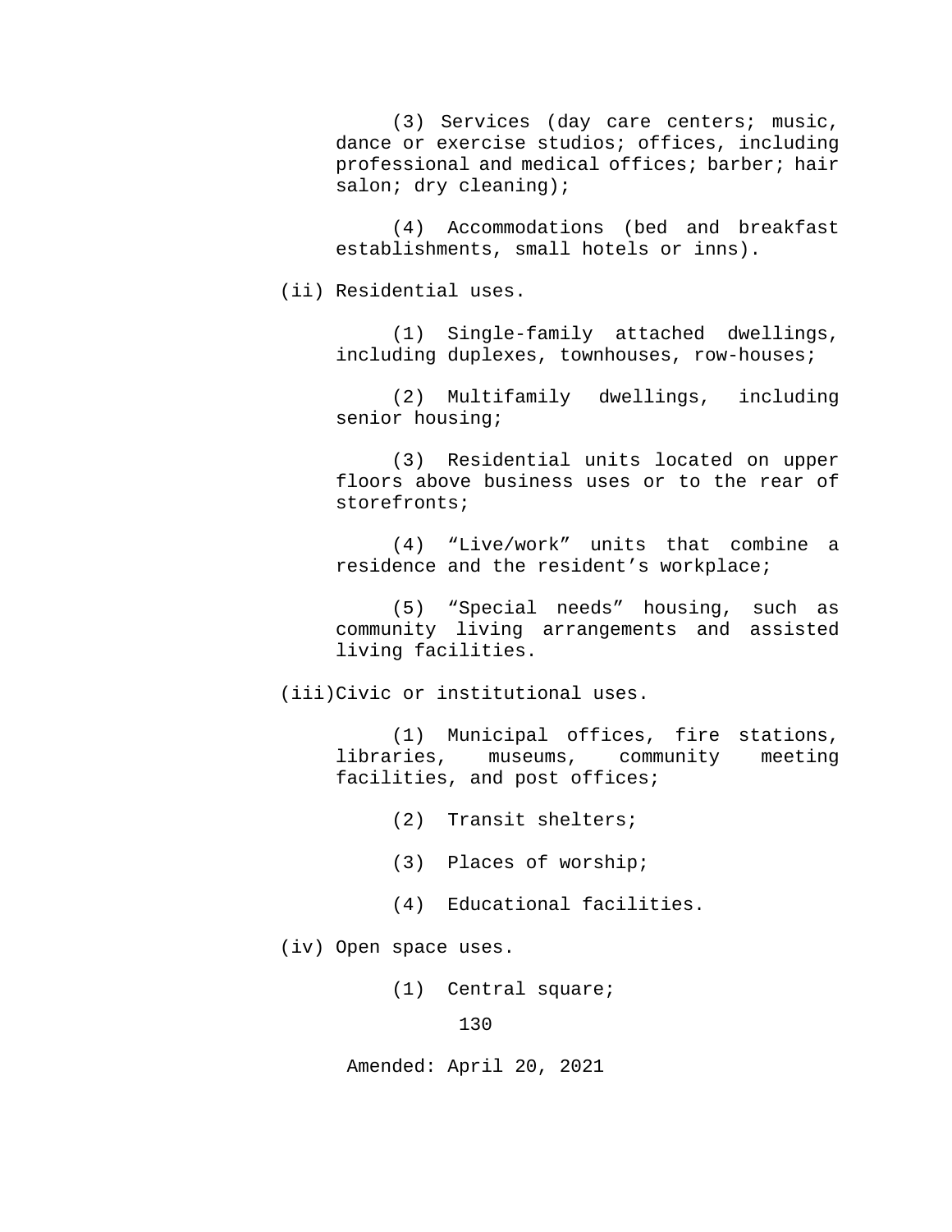(3) Services (day care centers; music, dance or exercise studios; offices, including professional and medical offices; barber; hair salon; dry cleaning);

(4) Accommodations (bed and breakfast establishments, small hotels or inns).

(ii) Residential uses.

(1) Single-family attached dwellings, including duplexes, townhouses, row-houses;

(2) Multifamily dwellings, including senior housing;

(3) Residential units located on upper floors above business uses or to the rear of storefronts;

(4) “Live/work” units that combine a residence and the resident’s workplace;

(5) “Special needs” housing, such as community living arrangements and assisted living facilities.

(iii) Civic or institutional uses.

(1) Municipal offices, fire stations, libraries, museums, community meeting facilities, and post offices;

(2) Transit shelters;

(3) Places of worship;

(4) Educational facilities.

(iv) Open space uses.

(1) Central square;

Amended: April 20, 2021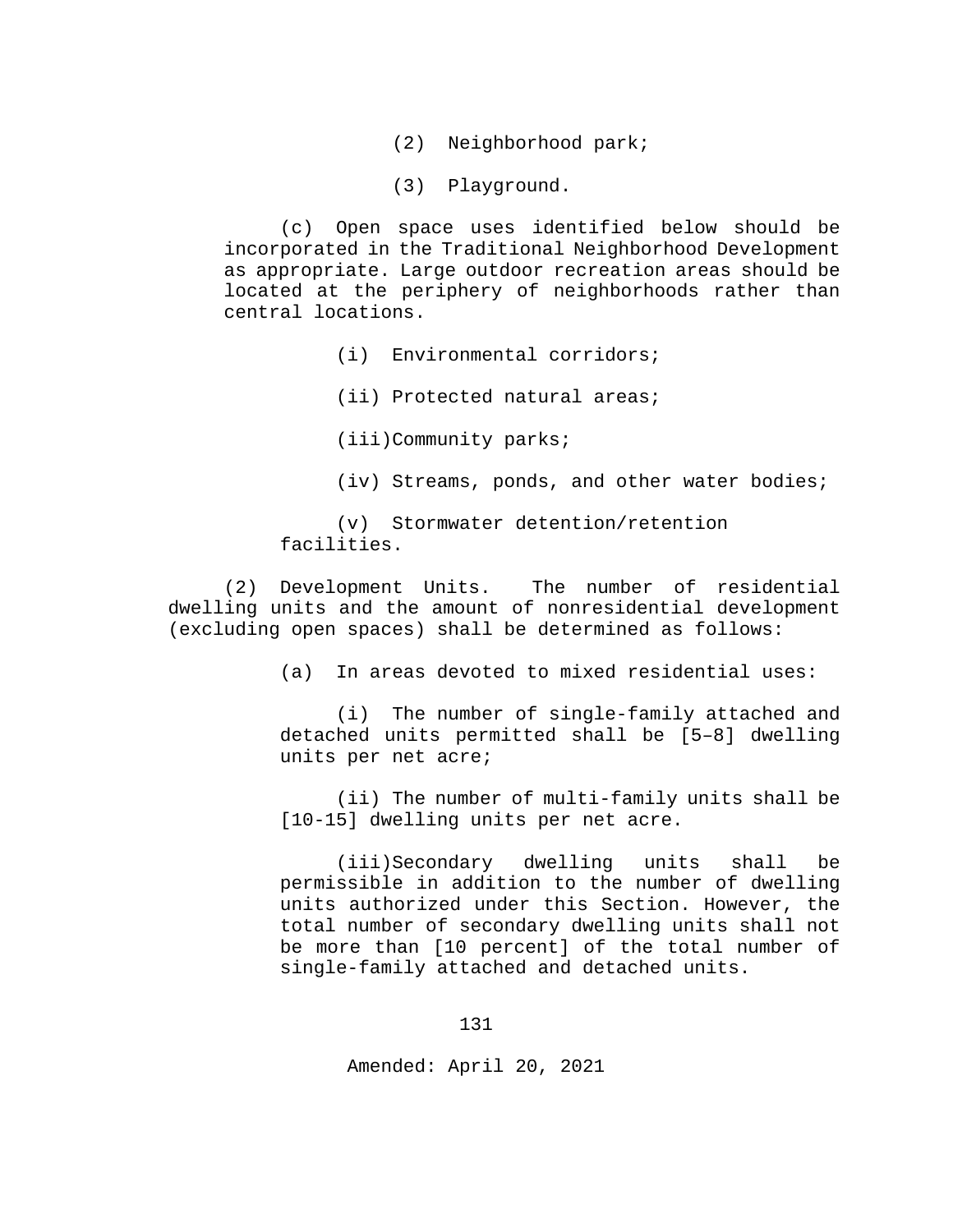(2) Neighborhood park;

(3) Playground.

(c) Open space uses identified below should be incorporated in the Traditional Neighborhood Development as appropriate. Large outdoor recreation areas should be located at the periphery of neighborhoods rather than central locations.

(i) Environmental corridors;

(ii) Protected natural areas;

(iii) Community parks;

(iv) Streams, ponds, and other water bodies;

(v) Stormwater detention/retention facilities.

(2) Development Units. The number of residential dwelling units and the amount of nonresidential development (excluding open spaces) shall be determined as follows:

(a) In areas devoted to mixed residential uses:

(i) The number of single-family attached and detached units permitted shall be [5–8] dwelling units per net acre;

(ii) The number of multi-family units shall be [10-15] dwelling units per net acre.

(iii) Secondary dwelling units shall be permissible in addition to the number of dwelling units authorized under this Section. However, the total number of secondary dwelling units shall not be more than [10 percent] of the total number of single-family attached and detached units.

Amended: April 20, 2021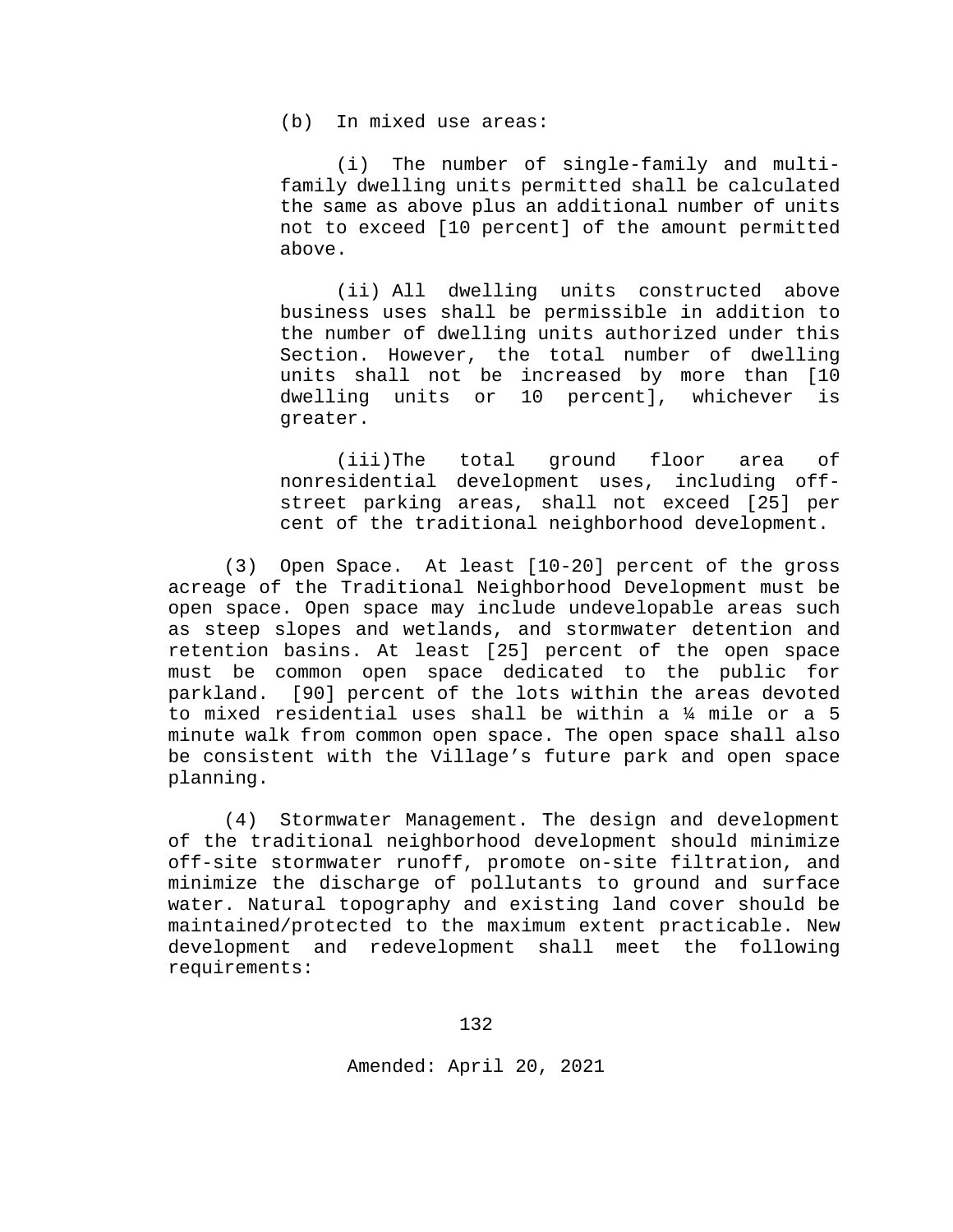(b) In mixed use areas:

(i) The number of single-family and multi-family dwelling units permitted shall be calculated the same as above plus an additional number of units not to exceed [10 percent] of the amount permitted above.

(ii) All dwelling units constructed above business uses shall be permissible in addition to the number of dwelling units authorized under this Section. However, the total number of dwelling units shall not be increased by more than [10 dwelling units or 10 percent], whichever is greater.

(iii)The total ground floor area of nonresidential development uses, including off-street parking areas, shall not exceed [25] per cent of the traditional neighborhood development.

(3) Open Space. At least [10-20] percent of the gross acreage of the Traditional Neighborhood Development must be open space. Open space may include undevelopable areas such as steep slopes and wetlands, and stormwater detention and retention basins. At least [25] percent of the open space must be common open space dedicated to the public for parkland. [90] percent of the lots within the areas devoted to mixed residential uses shall be within a ¼ mile or a 5 minute walk from common open space. The open space shall also be consistent with the Village's future park and open space planning.

(4) Stormwater Management. The design and development of the traditional neighborhood development should minimize off-site stormwater runoff, promote on-site filtration, and minimize the discharge of pollutants to ground and surface water. Natural topography and existing land cover should be maintained/protected to the maximum extent practicable. New development and redevelopment shall meet the following requirements:

Amended: April 20, 2021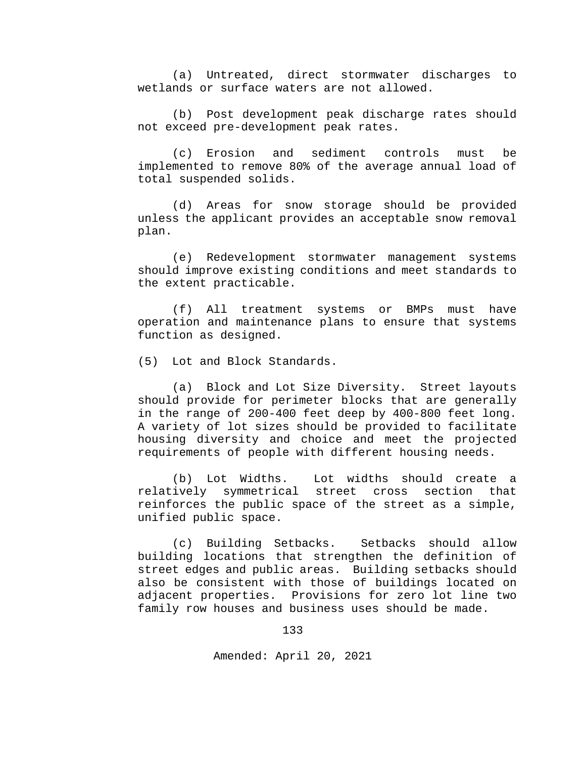(a) Untreated, direct stormwater discharges to wetlands or surface waters are not allowed.

(b) Post development peak discharge rates should not exceed pre-development peak rates.

(c) Erosion and sediment controls must be implemented to remove 80% of the average annual load of total suspended solids.

(d) Areas for snow storage should be provided unless the applicant provides an acceptable snow removal plan.

(e) Redevelopment stormwater management systems should improve existing conditions and meet standards to the extent practicable.

(f) All treatment systems or BMPs must have operation and maintenance plans to ensure that systems function as designed.

(5) Lot and Block Standards.

(a) Block and Lot Size Diversity. Street layouts should provide for perimeter blocks that are generally in the range of 200-400 feet deep by 400-800 feet long. A variety of lot sizes should be provided to facilitate housing diversity and choice and meet the projected requirements of people with different housing needs.

(b) Lot Widths. Lot widths should create a relatively symmetrical street cross section that reinforces the public space of the street as a simple, unified public space.

(c) Building Setbacks. Setbacks should allow building locations that strengthen the definition of street edges and public areas. Building setbacks should also be consistent with those of buildings located on adjacent properties. Provisions for zero lot line two family row houses and business uses should be made.

Amended: April 20, 2021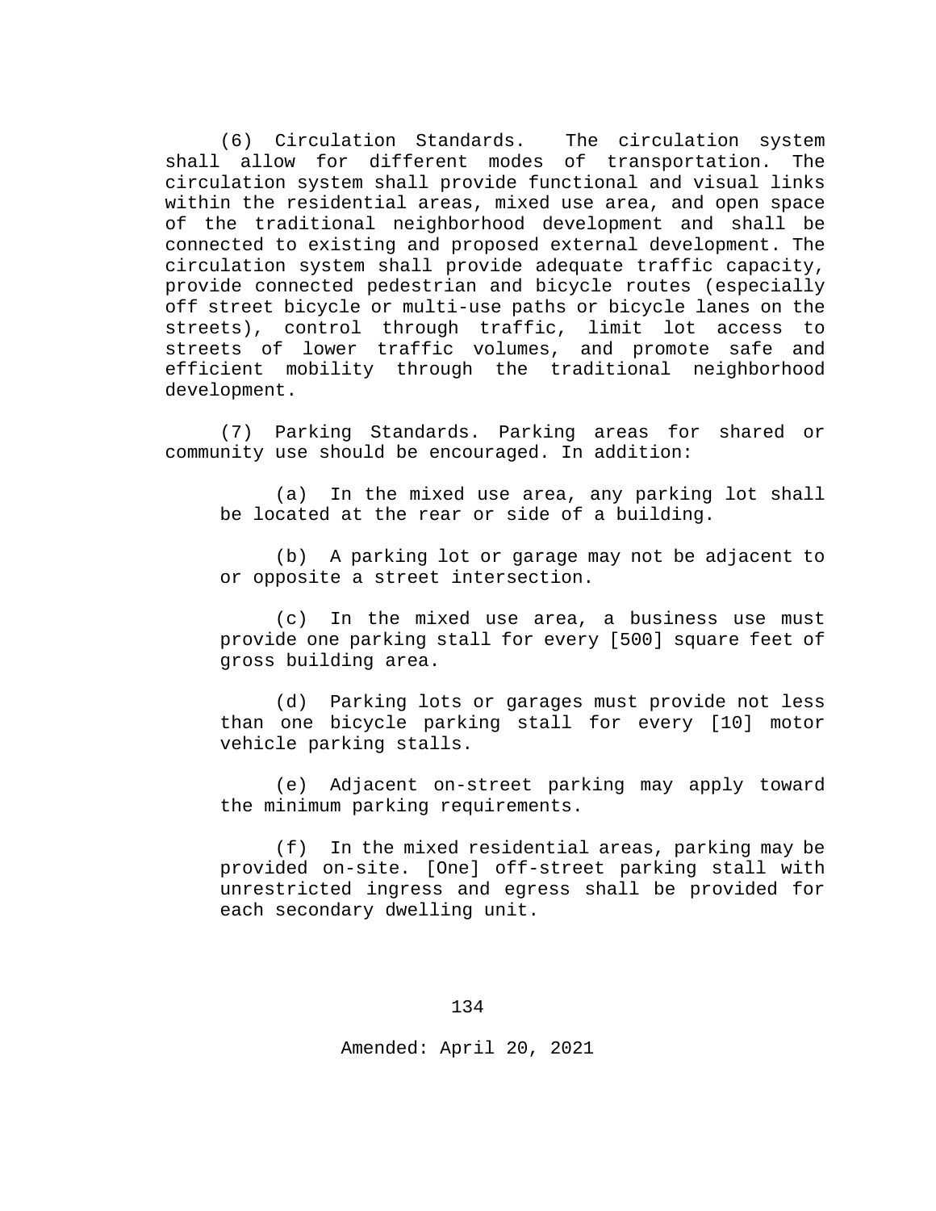(6) Circulation Standards. The circulation system shall allow for different modes of transportation. The circulation system shall provide functional and visual links within the residential areas, mixed use area, and open space of the traditional neighborhood development and shall be connected to existing and proposed external development. The circulation system shall provide adequate traffic capacity, provide connected pedestrian and bicycle routes (especially off street bicycle or multi-use paths or bicycle lanes on the streets), control through traffic, limit lot access to streets of lower traffic volumes, and promote safe and efficient mobility through the traditional neighborhood development.

(7) Parking Standards. Parking areas for shared or community use should be encouraged. In addition:

(a) In the mixed use area, any parking lot shall be located at the rear or side of a building.

(b) A parking lot or garage may not be adjacent to or opposite a street intersection.

(c) In the mixed use area, a business use must provide one parking stall for every [500] square feet of gross building area.

(d) Parking lots or garages must provide not less than one bicycle parking stall for every [10] motor vehicle parking stalls.

(e) Adjacent on-street parking may apply toward the minimum parking requirements.

(f) In the mixed residential areas, parking may be provided on-site. [One] off-street parking stall with unrestricted ingress and egress shall be provided for each secondary dwelling unit.

Amended: April 20, 2021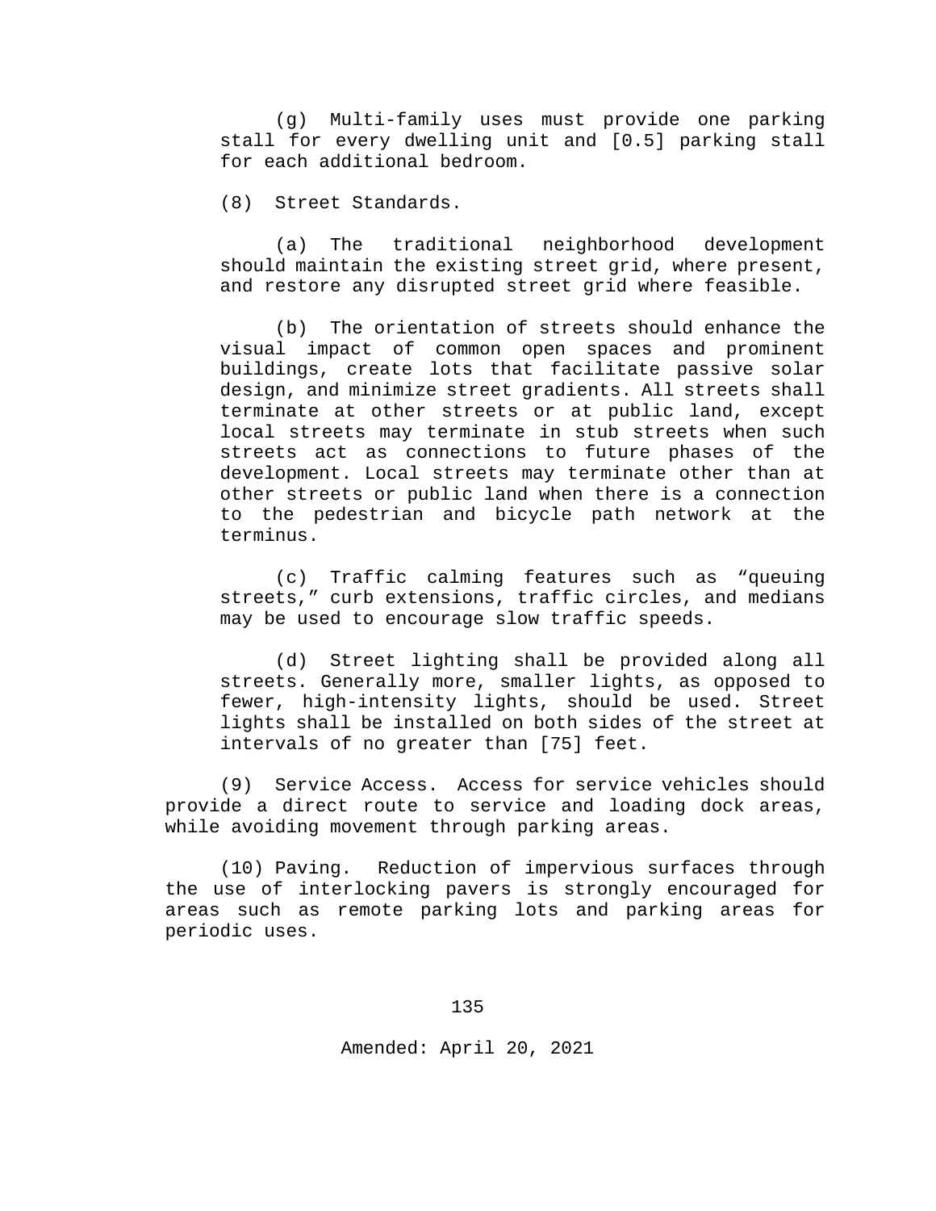(g) Multi-family uses must provide one parking stall for every dwelling unit and [0.5] parking stall for each additional bedroom.

(8) Street Standards.

(a) The traditional neighborhood development should maintain the existing street grid, where present, and restore any disrupted street grid where feasible.

(b) The orientation of streets should enhance the visual impact of common open spaces and prominent buildings, create lots that facilitate passive solar design, and minimize street gradients. All streets shall terminate at other streets or at public land, except local streets may terminate in stub streets when such streets act as connections to future phases of the development. Local streets may terminate other than at other streets or public land when there is a connection to the pedestrian and bicycle path network at the terminus.

(c) Traffic calming features such as "queuing streets," curb extensions, traffic circles, and medians may be used to encourage slow traffic speeds.

(d) Street lighting shall be provided along all streets. Generally more, smaller lights, as opposed to fewer, high-intensity lights, should be used. Street lights shall be installed on both sides of the street at intervals of no greater than [75] feet.

(9) Service Access. Access for service vehicles should provide a direct route to service and loading dock areas, while avoiding movement through parking areas.

(10) Paving. Reduction of impervious surfaces through the use of interlocking pavers is strongly encouraged for areas such as remote parking lots and parking areas for periodic uses.

Amended: April 20, 2021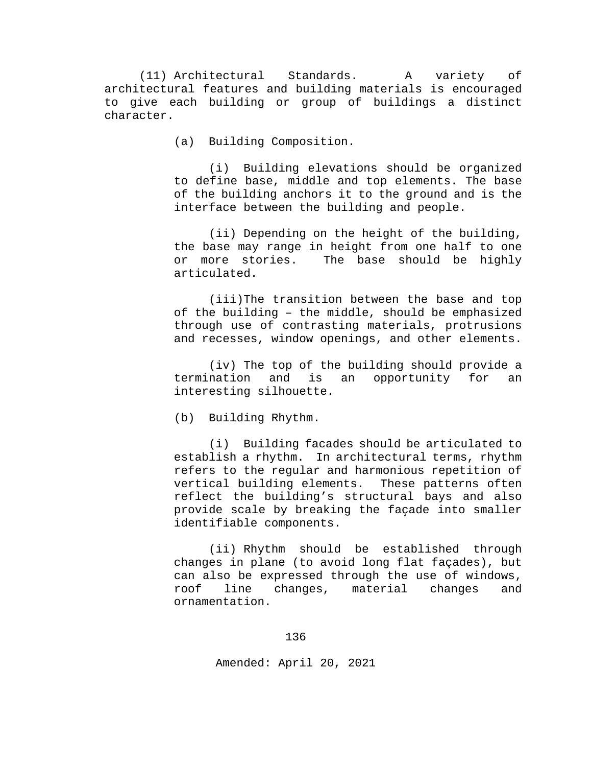(11) Architectural Standards. A variety of architectural features and building materials is encouraged to give each building or group of buildings a distinct character.

(a) Building Composition.

(i) Building elevations should be organized to define base, middle and top elements. The base of the building anchors it to the ground and is the interface between the building and people.

(ii) Depending on the height of the building, the base may range in height from one half to one or more stories. The base should be highly articulated.

(iii) The transition between the base and top of the building – the middle, should be emphasized through use of contrasting materials, protrusions and recesses, window openings, and other elements.

(iv) The top of the building should provide a termination and is an opportunity for an interesting silhouette.

(b) Building Rhythm.

(i) Building facades should be articulated to establish a rhythm. In architectural terms, rhythm refers to the regular and harmonious repetition of vertical building elements. These patterns often reflect the building's structural bays and also provide scale by breaking the façade into smaller identifiable components.

(ii) Rhythm should be established through changes in plane (to avoid long flat façades), but can also be expressed through the use of windows, roof line changes, material changes and ornamentation.

Amended: April 20, 2021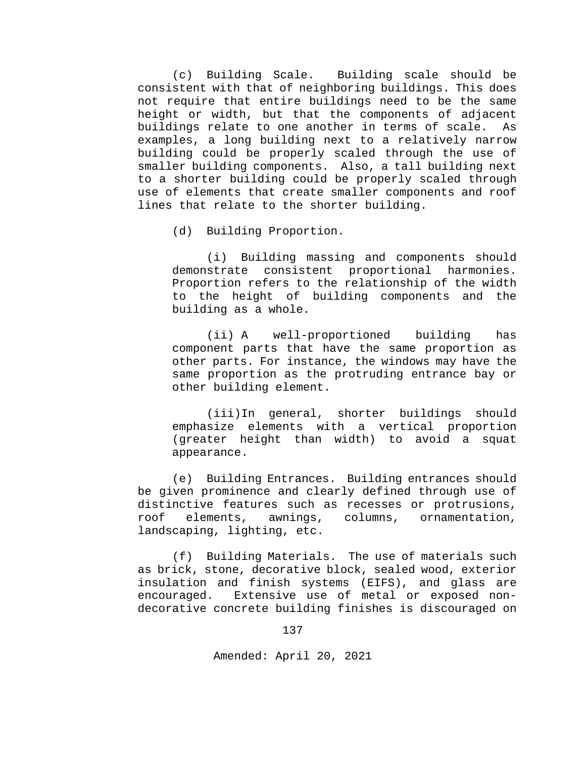(c) Building Scale. Building scale should be consistent with that of neighboring buildings. This does not require that entire buildings need to be the same height or width, but that the components of adjacent buildings relate to one another in terms of scale. As examples, a long building next to a relatively narrow building could be properly scaled through the use of smaller building components. Also, a tall building next to a shorter building could be properly scaled through use of elements that create smaller components and roof lines that relate to the shorter building.

(d) Building Proportion.

(i) Building massing and components should demonstrate consistent proportional harmonies. Proportion refers to the relationship of the width to the height of building components and the building as a whole.

(ii) A well-proportioned building has component parts that have the same proportion as other parts. For instance, the windows may have the same proportion as the protruding entrance bay or other building element.

(iii) In general, shorter buildings should emphasize elements with a vertical proportion (greater height than width) to avoid a squat appearance.

(e) Building Entrances. Building entrances should be given prominence and clearly defined through use of distinctive features such as recesses or protrusions, roof elements, awnings, columns, ornamentation, landscaping, lighting, etc.

(f) Building Materials. The use of materials such as brick, stone, decorative block, sealed wood, exterior insulation and finish systems (EIFS), and glass are encouraged. Extensive use of metal or exposed non-decorative concrete building finishes is discouraged on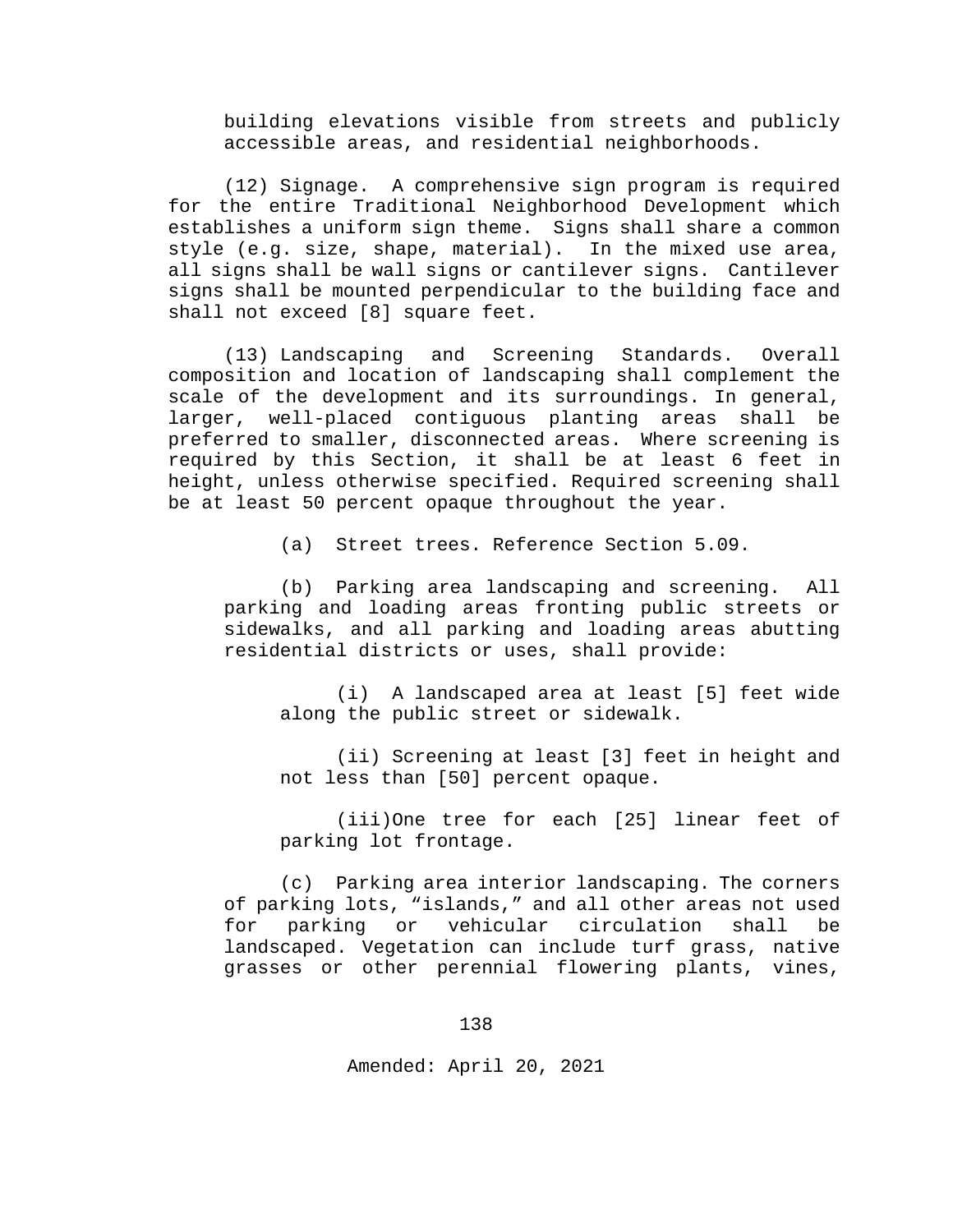building elevations visible from streets and publicly accessible areas, and residential neighborhoods.

(12) Signage. A comprehensive sign program is required for the entire Traditional Neighborhood Development which establishes a uniform sign theme. Signs shall share a common style (e.g. size, shape, material). In the mixed use area, all signs shall be wall signs or cantilever signs. Cantilever signs shall be mounted perpendicular to the building face and shall not exceed [8] square feet.

(13) Landscaping and Screening Standards. Overall composition and location of landscaping shall complement the scale of the development and its surroundings. In general, larger, well-placed contiguous planting areas shall be preferred to smaller, disconnected areas. Where screening is required by this Section, it shall be at least 6 feet in height, unless otherwise specified. Required screening shall be at least 50 percent opaque throughout the year.

(a) Street trees. Reference Section 5.09.

(b) Parking area landscaping and screening. All parking and loading areas fronting public streets or sidewalks, and all parking and loading areas abutting residential districts or uses, shall provide:

(i) A landscaped area at least [5] feet wide along the public street or sidewalk.

(ii) Screening at least [3] feet in height and not less than [50] percent opaque.

(iii) One tree for each [25] linear feet of parking lot frontage.

(c) Parking area interior landscaping. The corners of parking lots, "islands," and all other areas not used for parking or vehicular circulation shall be landscaped. Vegetation can include turf grass, native grasses or other perennial flowering plants, vines,

Amended: April 20, 2021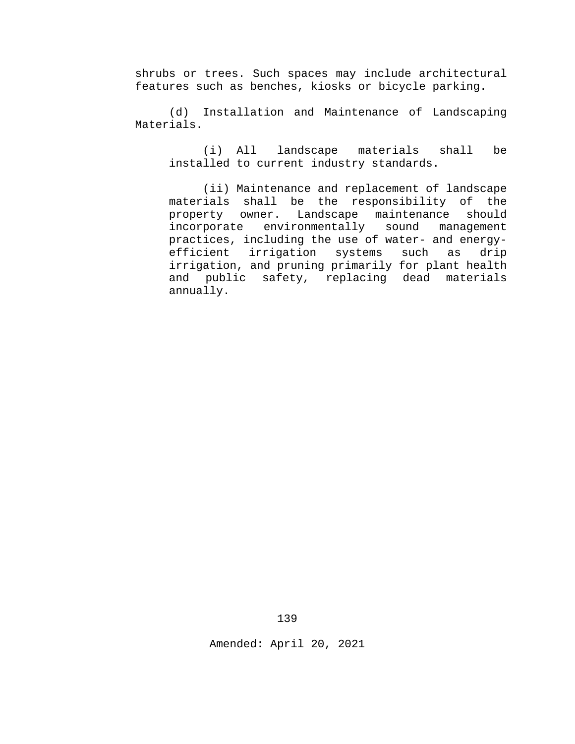shrubs or trees. Such spaces may include architectural features such as benches, kiosks or bicycle parking.

(d) Installation and Maintenance of Landscaping Materials.

(i) All landscape materials shall be installed to current industry standards.

(ii) Maintenance and replacement of landscape materials shall be the responsibility of the property owner. Landscape maintenance should incorporate environmentally sound management practices, including the use of water- and energy-efficient irrigation systems such as drip irrigation, and pruning primarily for plant health and public safety, replacing dead materials annually.

Amended: April 20, 2021